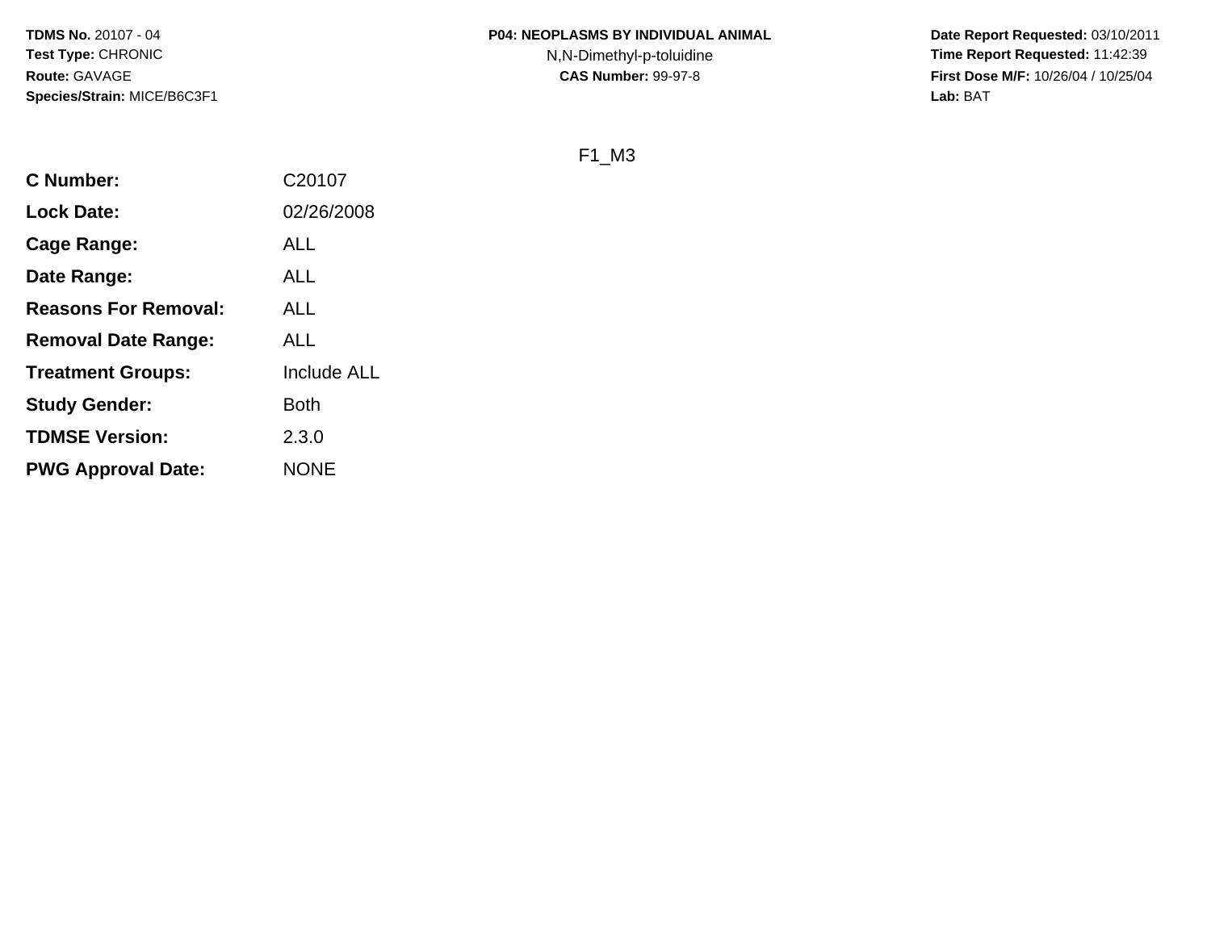**TDMS No.** 20107 - 04
**Test Type:** CHRONIC
**Route:** GAVAGE
**Species/Strain:** MICE/B6C3F1

**P04: NEOPLASMS BY INDIVIDUAL ANIMAL**
N,N-Dimethyl-p-toluidine
**CAS Number:** 99-97-8

**Date Report Requested:** 03/10/2011
**Time Report Requested:** 11:42:39
**First Dose M/F:** 10/26/04 / 10/25/04
**Lab:** BAT

F1_M3

| | |
|---|---|
| **C Number:** | C20107 |
| **Lock Date:** | 02/26/2008 |
| **Cage Range:** | ALL |
| **Date Range:** | ALL |
| **Reasons For Removal:** | ALL |
| **Removal Date Range:** | ALL |
| **Treatment Groups:** | Include ALL |
| **Study Gender:** | Both |
| **TDMSE Version:** | 2.3.0 |
| **PWG Approval Date:** | NONE |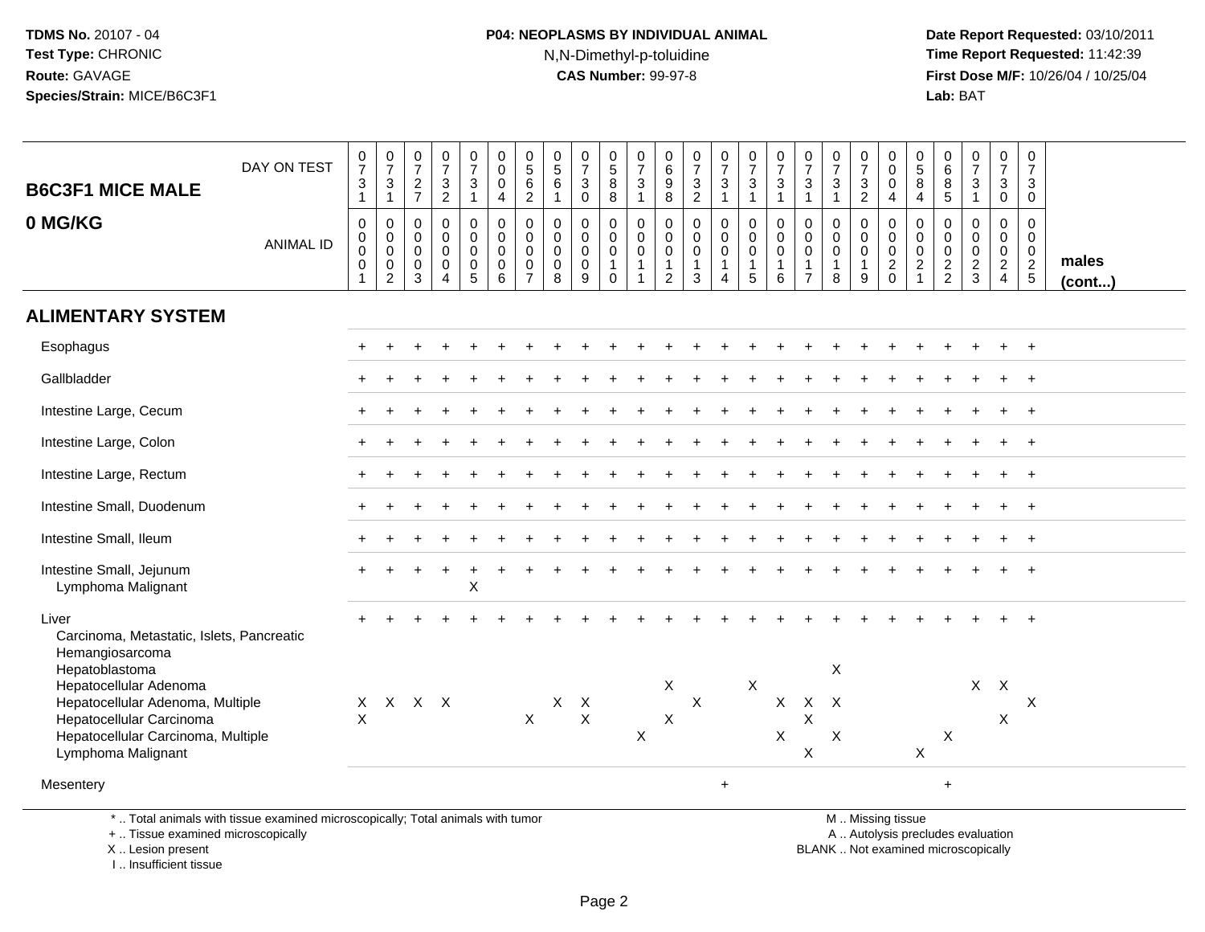TDMS No. 20107 - 04
Test Type: CHRONIC
Route: GAVAGE
Species/Strain: MICE/B6C3F1

**P04: NEOPLASMS BY INDIVIDUAL ANIMAL**
N,N-Dimethyl-p-toluidine
**CAS Number:** 99-97-8

Date Report Requested: 03/10/2011
Time Report Requested: 11:42:39
First Dose M/F: 10/26/04 / 10/25/04
Lab: BAT

| B6C3F1 MICE MALE 0 MG/KG | | | | | | | | | | | | | | | | | | | | | | | | | | |
|---|---|---|---|---|---|---|---|---|---|---|---|---|---|---|---|---|---|---|---|---|---|---|---|---|---|---|
| DAY ON TEST | 0731 | 0731 | 0727 | 0732 | 0731 | 0004 | 0562 | 0561 | 0730 | 0588 | 0731 | 0698 | 0732 | 0731 | 0731 | 0731 | 0731 | 0731 | 0732 | 0004 | 0584 | 0685 | 0731 | 0730 | 0730 | |
| ANIMAL ID | 0001 | 0002 | 0003 | 0004 | 0005 | 0006 | 0007 | 0008 | 0009 | 0010 | 0011 | 0012 | 0013 | 0014 | 0015 | 0016 | 0017 | 0018 | 0019 | 0020 | 0021 | 0022 | 0023 | 0024 | 0025 | males (cont...) |
| **ALIMENTARY SYSTEM** | | | | | | | | | | | | | | | | | | | | | | | | | | |
| Esophagus | + | + | + | + | + | + | + | + | + | + | + | + | + | + | + | + | + | + | + | + | + | + | + | + | + | |
| Gallbladder | + | + | + | + | + | + | + | + | + | + | + | + | + | + | + | + | + | + | + | + | + | + | + | + | + | |
| Intestine Large, Cecum | + | + | + | + | + | + | + | + | + | + | + | + | + | + | + | + | + | + | + | + | + | + | + | + | + | |
| Intestine Large, Colon | + | + | + | + | + | + | + | + | + | + | + | + | + | + | + | + | + | + | + | + | + | + | + | + | + | |
| Intestine Large, Rectum | + | + | + | + | + | + | + | + | + | + | + | + | + | + | + | + | + | + | + | + | + | + | + | + | + | |
| Intestine Small, Duodenum | + | + | + | + | + | + | + | + | + | + | + | + | + | + | + | + | + | + | + | + | + | + | + | + | + | |
| Intestine Small, Ileum | + | + | + | + | + | + | + | + | + | + | + | + | + | + | + | + | + | + | + | + | + | + | + | + | + | |
| Intestine Small, Jejunum | + | + | + | + | + | + | + | + | + | + | + | + | + | + | + | + | + | + | + | + | + | + | + | + | + | |
| Lymphoma Malignant | | | | | X | | | | | | | | | | | | | | | | | | | | | |
| Liver | + | + | + | + | + | + | + | + | + | + | + | + | + | + | + | + | + | + | + | + | + | + | + | + | + | |
| Carcinoma, Metastatic, Islets, Pancreatic | | | | | | | | | | | | | | | | | | | | | | | | | | |
| Hemangiosarcoma | | | | | | | | | | | | | | | | | | | | | | | | | | |
| Hepatoblastoma | | | | | | | | | | | | | | | | | | X | | | | | | | | |
| Hepatocellular Adenoma | | | | | | | | | | | | X | | | X | | | | | | | | X | X | | |
| Hepatocellular Adenoma, Multiple | X | X | X | X | | | | X | X | | | | X | | | X | X | X | | | | | | | X | |
| Hepatocellular Carcinoma | X | | | | | | X | | X | | | X | | | | | X | | | | | | | X | | |
| Hepatocellular Carcinoma, Multiple | | | | | | | | | | | X | | | | | X | | X | | | | X | | | | |
| Lymphoma Malignant | | | | | | | | | | | | | | | | | X | | | | X | | | | | |
| Mesentery | | | | | | | | | | | | | | + | | | | | | | | + | | | | |

\* .. Total animals with tissue examined microscopically; Total animals with tumor
\+ .. Tissue examined microscopically
X .. Lesion present
I .. Insufficient tissue

M .. Missing tissue
A .. Autolysis precludes evaluation
BLANK .. Not examined microscopically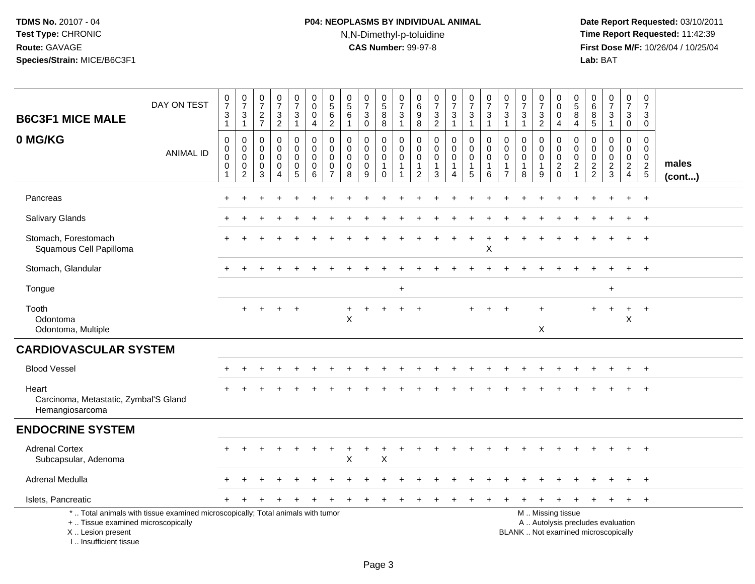TDMS No. 20107 - 04
Test Type: CHRONIC
Route: GAVAGE
Species/Strain: MICE/B6C3F1

**P04: NEOPLASMS BY INDIVIDUAL ANIMAL**
N,N-Dimethyl-p-toluidine
**CAS Number:** 99-97-8

Date Report Requested: 03/10/2011
Time Report Requested: 11:42:39
First Dose M/F: 10/26/04 / 10/25/04
Lab: BAT

## B6C3F1 MICE MALE
## 0 MG/KG

| DAY ON TEST | 0731 | 0731 | 0727 | 0732 | 0731 | 0004 | 0562 | 0561 | 0730 | 0588 | 0731 | 0698 | 0732 | 0731 | 0731 | 0731 | 0731 | 0731 | 0732 | 0004 | 0584 | 0685 | 0731 | 0730 | 0730 | |
|---|---|---|---|---|---|---|---|---|---|---|---|---|---|---|---|---|---|---|---|---|---|---|---|---|---|---|
| **ANIMAL ID** | 0000001 | 0000002 | 0000003 | 0000004 | 0000005 | 0000006 | 0000007 | 0000008 | 0000009 | 0000010 | 0000011 | 0000012 | 0000013 | 0000014 | 0000015 | 0000016 | 0000017 | 0000018 | 0000019 | 0000020 | 0000021 | 0000022 | 0000023 | 0000024 | 0000025 | **males (cont...)** |
| Pancreas | + | + | + | + | + | + | + | + | + | + | + | + | + | + | + | + | + | + | + | + | + | + | + | + | + | |
| Salivary Glands | + | + | + | + | + | + | + | + | + | + | + | + | + | + | + | + | + | + | + | + | + | + | + | + | + | |
| Stomach, Forestomach | + | + | + | + | + | + | + | + | + | + | + | + | + | + | + | + | + | + | + | + | + | + | + | + | + | |
| Squamous Cell Papilloma | | | | | | | | | | | | | | | | X | | | | | | | | | | |
| Stomach, Glandular | + | + | + | + | + | + | + | + | + | + | + | + | + | + | + | + | + | + | + | + | + | + | + | + | + | |
| Tongue | | | | | | | | | | | + | | | | | | | | | | | | + | | | |
| Tooth | | + | + | + | + | | | + | + | + | + | + | | | + | + | + | | + | | | + | + | + | + | |
| Odontoma | | | | | | | | X | | | | | | | | | | | | | | | | X | | |
| Odontoma, Multiple | | | | | | | | | | | | | | | | | | | X | | | | | | | |
| **CARDIOVASCULAR SYSTEM** | | | | | | | | | | | | | | | | | | | | | | | | | | |
| Blood Vessel | + | + | + | + | + | + | + | + | + | + | + | + | + | + | + | + | + | + | + | + | + | + | + | + | + | |
| Heart | + | + | + | + | + | + | + | + | + | + | + | + | + | + | + | + | + | + | + | + | + | + | + | + | + | |
| Carcinoma, Metastatic, Zymbal'S Gland | | | | | | | | | | | | | | | | | | | | | | | | | | |
| Hemangiosarcoma | | | | | | | | | | | | | | | | | | | | | | | | | | |
| **ENDOCRINE SYSTEM** | | | | | | | | | | | | | | | | | | | | | | | | | | |
| Adrenal Cortex | + | + | + | + | + | + | + | + | + | + | + | + | + | + | + | + | + | + | + | + | + | + | + | + | + | |
| Subcapsular, Adenoma | | | | | | | | X | | X | | | | | | | | | | | | | | | | |
| Adrenal Medulla | + | + | + | + | + | + | + | + | + | + | + | + | + | + | + | + | + | + | + | + | + | + | + | + | + | |
| Islets, Pancreatic | + | + | + | + | + | + | + | + | + | + | + | + | + | + | + | + | + | + | + | + | + | + | + | + | + | |

* .. Total animals with tissue examined microscopically; Total animals with tumor
+ .. Tissue examined microscopically
X .. Lesion present
I .. Insufficient tissue

M .. Missing tissue
A .. Autolysis precludes evaluation
BLANK .. Not examined microscopically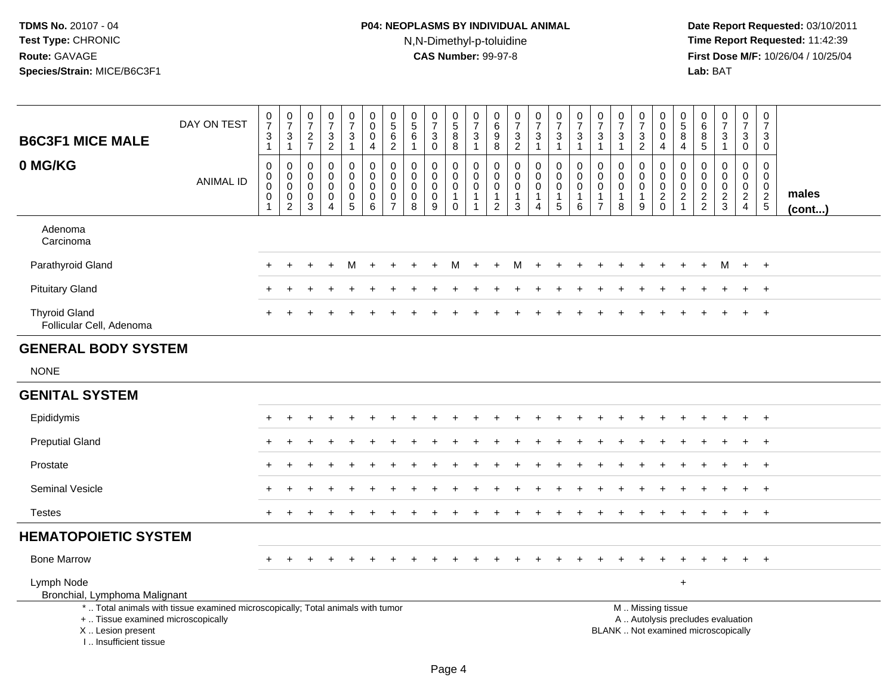TDMS No. 20107 - 04
Test Type: CHRONIC
Route: GAVAGE
Species/Strain: MICE/B6C3F1

P04: NEOPLASMS BY INDIVIDUAL ANIMAL
N,N-Dimethyl-p-toluidine
CAS Number: 99-97-8

Date Report Requested: 03/10/2011
Time Report Requested: 11:42:39
First Dose M/F: 10/26/04 / 10/25/04
Lab: BAT

## B6C3F1 MICE MALE
## 0 MG/KG

| DAY ON TEST | 0731 | 0731 | 0727 | 0732 | 0731 | 0004 | 0562 | 0561 | 0730 | 0588 | 0731 | 0698 | 0732 | 0731 | 0731 | 0731 | 0731 | 0731 | 0732 | 0004 | 0584 | 0685 | 0731 | 0730 | 0730 | |
|---|---|---|---|---|---|---|---|---|---|---|---|---|---|---|---|---|---|---|---|---|---|---|---|---|---|---|
| **ANIMAL ID** | 0000001 | 0000002 | 0000003 | 0000004 | 0000005 | 0000006 | 0000007 | 0000008 | 0000009 | 0000010 | 0000011 | 0000012 | 0000013 | 0000014 | 0000015 | 0000016 | 0000017 | 0000018 | 0000019 | 0000020 | 0000021 | 0000022 | 0000023 | 0000024 | 0000025 | **males (cont...)** |
| Adenoma | | | | | | | | | | | | | | | | | | | | | | | | | | |
| Carcinoma | | | | | | | | | | | | | | | | | | | | | | | | | | |
| Parathyroid Gland | + | + | + | + | M | + | + | + | + | M | + | + | M | + | + | + | + | + | + | + | + | + | M | + | + | |
| Pituitary Gland | + | + | + | + | + | + | + | + | + | + | + | + | + | + | + | + | + | + | + | + | + | + | + | + | + | |
| Thyroid Gland | + | + | + | + | + | + | + | + | + | + | + | + | + | + | + | + | + | + | + | + | + | + | + | + | + | |
| Follicular Cell, Adenoma | | | | | | | | | | | | | | | | | | | | | | | | | | |
| **GENERAL BODY SYSTEM** | | | | | | | | | | | | | | | | | | | | | | | | | | |
| NONE | | | | | | | | | | | | | | | | | | | | | | | | | | |
| **GENITAL SYSTEM** | | | | | | | | | | | | | | | | | | | | | | | | | | |
| Epididymis | + | + | + | + | + | + | + | + | + | + | + | + | + | + | + | + | + | + | + | + | + | + | + | + | + | |
| Preputial Gland | + | + | + | + | + | + | + | + | + | + | + | + | + | + | + | + | + | + | + | + | + | + | + | + | + | |
| Prostate | + | + | + | + | + | + | + | + | + | + | + | + | + | + | + | + | + | + | + | + | + | + | + | + | + | |
| Seminal Vesicle | + | + | + | + | + | + | + | + | + | + | + | + | + | + | + | + | + | + | + | + | + | + | + | + | + | |
| Testes | + | + | + | + | + | + | + | + | + | + | + | + | + | + | + | + | + | + | + | + | + | + | + | + | + | |
| **HEMATOPOIETIC SYSTEM** | | | | | | | | | | | | | | | | | | | | | | | | | | |
| Bone Marrow | + | + | + | + | + | + | + | + | + | + | + | + | + | + | + | + | + | + | + | + | + | + | + | + | + | |
| Lymph Node | | | | | | | | | | | | | | | | | | | | | + | | | | | |
| Bronchial, Lymphoma Malignant | | | | | | | | | | | | | | | | | | | | | | | | | | |

\* .. Total animals with tissue examined microscopically; Total animals with tumor
\+ .. Tissue examined microscopically
X .. Lesion present
I .. Insufficient tissue

M .. Missing tissue
A .. Autolysis precludes evaluation
BLANK .. Not examined microscopically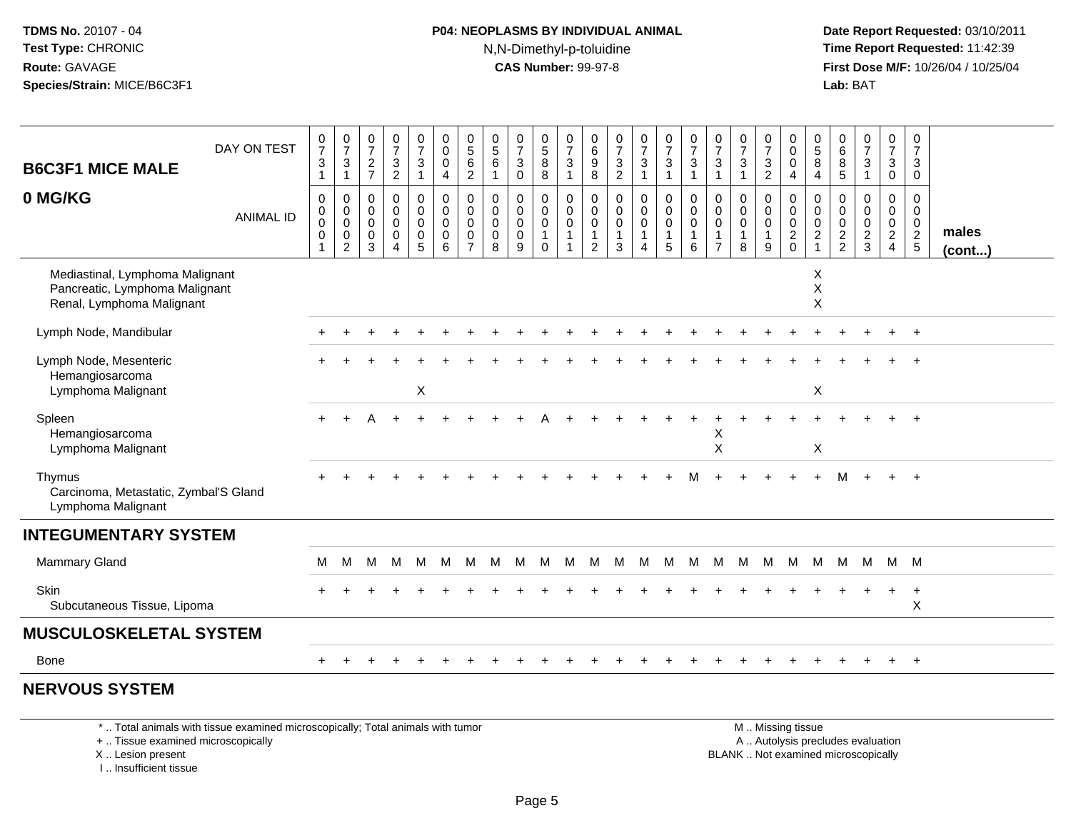**TDMS No.** 20107 - 04
**Test Type:** CHRONIC
**Route:** GAVAGE
**Species/Strain:** MICE/B6C3F1

**P04: NEOPLASMS BY INDIVIDUAL ANIMAL**
N,N-Dimethyl-p-toluidine
**CAS Number:** 99-97-8

**Date Report Requested:** 03/10/2011
**Time Report Requested:** 11:42:39
**First Dose M/F:** 10/26/04 / 10/25/04
**Lab:** BAT

| B6C3F1 MICE MALE 0 MG/KG — DAY ON TEST | 0731 | 0731 | 0727 | 0732 | 0731 | 0004 | 0562 | 0561 | 0730 | 0588 | 0731 | 0698 | 0732 | 0731 | 0731 | 0731 | 0731 | 0731 | 0732 | 0004 | 0584 | 0685 | 0731 | 0730 | 0730 | |
|---|---|---|---|---|---|---|---|---|---|---|---|---|---|---|---|---|---|---|---|---|---|---|---|---|---|---|
| ANIMAL ID | 00001 | 00002 | 00003 | 00004 | 00005 | 00006 | 00007 | 00008 | 00009 | 00010 | 00011 | 00012 | 00013 | 00014 | 00015 | 00016 | 00017 | 00018 | 00019 | 00020 | 00021 | 00022 | 00023 | 00024 | 00025 | males (cont...) |
| Mediastinal, Lymphoma Malignant | | | | | | | | | | | | | | | | | | | | | X | | | | | |
| Pancreatic, Lymphoma Malignant | | | | | | | | | | | | | | | | | | | | | X | | | | | |
| Renal, Lymphoma Malignant | | | | | | | | | | | | | | | | | | | | | X | | | | | |
| Lymph Node, Mandibular | + | + | + | + | + | + | + | + | + | + | + | + | + | + | + | + | + | + | + | + | + | + | + | + | + | |
| Lymph Node, Mesenteric | + | + | + | + | + | + | + | + | + | + | + | + | + | + | + | + | + | + | + | + | + | + | + | + | + | |
| Hemangiosarcoma | | | | | | | | | | | | | | | | | | | | | | | | | | |
| Lymphoma Malignant | | | | | X | | | | | | | | | | | | | | | | X | | | | | |
| Spleen | + | + | A | + | + | + | + | + | + | A | + | + | + | + | + | + | + | + | + | + | + | + | + | + | + | |
| Hemangiosarcoma | | | | | | | | | | | | | | | | | X | | | | | | | | | |
| Lymphoma Malignant | | | | | | | | | | | | | | | | | X | | | | X | | | | | |
| Thymus | + | + | + | + | + | + | + | + | + | + | + | + | + | + | + | M | + | + | + | + | + | M | + | + | + | |
| Carcinoma, Metastatic, Zymbal'S Gland | | | | | | | | | | | | | | | | | | | | | | | | | | |
| Lymphoma Malignant | | | | | | | | | | | | | | | | | | | | | | | | | | |
| **INTEGUMENTARY SYSTEM** | | | | | | | | | | | | | | | | | | | | | | | | | | |
| Mammary Gland | M | M | M | M | M | M | M | M | M | M | M | M | M | M | M | M | M | M | M | M | M | M | M | M | M | |
| Skin | + | + | + | + | + | + | + | + | + | + | + | + | + | + | + | + | + | + | + | + | + | + | + | + | + | |
| Subcutaneous Tissue, Lipoma | | | | | | | | | | | | | | | | | | | | | | | | | X | |
| **MUSCULOSKELETAL SYSTEM** | | | | | | | | | | | | | | | | | | | | | | | | | | |
| Bone | + | + | + | + | + | + | + | + | + | + | + | + | + | + | + | + | + | + | + | + | + | + | + | + | + | |
| **NERVOUS SYSTEM** | | | | | | | | | | | | | | | | | | | | | | | | | | |

\* .. Total animals with tissue examined microscopically; Total animals with tumor
\+ .. Tissue examined microscopically
X .. Lesion present
I .. Insufficient tissue

M .. Missing tissue
A .. Autolysis precludes evaluation
BLANK .. Not examined microscopically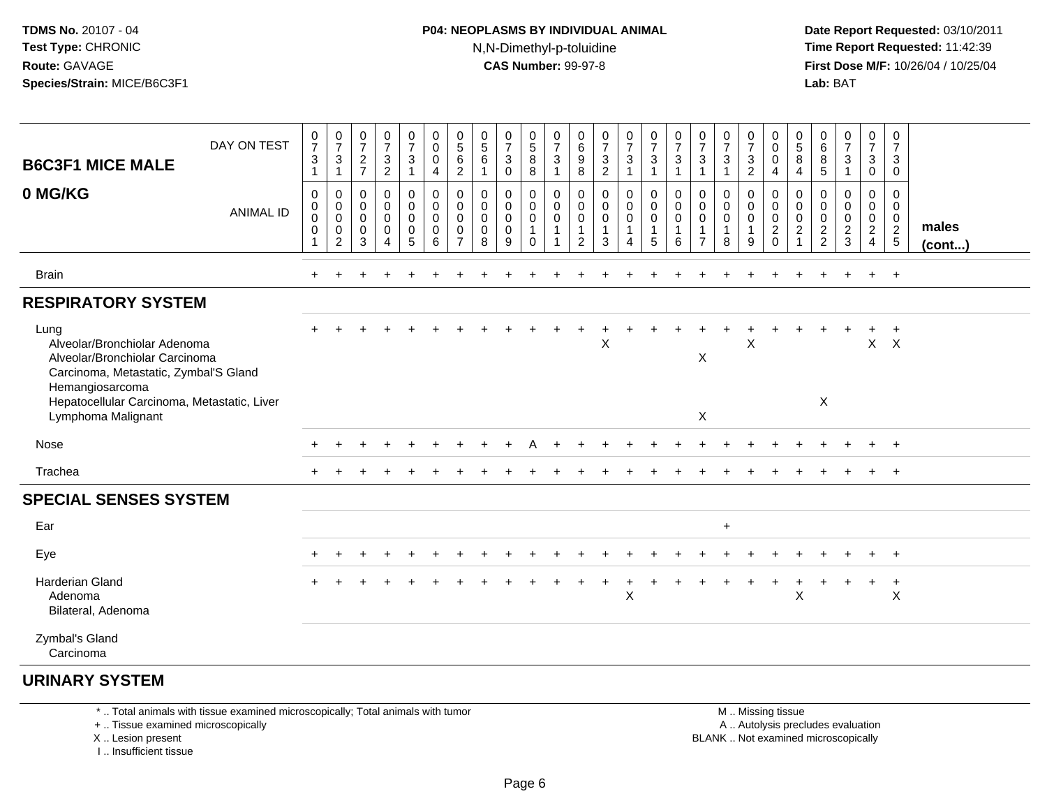TDMS No. 20107 - 04
Test Type: CHRONIC
Route: GAVAGE
Species/Strain: MICE/B6C3F1

**P04: NEOPLASMS BY INDIVIDUAL ANIMAL**
N,N-Dimethyl-p-toluidine
**CAS Number:** 99-97-8

Date Report Requested: 03/10/2011
Time Report Requested: 11:42:39
First Dose M/F: 10/26/04 / 10/25/04
Lab: BAT

| B6C3F1 MICE MALE 0 MG/KG | | | | | | | | | | | | | | | | | | | | | | | | | | |
|---|---|---|---|---|---|---|---|---|---|---|---|---|---|---|---|---|---|---|---|---|---|---|---|---|---|---|
| DAY ON TEST | 0731 | 0731 | 0727 | 0732 | 0731 | 0004 | 0562 | 0561 | 0730 | 0588 | 0731 | 0698 | 0732 | 0731 | 0731 | 0731 | 0731 | 0731 | 0732 | 0004 | 0584 | 0685 | 0731 | 0730 | 0730 | |
| ANIMAL ID | 00001 | 00002 | 00003 | 00004 | 00005 | 00006 | 00007 | 00008 | 00009 | 00010 | 00011 | 00012 | 00013 | 00014 | 00015 | 00016 | 00017 | 00018 | 00019 | 00020 | 00021 | 00022 | 00023 | 00024 | 00025 | males (cont...) |
| Brain | + | + | + | + | + | + | + | + | + | + | + | + | + | + | + | + | + | + | + | + | + | + | + | + | + | |
| **RESPIRATORY SYSTEM** | | | | | | | | | | | | | | | | | | | | | | | | | | |
| Lung | + | + | + | + | + | + | + | + | + | + | + | + | + | + | + | + | + | + | + | + | + | + | + | + | + | |
| Alveolar/Bronchiolar Adenoma | | | | | | | | | | | | | X | | | | | | X | | | | | X | X | |
| Alveolar/Bronchiolar Carcinoma | | | | | | | | | | | | | | | | | X | | | | | | | | | |
| Carcinoma, Metastatic, Zymbal'S Gland | | | | | | | | | | | | | | | | | | | | | | | | | | |
| Hemangiosarcoma | | | | | | | | | | | | | | | | | | | | | | | | | | |
| Hepatocellular Carcinoma, Metastatic, Liver | | | | | | | | | | | | | | | | | | | | | | X | | | | |
| Lymphoma Malignant | | | | | | | | | | | | | | | | | X | | | | | | | | | |
| Nose | + | + | + | + | + | + | + | + | + | A | + | + | + | + | + | + | + | + | + | + | + | + | + | + | + | |
| Trachea | + | + | + | + | + | + | + | + | + | + | + | + | + | + | + | + | + | + | + | + | + | + | + | + | + | |
| **SPECIAL SENSES SYSTEM** | | | | | | | | | | | | | | | | | | | | | | | | | | |
| Ear | | | | | | | | | | | | | | | | | | + | | | | | | | | |
| Eye | + | + | + | + | + | + | + | + | + | + | + | + | + | + | + | + | + | + | + | + | + | + | + | + | + | |
| Harderian Gland | + | + | + | + | + | + | + | + | + | + | + | + | + | + | + | + | + | + | + | + | + | + | + | + | + | |
| Adenoma | | | | | | | | | | | | | | X | | | | | | | X | | | | X | |
| Bilateral, Adenoma | | | | | | | | | | | | | | | | | | | | | | | | | | |
| Zymbal's Gland | | | | | | | | | | | | | | | | | | | | | | | | | | |
| Carcinoma | | | | | | | | | | | | | | | | | | | | | | | | | | |
| **URINARY SYSTEM** | | | | | | | | | | | | | | | | | | | | | | | | | | |

\* .. Total animals with tissue examined microscopically; Total animals with tumor
\+ .. Tissue examined microscopically
X .. Lesion present
I .. Insufficient tissue

M .. Missing tissue
A .. Autolysis precludes evaluation
BLANK .. Not examined microscopically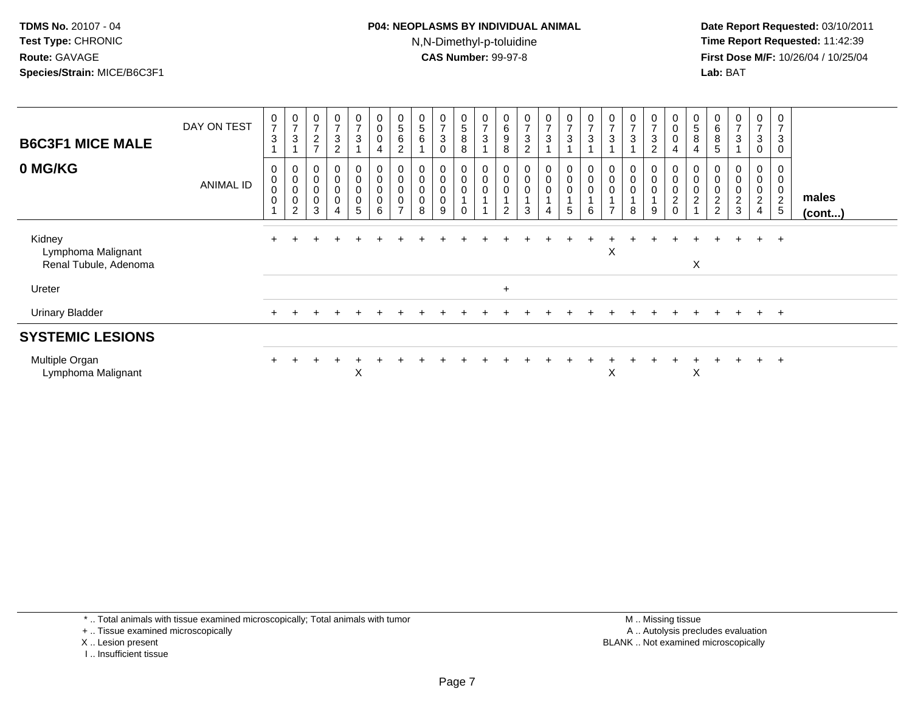TDMS No. 20107 - 04
Test Type: CHRONIC
Route: GAVAGE
Species/Strain: MICE/B6C3F1

**P04: NEOPLASMS BY INDIVIDUAL ANIMAL**
N,N-Dimethyl-p-toluidine
**CAS Number:** 99-97-8

Date Report Requested: 03/10/2011
Time Report Requested: 11:42:39
First Dose M/F: 10/26/04 / 10/25/04
Lab: BAT

## B6C3F1 MICE MALE
## 0 MG/KG

| DAY ON TEST | 0731 | 0731 | 0727 | 0732 | 0731 | 0004 | 0562 | 0561 | 0730 | 0588 | 0731 | 0698 | 0732 | 0731 | 0731 | 0731 | 0731 | 0731 | 0732 | 0004 | 0584 | 0685 | 0731 | 0730 | 0730 | |
|---|---|---|---|---|---|---|---|---|---|---|---|---|---|---|---|---|---|---|---|---|---|---|---|---|---|---|
| **ANIMAL ID** | 00001 | 00002 | 00003 | 00004 | 00005 | 00006 | 00007 | 00008 | 00009 | 00010 | 00011 | 00012 | 00013 | 00014 | 00015 | 00016 | 00017 | 00018 | 00019 | 00020 | 00021 | 00022 | 00023 | 00024 | 00025 | **males (cont...)** |
| Kidney | + | + | + | + | + | + | + | + | + | + | + | + | + | + | + | + | + | + | + | + | + | + | + | + | + | |
| Lymphoma Malignant | | | | | | | | | | | | | | | | | X | | | | | | | | | |
| Renal Tubule, Adenoma | | | | | | | | | | | | | | | | | | | | | X | | | | | |
| Ureter | | | | | | | | | | | | + | | | | | | | | | | | | | | |
| Urinary Bladder | + | + | + | + | + | + | + | + | + | + | + | + | + | + | + | + | + | + | + | + | + | + | + | + | + | |
| **SYSTEMIC LESIONS** | | | | | | | | | | | | | | | | | | | | | | | | | | |
| Multiple Organ | + | + | + | + | + | + | + | + | + | + | + | + | + | + | + | + | + | + | + | + | + | + | + | + | + | |
| Lymphoma Malignant | | | | | X | | | | | | | | | | | | X | | | | X | | | | | |

* .. Total animals with tissue examined microscopically; Total animals with tumor
+ .. Tissue examined microscopically
X .. Lesion present
I .. Insufficient tissue

M .. Missing tissue
A .. Autolysis precludes evaluation
BLANK .. Not examined microscopically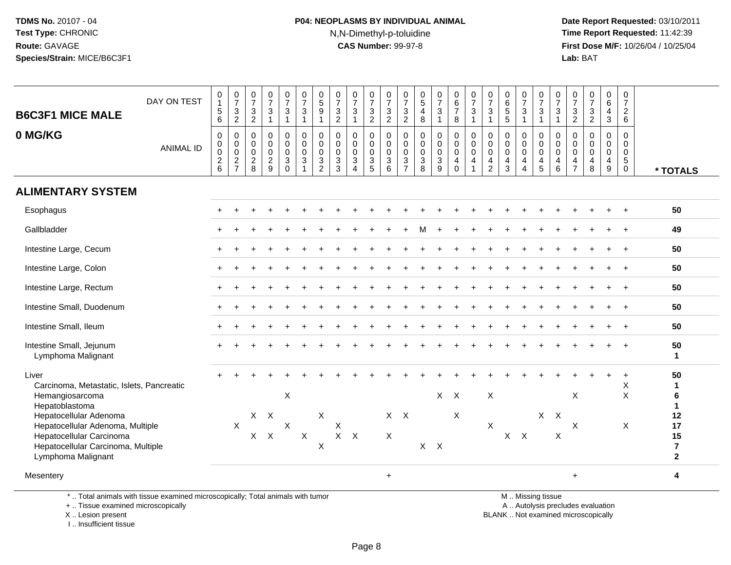TDMS No. 20107 - 04
Test Type: CHRONIC
Route: GAVAGE
Species/Strain: MICE/B6C3F1

**P04: NEOPLASMS BY INDIVIDUAL ANIMAL**
N,N-Dimethyl-p-toluidine
**CAS Number:** 99-97-8

Date Report Requested: 03/10/2011
Time Report Requested: 11:42:39
First Dose M/F: 10/26/04 / 10/25/04
Lab: BAT

## B6C3F1 MICE MALE
## 0 MG/KG

| DAY ON TEST | 0156 | 0732 | 0732 | 0731 | 0731 | 0731 | 0591 | 0732 | 0731 | 0732 | 0732 | 0732 | 0548 | 0731 | 0678 | 0731 | 0731 | 0655 | 0731 | 0731 | 0731 | 0732 | 0732 | 0643 | 0726 | |
|---|---|---|---|---|---|---|---|---|---|---|---|---|---|---|---|---|---|---|---|---|---|---|---|---|---|---|
| **ANIMAL ID** | 0026 | 0027 | 0028 | 0029 | 0030 | 0031 | 0032 | 0033 | 0034 | 0035 | 0036 | 0037 | 0038 | 0039 | 0040 | 0041 | 0042 | 0043 | 0044 | 0045 | 0046 | 0047 | 0048 | 0049 | 0050 | *** TOTALS** |
| **ALIMENTARY SYSTEM** | | | | | | | | | | | | | | | | | | | | | | | | | | |
| Esophagus | + | + | + | + | + | + | + | + | + | + | + | + | + | + | + | + | + | + | + | + | + | + | + | + | + | 50 |
| Gallbladder | + | + | + | + | + | + | + | + | + | + | + | + | M | + | + | + | + | + | + | + | + | + | + | + | + | 49 |
| Intestine Large, Cecum | + | + | + | + | + | + | + | + | + | + | + | + | + | + | + | + | + | + | + | + | + | + | + | + | + | 50 |
| Intestine Large, Colon | + | + | + | + | + | + | + | + | + | + | + | + | + | + | + | + | + | + | + | + | + | + | + | + | + | 50 |
| Intestine Large, Rectum | + | + | + | + | + | + | + | + | + | + | + | + | + | + | + | + | + | + | + | + | + | + | + | + | + | 50 |
| Intestine Small, Duodenum | + | + | + | + | + | + | + | + | + | + | + | + | + | + | + | + | + | + | + | + | + | + | + | + | + | 50 |
| Intestine Small, Ileum | + | + | + | + | + | + | + | + | + | + | + | + | + | + | + | + | + | + | + | + | + | + | + | + | + | 50 |
| Intestine Small, Jejunum | + | + | + | + | + | + | + | + | + | + | + | + | + | + | + | + | + | + | + | + | + | + | + | + | + | 50 |
| Lymphoma Malignant | | | | | | | | | | | | | | | | | | | | | | | | | | 1 |
| Liver | + | + | + | + | + | + | + | + | + | + | + | + | + | + | + | + | + | + | + | + | + | + | + | + | + | 50 |
| Carcinoma, Metastatic, Islets, Pancreatic | | | | | | | | | | | | | | | | | | | | | | | | | X | 1 |
| Hemangiosarcoma | | | | | X | | | | | | | | | X | X | | X | | | | | X | | | X | 6 |
| Hepatoblastoma | | | | | | | | | | | | | | | | | | | | | | | | | | 1 |
| Hepatocellular Adenoma | | | X | X | | | X | | | | X | X | | | X | | | | | X | X | | | | | 12 |
| Hepatocellular Adenoma, Multiple | | X | | | X | | | X | | | | | | | | | X | | | | | X | | | X | 17 |
| Hepatocellular Carcinoma | | | X | X | | X | | X | X | | X | | | | | | | X | X | | X | | | | | 15 |
| Hepatocellular Carcinoma, Multiple | | | | | | | X | | | | | | X | X | | | | | | | | | | | | 7 |
| Lymphoma Malignant | | | | | | | | | | | | | | | | | | | | | | | | | | 2 |
| Mesentery | | | | | | | | | | | + | | | | | | | | | | | + | | | | 4 |

\* .. Total animals with tissue examined microscopically; Total animals with tumor
\+ .. Tissue examined microscopically
X .. Lesion present
I .. Insufficient tissue

M .. Missing tissue
A .. Autolysis precludes evaluation
BLANK .. Not examined microscopically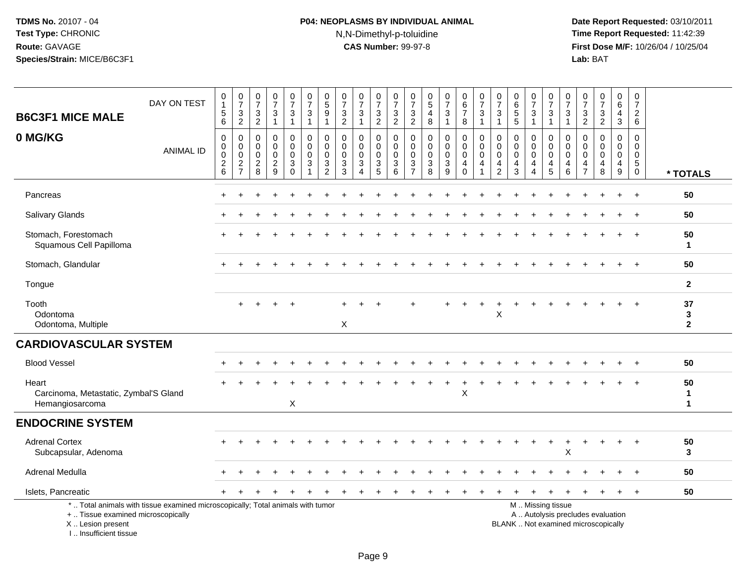TDMS No. 20107 - 04
Test Type: CHRONIC
Route: GAVAGE
Species/Strain: MICE/B6C3F1

**P04: NEOPLASMS BY INDIVIDUAL ANIMAL**
N,N-Dimethyl-p-toluidine
**CAS Number:** 99-97-8

Date Report Requested: 03/10/2011
Time Report Requested: 11:42:39
First Dose M/F: 10/26/04 / 10/25/04
Lab: BAT

## B6C3F1 MICE MALE
## 0 MG/KG

| DAY ON TEST | 0156 | 0732 | 0732 | 0731 | 0731 | 0731 | 0591 | 0732 | 0731 | 0732 | 0732 | 0732 | 0548 | 0731 | 0678 | 0731 | 0731 | 0655 | 0731 | 0731 | 0731 | 0732 | 0732 | 0643 | 0726 | |
|---|---|---|---|---|---|---|---|---|---|---|---|---|---|---|---|---|---|---|---|---|---|---|---|---|---|---|
| **ANIMAL ID** | 0000026 | 0000027 | 0000028 | 0000029 | 0000030 | 0000031 | 0000032 | 0000033 | 0000034 | 0000035 | 0000036 | 0000037 | 0000038 | 0000039 | 0000040 | 0000041 | 0000042 | 0000043 | 0000044 | 0000045 | 0000046 | 0000047 | 0000048 | 0000049 | 0000050 | *** TOTALS** |
| Pancreas | + | + | + | + | + | + | + | + | + | + | + | + | + | + | + | + | + | + | + | + | + | + | + | + | + | 50 |
| Salivary Glands | + | + | + | + | + | + | + | + | + | + | + | + | + | + | + | + | + | + | + | + | + | + | + | + | + | 50 |
| Stomach, Forestomach | + | + | + | + | + | + | + | + | + | + | + | + | + | + | + | + | + | + | + | + | + | + | + | + | + | 50 |
| Squamous Cell Papilloma | | | | | | | | | | | | | | | | | | | | | | | | | | 1 |
| Stomach, Glandular | + | + | + | + | + | + | + | + | + | + | + | + | + | + | + | + | + | + | + | + | + | + | + | + | + | 50 |
| Tongue | | | | | | | | | | | | | | | | | | | | | | | | | | 2 |
| Tooth | | + | + | + | + | | | + | + | + | | + | | + | + | + | + | + | + | + | + | + | + | + | + | 37 |
| Odontoma | | | | | | | | | | | | | | | | | X | | | | | | | | | 3 |
| Odontoma, Multiple | | | | | | | | X | | | | | | | | | | | | | | | | | | 2 |
| **CARDIOVASCULAR SYSTEM** | | | | | | | | | | | | | | | | | | | | | | | | | | |
| Blood Vessel | + | + | + | + | + | + | + | + | + | + | + | + | + | + | + | + | + | + | + | + | + | + | + | + | + | 50 |
| Heart | + | + | + | + | + | + | + | + | + | + | + | + | + | + | + | + | + | + | + | + | + | + | + | + | + | 50 |
| Carcinoma, Metastatic, Zymbal'S Gland | | | | | | | | | | | | | | | X | | | | | | | | | | | 1 |
| Hemangiosarcoma | | | | | X | | | | | | | | | | | | | | | | | | | | | 1 |
| **ENDOCRINE SYSTEM** | | | | | | | | | | | | | | | | | | | | | | | | | | |
| Adrenal Cortex | + | + | + | + | + | + | + | + | + | + | + | + | + | + | + | + | + | + | + | + | + | + | + | + | + | 50 |
| Subcapsular, Adenoma | | | | | | | | | | | | | | | | | | | | | X | | | | | 3 |
| Adrenal Medulla | + | + | + | + | + | + | + | + | + | + | + | + | + | + | + | + | + | + | + | + | + | + | + | + | + | 50 |
| Islets, Pancreatic | + | + | + | + | + | + | + | + | + | + | + | + | + | + | + | + | + | + | + | + | + | + | + | + | + | 50 |

\* .. Total animals with tissue examined microscopically; Total animals with tumor
\+ .. Tissue examined microscopically
X .. Lesion present
I .. Insufficient tissue

M .. Missing tissue
A .. Autolysis precludes evaluation
BLANK .. Not examined microscopically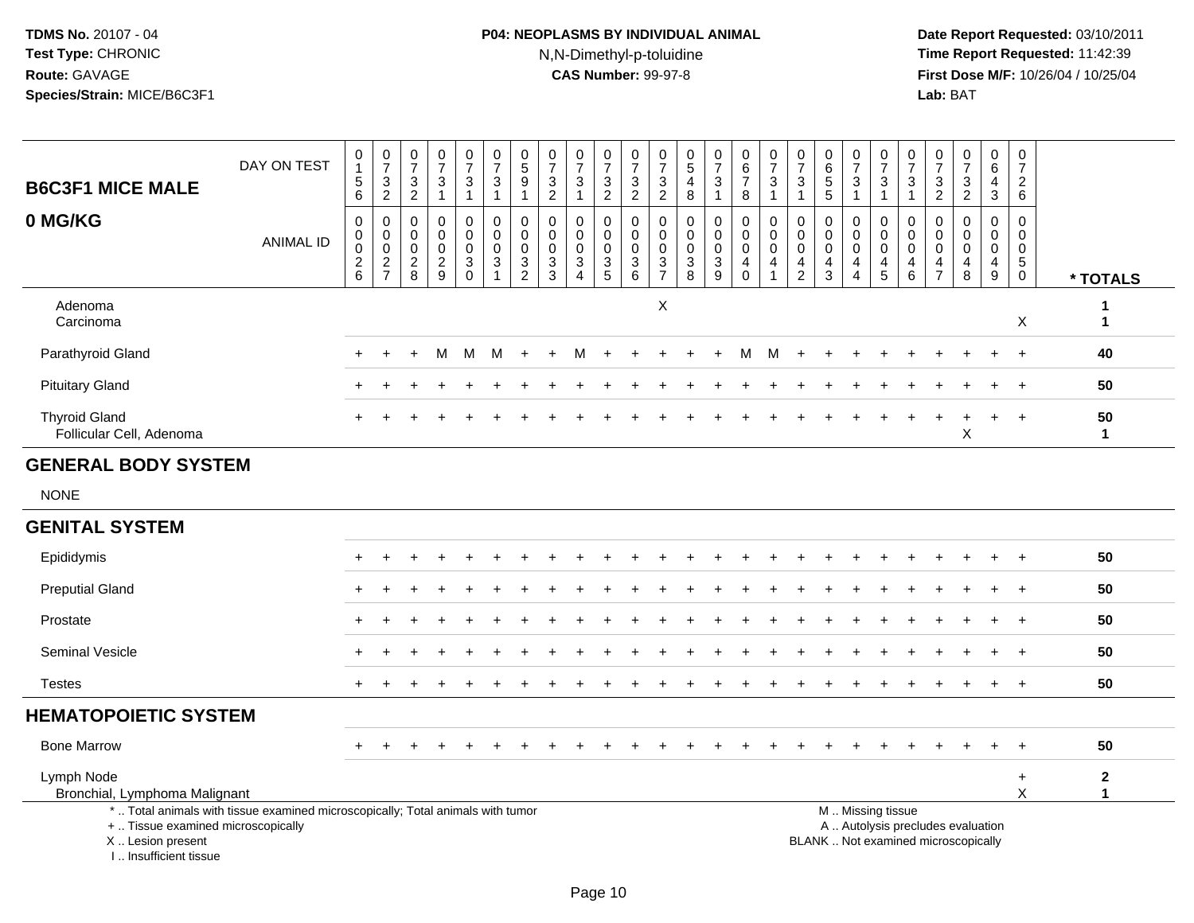**TDMS No.** 20107 - 04
**Test Type:** CHRONIC
**Route:** GAVAGE
**Species/Strain:** MICE/B6C3F1

**P04: NEOPLASMS BY INDIVIDUAL ANIMAL**
N,N-Dimethyl-p-toluidine
**CAS Number:** 99-97-8

**Date Report Requested:** 03/10/2011
**Time Report Requested:** 11:42:39
**First Dose M/F:** 10/26/04 / 10/25/04
**Lab:** BAT

## B6C3F1 MICE MALE
## 0 MG/KG

| DAY ON TEST | 0156 | 0732 | 0732 | 0731 | 0731 | 0731 | 0591 | 0732 | 0731 | 0732 | 0732 | 0732 | 0548 | 0731 | 0678 | 0731 | 0731 | 0655 | 0731 | 0731 | 0731 | 0732 | 0732 | 0643 | 0726 | |
|---|---|---|---|---|---|---|---|---|---|---|---|---|---|---|---|---|---|---|---|---|---|---|---|---|---|---|
| **ANIMAL ID** | 0026 | 0027 | 0028 | 0029 | 0030 | 0031 | 0032 | 0033 | 0034 | 0035 | 0036 | 0037 | 0038 | 0039 | 0040 | 0041 | 0042 | 0043 | 0044 | 0045 | 0046 | 0047 | 0048 | 0049 | 0050 | *** TOTALS** |
| Adenoma | | | | | | | | | | | | X | | | | | | | | | | | | | | 1 |
| Carcinoma | | | | | | | | | | | | | | | | | | | | | | | | | X | 1 |
| Parathyroid Gland | + | + | + | M | M | M | + | + | M | + | + | + | + | + | M | M | + | + | + | + | + | + | + | + | + | 40 |
| Pituitary Gland | + | + | + | + | + | + | + | + | + | + | + | + | + | + | + | + | + | + | + | + | + | + | + | + | + | 50 |
| Thyroid Gland | + | + | + | + | + | + | + | + | + | + | + | + | + | + | + | + | + | + | + | + | + | + | + | + | + | 50 |
| Follicular Cell, Adenoma | | | | | | | | | | | | | | | | | | | | | | | X | | | 1 |
| **GENERAL BODY SYSTEM** | | | | | | | | | | | | | | | | | | | | | | | | | | |
| NONE | | | | | | | | | | | | | | | | | | | | | | | | | | |
| **GENITAL SYSTEM** | | | | | | | | | | | | | | | | | | | | | | | | | | |
| Epididymis | + | + | + | + | + | + | + | + | + | + | + | + | + | + | + | + | + | + | + | + | + | + | + | + | + | 50 |
| Preputial Gland | + | + | + | + | + | + | + | + | + | + | + | + | + | + | + | + | + | + | + | + | + | + | + | + | + | 50 |
| Prostate | + | + | + | + | + | + | + | + | + | + | + | + | + | + | + | + | + | + | + | + | + | + | + | + | + | 50 |
| Seminal Vesicle | + | + | + | + | + | + | + | + | + | + | + | + | + | + | + | + | + | + | + | + | + | + | + | + | + | 50 |
| Testes | + | + | + | + | + | + | + | + | + | + | + | + | + | + | + | + | + | + | + | + | + | + | + | + | + | 50 |
| **HEMATOPOIETIC SYSTEM** | | | | | | | | | | | | | | | | | | | | | | | | | | |
| Bone Marrow | + | + | + | + | + | + | + | + | + | + | + | + | + | + | + | + | + | + | + | + | + | + | + | + | + | 50 |
| Lymph Node | | | | | | | | | | | | | | | | | | | | | | | | | + | 2 |
| Bronchial, Lymphoma Malignant | | | | | | | | | | | | | | | | | | | | | | | | | X | 1 |

\* .. Total animals with tissue examined microscopically; Total animals with tumor
\+ .. Tissue examined microscopically
X .. Lesion present
I .. Insufficient tissue

M .. Missing tissue
A .. Autolysis precludes evaluation
BLANK .. Not examined microscopically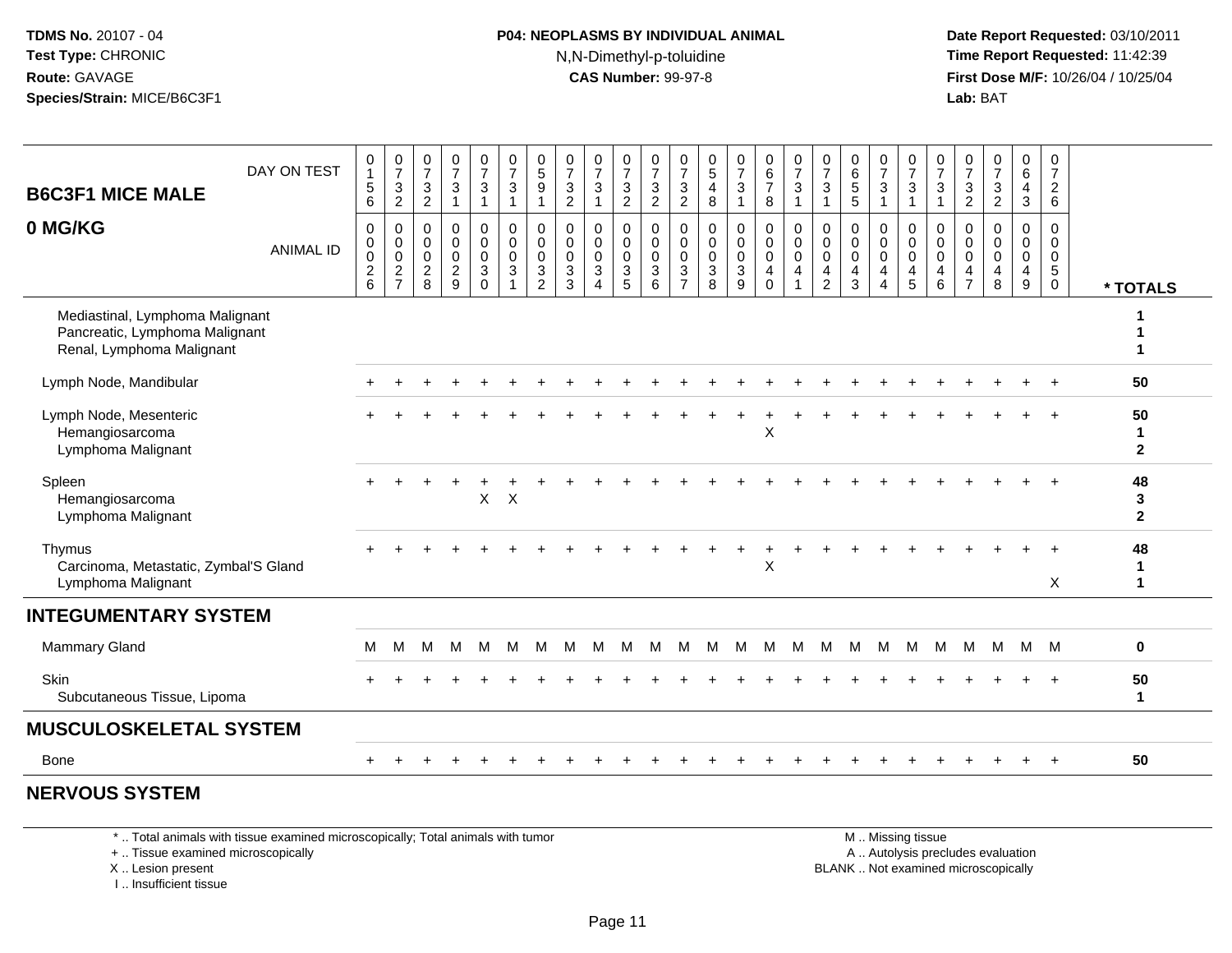**TDMS No.** 20107 - 04
**Test Type:** CHRONIC
**Route:** GAVAGE
**Species/Strain:** MICE/B6C3F1

**P04: NEOPLASMS BY INDIVIDUAL ANIMAL**
N,N-Dimethyl-p-toluidine
**CAS Number:** 99-97-8

**Date Report Requested:** 03/10/2011
**Time Report Requested:** 11:42:39
**First Dose M/F:** 10/26/04 / 10/25/04
**Lab:** BAT

| B6C3F1 MICE MALE 0 MG/KG — DAY ON TEST | 0156 | 0732 | 0732 | 0731 | 0731 | 0731 | 0591 | 0732 | 0731 | 0732 | 0732 | 0732 | 0548 | 0731 | 0678 | 0731 | 0731 | 0655 | 0731 | 0731 | 0731 | 0732 | 0732 | 0643 | 0726 | |
|---|---|---|---|---|---|---|---|---|---|---|---|---|---|---|---|---|---|---|---|---|---|---|---|---|---|---|
| **ANIMAL ID** | 0026 | 0027 | 0028 | 0029 | 0030 | 0031 | 0032 | 0033 | 0034 | 0035 | 0036 | 0037 | 0038 | 0039 | 0040 | 0041 | 0042 | 0043 | 0044 | 0045 | 0046 | 0047 | 0048 | 0049 | 0050 | *** TOTALS** |
| Mediastinal, Lymphoma Malignant | | | | | | | | | | | | | | | | | | | | | | | | | | 1 |
| Pancreatic, Lymphoma Malignant | | | | | | | | | | | | | | | | | | | | | | | | | | 1 |
| Renal, Lymphoma Malignant | | | | | | | | | | | | | | | | | | | | | | | | | | 1 |
| Lymph Node, Mandibular | + | + | + | + | + | + | + | + | + | + | + | + | + | + | + | + | + | + | + | + | + | + | + | + | + | 50 |
| Lymph Node, Mesenteric | + | + | + | + | + | + | + | + | + | + | + | + | + | + | + | + | + | + | + | + | + | + | + | + | + | 50 |
| Hemangiosarcoma | | | | | | | | | | | | | | | X | | | | | | | | | | | 1 |
| Lymphoma Malignant | | | | | | | | | | | | | | | | | | | | | | | | | | 2 |
| Spleen | + | + | + | + | + | + | + | + | + | + | + | + | + | + | + | + | + | + | + | + | + | + | + | + | + | 48 |
| Hemangiosarcoma | | | | | X | X | | | | | | | | | | | | | | | | | | | | 3 |
| Lymphoma Malignant | | | | | | | | | | | | | | | | | | | | | | | | | | 2 |
| Thymus | + | + | + | + | + | + | + | + | + | + | + | + | + | + | + | + | + | + | + | + | + | + | + | + | + | 48 |
| Carcinoma, Metastatic, Zymbal'S Gland | | | | | | | | | | | | | | | X | | | | | | | | | | | 1 |
| Lymphoma Malignant | | | | | | | | | | | | | | | | | | | | | | | | | X | 1 |
| **INTEGUMENTARY SYSTEM** | | | | | | | | | | | | | | | | | | | | | | | | | | |
| Mammary Gland | M | M | M | M | M | M | M | M | M | M | M | M | M | M | M | M | M | M | M | M | M | M | M | M | M | 0 |
| Skin | + | + | + | + | + | + | + | + | + | + | + | + | + | + | + | + | + | + | + | + | + | + | + | + | + | 50 |
| Subcutaneous Tissue, Lipoma | | | | | | | | | | | | | | | | | | | | | | | | | | 1 |
| **MUSCULOSKELETAL SYSTEM** | | | | | | | | | | | | | | | | | | | | | | | | | | |
| Bone | + | + | + | + | + | + | + | + | + | + | + | + | + | + | + | + | + | + | + | + | + | + | + | + | + | 50 |
| **NERVOUS SYSTEM** | | | | | | | | | | | | | | | | | | | | | | | | | | |

* .. Total animals with tissue examined microscopically; Total animals with tumor
+ .. Tissue examined microscopically
X .. Lesion present
I .. Insufficient tissue

M .. Missing tissue
A .. Autolysis precludes evaluation
BLANK .. Not examined microscopically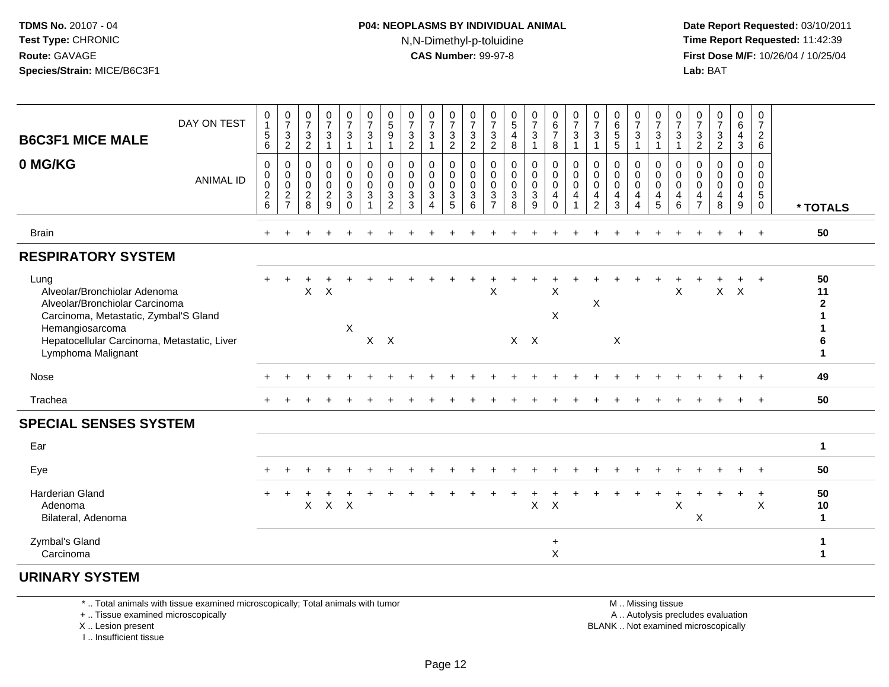TDMS No. 20107 - 04
Test Type: CHRONIC
Route: GAVAGE
Species/Strain: MICE/B6C3F1

**P04: NEOPLASMS BY INDIVIDUAL ANIMAL**
N,N-Dimethyl-p-toluidine
**CAS Number:** 99-97-8

Date Report Requested: 03/10/2011
Time Report Requested: 11:42:39
First Dose M/F: 10/26/04 / 10/25/04
Lab: BAT

| B6C3F1 MICE MALE 0 MG/KG | | | | | | | | | | | | | | | | | | | | | | | | | | |
|---|---|---|---|---|---|---|---|---|---|---|---|---|---|---|---|---|---|---|---|---|---|---|---|---|---|---|
| DAY ON TEST | 0156 | 0732 | 0732 | 0731 | 0731 | 0731 | 0591 | 0732 | 0731 | 0732 | 0732 | 0732 | 0548 | 0731 | 0678 | 0731 | 0731 | 0655 | 0731 | 0731 | 0731 | 0732 | 0732 | 0643 | 0726 | |
| ANIMAL ID | 0026 | 0027 | 0028 | 0029 | 0030 | 0031 | 0032 | 0033 | 0034 | 0035 | 0036 | 0037 | 0038 | 0039 | 0040 | 0041 | 0042 | 0043 | 0044 | 0045 | 0046 | 0047 | 0048 | 0049 | 0050 | * TOTALS |
| Brain | + | + | + | + | + | + | + | + | + | + | + | + | + | + | + | + | + | + | + | + | + | + | + | + | + | 50 |
| **RESPIRATORY SYSTEM** | | | | | | | | | | | | | | | | | | | | | | | | | | |
| Lung | + | + | + | + | + | + | + | + | + | + | + | + | + | + | + | + | + | + | + | + | + | + | + | + | + | 50 |
| Alveolar/Bronchiolar Adenoma | | | X | X | | | | | | | | X | | | X | | | | | | X | | X | X | | 11 |
| Alveolar/Bronchiolar Carcinoma | | | | | | | | | | | | | | | | | X | | | | | | | | | 2 |
| Carcinoma, Metastatic, Zymbal'S Gland | | | | | | | | | | | | | | | X | | | | | | | | | | | 1 |
| Hemangiosarcoma | | | | | X | | | | | | | | | | | | | | | | | | | | | 1 |
| Hepatocellular Carcinoma, Metastatic, Liver | | | | | | X | X | | | | | | X | X | | | | X | | | | | | | | 6 |
| Lymphoma Malignant | | | | | | | | | | | | | | | | | | | | | | | | | | 1 |
| Nose | + | + | + | + | + | + | + | + | + | + | + | + | + | + | + | + | + | + | + | + | + | + | + | + | + | 49 |
| Trachea | + | + | + | + | + | + | + | + | + | + | + | + | + | + | + | + | + | + | + | + | + | + | + | + | + | 50 |
| **SPECIAL SENSES SYSTEM** | | | | | | | | | | | | | | | | | | | | | | | | | | |
| Ear | | | | | | | | | | | | | | | | | | | | | | | | | | 1 |
| Eye | + | + | + | + | + | + | + | + | + | + | + | + | + | + | + | + | + | + | + | + | + | + | + | + | + | 50 |
| Harderian Gland | + | + | + | + | + | + | + | + | + | + | + | + | + | + | + | + | + | + | + | + | + | + | + | + | + | 50 |
| Adenoma | | | X | X | X | | | | | | | | | X | X | | | | | | X | | | | X | 10 |
| Bilateral, Adenoma | | | | | | | | | | | | | | | | | | | | | | X | | | | 1 |
| Zymbal's Gland | | | | | | | | | | | | | | | + | | | | | | | | | | | 1 |
| Carcinoma | | | | | | | | | | | | | | | X | | | | | | | | | | | 1 |
| **URINARY SYSTEM** | | | | | | | | | | | | | | | | | | | | | | | | | | |

* .. Total animals with tissue examined microscopically; Total animals with tumor
+ .. Tissue examined microscopically
X .. Lesion present
I .. Insufficient tissue

M .. Missing tissue
A .. Autolysis precludes evaluation
BLANK .. Not examined microscopically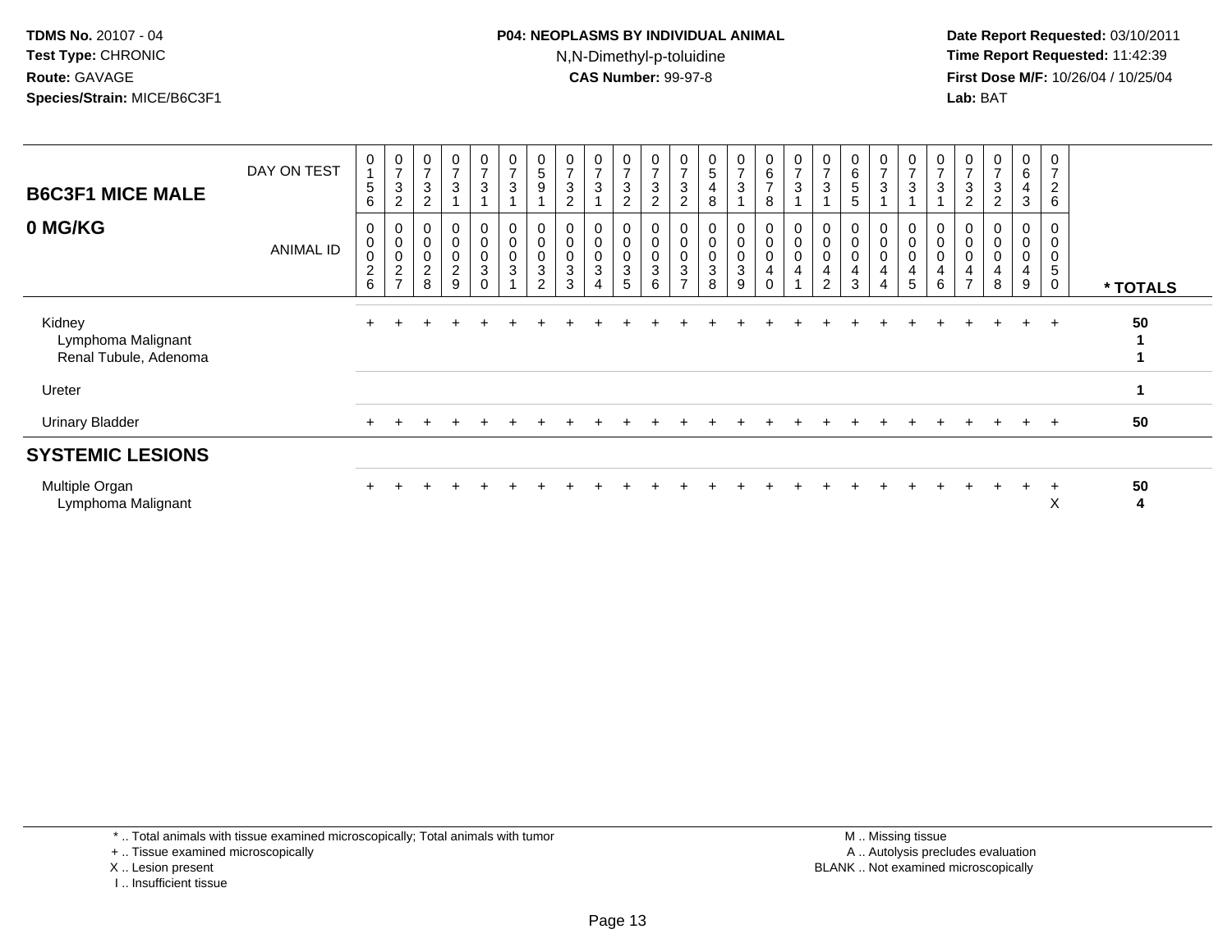**TDMS No.** 20107 - 04
**Test Type:** CHRONIC
**Route:** GAVAGE
**Species/Strain:** MICE/B6C3F1

**P04: NEOPLASMS BY INDIVIDUAL ANIMAL**
N,N-Dimethyl-p-toluidine
**CAS Number:** 99-97-8

**Date Report Requested:** 03/10/2011
**Time Report Requested:** 11:42:39
**First Dose M/F:** 10/26/04 / 10/25/04
**Lab:** BAT

## B6C3F1 MICE MALE 0 MG/KG

| DAY ON TEST | 0156 | 0732 | 0732 | 0731 | 0731 | 0731 | 0591 | 0732 | 0731 | 0732 | 0732 | 0732 | 0548 | 0731 | 0678 | 0731 | 0731 | 0655 | 0731 | 0731 | 0731 | 0732 | 0732 | 0643 | 0726 | |
|---|---|---|---|---|---|---|---|---|---|---|---|---|---|---|---|---|---|---|---|---|---|---|---|---|---|---|
| **ANIMAL ID** | 0026 | 0027 | 0028 | 0029 | 0030 | 0031 | 0032 | 0033 | 0034 | 0035 | 0036 | 0037 | 0038 | 0039 | 0040 | 0041 | 0042 | 0043 | 0044 | 0045 | 0046 | 0047 | 0048 | 0049 | 0050 | *** TOTALS** |
| Kidney | + | + | + | + | + | + | + | + | + | + | + | + | + | + | + | + | + | + | + | + | + | + | + | + | + | 50 |
| Lymphoma Malignant | | | | | | | | | | | | | | | | | | | | | | | | | | 1 |
| Renal Tubule, Adenoma | | | | | | | | | | | | | | | | | | | | | | | | | | 1 |
| Ureter | | | | | | | | | | | | | | | | | | | | | | | | | | 1 |
| Urinary Bladder | + | + | + | + | + | + | + | + | + | + | + | + | + | + | + | + | + | + | + | + | + | + | + | + | + | 50 |
| **SYSTEMIC LESIONS** | | | | | | | | | | | | | | | | | | | | | | | | | | |
| Multiple Organ | + | + | + | + | + | + | + | + | + | + | + | + | + | + | + | + | + | + | + | + | + | + | + | + | + | 50 |
| Lymphoma Malignant | | | | | | | | | | | | | | | | | | | | | | | | | X | 4 |

\* .. Total animals with tissue examined microscopically; Total animals with tumor
\+ .. Tissue examined microscopically
X .. Lesion present
I .. Insufficient tissue

M .. Missing tissue
A .. Autolysis precludes evaluation
BLANK .. Not examined microscopically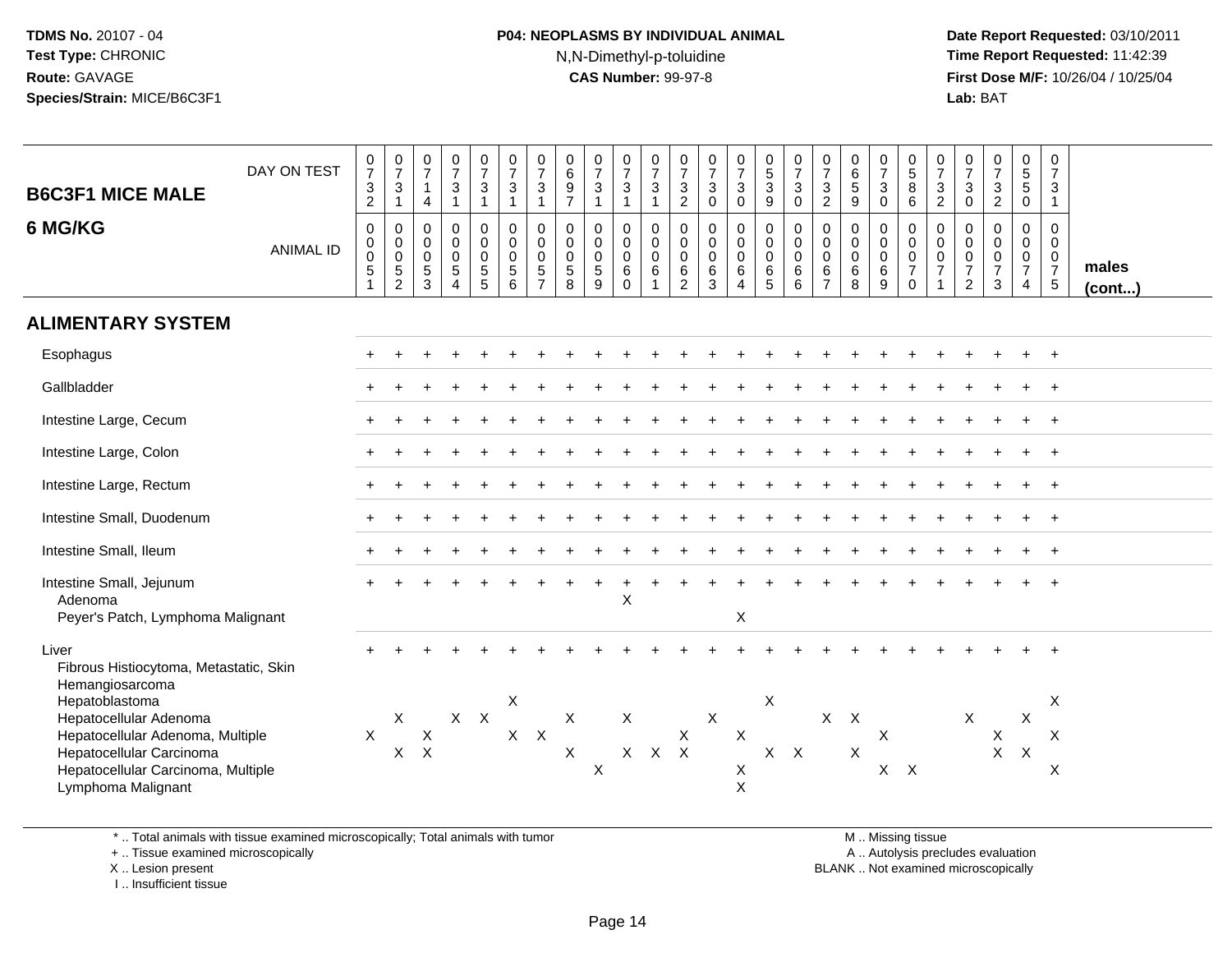**TDMS No.** 20107 - 04
**Test Type:** CHRONIC
**Route:** GAVAGE
**Species/Strain:** MICE/B6C3F1

**P04: NEOPLASMS BY INDIVIDUAL ANIMAL**
N,N-Dimethyl-p-toluidine
**CAS Number:** 99-97-8

**Date Report Requested:** 03/10/2011
**Time Report Requested:** 11:42:39
**First Dose M/F:** 10/26/04 / 10/25/04
**Lab:** BAT

## B6C3F1 MICE MALE
## 6 MG/KG

| DAY ON TEST | 0732 | 0731 | 0714 | 0731 | 0731 | 0731 | 0731 | 0697 | 0731 | 0731 | 0731 | 0732 | 0730 | 0730 | 0539 | 0730 | 0732 | 0659 | 0730 | 0586 | 0732 | 0730 | 0732 | 0550 | 0731 |
|---|---|---|---|---|---|---|---|---|---|---|---|---|---|---|---|---|---|---|---|---|---|---|---|---|---|
| **ANIMAL ID** | 0051 | 0052 | 0053 | 0054 | 0055 | 0056 | 0057 | 0058 | 0059 | 0060 | 0061 | 0062 | 0063 | 0064 | 0065 | 0066 | 0067 | 0068 | 0069 | 0070 | 0071 | 0072 | 0073 | 0074 | 0075 |
| **ALIMENTARY SYSTEM** | | | | | | | | | | | | | | | | | | | | | | | | | |
| Esophagus | + | + | + | + | + | + | + | + | + | + | + | + | + | + | + | + | + | + | + | + | + | + | + | + | + |
| Gallbladder | + | + | + | + | + | + | + | + | + | + | + | + | + | + | + | + | + | + | + | + | + | + | + | + | + |
| Intestine Large, Cecum | + | + | + | + | + | + | + | + | + | + | + | + | + | + | + | + | + | + | + | + | + | + | + | + | + |
| Intestine Large, Colon | + | + | + | + | + | + | + | + | + | + | + | + | + | + | + | + | + | + | + | + | + | + | + | + | + |
| Intestine Large, Rectum | + | + | + | + | + | + | + | + | + | + | + | + | + | + | + | + | + | + | + | + | + | + | + | + | + |
| Intestine Small, Duodenum | + | + | + | + | + | + | + | + | + | + | + | + | + | + | + | + | + | + | + | + | + | + | + | + | + |
| Intestine Small, Ileum | + | + | + | + | + | + | + | + | + | + | + | + | + | + | + | + | + | + | + | + | + | + | + | + | + |
| Intestine Small, Jejunum | + | + | + | + | + | + | + | + | + | + | + | + | + | + | + | + | + | + | + | + | + | + | + | + | + |
| Adenoma | | | | | | | | | | X | | | | | | | | | | | | | | | |
| Peyer's Patch, Lymphoma Malignant | | | | | | | | | | | | | | X | | | | | | | | | | | |
| Liver | + | + | + | + | + | + | + | + | + | + | + | + | + | + | + | + | + | + | + | + | + | + | + | + | + |
| Fibrous Histiocytoma, Metastatic, Skin | | | | | | | | | | | | | | | | | | | | | | | | | |
| Hemangiosarcoma | | | | | | | | | | | | | | | | | | | | | | | | | |
| Hepatoblastoma | | | | | | X | | | | | | | | | X | | | | | | | | | | X |
| Hepatocellular Adenoma | | X | | X | X | | | X | | X | | | X | | | | X | X | | | | X | | X | |
| Hepatocellular Adenoma, Multiple | X | | X | | | X | X | | | | | X | | X | | | | | X | | | | X | | X |
| Hepatocellular Carcinoma | | X | X | | | | | X | | X | X | X | | | X | X | | X | | | | | X | X | |
| Hepatocellular Carcinoma, Multiple | | | | | | | | | X | | | | | X | | | | | X | X | | | | | X |
| Lymphoma Malignant | | | | | | | | | | | | | | X | | | | | | | | | | | |

males (cont...)

\* .. Total animals with tissue examined microscopically; Total animals with tumor
+ .. Tissue examined microscopically
X .. Lesion present
I .. Insufficient tissue

M .. Missing tissue
A .. Autolysis precludes evaluation
BLANK .. Not examined microscopically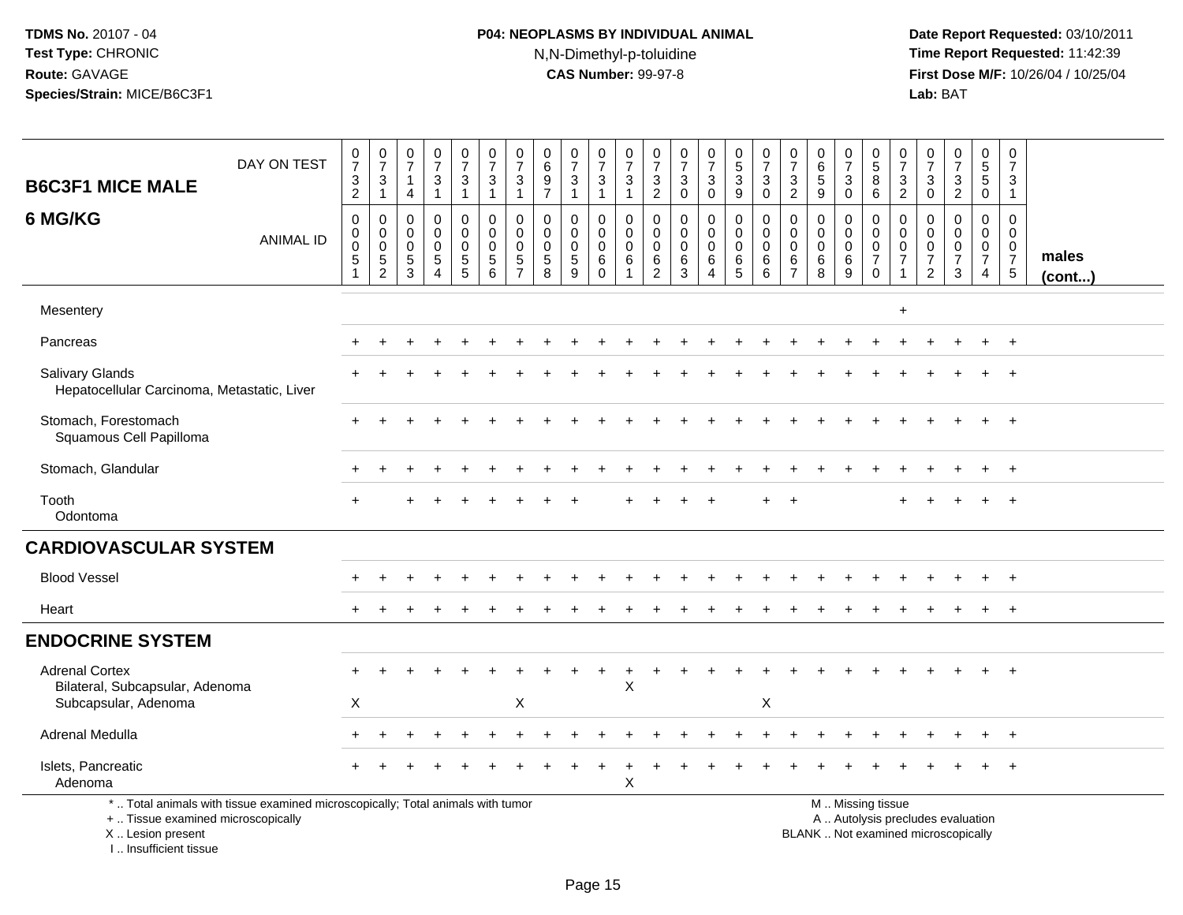**TDMS No.** 20107 - 04
**Test Type:** CHRONIC
**Route:** GAVAGE
**Species/Strain:** MICE/B6C3F1

**P04: NEOPLASMS BY INDIVIDUAL ANIMAL**
N,N-Dimethyl-p-toluidine
**CAS Number:** 99-97-8

**Date Report Requested:** 03/10/2011
**Time Report Requested:** 11:42:39
**First Dose M/F:** 10/26/04 / 10/25/04
**Lab:** BAT

## B6C3F1 MICE MALE
## 6 MG/KG

| DAY ON TEST | 0732 | 0731 | 0714 | 0731 | 0731 | 0731 | 0731 | 0697 | 0731 | 0731 | 0731 | 0732 | 0730 | 0730 | 0539 | 0730 | 0732 | 0659 | 0730 | 0586 | 0732 | 0730 | 0732 | 0550 | 0731 | |
|---|---|---|---|---|---|---|---|---|---|---|---|---|---|---|---|---|---|---|---|---|---|---|---|---|---|---|
| **ANIMAL ID** | 00051 | 00052 | 00053 | 00054 | 00055 | 00056 | 00057 | 00058 | 00059 | 00060 | 00061 | 00062 | 00063 | 00064 | 00065 | 00066 | 00067 | 00068 | 00069 | 00070 | 00071 | 00072 | 00073 | 00074 | 00075 | **males (cont...)** |
| Mesentery | | | | | | | | | | | | | | | | | | | | | + | | | | | |
| Pancreas | + | + | + | + | + | + | + | + | + | + | + | + | + | + | + | + | + | + | + | + | + | + | + | + | + | |
| Salivary Glands | + | + | + | + | + | + | + | + | + | + | + | + | + | + | + | + | + | + | + | + | + | + | + | + | + | |
| Hepatocellular Carcinoma, Metastatic, Liver | | | | | | | | | | | | | | | | | | | | | | | | | | |
| Stomach, Forestomach | + | + | + | + | + | + | + | + | + | + | + | + | + | + | + | + | + | + | + | + | + | + | + | + | + | |
| Squamous Cell Papilloma | | | | | | | | | | | | | | | | | | | | | | | | | | |
| Stomach, Glandular | + | + | + | + | + | + | + | + | + | + | + | + | + | + | + | + | + | + | + | + | + | + | + | + | + | |
| Tooth | + | | + | + | + | + | + | + | + | | + | + | + | + | | + | + | | | | + | + | + | + | + | |
| Odontoma | | | | | | | | | | | | | | | | | | | | | | | | | | |
| **CARDIOVASCULAR SYSTEM** | | | | | | | | | | | | | | | | | | | | | | | | | | |
| Blood Vessel | + | + | + | + | + | + | + | + | + | + | + | + | + | + | + | + | + | + | + | + | + | + | + | + | + | |
| Heart | + | + | + | + | + | + | + | + | + | + | + | + | + | + | + | + | + | + | + | + | + | + | + | + | + | |
| **ENDOCRINE SYSTEM** | | | | | | | | | | | | | | | | | | | | | | | | | | |
| Adrenal Cortex | + | + | + | + | + | + | + | + | + | + | + | + | + | + | + | + | + | + | + | + | + | + | + | + | + | |
| Bilateral, Subcapsular, Adenoma | | | | | | | | | | | X | | | | | | | | | | | | | | | |
| Subcapsular, Adenoma | X | | | | | | X | | | | | | | | | X | | | | | | | | | | |
| Adrenal Medulla | + | + | + | + | + | + | + | + | + | + | + | + | + | + | + | + | + | + | + | + | + | + | + | + | + | |
| Islets, Pancreatic | + | + | + | + | + | + | + | + | + | + | + | + | + | + | + | + | + | + | + | + | + | + | + | + | + | |
| Adenoma | | | | | | | | | | | X | | | | | | | | | | | | | | | |

\* .. Total animals with tissue examined microscopically; Total animals with tumor
\+ .. Tissue examined microscopically
X .. Lesion present
I .. Insufficient tissue

M .. Missing tissue
A .. Autolysis precludes evaluation
BLANK .. Not examined microscopically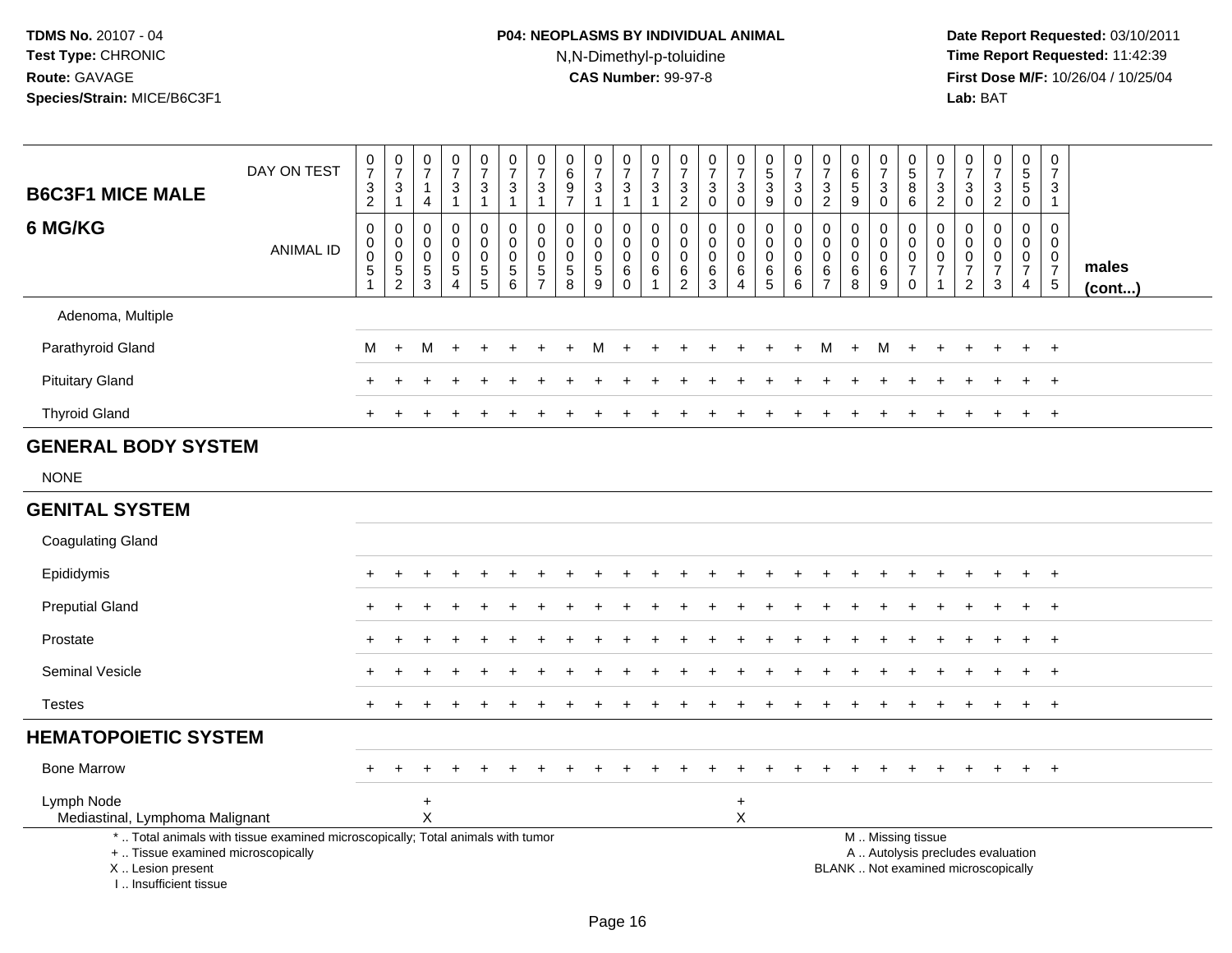**TDMS No.** 20107 - 04
**Test Type:** CHRONIC
**Route:** GAVAGE
**Species/Strain:** MICE/B6C3F1

**P04: NEOPLASMS BY INDIVIDUAL ANIMAL**
N,N-Dimethyl-p-toluidine
**CAS Number:** 99-97-8

**Date Report Requested:** 03/10/2011
**Time Report Requested:** 11:42:39
**First Dose M/F:** 10/26/04 / 10/25/04
**Lab:** BAT

## B6C3F1 MICE MALE 6 MG/KG

| DAY ON TEST | 0732 | 0731 | 0714 | 0731 | 0731 | 0731 | 0731 | 0697 | 0731 | 0731 | 0731 | 0732 | 0730 | 0730 | 0539 | 0730 | 0732 | 0659 | 0730 | 0586 | 0732 | 0730 | 0732 | 0550 | 0731 | |
|---|---|---|---|---|---|---|---|---|---|---|---|---|---|---|---|---|---|---|---|---|---|---|---|---|---|---|
| **ANIMAL ID** | 0051 | 0052 | 0053 | 0054 | 0055 | 0056 | 0057 | 0058 | 0059 | 0060 | 0061 | 0062 | 0063 | 0064 | 0065 | 0066 | 0067 | 0068 | 0069 | 0070 | 0071 | 0072 | 0073 | 0074 | 0075 | **males (cont...)** |
| Adenoma, Multiple | | | | | | | | | | | | | | | | | | | | | | | | | | |
| Parathyroid Gland | M | + | M | + | + | + | + | + | M | + | + | + | + | + | + | + | M | + | M | + | + | + | + | + | + | |
| Pituitary Gland | + | + | + | + | + | + | + | + | + | + | + | + | + | + | + | + | + | + | + | + | + | + | + | + | + | |
| Thyroid Gland | + | + | + | + | + | + | + | + | + | + | + | + | + | + | + | + | + | + | + | + | + | + | + | + | + | |
| **GENERAL BODY SYSTEM** | | | | | | | | | | | | | | | | | | | | | | | | | | |
| NONE | | | | | | | | | | | | | | | | | | | | | | | | | | |
| **GENITAL SYSTEM** | | | | | | | | | | | | | | | | | | | | | | | | | | |
| Coagulating Gland | | | | | | | | | | | | | | | | | | | | | | | | | | |
| Epididymis | + | + | + | + | + | + | + | + | + | + | + | + | + | + | + | + | + | + | + | + | + | + | + | + | + | |
| Preputial Gland | + | + | + | + | + | + | + | + | + | + | + | + | + | + | + | + | + | + | + | + | + | + | + | + | + | |
| Prostate | + | + | + | + | + | + | + | + | + | + | + | + | + | + | + | + | + | + | + | + | + | + | + | + | + | |
| Seminal Vesicle | + | + | + | + | + | + | + | + | + | + | + | + | + | + | + | + | + | + | + | + | + | + | + | + | + | |
| Testes | + | + | + | + | + | + | + | + | + | + | + | + | + | + | + | + | + | + | + | + | + | + | + | + | + | |
| **HEMATOPOIETIC SYSTEM** | | | | | | | | | | | | | | | | | | | | | | | | | | |
| Bone Marrow | + | + | + | + | + | + | + | + | + | + | + | + | + | + | + | + | + | + | + | + | + | + | + | + | + | |
| Lymph Node | | | + | | | | | | | | | | | + | | | | | | | | | | | | |
| Mediastinal, Lymphoma Malignant | | | X | | | | | | | | | | | X | | | | | | | | | | | | |

\* .. Total animals with tissue examined microscopically; Total animals with tumor
\+ .. Tissue examined microscopically
X .. Lesion present
I .. Insufficient tissue

M .. Missing tissue
A .. Autolysis precludes evaluation
BLANK .. Not examined microscopically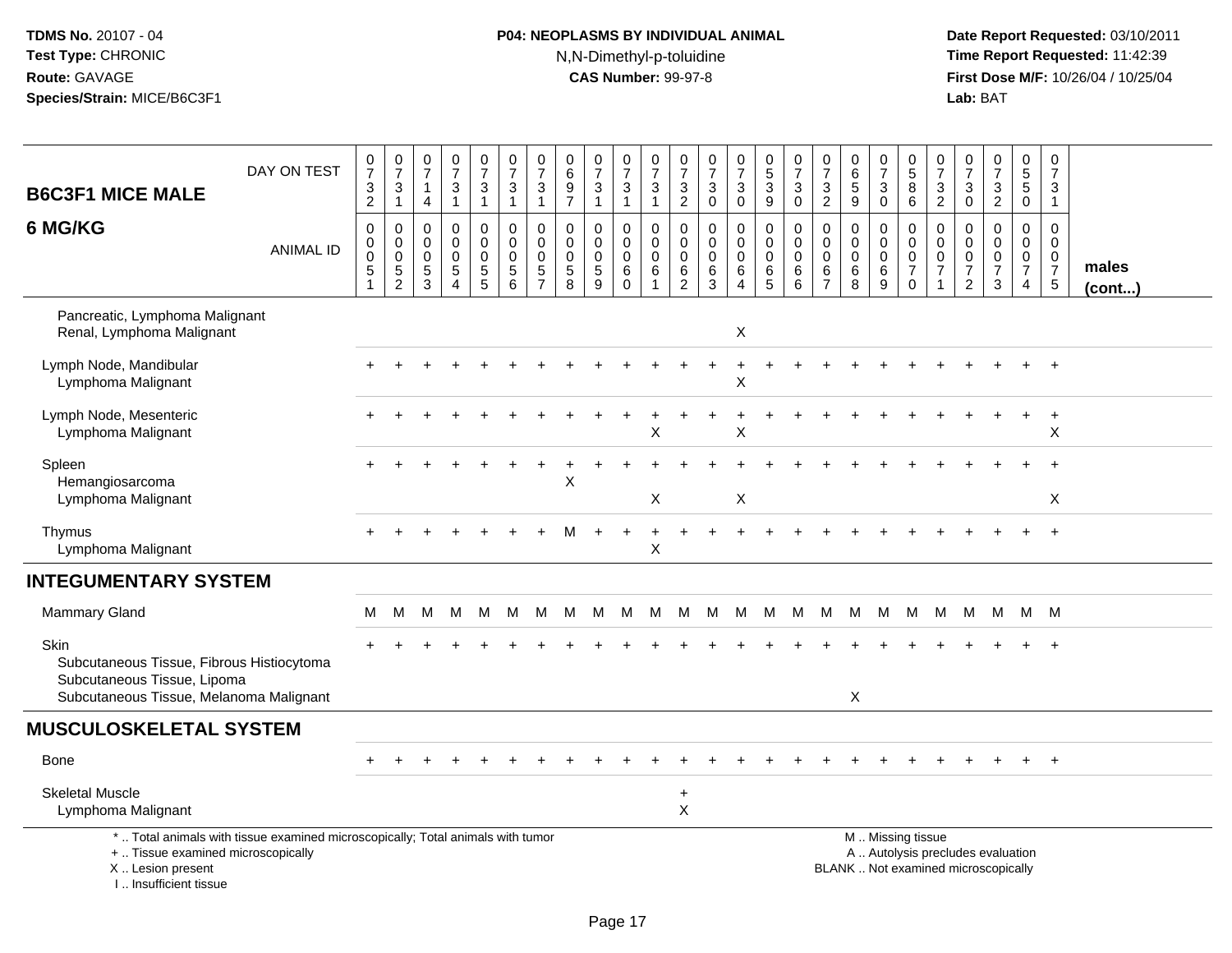**TDMS No.** 20107 - 04
**Test Type:** CHRONIC
**Route:** GAVAGE
**Species/Strain:** MICE/B6C3F1

**P04: NEOPLASMS BY INDIVIDUAL ANIMAL**
N,N-Dimethyl-p-toluidine
**CAS Number:** 99-97-8

**Date Report Requested:** 03/10/2011
**Time Report Requested:** 11:42:39
**First Dose M/F:** 10/26/04 / 10/25/04
**Lab:** BAT

| B6C3F1 MICE MALE 6 MG/KG | 0732 | 0731 | 0714 | 0731 | 0731 | 0731 | 0731 | 0697 | 0731 | 0731 | 0731 | 0732 | 0730 | 0730 | 0539 | 0730 | 0732 | 0659 | 0730 | 0586 | 0732 | 0730 | 0732 | 0550 | 0731 | |
|---|---|---|---|---|---|---|---|---|---|---|---|---|---|---|---|---|---|---|---|---|---|---|---|---|---|---|
| ANIMAL ID | 00051 | 00052 | 00053 | 00054 | 00055 | 00056 | 00057 | 00058 | 00059 | 00060 | 00061 | 00062 | 00063 | 00064 | 00065 | 00066 | 00067 | 00068 | 00069 | 00070 | 00071 | 00072 | 00073 | 00074 | 00075 | males (cont...) |
| Pancreatic, Lymphoma Malignant | | | | | | | | | | | | | | | | | | | | | | | | | | |
| Renal, Lymphoma Malignant | | | | | | | | | | | | | | X | | | | | | | | | | | | |
| Lymph Node, Mandibular | + | + | + | + | + | + | + | + | + | + | + | + | + | + | + | + | + | + | + | + | + | + | + | + | + | |
| Lymphoma Malignant | | | | | | | | | | | | | | X | | | | | | | | | | | | |
| Lymph Node, Mesenteric | + | + | + | + | + | + | + | + | + | + | + | + | + | + | + | + | + | + | + | + | + | + | + | + | + | |
| Lymphoma Malignant | | | | | | | | | | | X | | | X | | | | | | | | | | | X | |
| Spleen | + | + | + | + | + | + | + | + | + | + | + | + | + | + | + | + | + | + | + | + | + | + | + | + | + | |
| Hemangiosarcoma | | | | | | | | X | | | | | | | | | | | | | | | | | | |
| Lymphoma Malignant | | | | | | | | | | | X | | | X | | | | | | | | | | | X | |
| Thymus | + | + | + | + | + | + | + | M | + | + | + | + | + | + | + | + | + | + | + | + | + | + | + | + | + | |
| Lymphoma Malignant | | | | | | | | | | | X | | | | | | | | | | | | | | | |
| **INTEGUMENTARY SYSTEM** | | | | | | | | | | | | | | | | | | | | | | | | | | |
| Mammary Gland | M | M | M | M | M | M | M | M | M | M | M | M | M | M | M | M | M | M | M | M | M | M | M | M | M | |
| Skin | + | + | + | + | + | + | + | + | + | + | + | + | + | + | + | + | + | + | + | + | + | + | + | + | + | |
| Subcutaneous Tissue, Fibrous Histiocytoma | | | | | | | | | | | | | | | | | | | | | | | | | | |
| Subcutaneous Tissue, Lipoma | | | | | | | | | | | | | | | | | | | | | | | | | | |
| Subcutaneous Tissue, Melanoma Malignant | | | | | | | | | | | | | | | | | | X | | | | | | | | |
| **MUSCULOSKELETAL SYSTEM** | | | | | | | | | | | | | | | | | | | | | | | | | | |
| Bone | + | + | + | + | + | + | + | + | + | + | + | + | + | + | + | + | + | + | + | + | + | + | + | + | + | |
| Skeletal Muscle | | | | | | | | | | | | + | | | | | | | | | | | | | | |
| Lymphoma Malignant | | | | | | | | | | | | X | | | | | | | | | | | | | | |

\* .. Total animals with tissue examined microscopically; Total animals with tumor
\+ .. Tissue examined microscopically
X .. Lesion present
I .. Insufficient tissue

M .. Missing tissue
A .. Autolysis precludes evaluation
BLANK .. Not examined microscopically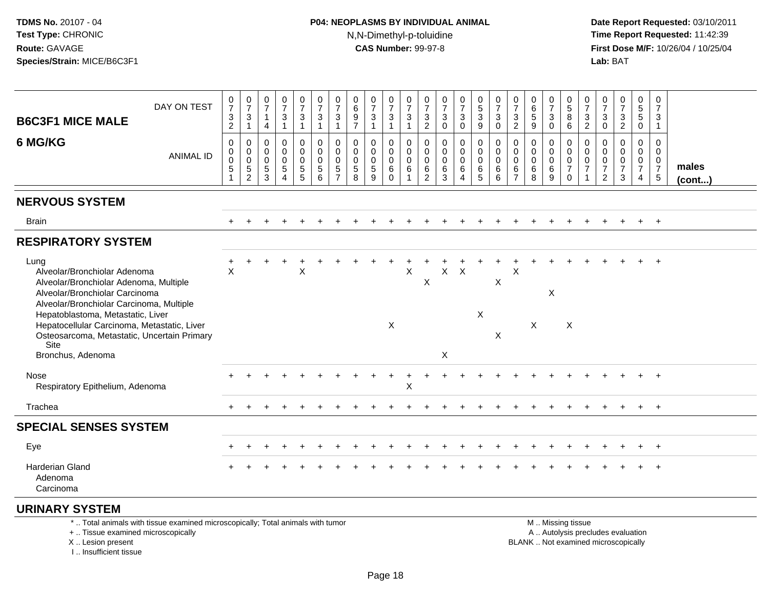TDMS No. 20107 - 04
Test Type: CHRONIC
Route: GAVAGE
Species/Strain: MICE/B6C3F1

**P04: NEOPLASMS BY INDIVIDUAL ANIMAL**
N,N-Dimethyl-p-toluidine
**CAS Number:** 99-97-8

Date Report Requested: 03/10/2011
Time Report Requested: 11:42:39
First Dose M/F: 10/26/04 / 10/25/04
Lab: BAT

**B6C3F1 MICE MALE**
**6 MG/KG**

| DAY ON TEST | 0732 | 0731 | 0714 | 0731 | 0731 | 0731 | 0731 | 0697 | 0731 | 0731 | 0731 | 0732 | 0730 | 0730 | 0539 | 0730 | 0732 | 0659 | 0730 | 0586 | 0732 | 0730 | 0732 | 0550 | 0731 | |
|---|---|---|---|---|---|---|---|---|---|---|---|---|---|---|---|---|---|---|---|---|---|---|---|---|---|---|
| ANIMAL ID | 00051 | 00052 | 00053 | 00054 | 00055 | 00056 | 00057 | 00058 | 00059 | 00060 | 00061 | 00062 | 00063 | 00064 | 00065 | 00066 | 00067 | 00068 | 00069 | 00070 | 00071 | 00072 | 00073 | 00074 | 00075 | males (cont...) |
| **NERVOUS SYSTEM** | | | | | | | | | | | | | | | | | | | | | | | | | | |
| Brain | + | + | + | + | + | + | + | + | + | + | + | + | + | + | + | + | + | + | + | + | + | + | + | + | + | |
| **RESPIRATORY SYSTEM** | | | | | | | | | | | | | | | | | | | | | | | | | | |
| Lung | + | + | + | + | + | + | + | + | + | + | + | + | + | + | + | + | + | + | + | + | + | + | + | + | + | |
| Alveolar/Bronchiolar Adenoma | X | | | | X | | | | | | X | | X | X | | | X | | | | | | | | | |
| Alveolar/Bronchiolar Adenoma, Multiple | | | | | | | | | | | | X | | | | X | | | | | | | | | | |
| Alveolar/Bronchiolar Carcinoma | | | | | | | | | | | | | | | | | | | X | | | | | | | |
| Alveolar/Bronchiolar Carcinoma, Multiple | | | | | | | | | | | | | | | | | | | | | | | | | | |
| Hepatoblastoma, Metastatic, Liver | | | | | | | | | | | | | | | X | | | | | | | | | | | |
| Hepatocellular Carcinoma, Metastatic, Liver | | | | | | | | | | X | | | | | | | | X | | X | | | | | | |
| Osteosarcoma, Metastatic, Uncertain Primary Site | | | | | | | | | | | | | | | | X | | | | | | | | | | |
| Bronchus, Adenoma | | | | | | | | | | | | | X | | | | | | | | | | | | | |
| Nose | + | + | + | + | + | + | + | + | + | + | + | + | + | + | + | + | + | + | + | + | + | + | + | + | + | |
| Respiratory Epithelium, Adenoma | | | | | | | | | | | X | | | | | | | | | | | | | | | |
| Trachea | + | + | + | + | + | + | + | + | + | + | + | + | + | + | + | + | + | + | + | + | + | + | + | + | + | |
| **SPECIAL SENSES SYSTEM** | | | | | | | | | | | | | | | | | | | | | | | | | | |
| Eye | + | + | + | + | + | + | + | + | + | + | + | + | + | + | + | + | + | + | + | + | + | + | + | + | + | |
| Harderian Gland | + | + | + | + | + | + | + | + | + | + | + | + | + | + | + | + | + | + | + | + | + | + | + | + | + | |
| Adenoma | | | | | | | | | | | | | | | | | | | | | | | | | | |
| Carcinoma | | | | | | | | | | | | | | | | | | | | | | | | | | |
| **URINARY SYSTEM** | | | | | | | | | | | | | | | | | | | | | | | | | | |

\* .. Total animals with tissue examined microscopically; Total animals with tumor
+ .. Tissue examined microscopically
X .. Lesion present
I .. Insufficient tissue

M .. Missing tissue
A .. Autolysis precludes evaluation
BLANK .. Not examined microscopically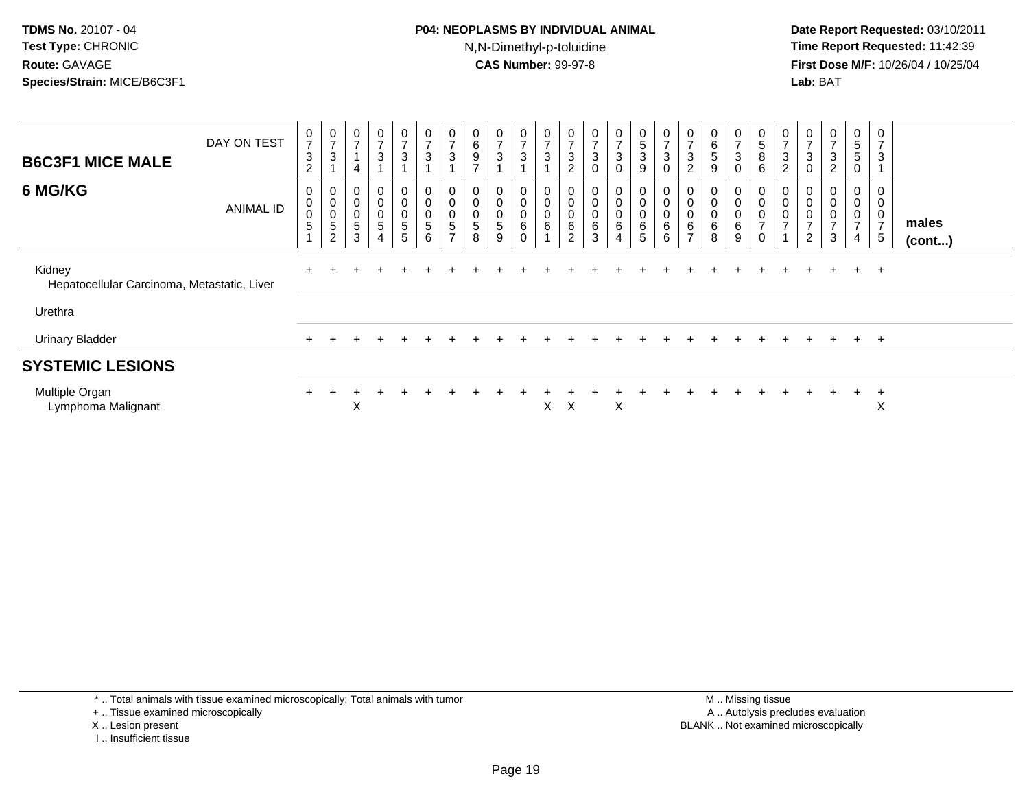**TDMS No.** 20107 - 04
**Test Type:** CHRONIC
**Route:** GAVAGE
**Species/Strain:** MICE/B6C3F1

**P04: NEOPLASMS BY INDIVIDUAL ANIMAL**
N,N-Dimethyl-p-toluidine
**CAS Number:** 99-97-8

**Date Report Requested:** 03/10/2011
**Time Report Requested:** 11:42:39
**First Dose M/F:** 10/26/04 / 10/25/04
**Lab:** BAT

| B6C3F1 MICE MALE 6 MG/KG | | | | | | | | | | | | | | | | | | | | | | | | | | | |
|---|---|---|---|---|---|---|---|---|---|---|---|---|---|---|---|---|---|---|---|---|---|---|---|---|---|---|
| DAY ON TEST | 0732 | 0731 | 0714 | 0731 | 0731 | 0731 | 0731 | 0697 | 0731 | 0731 | 0731 | 0732 | 0730 | 0730 | 0539 | 0730 | 0732 | 0659 | 0730 | 0586 | 0732 | 0730 | 0732 | 0550 | 0731 | |
| ANIMAL ID | 0051 | 0052 | 0053 | 0054 | 0055 | 0056 | 0057 | 0058 | 0059 | 0060 | 0061 | 0062 | 0063 | 0064 | 0065 | 0066 | 0067 | 0068 | 0069 | 0070 | 0071 | 0072 | 0073 | 0074 | 0075 | males (cont...) |
| Kidney | + | + | + | + | + | + | + | + | + | + | + | + | + | + | + | + | + | + | + | + | + | + | + | + | + | |
| Hepatocellular Carcinoma, Metastatic, Liver | | | | | | | | | | | | | | | | | | | | | | | | | | |
| Urethra | | | | | | | | | | | | | | | | | | | | | | | | | | |
| Urinary Bladder | + | + | + | + | + | + | + | + | + | + | + | + | + | + | + | + | + | + | + | + | + | + | + | + | + | |
| **SYSTEMIC LESIONS** | | | | | | | | | | | | | | | | | | | | | | | | | | |
| Multiple Organ | + | + | + | + | + | + | + | + | + | + | + | + | + | + | + | + | + | + | + | + | + | + | + | + | + | |
| Lymphoma Malignant | | | X | | | | | | | | X | X | | X | | | | | | | | | | | X | |

\* .. Total animals with tissue examined microscopically; Total animals with tumor
\+ .. Tissue examined microscopically
X .. Lesion present
I .. Insufficient tissue

M .. Missing tissue
A .. Autolysis precludes evaluation
BLANK .. Not examined microscopically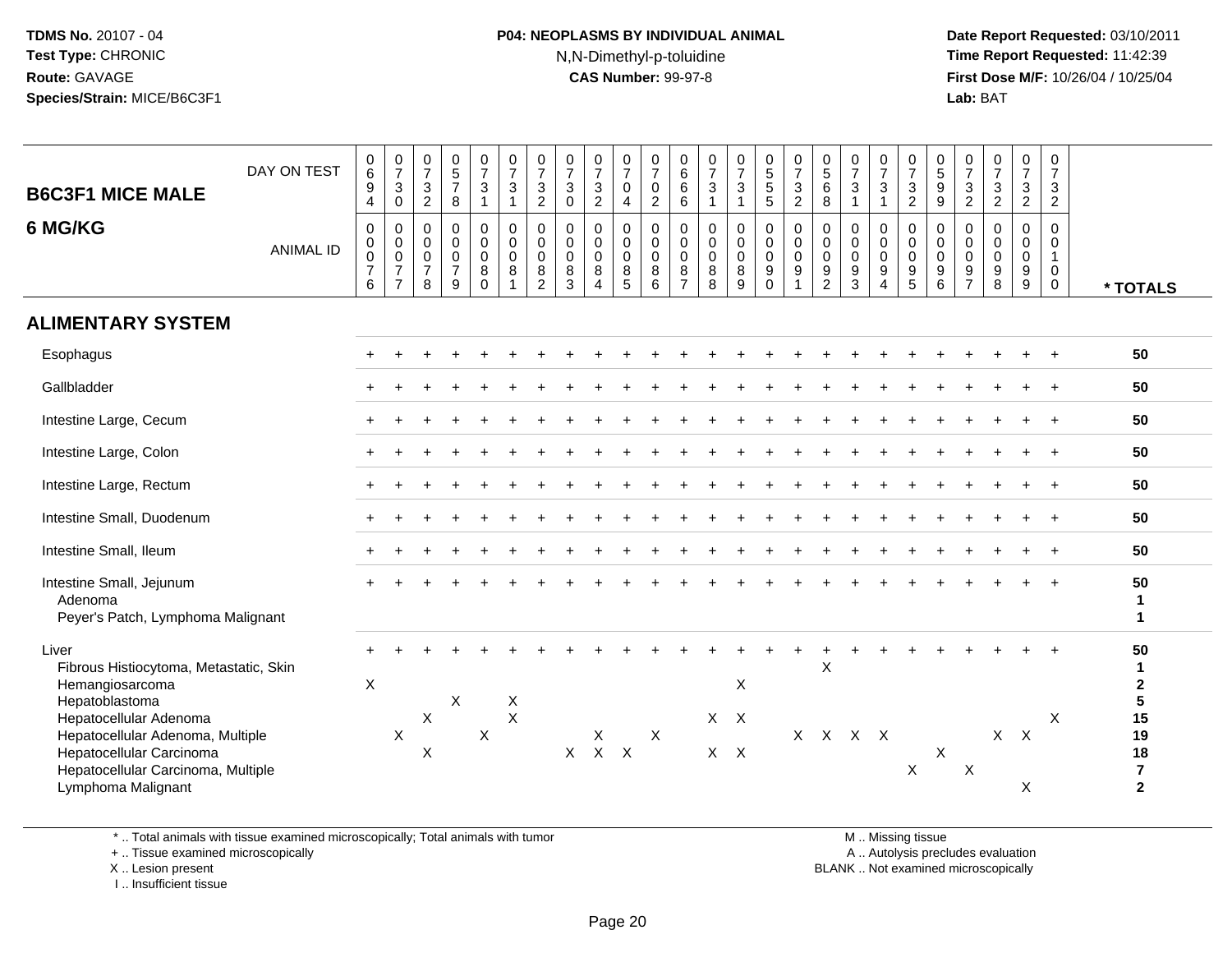**TDMS No.** 20107 - 04
**Test Type:** CHRONIC
**Route:** GAVAGE
**Species/Strain:** MICE/B6C3F1

**P04: NEOPLASMS BY INDIVIDUAL ANIMAL**
N,N-Dimethyl-p-toluidine
**CAS Number:** 99-97-8

**Date Report Requested:** 03/10/2011
**Time Report Requested:** 11:42:39
**First Dose M/F:** 10/26/04 / 10/25/04
**Lab:** BAT

## B6C3F1 MICE MALE
## 6 MG/KG

| DAY ON TEST | 0694 | 0730 | 0732 | 0578 | 0731 | 0731 | 0732 | 0730 | 0732 | 0704 | 0702 | 0666 | 0731 | 0731 | 0555 | 0732 | 0568 | 0731 | 0731 | 0732 | 0599 | 0732 | 0732 | 0732 | 0732 | |
|---|---|---|---|---|---|---|---|---|---|---|---|---|---|---|---|---|---|---|---|---|---|---|---|---|---|---|
| **ANIMAL ID** | 0076 | 0077 | 0078 | 0079 | 0080 | 0081 | 0082 | 0083 | 0084 | 0085 | 0086 | 0087 | 0088 | 0089 | 0090 | 0091 | 0092 | 0093 | 0094 | 0095 | 0096 | 0097 | 0098 | 0099 | 0100 | *** TOTALS** |
| **ALIMENTARY SYSTEM** | | | | | | | | | | | | | | | | | | | | | | | | | | |
| Esophagus | + | + | + | + | + | + | + | + | + | + | + | + | + | + | + | + | + | + | + | + | + | + | + | + | + | **50** |
| Gallbladder | + | + | + | + | + | + | + | + | + | + | + | + | + | + | + | + | + | + | + | + | + | + | + | + | + | **50** |
| Intestine Large, Cecum | + | + | + | + | + | + | + | + | + | + | + | + | + | + | + | + | + | + | + | + | + | + | + | + | + | **50** |
| Intestine Large, Colon | + | + | + | + | + | + | + | + | + | + | + | + | + | + | + | + | + | + | + | + | + | + | + | + | + | **50** |
| Intestine Large, Rectum | + | + | + | + | + | + | + | + | + | + | + | + | + | + | + | + | + | + | + | + | + | + | + | + | + | **50** |
| Intestine Small, Duodenum | + | + | + | + | + | + | + | + | + | + | + | + | + | + | + | + | + | + | + | + | + | + | + | + | + | **50** |
| Intestine Small, Ileum | + | + | + | + | + | + | + | + | + | + | + | + | + | + | + | + | + | + | + | + | + | + | + | + | + | **50** |
| Intestine Small, Jejunum | + | + | + | + | + | + | + | + | + | + | + | + | + | + | + | + | + | + | + | + | + | + | + | + | + | **50** |
| Adenoma | | | | | | | | | | | | | | | | | | | | | | | | | | **1** |
| Peyer's Patch, Lymphoma Malignant | | | | | | | | | | | | | | | | | | | | | | | | | | **1** |
| Liver | + | + | + | + | + | + | + | + | + | + | + | + | + | + | + | + | + | + | + | + | + | + | + | + | + | **50** |
| Fibrous Histiocytoma, Metastatic, Skin | | | | | | | | | | | | | | | | | X | | | | | | | | | **1** |
| Hemangiosarcoma | X | | | | | | | | | | | | | X | | | | | | | | | | | | **2** |
| Hepatoblastoma | | | | X | | X | | | | | | | | | | | | | | | | | | | | **5** |
| Hepatocellular Adenoma | | | X | | | X | | | | | | | X | X | | | | | | | | | | | X | **15** |
| Hepatocellular Adenoma, Multiple | | X | | | X | | | | X | | X | | | | | X | X | X | X | | | | X | X | | **19** |
| Hepatocellular Carcinoma | | | X | | | | | X | X | X | | | X | X | | | | | | | X | | | | | **18** |
| Hepatocellular Carcinoma, Multiple | | | | | | | | | | | | | | | | | | | | X | | X | | | | **7** |
| Lymphoma Malignant | | | | | | | | | | | | | | | | | | | | | | | | X | | **2** |

\* .. Total animals with tissue examined microscopically; Total animals with tumor
\+ .. Tissue examined microscopically
X .. Lesion present
I .. Insufficient tissue

M .. Missing tissue
A .. Autolysis precludes evaluation
BLANK .. Not examined microscopically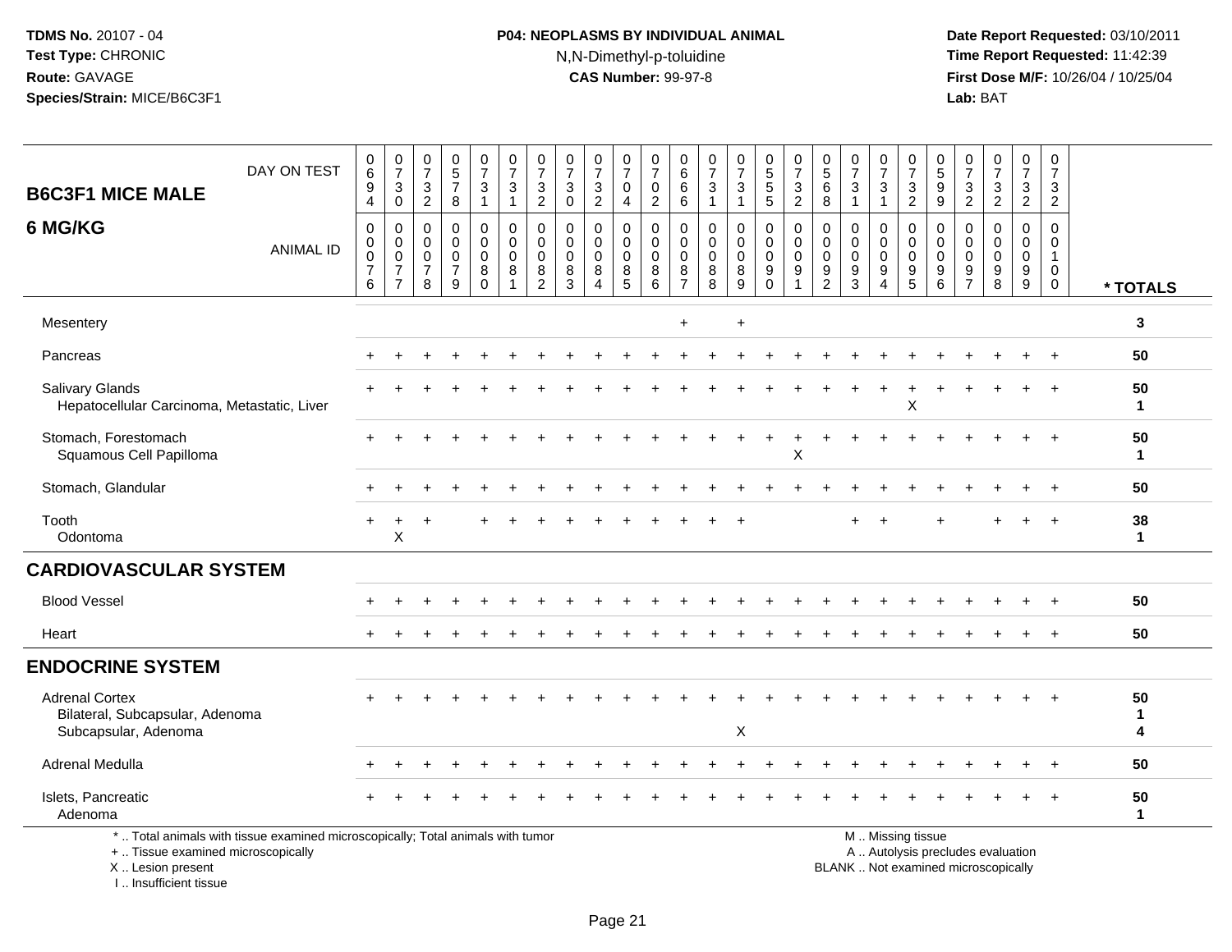TDMS No. 20107 - 04
Test Type: CHRONIC
Route: GAVAGE
Species/Strain: MICE/B6C3F1

**P04: NEOPLASMS BY INDIVIDUAL ANIMAL**
N,N-Dimethyl-p-toluidine
**CAS Number:** 99-97-8

Date Report Requested: 03/10/2011
Time Report Requested: 11:42:39
First Dose M/F: 10/26/04 / 10/25/04
Lab: BAT

## B6C3F1 MICE MALE
## 6 MG/KG

| DAY ON TEST | 0694 | 0730 | 0732 | 0578 | 0731 | 0731 | 0732 | 0730 | 0732 | 0704 | 0702 | 0666 | 0731 | 0731 | 0555 | 0732 | 0568 | 0731 | 0731 | 0732 | 0599 | 0732 | 0732 | 0732 | 0732 | |
|---|---|---|---|---|---|---|---|---|---|---|---|---|---|---|---|---|---|---|---|---|---|---|---|---|---|---|
| **ANIMAL ID** | 0076 | 0077 | 0078 | 0079 | 0080 | 0081 | 0082 | 0083 | 0084 | 0085 | 0086 | 0087 | 0088 | 0089 | 0090 | 0091 | 0092 | 0093 | 0094 | 0095 | 0096 | 0097 | 0098 | 0099 | 0100 | *** TOTALS** |
| Mesentery | | | | | | | | | | | | + | | + | | | | | | | | | | | | 3 |
| Pancreas | + | + | + | + | + | + | + | + | + | + | + | + | + | + | + | + | + | + | + | + | + | + | + | + | + | 50 |
| Salivary Glands | + | + | + | + | + | + | + | + | + | + | + | + | + | + | + | + | + | + | + | + | + | + | + | + | + | 50 |
| Hepatocellular Carcinoma, Metastatic, Liver | | | | | | | | | | | | | | | | | | | | X | | | | | | 1 |
| Stomach, Forestomach | + | + | + | + | + | + | + | + | + | + | + | + | + | + | + | + | + | + | + | + | + | + | + | + | + | 50 |
| Squamous Cell Papilloma | | | | | | | | | | | | | | | | X | | | | | | | | | | 1 |
| Stomach, Glandular | + | + | + | + | + | + | + | + | + | + | + | + | + | + | + | + | + | + | + | + | + | + | + | + | + | 50 |
| Tooth | + | + | + | | + | + | + | + | + | + | + | + | + | + | | | | + | + | | + | | + | + | + | 38 |
| Odontoma | | X | | | | | | | | | | | | | | | | | | | | | | | | 1 |
| **CARDIOVASCULAR SYSTEM** | | | | | | | | | | | | | | | | | | | | | | | | | | |
| Blood Vessel | + | + | + | + | + | + | + | + | + | + | + | + | + | + | + | + | + | + | + | + | + | + | + | + | + | 50 |
| Heart | + | + | + | + | + | + | + | + | + | + | + | + | + | + | + | + | + | + | + | + | + | + | + | + | + | 50 |
| **ENDOCRINE SYSTEM** | | | | | | | | | | | | | | | | | | | | | | | | | | |
| Adrenal Cortex | + | + | + | + | + | + | + | + | + | + | + | + | + | + | + | + | + | + | + | + | + | + | + | + | + | 50 |
| Bilateral, Subcapsular, Adenoma | | | | | | | | | | | | | | | | | | | | | | | | | | 1 |
| Subcapsular, Adenoma | | | | | | | | | | | | | | X | | | | | | | | | | | | 4 |
| Adrenal Medulla | + | + | + | + | + | + | + | + | + | + | + | + | + | + | + | + | + | + | + | + | + | + | + | + | + | 50 |
| Islets, Pancreatic | + | + | + | + | + | + | + | + | + | + | + | + | + | + | + | + | + | + | + | + | + | + | + | + | + | 50 |
| Adenoma | | | | | | | | | | | | | | | | | | | | | | | | | | 1 |

\* .. Total animals with tissue examined microscopically; Total animals with tumor
\+ .. Tissue examined microscopically
X .. Lesion present
I .. Insufficient tissue

M .. Missing tissue
A .. Autolysis precludes evaluation
BLANK .. Not examined microscopically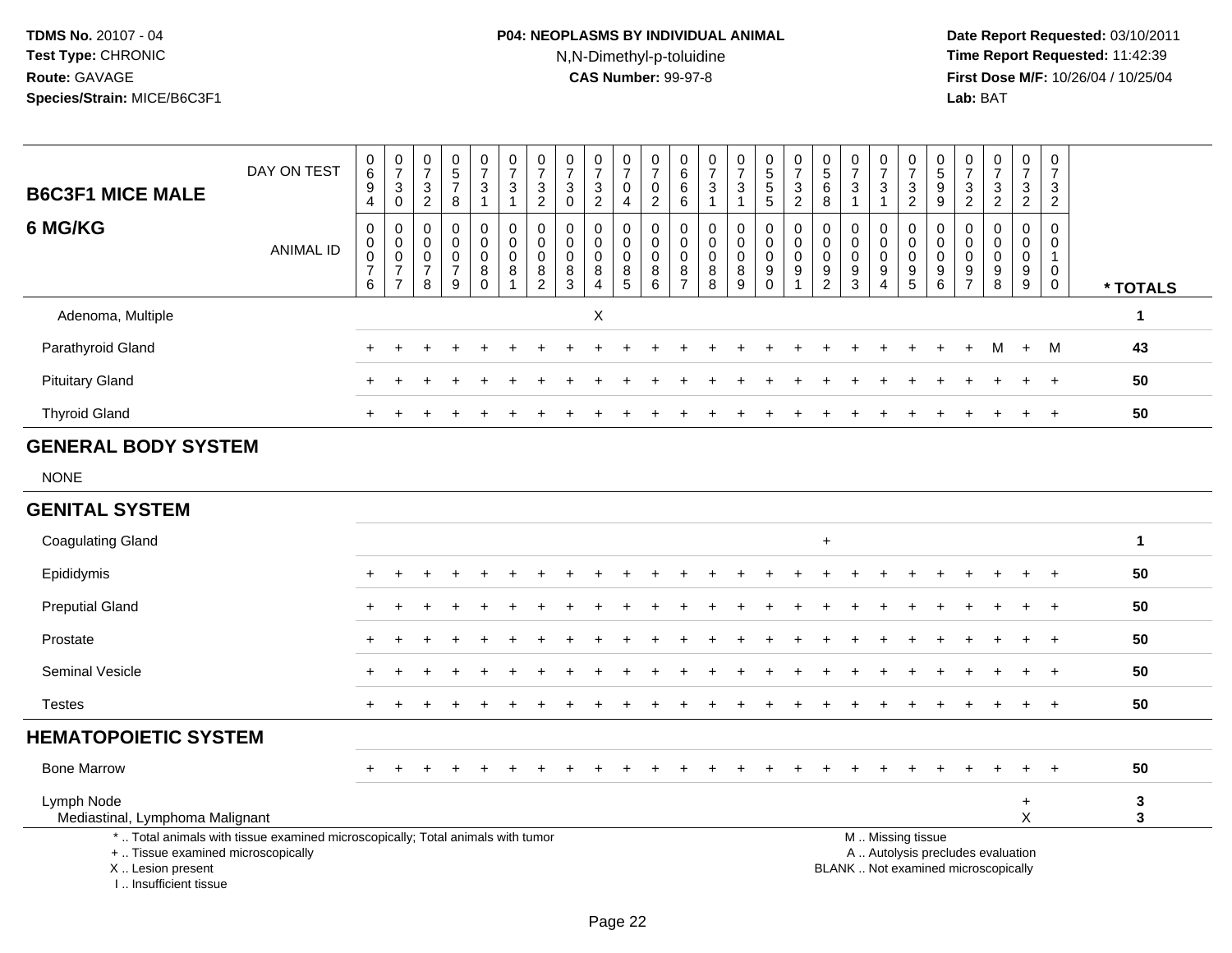**TDMS No.** 20107 - 04
**Test Type:** CHRONIC
**Route:** GAVAGE
**Species/Strain:** MICE/B6C3F1

**P04: NEOPLASMS BY INDIVIDUAL ANIMAL**
N,N-Dimethyl-p-toluidine
**CAS Number:** 99-97-8

**Date Report Requested:** 03/10/2011
**Time Report Requested:** 11:42:39
**First Dose M/F:** 10/26/04 / 10/25/04
**Lab:** BAT

| B6C3F1 MICE MALE 6 MG/KG | | | | | | | | | | | | | | | | | | | | | | | | | | |
|---|---|---|---|---|---|---|---|---|---|---|---|---|---|---|---|---|---|---|---|---|---|---|---|---|---|---|
| DAY ON TEST | 0694 | 0730 | 0732 | 0578 | 0731 | 0731 | 0732 | 0730 | 0732 | 0704 | 0702 | 0666 | 0731 | 0731 | 0555 | 0732 | 0568 | 0731 | 0731 | 0732 | 0599 | 0732 | 0732 | 0732 | 0732 | |
| ANIMAL ID | 0076 | 0077 | 0078 | 0079 | 0080 | 0081 | 0082 | 0083 | 0084 | 0085 | 0086 | 0087 | 0088 | 0089 | 0090 | 0091 | 0092 | 0093 | 0094 | 0095 | 0096 | 0097 | 0098 | 0099 | 0100 | * TOTALS |
| Adenoma, Multiple | | | | | | | | | X | | | | | | | | | | | | | | | | | 1 |
| Parathyroid Gland | + | + | + | + | + | + | + | + | + | + | + | + | + | + | + | + | + | + | + | + | + | + | M | + | M | 43 |
| Pituitary Gland | + | + | + | + | + | + | + | + | + | + | + | + | + | + | + | + | + | + | + | + | + | + | + | + | + | 50 |
| Thyroid Gland | + | + | + | + | + | + | + | + | + | + | + | + | + | + | + | + | + | + | + | + | + | + | + | + | + | 50 |
| **GENERAL BODY SYSTEM** | | | | | | | | | | | | | | | | | | | | | | | | | | |
| NONE | | | | | | | | | | | | | | | | | | | | | | | | | | |
| **GENITAL SYSTEM** | | | | | | | | | | | | | | | | | | | | | | | | | | |
| Coagulating Gland | | | | | | | | | | | | | | | | | + | | | | | | | | | 1 |
| Epididymis | + | + | + | + | + | + | + | + | + | + | + | + | + | + | + | + | + | + | + | + | + | + | + | + | + | 50 |
| Preputial Gland | + | + | + | + | + | + | + | + | + | + | + | + | + | + | + | + | + | + | + | + | + | + | + | + | + | 50 |
| Prostate | + | + | + | + | + | + | + | + | + | + | + | + | + | + | + | + | + | + | + | + | + | + | + | + | + | 50 |
| Seminal Vesicle | + | + | + | + | + | + | + | + | + | + | + | + | + | + | + | + | + | + | + | + | + | + | + | + | + | 50 |
| Testes | + | + | + | + | + | + | + | + | + | + | + | + | + | + | + | + | + | + | + | + | + | + | + | + | + | 50 |
| **HEMATOPOIETIC SYSTEM** | | | | | | | | | | | | | | | | | | | | | | | | | | |
| Bone Marrow | + | + | + | + | + | + | + | + | + | + | + | + | + | + | + | + | + | + | + | + | + | + | + | + | + | 50 |
| Lymph Node | | | | | | | | | | | | | | | | | | | | | | | | + | | 3 |
| Mediastinal, Lymphoma Malignant | | | | | | | | | | | | | | | | | | | | | | | | X | | 3 |

* .. Total animals with tissue examined microscopically; Total animals with tumor
+ .. Tissue examined microscopically
X .. Lesion present
I .. Insufficient tissue

M .. Missing tissue
A .. Autolysis precludes evaluation
BLANK .. Not examined microscopically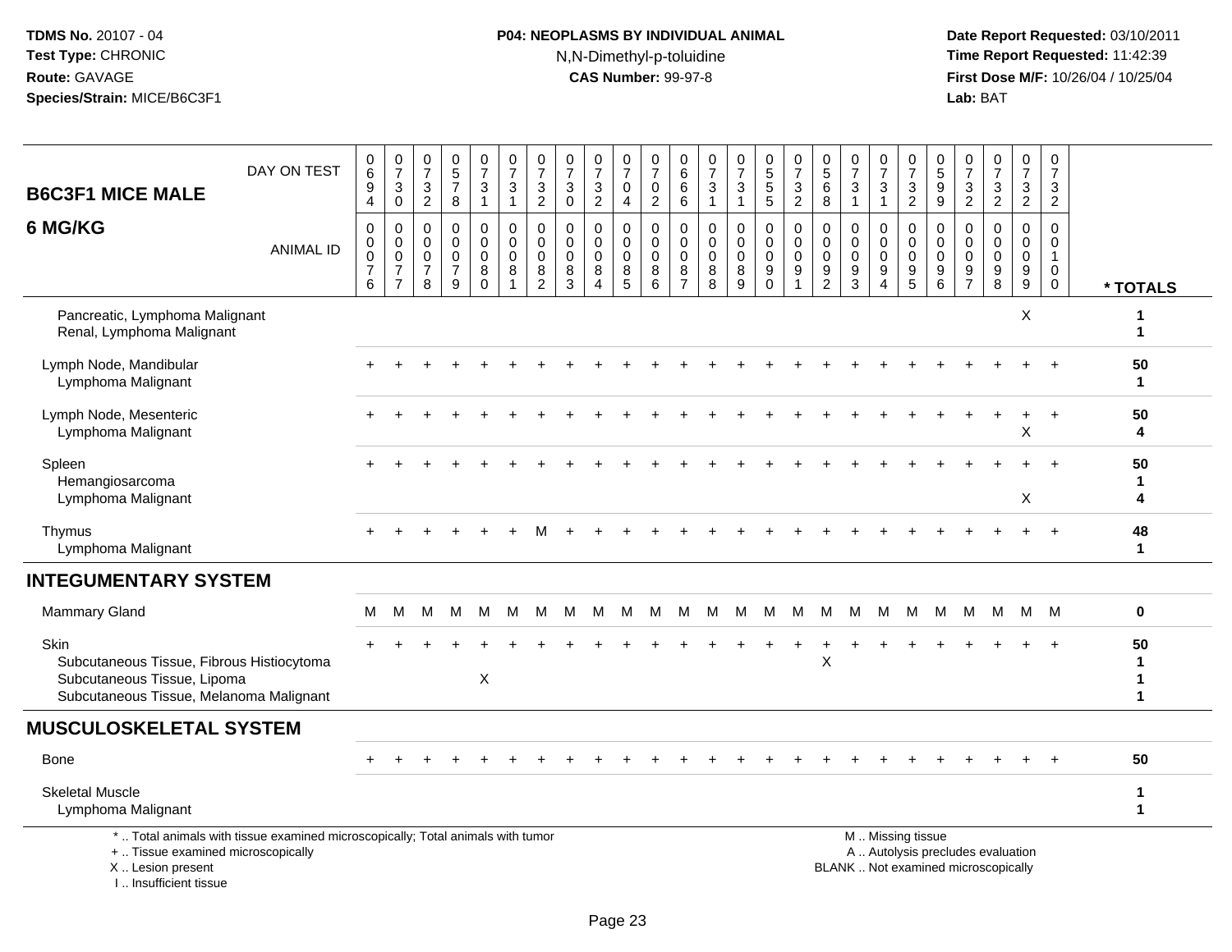**TDMS No.** 20107 - 04
**Test Type:** CHRONIC
**Route:** GAVAGE
**Species/Strain:** MICE/B6C3F1

**P04: NEOPLASMS BY INDIVIDUAL ANIMAL**
N,N-Dimethyl-p-toluidine
**CAS Number:** 99-97-8

**Date Report Requested:** 03/10/2011
**Time Report Requested:** 11:42:39
**First Dose M/F:** 10/26/04 / 10/25/04
**Lab:** BAT

## B6C3F1 MICE MALE
## 6 MG/KG

| DAY ON TEST | 0694 | 0730 | 0732 | 0578 | 0731 | 0731 | 0732 | 0730 | 0732 | 0704 | 0702 | 0666 | 0731 | 0731 | 0555 | 0732 | 0568 | 0731 | 0731 | 0732 | 0599 | 0732 | 0732 | 0732 | 0732 | |
|---|---|---|---|---|---|---|---|---|---|---|---|---|---|---|---|---|---|---|---|---|---|---|---|---|---|---|
| **ANIMAL ID** | 00076 | 00077 | 00078 | 00079 | 00080 | 00081 | 00082 | 00083 | 00084 | 00085 | 00086 | 00087 | 00088 | 00089 | 00090 | 00091 | 00092 | 00093 | 00094 | 00095 | 00096 | 00097 | 00098 | 00099 | 00100 | *** TOTALS** |
| Pancreatic, Lymphoma Malignant | | | | | | | | | | | | | | | | | | | | | | | | X | | 1 |
| Renal, Lymphoma Malignant | | | | | | | | | | | | | | | | | | | | | | | | | | 1 |
| Lymph Node, Mandibular | + | + | + | + | + | + | + | + | + | + | + | + | + | + | + | + | + | + | + | + | + | + | + | + | + | 50 |
| Lymphoma Malignant | | | | | | | | | | | | | | | | | | | | | | | | | | 1 |
| Lymph Node, Mesenteric | + | + | + | + | + | + | + | + | + | + | + | + | + | + | + | + | + | + | + | + | + | + | + | + | + | 50 |
| Lymphoma Malignant | | | | | | | | | | | | | | | | | | | | | | | | X | | 4 |
| Spleen | + | + | + | + | + | + | + | + | + | + | + | + | + | + | + | + | + | + | + | + | + | + | + | + | + | 50 |
| Hemangiosarcoma | | | | | | | | | | | | | | | | | | | | | | | | | | 1 |
| Lymphoma Malignant | | | | | | | | | | | | | | | | | | | | | | | | X | | 4 |
| Thymus | + | + | + | + | + | + | M | + | + | + | + | + | + | + | + | + | + | + | + | + | + | + | + | + | + | 48 |
| Lymphoma Malignant | | | | | | | | | | | | | | | | | | | | | | | | | | 1 |
| **INTEGUMENTARY SYSTEM** | | | | | | | | | | | | | | | | | | | | | | | | | | |
| Mammary Gland | M | M | M | M | M | M | M | M | M | M | M | M | M | M | M | M | M | M | M | M | M | M | M | M | M | 0 |
| Skin | + | + | + | + | + | + | + | + | + | + | + | + | + | + | + | + | + | + | + | + | + | + | + | + | + | 50 |
| Subcutaneous Tissue, Fibrous Histiocytoma | | | | | | | | | | | | | | | | | X | | | | | | | | | 1 |
| Subcutaneous Tissue, Lipoma | | | | | X | | | | | | | | | | | | | | | | | | | | | 1 |
| Subcutaneous Tissue, Melanoma Malignant | | | | | | | | | | | | | | | | | | | | | | | | | | 1 |
| **MUSCULOSKELETAL SYSTEM** | | | | | | | | | | | | | | | | | | | | | | | | | | |
| Bone | + | + | + | + | + | + | + | + | + | + | + | + | + | + | + | + | + | + | + | + | + | + | + | + | + | 50 |
| Skeletal Muscle | | | | | | | | | | | | | | | | | | | | | | | | | | 1 |
| Lymphoma Malignant | | | | | | | | | | | | | | | | | | | | | | | | | | 1 |

* .. Total animals with tissue examined microscopically; Total animals with tumor
+ .. Tissue examined microscopically
X .. Lesion present
I .. Insufficient tissue

M .. Missing tissue
A .. Autolysis precludes evaluation
BLANK .. Not examined microscopically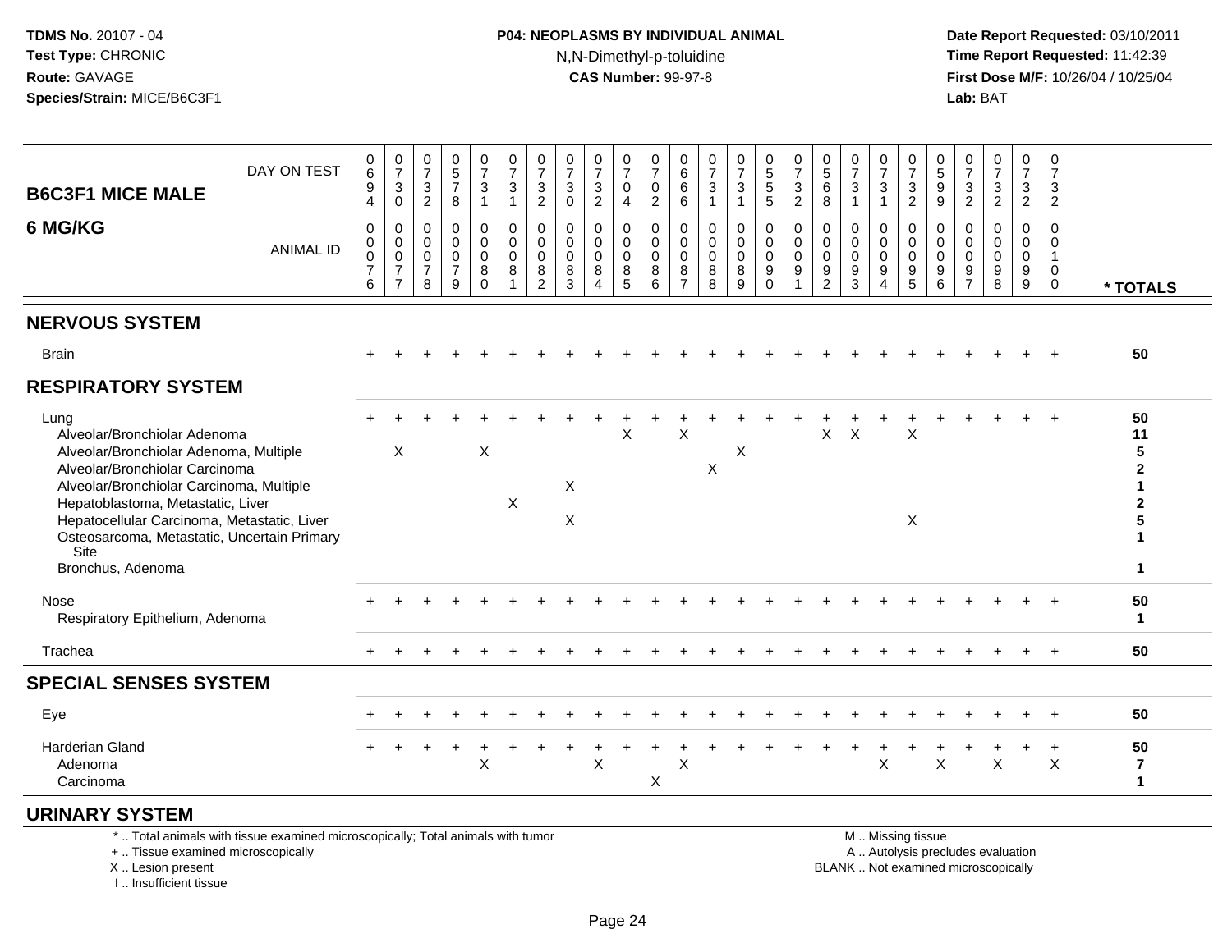**TDMS No.** 20107 - 04
**Test Type:** CHRONIC
**Route:** GAVAGE
**Species/Strain:** MICE/B6C3F1

**P04: NEOPLASMS BY INDIVIDUAL ANIMAL**
N,N-Dimethyl-p-toluidine
**CAS Number:** 99-97-8

**Date Report Requested:** 03/10/2011
**Time Report Requested:** 11:42:39
**First Dose M/F:** 10/26/04 / 10/25/04
**Lab:** BAT

## B6C3F1 MICE MALE
## 6 MG/KG

| DAY ON TEST | 694 | 730 | 732 | 578 | 731 | 731 | 732 | 730 | 732 | 704 | 702 | 666 | 731 | 731 | 555 | 732 | 568 | 731 | 731 | 732 | 599 | 732 | 732 | 732 | 732 | |
|---|---|---|---|---|---|---|---|---|---|---|---|---|---|---|---|---|---|---|---|---|---|---|---|---|---|---|
| **ANIMAL ID** | 0076 | 0077 | 0078 | 0079 | 0080 | 0081 | 0082 | 0083 | 0084 | 0085 | 0086 | 0087 | 0088 | 0089 | 0090 | 0091 | 0092 | 0093 | 0094 | 0095 | 0096 | 0097 | 0098 | 0099 | 0100 | *** TOTALS** |
| **NERVOUS SYSTEM** | | | | | | | | | | | | | | | | | | | | | | | | | | |
| Brain | + | + | + | + | + | + | + | + | + | + | + | + | + | + | + | + | + | + | + | + | + | + | + | + | + | 50 |
| **RESPIRATORY SYSTEM** | | | | | | | | | | | | | | | | | | | | | | | | | | |
| Lung | + | + | + | + | + | + | + | + | + | + | + | + | + | + | + | + | + | + | + | + | + | + | + | + | + | 50 |
| Alveolar/Bronchiolar Adenoma | | | | | | | | | | X | | X | | | | | X | X | | X | | | | | | 11 |
| Alveolar/Bronchiolar Adenoma, Multiple | | X | | | X | | | | | | | | | X | | | | | | | | | | | | 5 |
| Alveolar/Bronchiolar Carcinoma | | | | | | | | | | | | | X | | | | | | | | | | | | | 2 |
| Alveolar/Bronchiolar Carcinoma, Multiple | | | | | | | | X | | | | | | | | | | | | | | | | | | 1 |
| Hepatoblastoma, Metastatic, Liver | | | | | | X | | | | | | | | | | | | | | | | | | | | 2 |
| Hepatocellular Carcinoma, Metastatic, Liver | | | | | | | | X | | | | | | | | | | | | X | | | | | | 5 |
| Osteosarcoma, Metastatic, Uncertain Primary Site | | | | | | | | | | | | | | | | | | | | | | | | | | 1 |
| Bronchus, Adenoma | | | | | | | | | | | | | | | | | | | | | | | | | | 1 |
| Nose | + | + | + | + | + | + | + | + | + | + | + | + | + | + | + | + | + | + | + | + | + | + | + | + | + | 50 |
| Respiratory Epithelium, Adenoma | | | | | | | | | | | | | | | | | | | | | | | | | | 1 |
| Trachea | + | + | + | + | + | + | + | + | + | + | + | + | + | + | + | + | + | + | + | + | + | + | + | + | + | 50 |
| **SPECIAL SENSES SYSTEM** | | | | | | | | | | | | | | | | | | | | | | | | | | |
| Eye | + | + | + | + | + | + | + | + | + | + | + | + | + | + | + | + | + | + | + | + | + | + | + | + | + | 50 |
| Harderian Gland | + | + | + | + | + | + | + | + | + | + | + | + | + | + | + | + | + | + | + | + | + | + | + | + | + | 50 |
| Adenoma | | | | | X | | | | X | | | X | | | | | | | X | | X | | X | | X | 7 |
| Carcinoma | | | | | | | | | | | X | | | | | | | | | | | | | | | 1 |
| **URINARY SYSTEM** | | | | | | | | | | | | | | | | | | | | | | | | | | |

\* .. Total animals with tissue examined microscopically; Total animals with tumor
\+ .. Tissue examined microscopically
X .. Lesion present
I .. Insufficient tissue

M .. Missing tissue
A .. Autolysis precludes evaluation
BLANK .. Not examined microscopically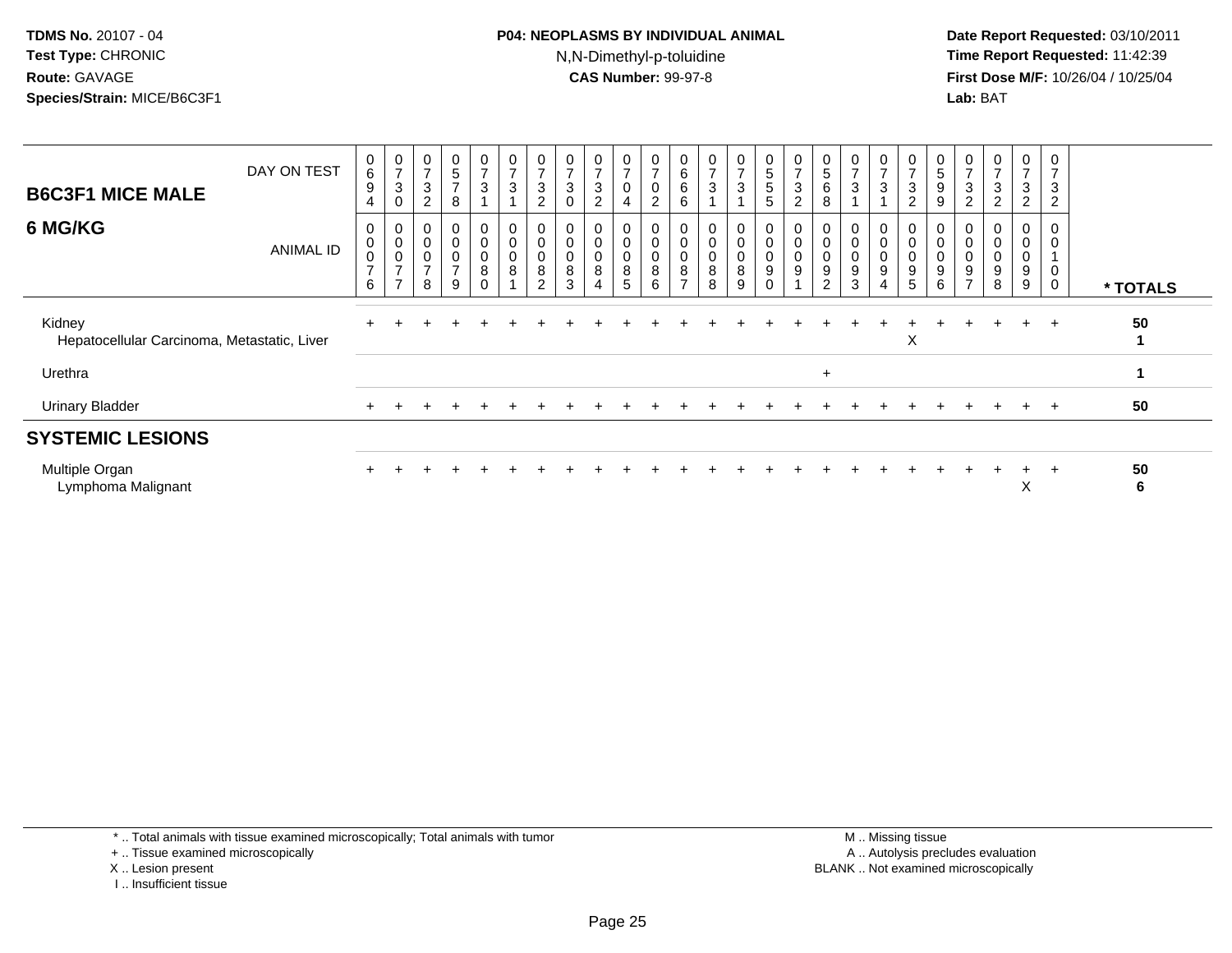TDMS No. 20107 - 04
Test Type: CHRONIC
Route: GAVAGE
Species/Strain: MICE/B6C3F1

**P04: NEOPLASMS BY INDIVIDUAL ANIMAL**
N,N-Dimethyl-p-toluidine
**CAS Number:** 99-97-8

Date Report Requested: 03/10/2011
Time Report Requested: 11:42:39
First Dose M/F: 10/26/04 / 10/25/04
Lab: BAT

| B6C3F1 MICE MALE — DAY ON TEST | 0694 | 0730 | 0732 | 0578 | 0731 | 0731 | 0732 | 0730 | 0732 | 0704 | 0702 | 0666 | 0731 | 0731 | 0555 | 0732 | 0568 | 0731 | 0731 | 0732 | 0599 | 0732 | 0732 | 0732 | 0732 | |
|---|---|---|---|---|---|---|---|---|---|---|---|---|---|---|---|---|---|---|---|---|---|---|---|---|---|---|
| **6 MG/KG** — ANIMAL ID | 0076 | 0077 | 0078 | 0079 | 0080 | 0081 | 0082 | 0083 | 0084 | 0085 | 0086 | 0087 | 0088 | 0089 | 0090 | 0091 | 0092 | 0093 | 0094 | 0095 | 0096 | 0097 | 0098 | 0099 | 0100 | * TOTALS |
| Kidney | + | + | + | + | + | + | + | + | + | + | + | + | + | + | + | + | + | + | + | + | + | + | + | + | + | 50 |
| Hepatocellular Carcinoma, Metastatic, Liver | | | | | | | | | | | | | | | | | | | | X | | | | | | 1 |
| Urethra | | | | | | | | | | | | | | | | | + | | | | | | | | | 1 |
| Urinary Bladder | + | + | + | + | + | + | + | + | + | + | + | + | + | + | + | + | + | + | + | + | + | + | + | + | + | 50 |
| **SYSTEMIC LESIONS** | | | | | | | | | | | | | | | | | | | | | | | | | | |
| Multiple Organ | + | + | + | + | + | + | + | + | + | + | + | + | + | + | + | + | + | + | + | + | + | + | + | + | + | 50 |
| Lymphoma Malignant | | | | | | | | | | | | | | | | | | | | | | | | X | | 6 |

* .. Total animals with tissue examined microscopically; Total animals with tumor
+ .. Tissue examined microscopically
X .. Lesion present
I .. Insufficient tissue

M .. Missing tissue
A .. Autolysis precludes evaluation
BLANK .. Not examined microscopically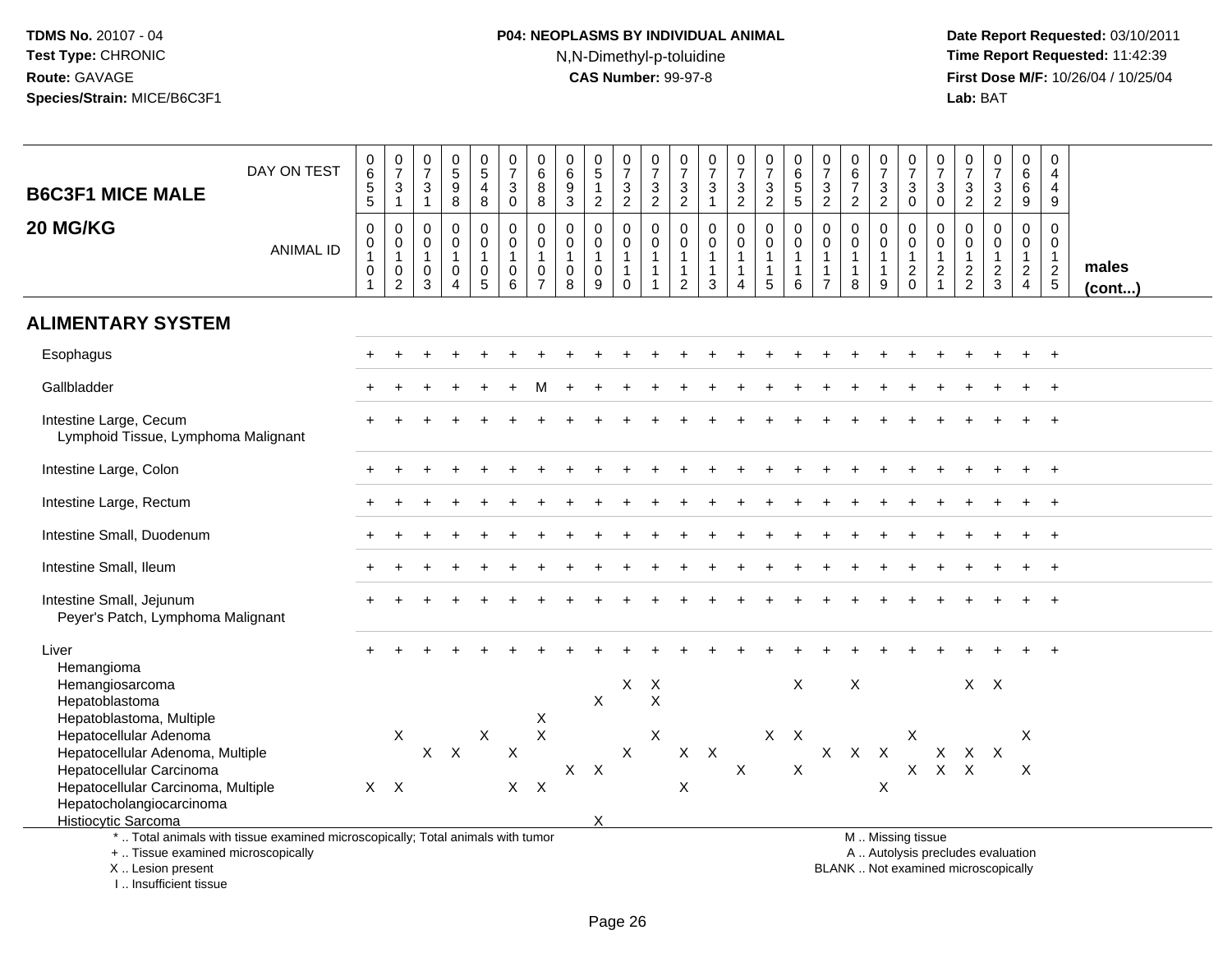TDMS No. 20107 - 04
Test Type: CHRONIC
Route: GAVAGE
Species/Strain: MICE/B6C3F1

**P04: NEOPLASMS BY INDIVIDUAL ANIMAL**
N,N-Dimethyl-p-toluidine
**CAS Number:** 99-97-8

Date Report Requested: 03/10/2011
Time Report Requested: 11:42:39
First Dose M/F: 10/26/04 / 10/25/04
Lab: BAT

## B6C3F1 MICE MALE 20 MG/KG

| | 1 | 2 | 3 | 4 | 5 | 6 | 7 | 8 | 9 | 10 | 11 | 12 | 13 | 14 | 15 | 16 | 17 | 18 | 19 | 20 | 21 | 22 | 23 | 24 | 25 |
|---|---|---|---|---|---|---|---|---|---|---|---|---|---|---|---|---|---|---|---|---|---|---|---|---|---|
| DAY ON TEST | 0655 | 0731 | 0731 | 0598 | 0548 | 0730 | 0688 | 0693 | 0512 | 0732 | 0732 | 0732 | 0731 | 0732 | 0732 | 0655 | 0732 | 0672 | 0732 | 0730 | 0730 | 0732 | 0732 | 0669 | 0449 |
| ANIMAL ID | 00101 | 00102 | 00103 | 00104 | 00105 | 00106 | 00107 | 00108 | 00109 | 00110 | 00111 | 00112 | 00113 | 00114 | 00115 | 00116 | 00117 | 00118 | 00119 | 00120 | 00121 | 00122 | 00123 | 00124 | 00125 |
| **ALIMENTARY SYSTEM** | | | | | | | | | | | | | | | | | | | | | | | | | |
| Esophagus | + | + | + | + | + | + | + | + | + | + | + | + | + | + | + | + | + | + | + | + | + | + | + | + | + |
| Gallbladder | + | + | + | + | + | + | M | + | + | + | + | + | + | + | + | + | + | + | + | + | + | + | + | + | + |
| Intestine Large, Cecum | + | + | + | + | + | + | + | + | + | + | + | + | + | + | + | + | + | + | + | + | + | + | + | + | + |
| Lymphoid Tissue, Lymphoma Malignant | | | | | | | | | | | | | | | | | | | | | | | | | |
| Intestine Large, Colon | + | + | + | + | + | + | + | + | + | + | + | + | + | + | + | + | + | + | + | + | + | + | + | + | + |
| Intestine Large, Rectum | + | + | + | + | + | + | + | + | + | + | + | + | + | + | + | + | + | + | + | + | + | + | + | + | + |
| Intestine Small, Duodenum | + | + | + | + | + | + | + | + | + | + | + | + | + | + | + | + | + | + | + | + | + | + | + | + | + |
| Intestine Small, Ileum | + | + | + | + | + | + | + | + | + | + | + | + | + | + | + | + | + | + | + | + | + | + | + | + | + |
| Intestine Small, Jejunum | + | + | + | + | + | + | + | + | + | + | + | + | + | + | + | + | + | + | + | + | + | + | + | + | + |
| Peyer's Patch, Lymphoma Malignant | | | | | | | | | | | | | | | | | | | | | | | | | |
| Liver | + | + | + | + | + | + | + | + | + | + | + | + | + | + | + | + | + | + | + | + | + | + | + | + | + |
| Hemangioma | | | | | | | | | | | | | | | | | | | | | | | | | |
| Hemangiosarcoma | | | | | | | | | | X | X | | | | | X | | X | | | | X | X | | |
| Hepatoblastoma | | | | | | | | | X | | X | | | | | | | | | | | | | | |
| Hepatoblastoma, Multiple | | | | | | | X | | | | | | | | | | | | | | | | | | |
| Hepatocellular Adenoma | | X | | | X | | X | | | | X | | | | X | X | | | | X | | | | X | |
| Hepatocellular Adenoma, Multiple | | | X | X | | X | | | | X | | X | X | | | | X | X | X | | X | X | X | | |
| Hepatocellular Carcinoma | | | | | | | | X | X | | | | | X | | X | | | | X | X | X | | X | |
| Hepatocellular Carcinoma, Multiple | X | X | | | | X | X | | | | | X | | | | | | | X | | | | | | |
| Hepatocholangiocarcinoma | | | | | | | | | | | | | | | | | | | | | | | | | |
| Histiocytic Sarcoma | | | | | | | | | X | | | | | | | | | | | | | | | | |

males (cont...)

\* .. Total animals with tissue examined microscopically; Total animals with tumor
\+ .. Tissue examined microscopically
X .. Lesion present
I .. Insufficient tissue

M .. Missing tissue
A .. Autolysis precludes evaluation
BLANK .. Not examined microscopically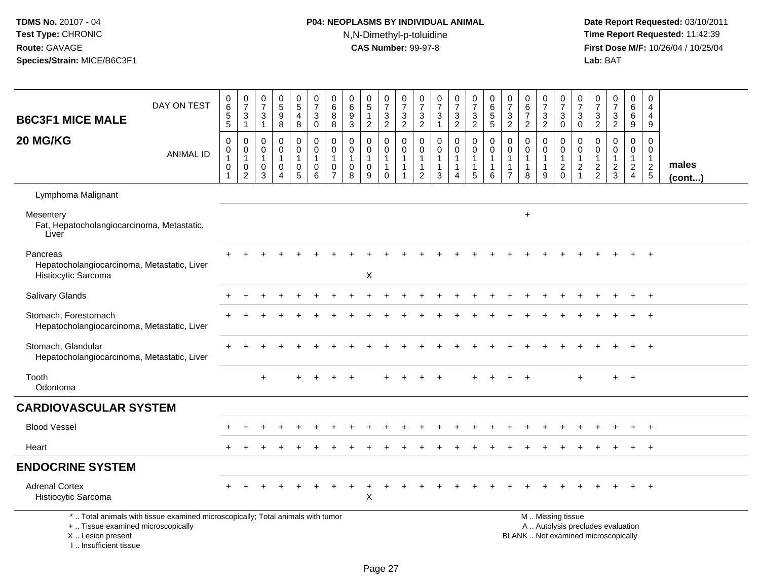**TDMS No.** 20107 - 04
**Test Type:** CHRONIC
**Route:** GAVAGE
**Species/Strain:** MICE/B6C3F1

**P04: NEOPLASMS BY INDIVIDUAL ANIMAL**
N,N-Dimethyl-p-toluidine
**CAS Number:** 99-97-8

**Date Report Requested:** 03/10/2011
**Time Report Requested:** 11:42:39
**First Dose M/F:** 10/26/04 / 10/25/04
**Lab:** BAT

| B6C3F1 MICE MALE — DAY ON TEST | 0655 | 0731 | 0731 | 0598 | 0548 | 0730 | 0688 | 0693 | 0512 | 0732 | 0732 | 0732 | 0731 | 0732 | 0732 | 0655 | 0732 | 0672 | 0732 | 0730 | 0730 | 0732 | 0732 | 0669 | 0449 | |
|---|---|---|---|---|---|---|---|---|---|---|---|---|---|---|---|---|---|---|---|---|---|---|---|---|---|---|
| **20 MG/KG** — ANIMAL ID | 00101 | 00102 | 00103 | 00104 | 00105 | 00106 | 00107 | 00108 | 00109 | 00110 | 00111 | 00112 | 00113 | 00114 | 00115 | 00116 | 00117 | 00118 | 00119 | 00120 | 00121 | 00122 | 00123 | 00124 | 00125 | **males (cont...)** |
| Lymphoma Malignant | | | | | | | | | | | | | | | | | | | | | | | | | | |
| Mesentery | | | | | | | | | | | | | | | | | | + | | | | | | | | |
| Fat, Hepatocholangiocarcinoma, Metastatic, Liver | | | | | | | | | | | | | | | | | | | | | | | | | | |
| Pancreas | + | + | + | + | + | + | + | + | + | + | + | + | + | + | + | + | + | + | + | + | + | + | + | + | + | |
| Hepatocholangiocarcinoma, Metastatic, Liver | | | | | | | | | | | | | | | | | | | | | | | | | | |
| Histiocytic Sarcoma | | | | | | | | | X | | | | | | | | | | | | | | | | | |
| Salivary Glands | + | + | + | + | + | + | + | + | + | + | + | + | + | + | + | + | + | + | + | + | + | + | + | + | + | |
| Stomach, Forestomach | + | + | + | + | + | + | + | + | + | + | + | + | + | + | + | + | + | + | + | + | + | + | + | + | + | |
| Hepatocholangiocarcinoma, Metastatic, Liver | | | | | | | | | | | | | | | | | | | | | | | | | | |
| Stomach, Glandular | + | + | + | + | + | + | + | + | + | + | + | + | + | + | + | + | + | + | + | + | + | + | + | + | + | |
| Hepatocholangiocarcinoma, Metastatic, Liver | | | | | | | | | | | | | | | | | | | | | | | | | | |
| Tooth | | | + | | + | + | + | + | | + | + | + | + | | + | + | + | + | | | + | | + | + | | |
| Odontoma | | | | | | | | | | | | | | | | | | | | | | | | | | |
| **CARDIOVASCULAR SYSTEM** | | | | | | | | | | | | | | | | | | | | | | | | | | |
| Blood Vessel | + | + | + | + | + | + | + | + | + | + | + | + | + | + | + | + | + | + | + | + | + | + | + | + | + | |
| Heart | + | + | + | + | + | + | + | + | + | + | + | + | + | + | + | + | + | + | + | + | + | + | + | + | + | |
| **ENDOCRINE SYSTEM** | | | | | | | | | | | | | | | | | | | | | | | | | | |
| Adrenal Cortex | + | + | + | + | + | + | + | + | + | + | + | + | + | + | + | + | + | + | + | + | + | + | + | + | + | |
| Histiocytic Sarcoma | | | | | | | | | X | | | | | | | | | | | | | | | | | |

\* .. Total animals with tissue examined microscopically; Total animals with tumor
\+ .. Tissue examined microscopically
X .. Lesion present
I .. Insufficient tissue

M .. Missing tissue
A .. Autolysis precludes evaluation
BLANK .. Not examined microscopically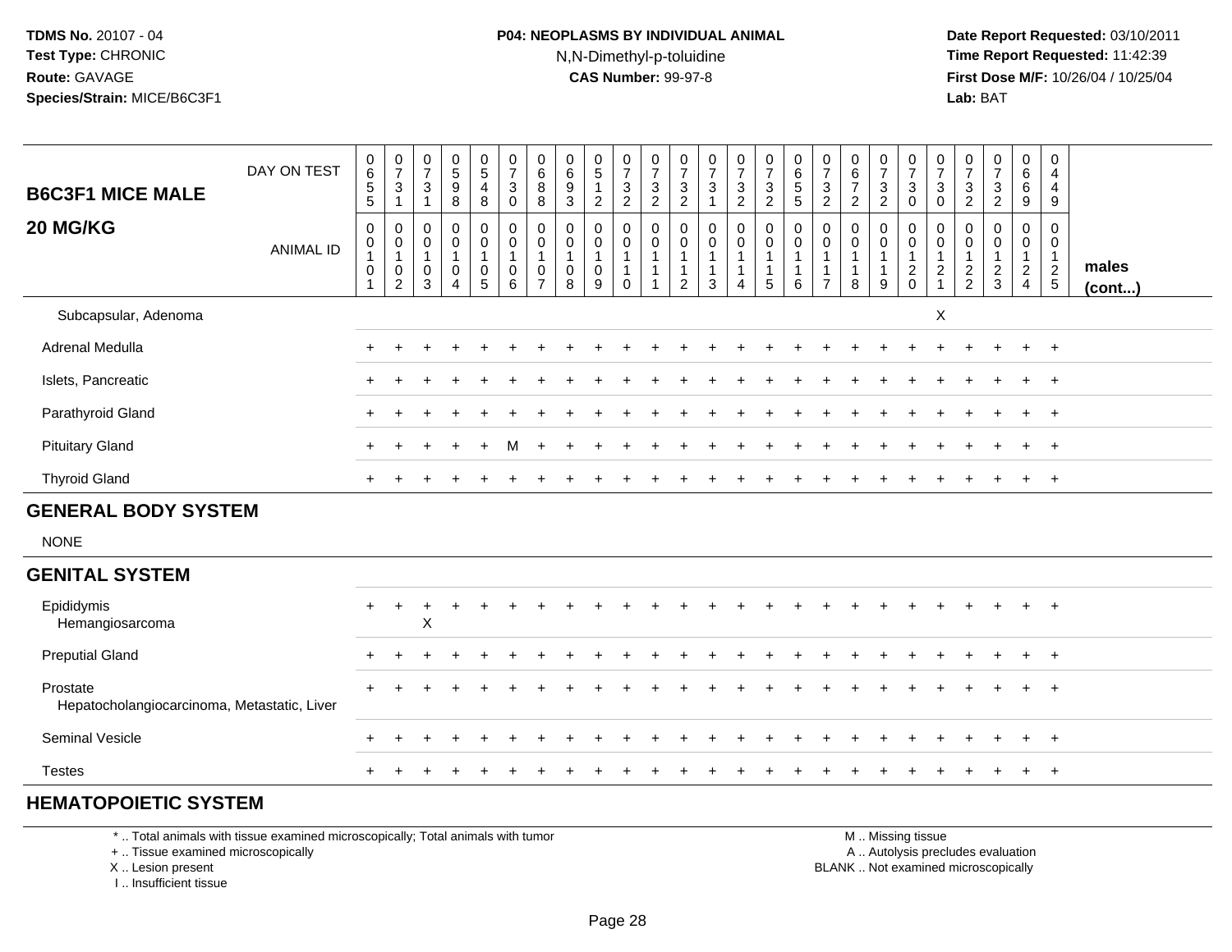**TDMS No.** 20107 - 04
**Test Type:** CHRONIC
**Route:** GAVAGE
**Species/Strain:** MICE/B6C3F1

**P04: NEOPLASMS BY INDIVIDUAL ANIMAL**
N,N-Dimethyl-p-toluidine
**CAS Number:** 99-97-8

**Date Report Requested:** 03/10/2011
**Time Report Requested:** 11:42:39
**First Dose M/F:** 10/26/04 / 10/25/04
**Lab:** BAT

## B6C3F1 MICE MALE 20 MG/KG

| DAY ON TEST | 0655 | 0731 | 0731 | 0598 | 0548 | 0730 | 0688 | 0693 | 0512 | 0732 | 0732 | 0732 | 0731 | 0732 | 0732 | 0655 | 0732 | 0672 | 0732 | 0730 | 0730 | 0732 | 0732 | 0669 | 0449 | |
|---|---|---|---|---|---|---|---|---|---|---|---|---|---|---|---|---|---|---|---|---|---|---|---|---|---|---|
| **ANIMAL ID** | 0010 1 | 0010 2 | 0010 3 | 0010 4 | 0010 5 | 0010 6 | 0010 7 | 0010 8 | 0010 9 | 0011 0 | 0011 1 | 0011 2 | 0011 3 | 0011 4 | 0011 5 | 0011 6 | 0011 7 | 0011 8 | 0011 9 | 0012 0 | 0012 1 | 0012 2 | 0012 3 | 0012 4 | 0012 5 | **males (cont...)** |
| Subcapsular, Adenoma | | | | | | | | | | | | | | | | | | | | | X | | | | | |
| Adrenal Medulla | + | + | + | + | + | + | + | + | + | + | + | + | + | + | + | + | + | + | + | + | + | + | + | + | + | |
| Islets, Pancreatic | + | + | + | + | + | + | + | + | + | + | + | + | + | + | + | + | + | + | + | + | + | + | + | + | + | |
| Parathyroid Gland | + | + | + | + | + | + | + | + | + | + | + | + | + | + | + | + | + | + | + | + | + | + | + | + | + | |
| Pituitary Gland | + | + | + | + | + | M | + | + | + | + | + | + | + | + | + | + | + | + | + | + | + | + | + | + | + | |
| Thyroid Gland | + | + | + | + | + | + | + | + | + | + | + | + | + | + | + | + | + | + | + | + | + | + | + | + | + | |
| **GENERAL BODY SYSTEM** | | | | | | | | | | | | | | | | | | | | | | | | | | |
| NONE | | | | | | | | | | | | | | | | | | | | | | | | | | |
| **GENITAL SYSTEM** | | | | | | | | | | | | | | | | | | | | | | | | | | |
| Epididymis | + | + | + | + | + | + | + | + | + | + | + | + | + | + | + | + | + | + | + | + | + | + | + | + | + | |
| Hemangiosarcoma | | | X | | | | | | | | | | | | | | | | | | | | | | | |
| Preputial Gland | + | + | + | + | + | + | + | + | + | + | + | + | + | + | + | + | + | + | + | + | + | + | + | + | + | |
| Prostate | + | + | + | + | + | + | + | + | + | + | + | + | + | + | + | + | + | + | + | + | + | + | + | + | + | |
| Hepatocholangiocarcinoma, Metastatic, Liver | | | | | | | | | | | | | | | | | | | | | | | | | | |
| Seminal Vesicle | + | + | + | + | + | + | + | + | + | + | + | + | + | + | + | + | + | + | + | + | + | + | + | + | + | |
| Testes | + | + | + | + | + | + | + | + | + | + | + | + | + | + | + | + | + | + | + | + | + | + | + | + | + | |
| **HEMATOPOIETIC SYSTEM** | | | | | | | | | | | | | | | | | | | | | | | | | | |

\* .. Total animals with tissue examined microscopically; Total animals with tumor
\+ .. Tissue examined microscopically
X .. Lesion present
I .. Insufficient tissue

M .. Missing tissue
A .. Autolysis precludes evaluation
BLANK .. Not examined microscopically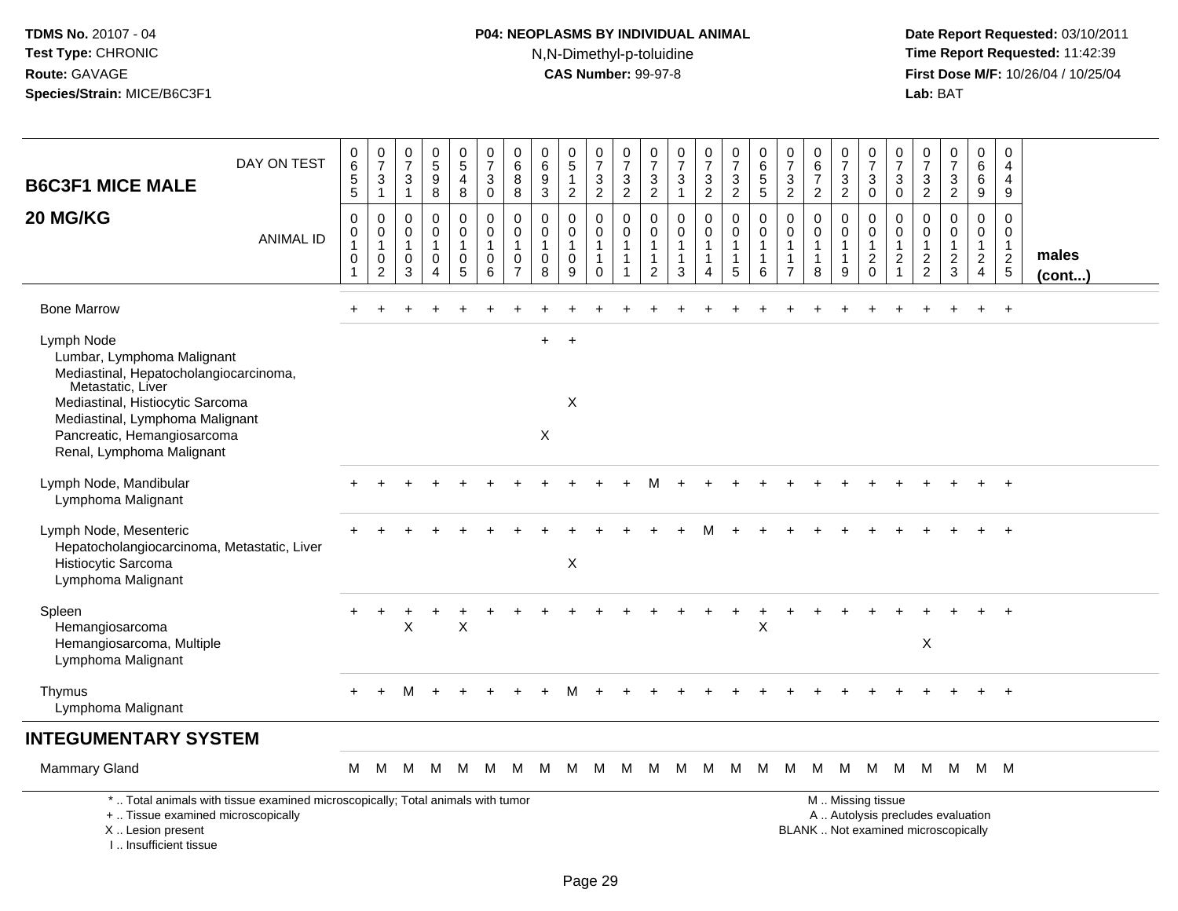TDMS No. 20107 - 04
Test Type: CHRONIC
Route: GAVAGE
Species/Strain: MICE/B6C3F1

**P04: NEOPLASMS BY INDIVIDUAL ANIMAL**
N,N-Dimethyl-p-toluidine
**CAS Number:** 99-97-8

Date Report Requested: 03/10/2011
Time Report Requested: 11:42:39
First Dose M/F: 10/26/04 / 10/25/04
Lab: BAT

| B6C3F1 MICE MALE 20 MG/KG DAY ON TEST | 0655 | 0731 | 0731 | 0598 | 0548 | 0730 | 0688 | 0693 | 0512 | 0732 | 0732 | 0732 | 0731 | 0732 | 0732 | 0655 | 0732 | 0672 | 0732 | 0730 | 0730 | 0732 | 0732 | 0669 | 0449 | |
|---|---|---|---|---|---|---|---|---|---|---|---|---|---|---|---|---|---|---|---|---|---|---|---|---|---|---|
| ANIMAL ID | 00101 | 00102 | 00103 | 00104 | 00105 | 00106 | 00107 | 00108 | 00109 | 00110 | 00111 | 00112 | 00113 | 00114 | 00115 | 00116 | 00117 | 00118 | 00119 | 00120 | 00121 | 00122 | 00123 | 00124 | 00125 | males (cont...) |
| Bone Marrow | + | + | + | + | + | + | + | + | + | + | + | + | + | + | + | + | + | + | + | + | + | + | + | + | + | |
| Lymph Node | | | | | | | | + | + | | | | | | | | | | | | | | | | | |
| Lumbar, Lymphoma Malignant | | | | | | | | | | | | | | | | | | | | | | | | | | |
| Mediastinal, Hepatocholangiocarcinoma, Metastatic, Liver | | | | | | | | | | | | | | | | | | | | | | | | | | |
| Mediastinal, Histiocytic Sarcoma | | | | | | | | | X | | | | | | | | | | | | | | | | | |
| Mediastinal, Lymphoma Malignant | | | | | | | | | | | | | | | | | | | | | | | | | | |
| Pancreatic, Hemangiosarcoma | | | | | | | | X | | | | | | | | | | | | | | | | | | |
| Renal, Lymphoma Malignant | | | | | | | | | | | | | | | | | | | | | | | | | | |
| Lymph Node, Mandibular | + | + | + | + | + | + | + | + | + | + | + | M | + | + | + | + | + | + | + | + | + | + | + | + | + | |
| Lymphoma Malignant | | | | | | | | | | | | | | | | | | | | | | | | | | |
| Lymph Node, Mesenteric | + | + | + | + | + | + | + | + | + | + | + | + | + | M | + | + | + | + | + | + | + | + | + | + | + | |
| Hepatocholangiocarcinoma, Metastatic, Liver | | | | | | | | | | | | | | | | | | | | | | | | | | |
| Histiocytic Sarcoma | | | | | | | | | X | | | | | | | | | | | | | | | | | |
| Lymphoma Malignant | | | | | | | | | | | | | | | | | | | | | | | | | | |
| Spleen | + | + | + | + | + | + | + | + | + | + | + | + | + | + | + | + | + | + | + | + | + | + | + | + | + | |
| Hemangiosarcoma | | | X | | X | | | | | | | | | | | X | | | | | | | | | | |
| Hemangiosarcoma, Multiple | | | | | | | | | | | | | | | | | | | | | | X | | | | |
| Lymphoma Malignant | | | | | | | | | | | | | | | | | | | | | | | | | | |
| Thymus | + | + | M | + | + | + | + | + | M | + | + | + | + | + | + | + | + | + | + | + | + | + | + | + | + | |
| Lymphoma Malignant | | | | | | | | | | | | | | | | | | | | | | | | | | |
| **INTEGUMENTARY SYSTEM** | | | | | | | | | | | | | | | | | | | | | | | | | | |
| Mammary Gland | M | M | M | M | M | M | M | M | M | M | M | M | M | M | M | M | M | M | M | M | M | M | M | M | M | |

\* .. Total animals with tissue examined microscopically; Total animals with tumor
\+ .. Tissue examined microscopically
X .. Lesion present
I .. Insufficient tissue

M .. Missing tissue
A .. Autolysis precludes evaluation
BLANK .. Not examined microscopically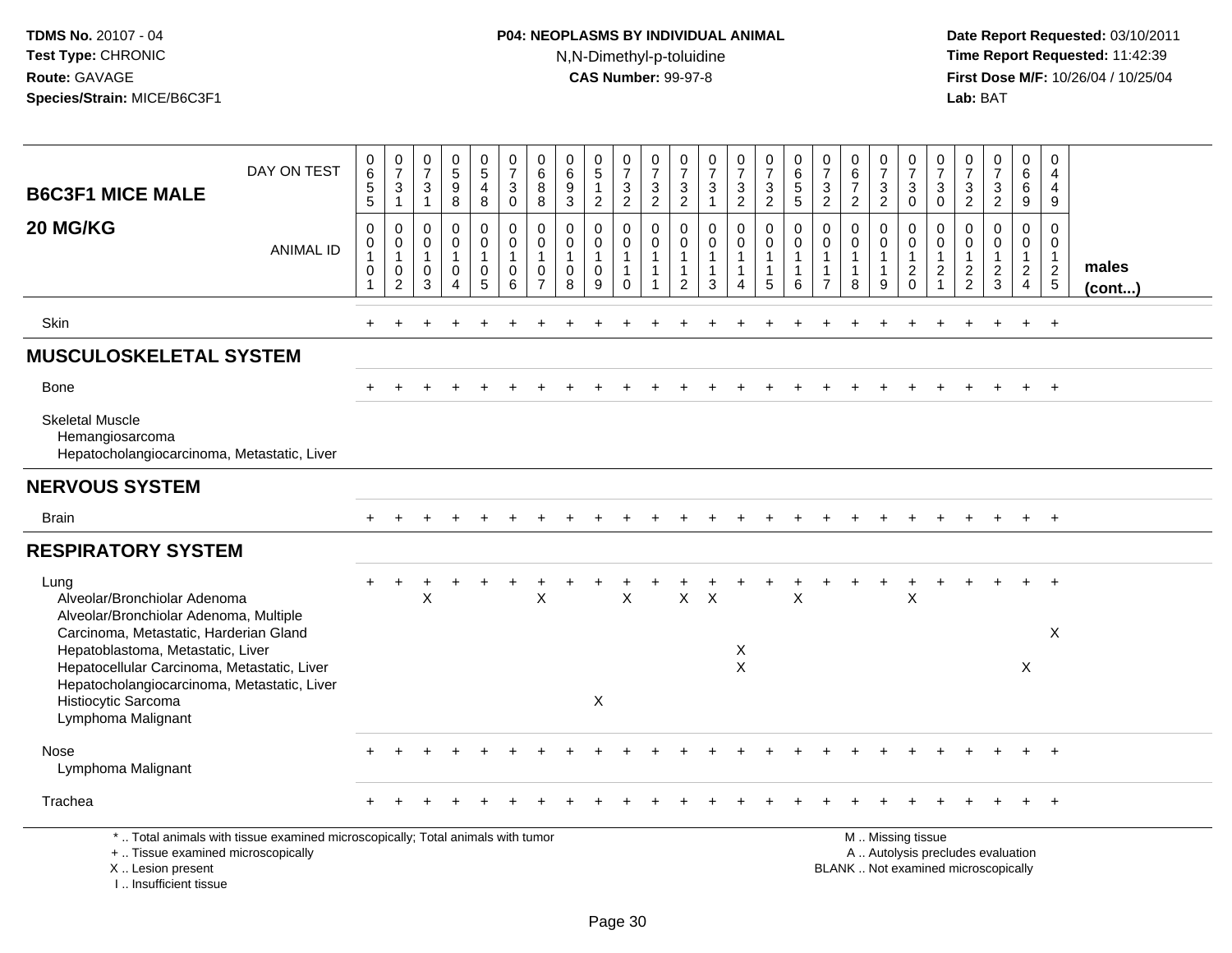TDMS No. 20107 - 04
Test Type: CHRONIC
Route: GAVAGE
Species/Strain: MICE/B6C3F1

**P04: NEOPLASMS BY INDIVIDUAL ANIMAL**
N,N-Dimethyl-p-toluidine
**CAS Number:** 99-97-8

Date Report Requested: 03/10/2011
Time Report Requested: 11:42:39
First Dose M/F: 10/26/04 / 10/25/04
Lab: BAT

## B6C3F1 MICE MALE 20 MG/KG

| DAY ON TEST | 0655 | 0731 | 0731 | 0598 | 0548 | 0730 | 0688 | 0693 | 0512 | 0732 | 0732 | 0732 | 0731 | 0732 | 0732 | 0655 | 0732 | 0672 | 0732 | 0730 | 0730 | 0732 | 0732 | 0669 | 0449 | |
|---|---|---|---|---|---|---|---|---|---|---|---|---|---|---|---|---|---|---|---|---|---|---|---|---|---|---|
| **ANIMAL ID** | 00101 | 00102 | 00103 | 00104 | 00105 | 00106 | 00107 | 00108 | 00109 | 00110 | 00111 | 00112 | 00113 | 00114 | 00115 | 00116 | 00117 | 00118 | 00119 | 00120 | 00121 | 00122 | 00123 | 00124 | 00125 | **males (cont...)** |
| Skin | + | + | + | + | + | + | + | + | + | + | + | + | + | + | + | + | + | + | + | + | + | + | + | + | + | |
| **MUSCULOSKELETAL SYSTEM** | | | | | | | | | | | | | | | | | | | | | | | | | | |
| Bone | + | + | + | + | + | + | + | + | + | + | + | + | + | + | + | + | + | + | + | + | + | + | + | + | + | |
| Skeletal Muscle | | | | | | | | | | | | | | | | | | | | | | | | | | |
| Hemangiosarcoma | | | | | | | | | | | | | | | | | | | | | | | | | | |
| Hepatocholangiocarcinoma, Metastatic, Liver | | | | | | | | | | | | | | | | | | | | | | | | | | |
| **NERVOUS SYSTEM** | | | | | | | | | | | | | | | | | | | | | | | | | | |
| Brain | + | + | + | + | + | + | + | + | + | + | + | + | + | + | + | + | + | + | + | + | + | + | + | + | + | |
| **RESPIRATORY SYSTEM** | | | | | | | | | | | | | | | | | | | | | | | | | | |
| Lung | + | + | + | + | + | + | + | + | + | + | + | + | + | + | + | + | + | + | + | + | + | + | + | + | + | |
| Alveolar/Bronchiolar Adenoma | | | X | | | | X | | | X | | X | X | | | X | | | | X | | | | | | |
| Alveolar/Bronchiolar Adenoma, Multiple | | | | | | | | | | | | | | | | | | | | | | | | | | |
| Carcinoma, Metastatic, Harderian Gland | | | | | | | | | | | | | | | | | | | | | | | | | X | |
| Hepatoblastoma, Metastatic, Liver | | | | | | | | | | | | | | X | | | | | | | | | | | | |
| Hepatocellular Carcinoma, Metastatic, Liver | | | | | | | | | | | | | | X | | | | | | | | | | X | | |
| Hepatocholangiocarcinoma, Metastatic, Liver | | | | | | | | | | | | | | | | | | | | | | | | | | |
| Histiocytic Sarcoma | | | | | | | | | X | | | | | | | | | | | | | | | | | |
| Lymphoma Malignant | | | | | | | | | | | | | | | | | | | | | | | | | | |
| Nose | + | + | + | + | + | + | + | + | + | + | + | + | + | + | + | + | + | + | + | + | + | + | + | + | + | |
| Lymphoma Malignant | | | | | | | | | | | | | | | | | | | | | | | | | | |
| Trachea | + | + | + | + | + | + | + | + | + | + | + | + | + | + | + | + | + | + | + | + | + | + | + | + | + | |

\* .. Total animals with tissue examined microscopically; Total animals with tumor
\+ .. Tissue examined microscopically
X .. Lesion present
I .. Insufficient tissue

M .. Missing tissue
A .. Autolysis precludes evaluation
BLANK .. Not examined microscopically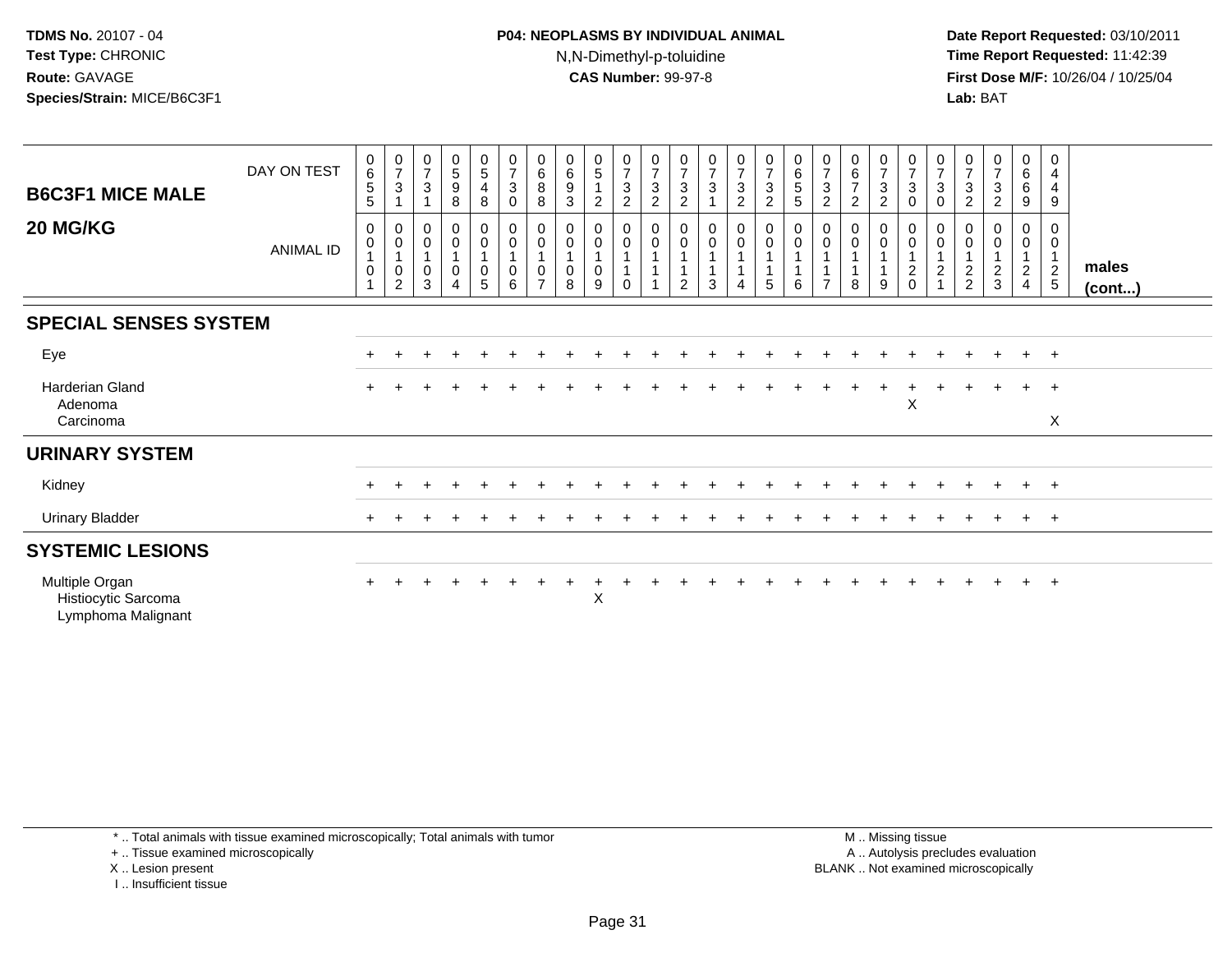**TDMS No.** 20107 - 04
**Test Type:** CHRONIC
**Route:** GAVAGE
**Species/Strain:** MICE/B6C3F1

**P04: NEOPLASMS BY INDIVIDUAL ANIMAL**
N,N-Dimethyl-p-toluidine
**CAS Number:** 99-97-8

**Date Report Requested:** 03/10/2011
**Time Report Requested:** 11:42:39
**First Dose M/F:** 10/26/04 / 10/25/04
**Lab:** BAT

## B6C3F1 MICE MALE 20 MG/KG

| DAY ON TEST | 0655 | 0731 | 0731 | 0598 | 0548 | 0730 | 0688 | 0693 | 0512 | 0732 | 0732 | 0732 | 0731 | 0732 | 0732 | 0655 | 0732 | 0672 | 0732 | 0730 | 0730 | 0732 | 0732 | 0669 | 0449 | |
|---|---|---|---|---|---|---|---|---|---|---|---|---|---|---|---|---|---|---|---|---|---|---|---|---|---|---|
| **ANIMAL ID** | 00101 | 00102 | 00103 | 00104 | 00105 | 00106 | 00107 | 00108 | 00109 | 00110 | 00111 | 00112 | 00113 | 00114 | 00115 | 00116 | 00117 | 00118 | 00119 | 00120 | 00121 | 00122 | 00123 | 00124 | 00125 | **males (cont...)** |
| **SPECIAL SENSES SYSTEM** | | | | | | | | | | | | | | | | | | | | | | | | | | |
| Eye | + | + | + | + | + | + | + | + | + | + | + | + | + | + | + | + | + | + | + | + | + | + | + | + | + | |
| Harderian Gland | + | + | + | + | + | + | + | + | + | + | + | + | + | + | + | + | + | + | + | + | + | + | + | + | + | |
| Adenoma | | | | | | | | | | | | | | | | | | | | X | | | | | | |
| Carcinoma | | | | | | | | | | | | | | | | | | | | | | | | | X | |
| **URINARY SYSTEM** | | | | | | | | | | | | | | | | | | | | | | | | | | |
| Kidney | + | + | + | + | + | + | + | + | + | + | + | + | + | + | + | + | + | + | + | + | + | + | + | + | + | |
| Urinary Bladder | + | + | + | + | + | + | + | + | + | + | + | + | + | + | + | + | + | + | + | + | + | + | + | + | + | |
| **SYSTEMIC LESIONS** | | | | | | | | | | | | | | | | | | | | | | | | | | |
| Multiple Organ | + | + | + | + | + | + | + | + | + | + | + | + | + | + | + | + | + | + | + | + | + | + | + | + | + | |
| Histiocytic Sarcoma | | | | | | | | | X | | | | | | | | | | | | | | | | | |
| Lymphoma Malignant | | | | | | | | | | | | | | | | | | | | | | | | | | |

\* .. Total animals with tissue examined microscopically; Total animals with tumor
\+ .. Tissue examined microscopically
X .. Lesion present
I .. Insufficient tissue

M .. Missing tissue
A .. Autolysis precludes evaluation
BLANK .. Not examined microscopically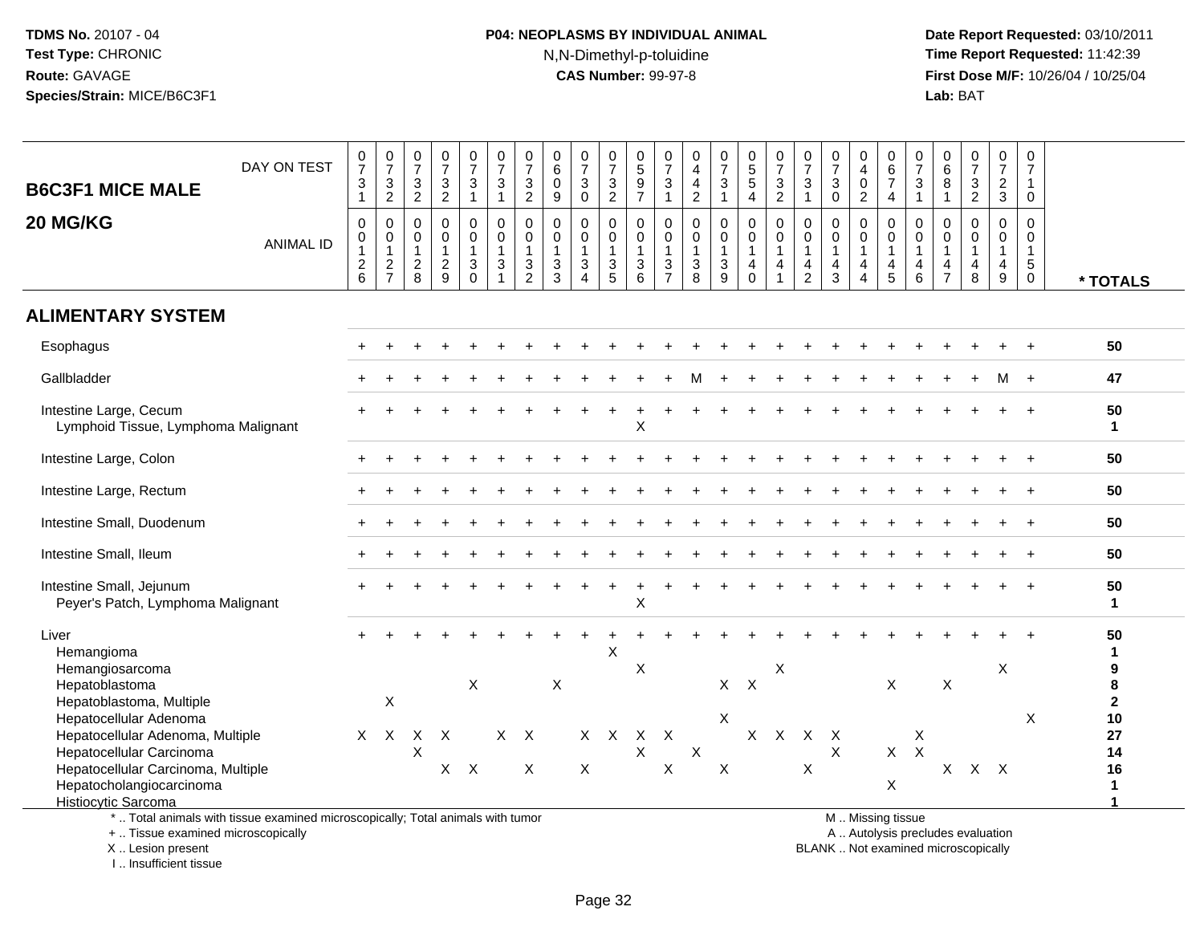**TDMS No.** 20107 - 04
**Test Type:** CHRONIC
**Route:** GAVAGE
**Species/Strain:** MICE/B6C3F1

**P04: NEOPLASMS BY INDIVIDUAL ANIMAL**
N,N-Dimethyl-p-toluidine
**CAS Number:** 99-97-8

**Date Report Requested:** 03/10/2011
**Time Report Requested:** 11:42:39
**First Dose M/F:** 10/26/04 / 10/25/04
**Lab:** BAT

## B6C3F1 MICE MALE
## 20 MG/KG

| DAY ON TEST | 0731 | 0732 | 0732 | 0732 | 0731 | 0731 | 0732 | 0609 | 0730 | 0732 | 0597 | 0731 | 0442 | 0731 | 0554 | 0732 | 0731 | 0730 | 0402 | 0674 | 0731 | 0681 | 0732 | 0723 | 0710 | |
|---|---|---|---|---|---|---|---|---|---|---|---|---|---|---|---|---|---|---|---|---|---|---|---|---|---|---|
| **ANIMAL ID** | 0126 | 0127 | 0128 | 0129 | 0130 | 0131 | 0132 | 0133 | 0134 | 0135 | 0136 | 0137 | 0138 | 0139 | 0140 | 0141 | 0142 | 0143 | 0144 | 0145 | 0146 | 0147 | 0148 | 0149 | 0150 | *** TOTALS** |
| **ALIMENTARY SYSTEM** | | | | | | | | | | | | | | | | | | | | | | | | | | |
| Esophagus | + | + | + | + | + | + | + | + | + | + | + | + | + | + | + | + | + | + | + | + | + | + | + | + | + | 50 |
| Gallbladder | + | + | + | + | + | + | + | + | + | + | + | + | M | + | + | + | + | + | + | + | + | + | + | M | + | 47 |
| Intestine Large, Cecum | + | + | + | + | + | + | + | + | + | + | + | + | + | + | + | + | + | + | + | + | + | + | + | + | + | 50 |
| Lymphoid Tissue, Lymphoma Malignant | | | | | | | | | | | X | | | | | | | | | | | | | | | 1 |
| Intestine Large, Colon | + | + | + | + | + | + | + | + | + | + | + | + | + | + | + | + | + | + | + | + | + | + | + | + | + | 50 |
| Intestine Large, Rectum | + | + | + | + | + | + | + | + | + | + | + | + | + | + | + | + | + | + | + | + | + | + | + | + | + | 50 |
| Intestine Small, Duodenum | + | + | + | + | + | + | + | + | + | + | + | + | + | + | + | + | + | + | + | + | + | + | + | + | + | 50 |
| Intestine Small, Ileum | + | + | + | + | + | + | + | + | + | + | + | + | + | + | + | + | + | + | + | + | + | + | + | + | + | 50 |
| Intestine Small, Jejunum | + | + | + | + | + | + | + | + | + | + | + | + | + | + | + | + | + | + | + | + | + | + | + | + | + | 50 |
| Peyer's Patch, Lymphoma Malignant | | | | | | | | | | | X | | | | | | | | | | | | | | | 1 |
| Liver | + | + | + | + | + | + | + | + | + | + | + | + | + | + | + | + | + | + | + | + | + | + | + | + | + | 50 |
| Hemangioma | | | | | | | | | | X | | | | | | | | | | | | | | | | 1 |
| Hemangiosarcoma | | | | | | | | | | | X | | | | | X | | | | | | | | X | | 9 |
| Hepatoblastoma | | | | | X | | | X | | | | | | X | X | | | | | X | | X | | | | 8 |
| Hepatoblastoma, Multiple | | X | | | | | | | | | | | | | | | | | | | | | | | | 2 |
| Hepatocellular Adenoma | | | | | | | | | | | | | | X | | | | | | | | | | | X | 10 |
| Hepatocellular Adenoma, Multiple | X | X | X | X | | X | X | | X | X | X | X | | | X | X | X | X | | | X | | | | | 27 |
| Hepatocellular Carcinoma | | | X | | | | | | | | X | | X | | | | | X | | X | X | | | | | 14 |
| Hepatocellular Carcinoma, Multiple | | | | X | X | | X | | X | | | X | | X | | | X | | | | | X | X | X | | 16 |
| Hepatocholangiocarcinoma | | | | | | | | | | | | | | | | | | | | X | | | | | | 1 |
| Histiocytic Sarcoma | | | | | | | | | | | | | | | | | | | | | | | | | | 1 |

\* .. Total animals with tissue examined microscopically; Total animals with tumor
\+ .. Tissue examined microscopically
X .. Lesion present
I .. Insufficient tissue

M .. Missing tissue
A .. Autolysis precludes evaluation
BLANK .. Not examined microscopically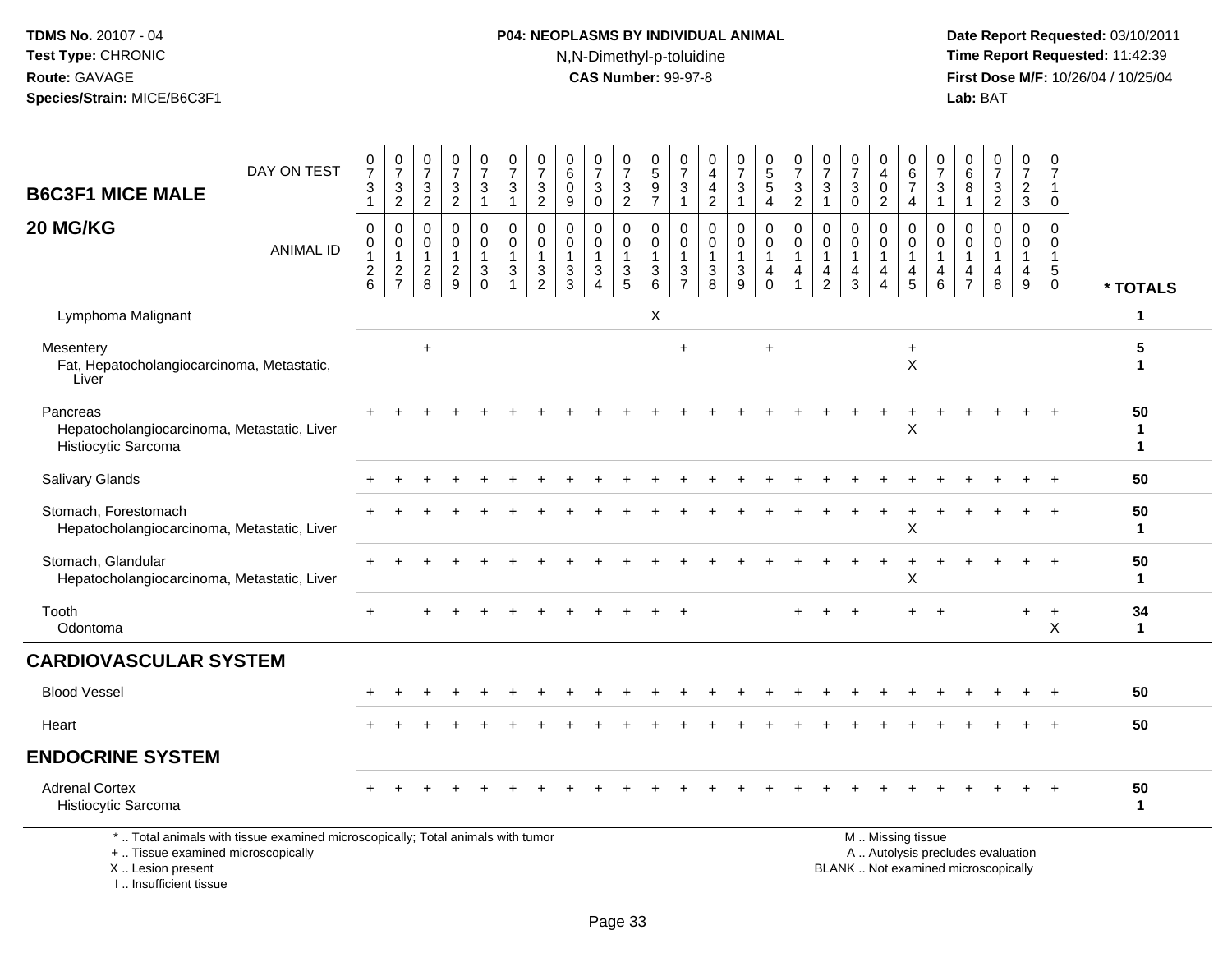**TDMS No.** 20107 - 04
**Test Type:** CHRONIC
**Route:** GAVAGE
**Species/Strain:** MICE/B6C3F1

**P04: NEOPLASMS BY INDIVIDUAL ANIMAL**
N,N-Dimethyl-p-toluidine
**CAS Number:** 99-97-8

**Date Report Requested:** 03/10/2011
**Time Report Requested:** 11:42:39
**First Dose M/F:** 10/26/04 / 10/25/04
**Lab:** BAT

## B6C3F1 MICE MALE 20 MG/KG

| DAY ON TEST | 0731 | 0732 | 0732 | 0732 | 0731 | 0731 | 0732 | 0609 | 0730 | 0732 | 0597 | 0731 | 0442 | 0731 | 0554 | 0732 | 0731 | 0730 | 0402 | 0674 | 0731 | 0681 | 0732 | 0723 | 0710 | |
|---|---|---|---|---|---|---|---|---|---|---|---|---|---|---|---|---|---|---|---|---|---|---|---|---|---|---|
| **ANIMAL ID** | 0126 | 0127 | 0128 | 0129 | 0130 | 0131 | 0132 | 0133 | 0134 | 0135 | 0136 | 0137 | 0138 | 0139 | 0140 | 0141 | 0142 | 0143 | 0144 | 0145 | 0146 | 0147 | 0148 | 0149 | 0150 | *** TOTALS** |
| Lymphoma Malignant | | | | | | | | | | | X | | | | | | | | | | | | | | | 1 |
| Mesentery | | | + | | | | | | | | | + | | | + | | | | | + | | | | | | 5 |
| Fat, Hepatocholangiocarcinoma, Metastatic, Liver | | | | | | | | | | | | | | | | | | | | X | | | | | | 1 |
| Pancreas | + | + | + | + | + | + | + | + | + | + | + | + | + | + | + | + | + | + | + | + | + | + | + | + | + | 50 |
| Hepatocholangiocarcinoma, Metastatic, Liver | | | | | | | | | | | | | | | | | | | | X | | | | | | 1 |
| Histiocytic Sarcoma | | | | | | | | | | | | | | | | | | | | | | | | | | 1 |
| Salivary Glands | + | + | + | + | + | + | + | + | + | + | + | + | + | + | + | + | + | + | + | + | + | + | + | + | + | 50 |
| Stomach, Forestomach | + | + | + | + | + | + | + | + | + | + | + | + | + | + | + | + | + | + | + | + | + | + | + | + | + | 50 |
| Hepatocholangiocarcinoma, Metastatic, Liver | | | | | | | | | | | | | | | | | | | | X | | | | | | 1 |
| Stomach, Glandular | + | + | + | + | + | + | + | + | + | + | + | + | + | + | + | + | + | + | + | + | + | + | + | + | + | 50 |
| Hepatocholangiocarcinoma, Metastatic, Liver | | | | | | | | | | | | | | | | | | | | X | | | | | | 1 |
| Tooth | + | | + | + | + | + | + | + | + | + | + | + | | | | + | + | + | | + | + | | | + | + | 34 |
| Odontoma | | | | | | | | | | | | | | | | | | | | | | | | | X | 1 |
| **CARDIOVASCULAR SYSTEM** | | | | | | | | | | | | | | | | | | | | | | | | | | |
| Blood Vessel | + | + | + | + | + | + | + | + | + | + | + | + | + | + | + | + | + | + | + | + | + | + | + | + | + | 50 |
| Heart | + | + | + | + | + | + | + | + | + | + | + | + | + | + | + | + | + | + | + | + | + | + | + | + | + | 50 |
| **ENDOCRINE SYSTEM** | | | | | | | | | | | | | | | | | | | | | | | | | | |
| Adrenal Cortex | + | + | + | + | + | + | + | + | + | + | + | + | + | + | + | + | + | + | + | + | + | + | + | + | + | 50 |
| Histiocytic Sarcoma | | | | | | | | | | | | | | | | | | | | | | | | | | 1 |

\* .. Total animals with tissue examined microscopically; Total animals with tumor
\+ .. Tissue examined microscopically
X .. Lesion present
I .. Insufficient tissue

M .. Missing tissue
A .. Autolysis precludes evaluation
BLANK .. Not examined microscopically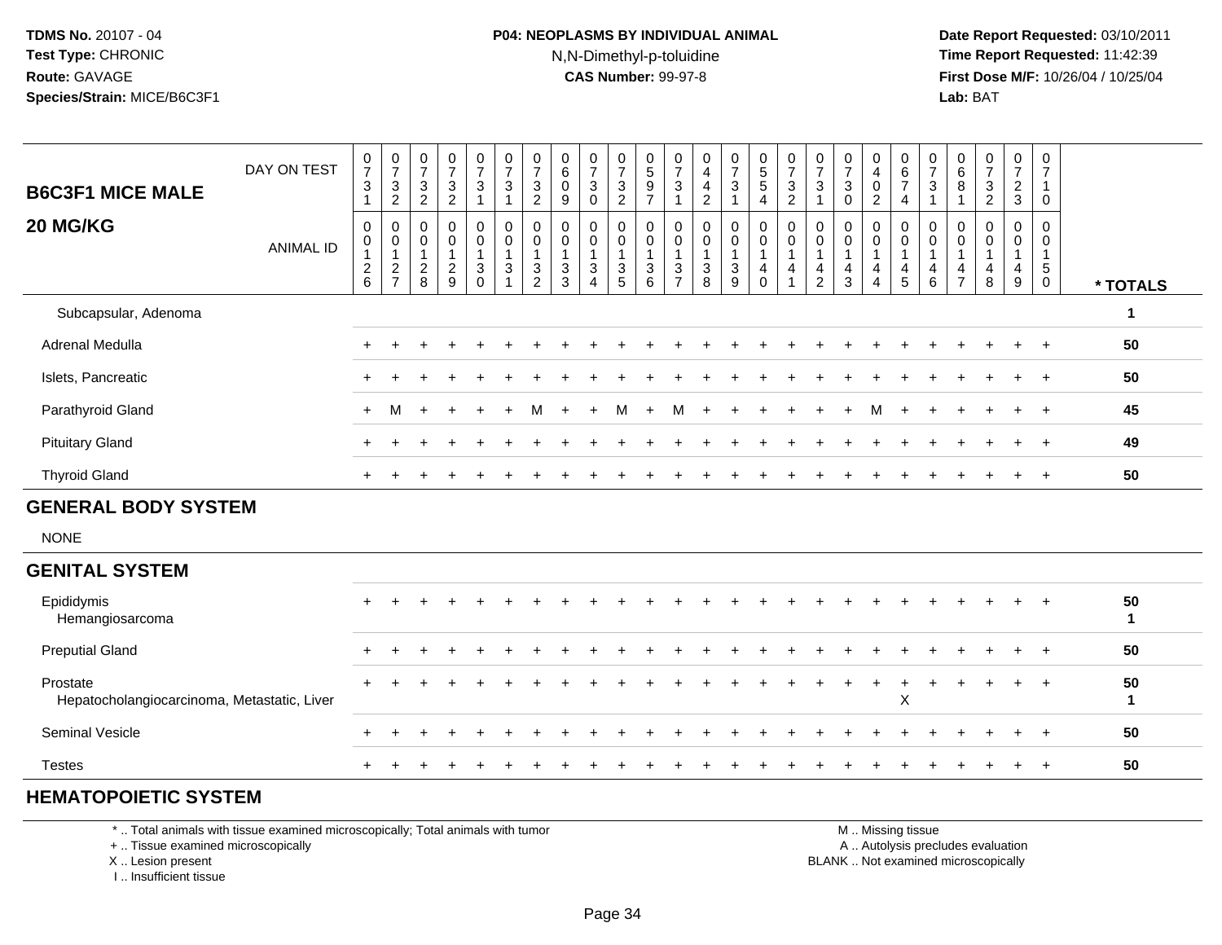**TDMS No.** 20107 - 04
**Test Type:** CHRONIC
**Route:** GAVAGE
**Species/Strain:** MICE/B6C3F1

**P04: NEOPLASMS BY INDIVIDUAL ANIMAL**
N,N-Dimethyl-p-toluidine
**CAS Number:** 99-97-8

**Date Report Requested:** 03/10/2011
**Time Report Requested:** 11:42:39
**First Dose M/F:** 10/26/04 / 10/25/04
**Lab:** BAT

## B6C3F1 MICE MALE 20 MG/KG

| DAY ON TEST | 0731 | 0732 | 0732 | 0732 | 0731 | 0731 | 0732 | 0609 | 0730 | 0732 | 0597 | 0731 | 0442 | 0731 | 0554 | 0732 | 0731 | 0730 | 0402 | 0674 | 0731 | 0681 | 0732 | 0723 | 0710 | |
|---|---|---|---|---|---|---|---|---|---|---|---|---|---|---|---|---|---|---|---|---|---|---|---|---|---|---|
| **ANIMAL ID** | 00126 | 00127 | 00128 | 00129 | 00130 | 00131 | 00132 | 00133 | 00134 | 00135 | 00136 | 00137 | 00138 | 00139 | 00140 | 00141 | 00142 | 00143 | 00144 | 00145 | 00146 | 00147 | 00148 | 00149 | 00150 | *** TOTALS** |
| Subcapsular, Adenoma | | | | | | | | | | | | | | | | | | | | | | | | | | 1 |
| Adrenal Medulla | + | + | + | + | + | + | + | + | + | + | + | + | + | + | + | + | + | + | + | + | + | + | + | + | + | 50 |
| Islets, Pancreatic | + | + | + | + | + | + | + | + | + | + | + | + | + | + | + | + | + | + | + | + | + | + | + | + | + | 50 |
| Parathyroid Gland | + | M | + | + | + | + | M | + | + | M | + | M | + | + | + | + | + | + | M | + | + | + | + | + | + | 45 |
| Pituitary Gland | + | + | + | + | + | + | + | + | + | + | + | + | + | + | + | + | + | + | + | + | + | + | + | + | + | 49 |
| Thyroid Gland | + | + | + | + | + | + | + | + | + | + | + | + | + | + | + | + | + | + | + | + | + | + | + | + | + | 50 |
| **GENERAL BODY SYSTEM** | | | | | | | | | | | | | | | | | | | | | | | | | | |
| NONE | | | | | | | | | | | | | | | | | | | | | | | | | | |
| **GENITAL SYSTEM** | | | | | | | | | | | | | | | | | | | | | | | | | | |
| Epididymis | + | + | + | + | + | + | + | + | + | + | + | + | + | + | + | + | + | + | + | + | + | + | + | + | + | 50 |
| Hemangiosarcoma | | | | | | | | | | | | | | | | | | | | | | | | | | 1 |
| Preputial Gland | + | + | + | + | + | + | + | + | + | + | + | + | + | + | + | + | + | + | + | + | + | + | + | + | + | 50 |
| Prostate | + | + | + | + | + | + | + | + | + | + | + | + | + | + | + | + | + | + | + | + | + | + | + | + | + | 50 |
| Hepatocholangiocarcinoma, Metastatic, Liver | | | | | | | | | | | | | | | | | | | | X | | | | | | 1 |
| Seminal Vesicle | + | + | + | + | + | + | + | + | + | + | + | + | + | + | + | + | + | + | + | + | + | + | + | + | + | 50 |
| Testes | + | + | + | + | + | + | + | + | + | + | + | + | + | + | + | + | + | + | + | + | + | + | + | + | + | 50 |
| **HEMATOPOIETIC SYSTEM** | | | | | | | | | | | | | | | | | | | | | | | | | | |

\* .. Total animals with tissue examined microscopically; Total animals with tumor
\+ .. Tissue examined microscopically
X .. Lesion present
I .. Insufficient tissue

M .. Missing tissue
A .. Autolysis precludes evaluation
BLANK .. Not examined microscopically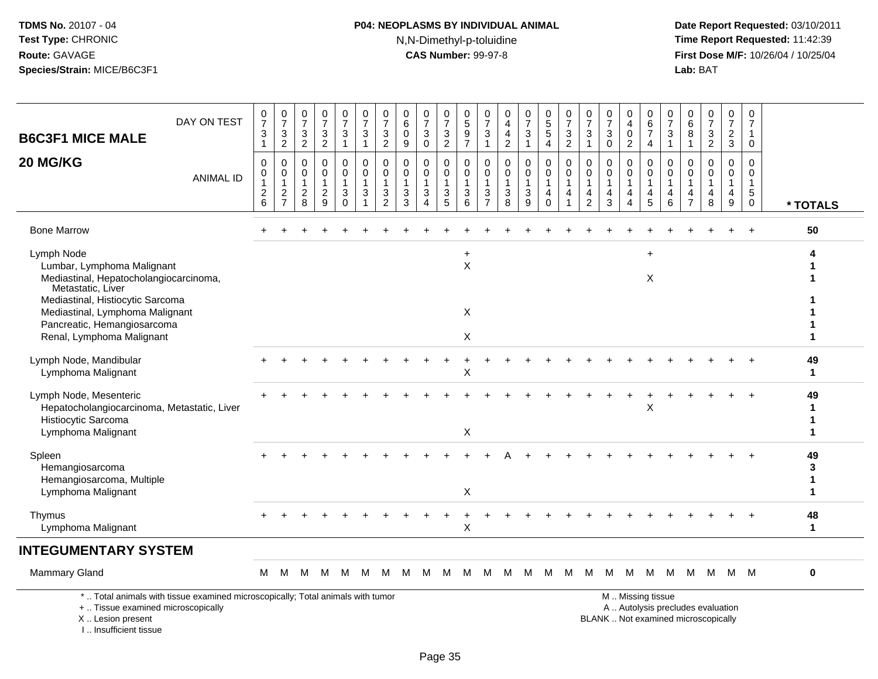**TDMS No.** 20107 - 04
**Test Type:** CHRONIC
**Route:** GAVAGE
**Species/Strain:** MICE/B6C3F1

**P04: NEOPLASMS BY INDIVIDUAL ANIMAL**
N,N-Dimethyl-p-toluidine
**CAS Number:** 99-97-8

**Date Report Requested:** 03/10/2011
**Time Report Requested:** 11:42:39
**First Dose M/F:** 10/26/04 / 10/25/04
**Lab:** BAT

## B6C3F1 MICE MALE
## 20 MG/KG

| DAY ON TEST | 0731 | 0732 | 0732 | 0732 | 0731 | 0731 | 0732 | 0609 | 0730 | 0732 | 0597 | 0731 | 0442 | 0731 | 0554 | 0732 | 0731 | 0730 | 0402 | 0674 | 0731 | 0681 | 0732 | 0723 | 0710 | |
|---|---|---|---|---|---|---|---|---|---|---|---|---|---|---|---|---|---|---|---|---|---|---|---|---|---|---|
| **ANIMAL ID** | 0126 | 0127 | 0128 | 0129 | 0130 | 0131 | 0132 | 0133 | 0134 | 0135 | 0136 | 0137 | 0138 | 0139 | 0140 | 0141 | 0142 | 0143 | 0144 | 0145 | 0146 | 0147 | 0148 | 0149 | 0150 | *** TOTALS** |
| Bone Marrow | + | + | + | + | + | + | + | + | + | + | + | + | + | + | + | + | + | + | + | + | + | + | + | + | + | 50 |
| Lymph Node | | | | | | | | | | | + | | | | | | | | | + | | | | | | 4 |
| Lumbar, Lymphoma Malignant | | | | | | | | | | | X | | | | | | | | | | | | | | | 1 |
| Mediastinal, Hepatocholangiocarcinoma, Metastatic, Liver | | | | | | | | | | | | | | | | | | | | X | | | | | | 1 |
| Mediastinal, Histiocytic Sarcoma | | | | | | | | | | | | | | | | | | | | | | | | | | 1 |
| Mediastinal, Lymphoma Malignant | | | | | | | | | | | X | | | | | | | | | | | | | | | 1 |
| Pancreatic, Hemangiosarcoma | | | | | | | | | | | | | | | | | | | | | | | | | | 1 |
| Renal, Lymphoma Malignant | | | | | | | | | | | X | | | | | | | | | | | | | | | 1 |
| Lymph Node, Mandibular | + | + | + | + | + | + | + | + | + | + | + | + | + | + | + | + | + | + | + | + | + | + | + | + | + | 49 |
| Lymphoma Malignant | | | | | | | | | | | X | | | | | | | | | | | | | | | 1 |
| Lymph Node, Mesenteric | + | + | + | + | + | + | + | + | + | + | + | + | + | + | + | + | + | + | + | + | + | + | + | + | + | 49 |
| Hepatocholangiocarcinoma, Metastatic, Liver | | | | | | | | | | | | | | | | | | | | X | | | | | | 1 |
| Histiocytic Sarcoma | | | | | | | | | | | | | | | | | | | | | | | | | | 1 |
| Lymphoma Malignant | | | | | | | | | | | X | | | | | | | | | | | | | | | 1 |
| Spleen | + | + | + | + | + | + | + | + | + | + | + | + | A | + | + | + | + | + | + | + | + | + | + | + | + | 49 |
| Hemangiosarcoma | | | | | | | | | | | | | | | | | | | | | | | | | | 3 |
| Hemangiosarcoma, Multiple | | | | | | | | | | | | | | | | | | | | | | | | | | 1 |
| Lymphoma Malignant | | | | | | | | | | | X | | | | | | | | | | | | | | | 1 |
| Thymus | + | + | + | + | + | + | + | + | + | + | + | + | + | + | + | + | + | + | + | + | + | + | + | + | + | 48 |
| Lymphoma Malignant | | | | | | | | | | | X | | | | | | | | | | | | | | | 1 |
| **INTEGUMENTARY SYSTEM** | | | | | | | | | | | | | | | | | | | | | | | | | | |
| Mammary Gland | M | M | M | M | M | M | M | M | M | M | M | M | M | M | M | M | M | M | M | M | M | M | M | M | M | 0 |

* .. Total animals with tissue examined microscopically; Total animals with tumor
+ .. Tissue examined microscopically
X .. Lesion present
I .. Insufficient tissue

M .. Missing tissue
A .. Autolysis precludes evaluation
BLANK .. Not examined microscopically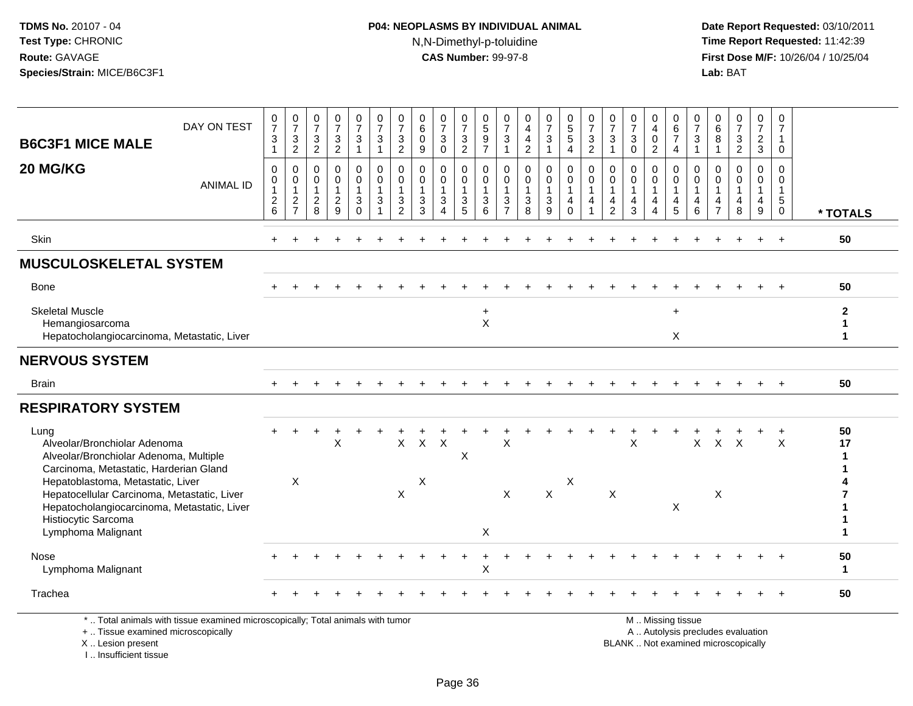**B6C3F1 MICE MALE — 20 MG/KG**

P04: NEOPLASMS BY INDIVIDUAL ANIMAL — N,N-Dimethyl-p-toluidine — CAS Number: 99-97-8

TDMS No. 20107 - 04; Test Type: CHRONIC; Route: GAVAGE; Species/Strain: MICE/B6C3F1

Date Report Requested: 03/10/2011; Time Report Requested: 11:42:39; First Dose M/F: 10/26/04 / 10/25/04; Lab: BAT

| DAY ON TEST | 0731 | 0732 | 0732 | 0732 | 0731 | 0731 | 0732 | 0609 | 0730 | 0732 | 0597 | 0731 | 0442 | 0731 | 0554 | 0732 | 0731 | 0730 | 0402 | 0674 | 0731 | 0681 | 0732 | 0723 | 0710 | |
|---|---|---|---|---|---|---|---|---|---|---|---|---|---|---|---|---|---|---|---|---|---|---|---|---|---|---|
| **ANIMAL ID** | 0126 | 0127 | 0128 | 0129 | 0130 | 0131 | 0132 | 0133 | 0134 | 0135 | 0136 | 0137 | 0138 | 0139 | 0140 | 0141 | 0142 | 0143 | 0144 | 0145 | 0146 | 0147 | 0148 | 0149 | 0150 | *** TOTALS** |
| Skin | + | + | + | + | + | + | + | + | + | + | + | + | + | + | + | + | + | + | + | + | + | + | + | + | + | 50 |
| **MUSCULOSKELETAL SYSTEM** | | | | | | | | | | | | | | | | | | | | | | | | | | |
| Bone | + | + | + | + | + | + | + | + | + | + | + | + | + | + | + | + | + | + | + | + | + | + | + | + | + | 50 |
| Skeletal Muscle | | | | | | | | | | | + | | | | | | | | | + | | | | | | 2 |
| Hemangiosarcoma | | | | | | | | | | | X | | | | | | | | | | | | | | | 1 |
| Hepatocholangiocarcinoma, Metastatic, Liver | | | | | | | | | | | | | | | | | | | | X | | | | | | 1 |
| **NERVOUS SYSTEM** | | | | | | | | | | | | | | | | | | | | | | | | | | |
| Brain | + | + | + | + | + | + | + | + | + | + | + | + | + | + | + | + | + | + | + | + | + | + | + | + | + | 50 |
| **RESPIRATORY SYSTEM** | | | | | | | | | | | | | | | | | | | | | | | | | | |
| Lung | + | + | + | + | + | + | + | + | + | + | + | + | + | + | + | + | + | + | + | + | + | + | + | + | + | 50 |
| Alveolar/Bronchiolar Adenoma | | | | X | | | X | X | X | | | X | | | | | | X | | | X | X | X | | X | 17 |
| Alveolar/Bronchiolar Adenoma, Multiple | | | | | | | | | | X | | | | | | | | | | | | | | | | 1 |
| Carcinoma, Metastatic, Harderian Gland | | | | | | | | | | | | | | | | | | | | | | | | | | 1 |
| Hepatoblastoma, Metastatic, Liver | | X | | | | | | X | | | | | | | X | | | | | | | | | | | 4 |
| Hepatocellular Carcinoma, Metastatic, Liver | | | | | | | X | | | | | X | | X | | | X | | | | | X | | | | 7 |
| Hepatocholangiocarcinoma, Metastatic, Liver | | | | | | | | | | | | | | | | | | | | X | | | | | | 1 |
| Histiocytic Sarcoma | | | | | | | | | | | | | | | | | | | | | | | | | | 1 |
| Lymphoma Malignant | | | | | | | | | | | X | | | | | | | | | | | | | | | 1 |
| Nose | + | + | + | + | + | + | + | + | + | + | + | + | + | + | + | + | + | + | + | + | + | + | + | + | + | 50 |
| Lymphoma Malignant | | | | | | | | | | | X | | | | | | | | | | | | | | | 1 |
| Trachea | + | + | + | + | + | + | + | + | + | + | + | + | + | + | + | + | + | + | + | + | + | + | + | + | + | 50 |

* .. Total animals with tissue examined microscopically; Total animals with tumor
+ .. Tissue examined microscopically
X .. Lesion present
I .. Insufficient tissue

M .. Missing tissue
A .. Autolysis precludes evaluation
BLANK .. Not examined microscopically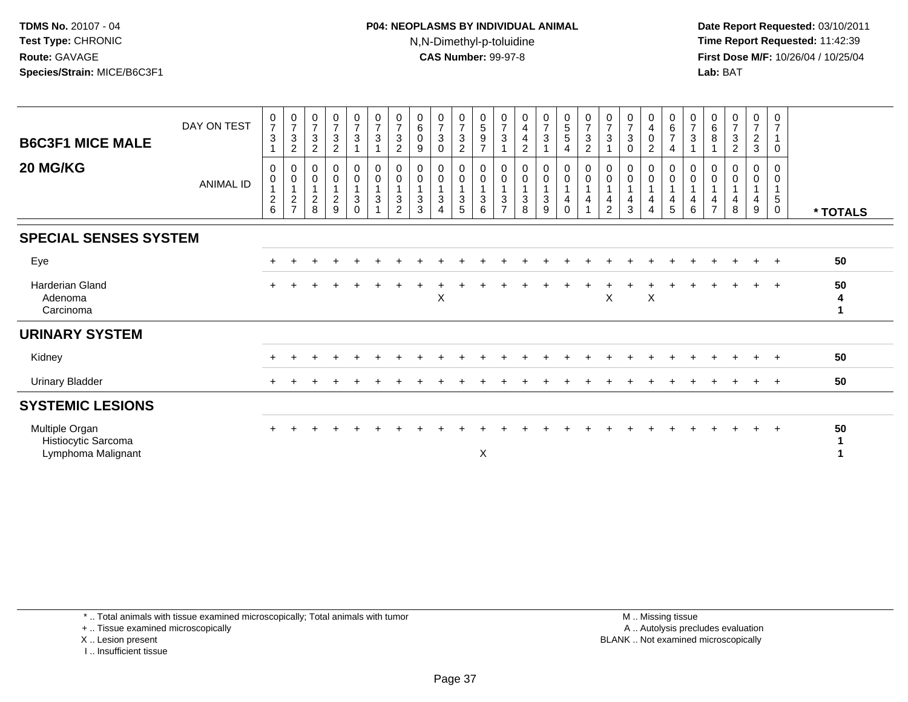**TDMS No.** 20107 - 04
**Test Type:** CHRONIC
**Route:** GAVAGE
**Species/Strain:** MICE/B6C3F1

**P04: NEOPLASMS BY INDIVIDUAL ANIMAL**
N,N-Dimethyl-p-toluidine
**CAS Number:** 99-97-8

**Date Report Requested:** 03/10/2011
**Time Report Requested:** 11:42:39
**First Dose M/F:** 10/26/04 / 10/25/04
**Lab:** BAT

## B6C3F1 MICE MALE 20 MG/KG

| DAY ON TEST | 0731 | 0732 | 0732 | 0732 | 0731 | 0731 | 0732 | 0609 | 0730 | 0732 | 0597 | 0731 | 0442 | 0731 | 0554 | 0732 | 0731 | 0730 | 0402 | 0674 | 0731 | 0681 | 0732 | 0723 | 0710 | |
|---|---|---|---|---|---|---|---|---|---|---|---|---|---|---|---|---|---|---|---|---|---|---|---|---|---|---|
| **ANIMAL ID** | 00126 | 00127 | 00128 | 00129 | 00130 | 00131 | 00132 | 00133 | 00134 | 00135 | 00136 | 00137 | 00138 | 00139 | 00140 | 00141 | 00142 | 00143 | 00144 | 00145 | 00146 | 00147 | 00148 | 00149 | 00150 | *** TOTALS** |
| **SPECIAL SENSES SYSTEM** | | | | | | | | | | | | | | | | | | | | | | | | | | |
| Eye | + | + | + | + | + | + | + | + | + | + | + | + | + | + | + | + | + | + | + | + | + | + | + | + | + | **50** |
| Harderian Gland | + | + | + | + | + | + | + | + | + | + | + | + | + | + | + | + | + | + | + | + | + | + | + | + | + | **50** |
| Adenoma | | | | | | | | | X | | | | | | | | X | | X | | | | | | | **4** |
| Carcinoma | | | | | | | | | | | | | | | | | | | | | | | | | | **1** |
| **URINARY SYSTEM** | | | | | | | | | | | | | | | | | | | | | | | | | | |
| Kidney | + | + | + | + | + | + | + | + | + | + | + | + | + | + | + | + | + | + | + | + | + | + | + | + | + | **50** |
| Urinary Bladder | + | + | + | + | + | + | + | + | + | + | + | + | + | + | + | + | + | + | + | + | + | + | + | + | + | **50** |
| **SYSTEMIC LESIONS** | | | | | | | | | | | | | | | | | | | | | | | | | | |
| Multiple Organ | + | + | + | + | + | + | + | + | + | + | + | + | + | + | + | + | + | + | + | + | + | + | + | + | + | **50** |
| Histiocytic Sarcoma | | | | | | | | | | | | | | | | | | | | | | | | | | **1** |
| Lymphoma Malignant | | | | | | | | | | | X | | | | | | | | | | | | | | | **1** |

\* .. Total animals with tissue examined microscopically; Total animals with tumor
\+ .. Tissue examined microscopically
X .. Lesion present
I .. Insufficient tissue

M .. Missing tissue
A .. Autolysis precludes evaluation
BLANK .. Not examined microscopically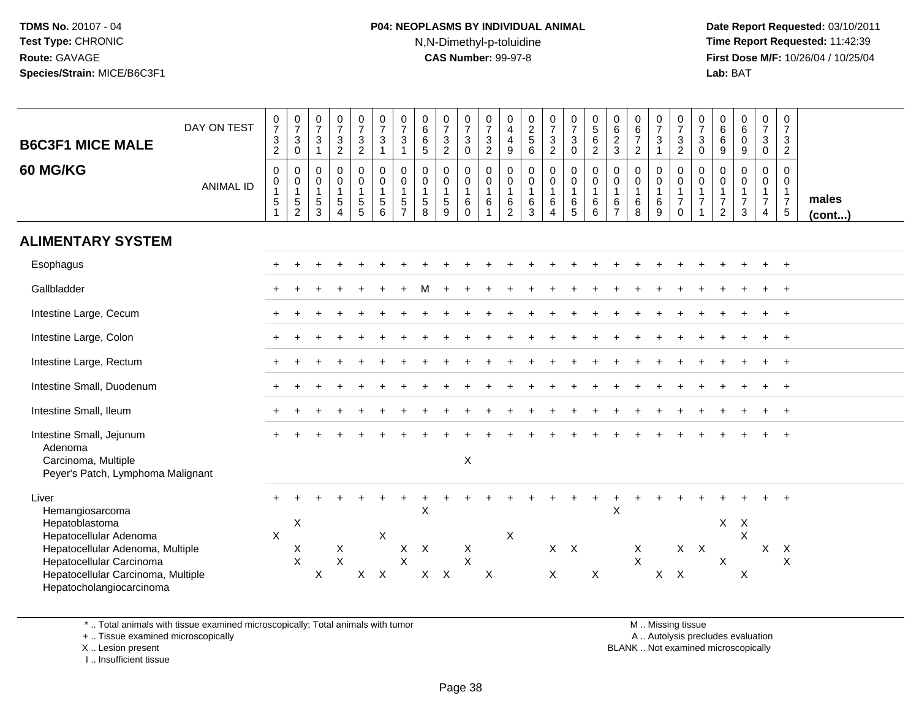**TDMS No.** 20107 - 04
**Test Type:** CHRONIC
**Route:** GAVAGE
**Species/Strain:** MICE/B6C3F1

**P04: NEOPLASMS BY INDIVIDUAL ANIMAL**
N,N-Dimethyl-p-toluidine
**CAS Number:** 99-97-8

**Date Report Requested:** 03/10/2011
**Time Report Requested:** 11:42:39
**First Dose M/F:** 10/26/04 / 10/25/04
**Lab:** BAT

| B6C3F1 MICE MALE 60 MG/KG | | | | | | | | | | | | | | | | | | | | | | | | | | |
|---|---|---|---|---|---|---|---|---|---|---|---|---|---|---|---|---|---|---|---|---|---|---|---|---|---|---|
| DAY ON TEST | 0732 | 0730 | 0731 | 0732 | 0732 | 0731 | 0731 | 0665 | 0732 | 0730 | 0732 | 0449 | 0256 | 0732 | 0730 | 0562 | 0623 | 0672 | 0731 | 0732 | 0730 | 0669 | 0609 | 0730 | 0732 | |
| ANIMAL ID | 0151 | 0152 | 0153 | 0154 | 0155 | 0156 | 0157 | 0158 | 0159 | 0160 | 0161 | 0162 | 0163 | 0164 | 0165 | 0166 | 0167 | 0168 | 0169 | 0170 | 0171 | 0172 | 0173 | 0174 | 0175 | males (cont...) |
| **ALIMENTARY SYSTEM** | | | | | | | | | | | | | | | | | | | | | | | | | | |
| Esophagus | + | + | + | + | + | + | + | + | + | + | + | + | + | + | + | + | + | + | + | + | + | + | + | + | + | |
| Gallbladder | + | + | + | + | + | + | + | M | + | + | + | + | + | + | + | + | + | + | + | + | + | + | + | + | + | |
| Intestine Large, Cecum | + | + | + | + | + | + | + | + | + | + | + | + | + | + | + | + | + | + | + | + | + | + | + | + | + | |
| Intestine Large, Colon | + | + | + | + | + | + | + | + | + | + | + | + | + | + | + | + | + | + | + | + | + | + | + | + | + | |
| Intestine Large, Rectum | + | + | + | + | + | + | + | + | + | + | + | + | + | + | + | + | + | + | + | + | + | + | + | + | + | |
| Intestine Small, Duodenum | + | + | + | + | + | + | + | + | + | + | + | + | + | + | + | + | + | + | + | + | + | + | + | + | + | |
| Intestine Small, Ileum | + | + | + | + | + | + | + | + | + | + | + | + | + | + | + | + | + | + | + | + | + | + | + | + | + | |
| Intestine Small, Jejunum | + | + | + | + | + | + | + | + | + | + | + | + | + | + | + | + | + | + | + | + | + | + | + | + | + | |
| Adenoma | | | | | | | | | | | | | | | | | | | | | | | | | | |
| Carcinoma, Multiple | | | | | | | | | | X | | | | | | | | | | | | | | | | |
| Peyer's Patch, Lymphoma Malignant | | | | | | | | | | | | | | | | | | | | | | | | | | |
| Liver | + | + | + | + | + | + | + | + | + | + | + | + | + | + | + | + | + | + | + | + | + | + | + | + | + | |
| Hemangiosarcoma | | | | | | | | X | | | | | | | | | X | | | | | | | | | |
| Hepatoblastoma | | X | | | | | | | | | | | | | | | | | | | | X | X | | | |
| Hepatocellular Adenoma | X | | | | | X | | | | | | X | | | | | | | | | | | X | | | |
| Hepatocellular Adenoma, Multiple | | X | | X | | | X | X | | X | | | | X | X | | | X | | X | X | | | X | X | |
| Hepatocellular Carcinoma | | X | | X | | | X | | | X | | | | | | | | X | | | | X | | | X | |
| Hepatocellular Carcinoma, Multiple | | | X | | X | X | | X | X | | X | | | X | | X | | | X | X | | | X | | | |
| Hepatocholangiocarcinoma | | | | | | | | | | | | | | | | | | | | | | | | | | |

\* .. Total animals with tissue examined microscopically; Total animals with tumor
+ .. Tissue examined microscopically
X .. Lesion present
I .. Insufficient tissue

M .. Missing tissue
A .. Autolysis precludes evaluation
BLANK .. Not examined microscopically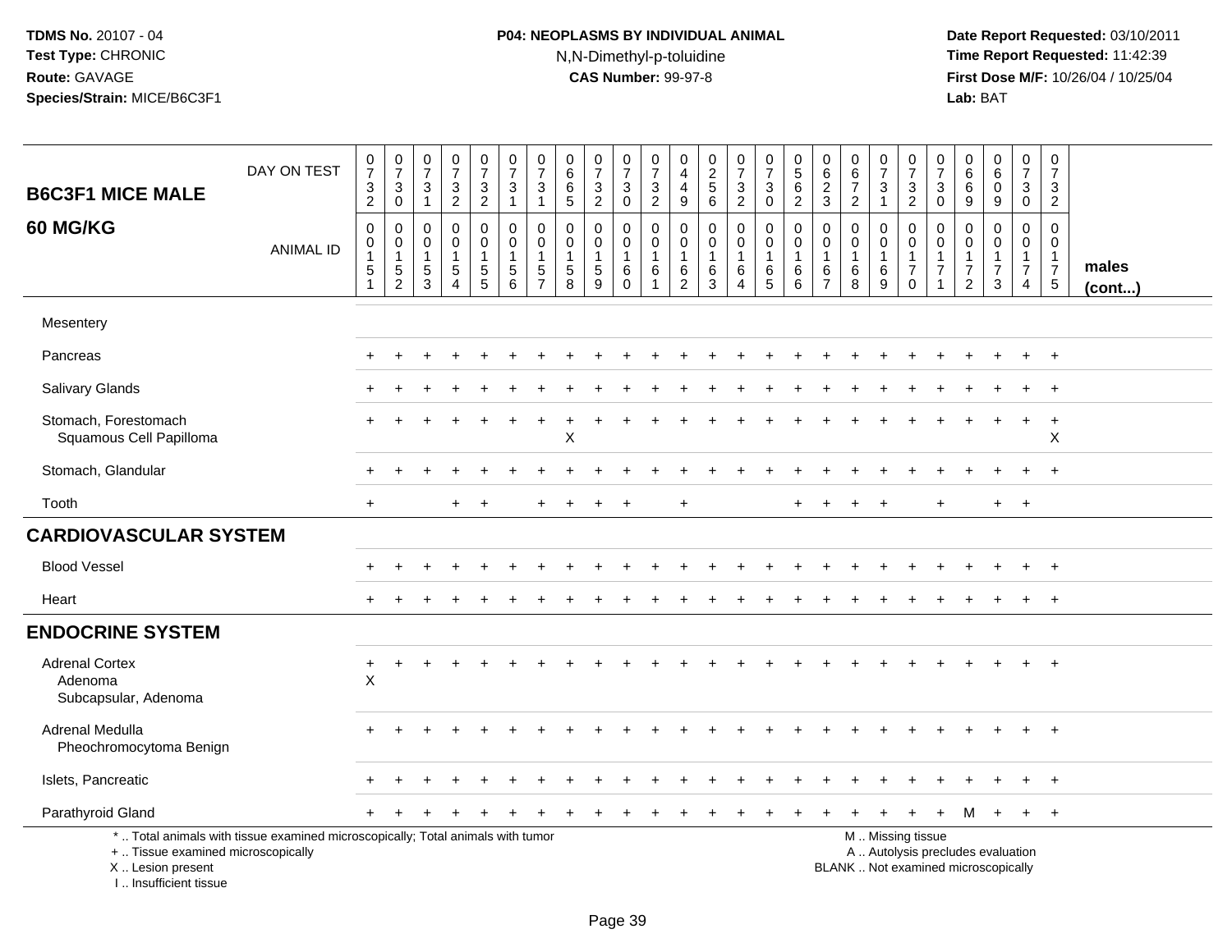**TDMS No.** 20107 - 04
**Test Type:** CHRONIC
**Route:** GAVAGE
**Species/Strain:** MICE/B6C3F1

**P04: NEOPLASMS BY INDIVIDUAL ANIMAL**
N,N-Dimethyl-p-toluidine
**CAS Number:** 99-97-8

**Date Report Requested:** 03/10/2011
**Time Report Requested:** 11:42:39
**First Dose M/F:** 10/26/04 / 10/25/04
**Lab:** BAT

## B6C3F1 MICE MALE
## 60 MG/KG

| DAY ON TEST | 0732 | 0730 | 0731 | 0732 | 0732 | 0731 | 0731 | 0665 | 0732 | 0730 | 0732 | 0449 | 0256 | 0732 | 0730 | 0562 | 0623 | 0672 | 0731 | 0732 | 0730 | 0669 | 0609 | 0730 | 0732 | |
|---|---|---|---|---|---|---|---|---|---|---|---|---|---|---|---|---|---|---|---|---|---|---|---|---|---|---|
| **ANIMAL ID** | 0151 | 0152 | 0153 | 0154 | 0155 | 0156 | 0157 | 0158 | 0159 | 0160 | 0161 | 0162 | 0163 | 0164 | 0165 | 0166 | 0167 | 0168 | 0169 | 0170 | 0171 | 0172 | 0173 | 0174 | 0175 | **males (cont...)** |
| Mesentery | | | | | | | | | | | | | | | | | | | | | | | | | | |
| Pancreas | + | + | + | + | + | + | + | + | + | + | + | + | + | + | + | + | + | + | + | + | + | + | + | + | + | |
| Salivary Glands | + | + | + | + | + | + | + | + | + | + | + | + | + | + | + | + | + | + | + | + | + | + | + | + | + | |
| Stomach, Forestomach | + | + | + | + | + | + | + | + | + | + | + | + | + | + | + | + | + | + | + | + | + | + | + | + | + | |
| Squamous Cell Papilloma | | | | | | | | X | | | | | | | | | | | | | | | | | X | |
| Stomach, Glandular | + | + | + | + | + | + | + | + | + | + | + | + | + | + | + | + | + | + | + | + | + | + | + | + | + | |
| Tooth | + | | | + | + | | + | + | + | + | | + | | | | + | + | + | + | | + | | + | + | | |
| **CARDIOVASCULAR SYSTEM** | | | | | | | | | | | | | | | | | | | | | | | | | | |
| Blood Vessel | + | + | + | + | + | + | + | + | + | + | + | + | + | + | + | + | + | + | + | + | + | + | + | + | + | |
| Heart | + | + | + | + | + | + | + | + | + | + | + | + | + | + | + | + | + | + | + | + | + | + | + | + | + | |
| **ENDOCRINE SYSTEM** | | | | | | | | | | | | | | | | | | | | | | | | | | |
| Adrenal Cortex | + | + | + | + | + | + | + | + | + | + | + | + | + | + | + | + | + | + | + | + | + | + | + | + | + | |
| Adenoma | X | | | | | | | | | | | | | | | | | | | | | | | | | |
| Subcapsular, Adenoma | | | | | | | | | | | | | | | | | | | | | | | | | | |
| Adrenal Medulla | + | + | + | + | + | + | + | + | + | + | + | + | + | + | + | + | + | + | + | + | + | + | + | + | + | |
| Pheochromocytoma Benign | | | | | | | | | | | | | | | | | | | | | | | | | | |
| Islets, Pancreatic | + | + | + | + | + | + | + | + | + | + | + | + | + | + | + | + | + | + | + | + | + | + | + | + | + | |
| Parathyroid Gland | + | + | + | + | + | + | + | + | + | + | + | + | + | + | + | + | + | + | + | + | + | M | + | + | + | |

\* .. Total animals with tissue examined microscopically; Total animals with tumor
\+ .. Tissue examined microscopically
X .. Lesion present
I .. Insufficient tissue

M .. Missing tissue
A .. Autolysis precludes evaluation
BLANK .. Not examined microscopically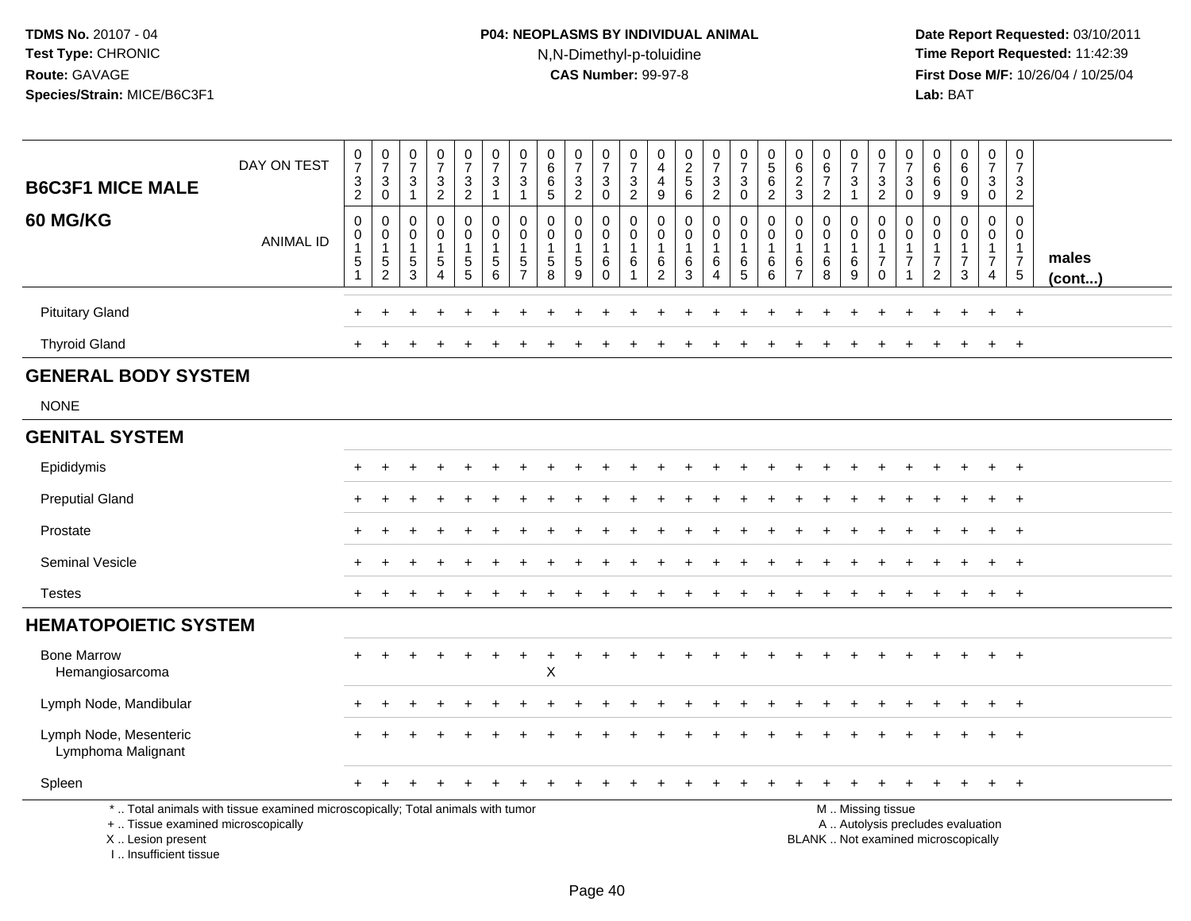**TDMS No.** 20107 - 04
**Test Type:** CHRONIC
**Route:** GAVAGE
**Species/Strain:** MICE/B6C3F1

**P04: NEOPLASMS BY INDIVIDUAL ANIMAL**
N,N-Dimethyl-p-toluidine
**CAS Number:** 99-97-8

**Date Report Requested:** 03/10/2011
**Time Report Requested:** 11:42:39
**First Dose M/F:** 10/26/04 / 10/25/04
**Lab:** BAT

## B6C3F1 MICE MALE 60 MG/KG

| DAY ON TEST | 0732 | 0730 | 0731 | 0732 | 0732 | 0731 | 0731 | 0665 | 0732 | 0730 | 0732 | 0449 | 0256 | 0732 | 0730 | 0562 | 0623 | 0672 | 0731 | 0732 | 0730 | 0669 | 0609 | 0730 | 0732 | |
|---|---|---|---|---|---|---|---|---|---|---|---|---|---|---|---|---|---|---|---|---|---|---|---|---|---|---|
| **ANIMAL ID** | 0015 1 | 0015 2 | 0015 3 | 0015 4 | 0015 5 | 0015 6 | 0015 7 | 0015 8 | 0015 9 | 0016 0 | 0016 1 | 0016 2 | 0016 3 | 0016 4 | 0016 5 | 0016 6 | 0016 7 | 0016 8 | 0016 9 | 0017 0 | 0017 1 | 0017 2 | 0017 3 | 0017 4 | 0017 5 | **males (cont...)** |
| Pituitary Gland | + | + | + | + | + | + | + | + | + | + | + | + | + | + | + | + | + | + | + | + | + | + | + | + | + | |
| Thyroid Gland | + | + | + | + | + | + | + | + | + | + | + | + | + | + | + | + | + | + | + | + | + | + | + | + | + | |
| **GENERAL BODY SYSTEM** | | | | | | | | | | | | | | | | | | | | | | | | | | |
| NONE | | | | | | | | | | | | | | | | | | | | | | | | | | |
| **GENITAL SYSTEM** | | | | | | | | | | | | | | | | | | | | | | | | | | |
| Epididymis | + | + | + | + | + | + | + | + | + | + | + | + | + | + | + | + | + | + | + | + | + | + | + | + | + | |
| Preputial Gland | + | + | + | + | + | + | + | + | + | + | + | + | + | + | + | + | + | + | + | + | + | + | + | + | + | |
| Prostate | + | + | + | + | + | + | + | + | + | + | + | + | + | + | + | + | + | + | + | + | + | + | + | + | + | |
| Seminal Vesicle | + | + | + | + | + | + | + | + | + | + | + | + | + | + | + | + | + | + | + | + | + | + | + | + | + | |
| Testes | + | + | + | + | + | + | + | + | + | + | + | + | + | + | + | + | + | + | + | + | + | + | + | + | + | |
| **HEMATOPOIETIC SYSTEM** | | | | | | | | | | | | | | | | | | | | | | | | | | |
| Bone Marrow | + | + | + | + | + | + | + | + | + | + | + | + | + | + | + | + | + | + | + | + | + | + | + | + | + | |
| Hemangiosarcoma | | | | | | | | X | | | | | | | | | | | | | | | | | | |
| Lymph Node, Mandibular | + | + | + | + | + | + | + | + | + | + | + | + | + | + | + | + | + | + | + | + | + | + | + | + | + | |
| Lymph Node, Mesenteric | + | + | + | + | + | + | + | + | + | + | + | + | + | + | + | + | + | + | + | + | + | + | + | + | + | |
| Lymphoma Malignant | | | | | | | | | | | | | | | | | | | | | | | | | | |
| Spleen | + | + | + | + | + | + | + | + | + | + | + | + | + | + | + | + | + | + | + | + | + | + | + | + | + | |

\* .. Total animals with tissue examined microscopically; Total animals with tumor
\+ .. Tissue examined microscopically
X .. Lesion present
I .. Insufficient tissue

M .. Missing tissue
A .. Autolysis precludes evaluation
BLANK .. Not examined microscopically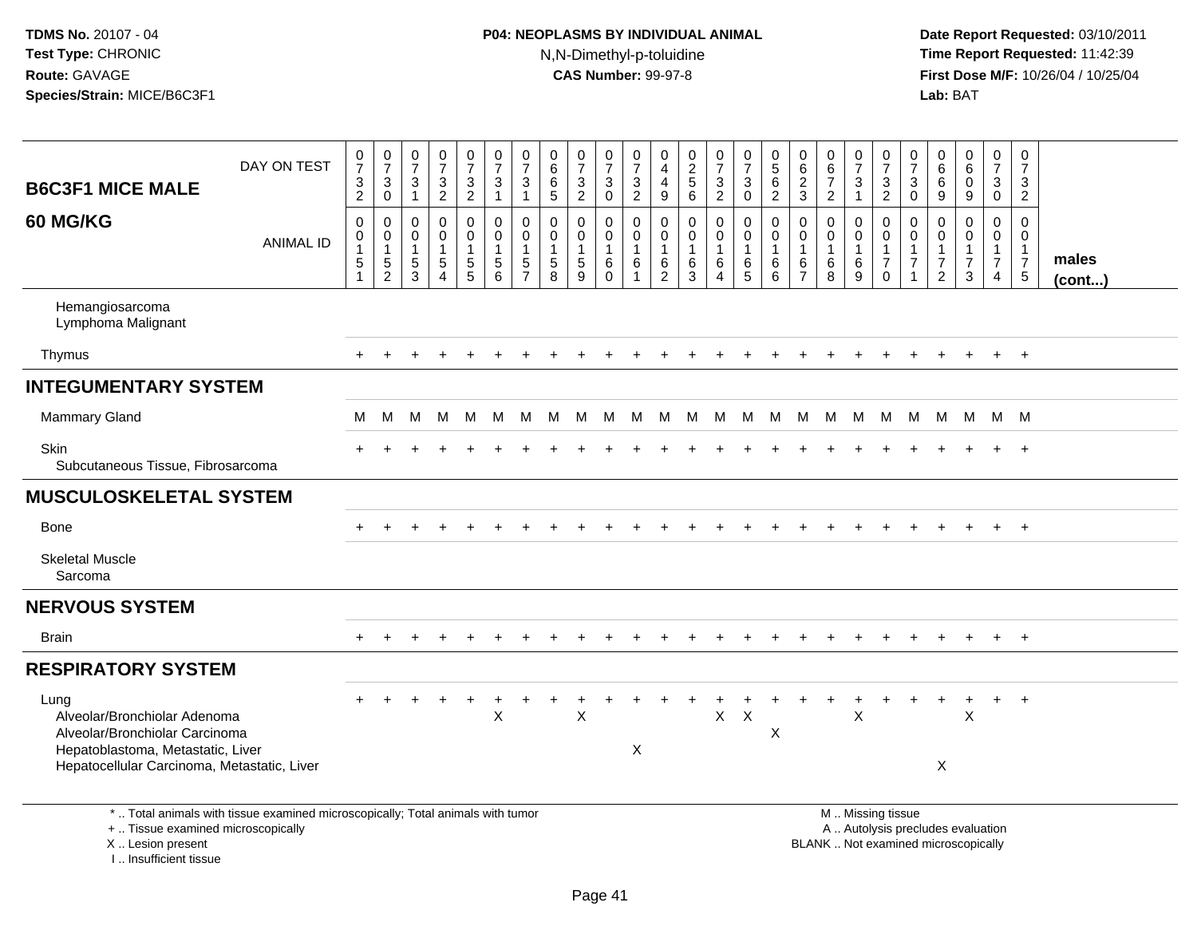**TDMS No.** 20107 - 04
**Test Type:** CHRONIC
**Route:** GAVAGE
**Species/Strain:** MICE/B6C3F1

**P04: NEOPLASMS BY INDIVIDUAL ANIMAL**
N,N-Dimethyl-p-toluidine
**CAS Number:** 99-97-8

**Date Report Requested:** 03/10/2011
**Time Report Requested:** 11:42:39
**First Dose M/F:** 10/26/04 / 10/25/04
**Lab:** BAT

| B6C3F1 MICE MALE 60 MG/KG | 0732 | 0730 | 0731 | 0732 | 0732 | 0731 | 0731 | 0665 | 0732 | 0730 | 0732 | 0449 | 0256 | 0732 | 0730 | 0562 | 0623 | 0672 | 0731 | 0732 | 0730 | 0669 | 0609 | 0730 | 0732 | |
|---|---|---|---|---|---|---|---|---|---|---|---|---|---|---|---|---|---|---|---|---|---|---|---|---|---|---|
| **ANIMAL ID** | 0015 1 | 0015 2 | 0015 3 | 0015 4 | 0015 5 | 0015 6 | 0015 7 | 0015 8 | 0015 9 | 0016 0 | 0016 1 | 0016 2 | 0016 3 | 0016 4 | 0016 5 | 0016 6 | 0016 7 | 0016 8 | 0016 9 | 0017 0 | 0017 1 | 0017 2 | 0017 3 | 0017 4 | 0017 5 | **males (cont...)** |
| Hemangiosarcoma | | | | | | | | | | | | | | | | | | | | | | | | | | |
| Lymphoma Malignant | | | | | | | | | | | | | | | | | | | | | | | | | | |
| Thymus | + | + | + | + | + | + | + | + | + | + | + | + | + | + | + | + | + | + | + | + | + | + | + | + | + | |
| **INTEGUMENTARY SYSTEM** | | | | | | | | | | | | | | | | | | | | | | | | | | |
| Mammary Gland | M | M | M | M | M | M | M | M | M | M | M | M | M | M | M | M | M | M | M | M | M | M | M | M | M | |
| Skin | + | + | + | + | + | + | + | + | + | + | + | + | + | + | + | + | + | + | + | + | + | + | + | + | + | |
| Subcutaneous Tissue, Fibrosarcoma | | | | | | | | | | | | | | | | | | | | | | | | | | |
| **MUSCULOSKELETAL SYSTEM** | | | | | | | | | | | | | | | | | | | | | | | | | | |
| Bone | + | + | + | + | + | + | + | + | + | + | + | + | + | + | + | + | + | + | + | + | + | + | + | + | + | |
| Skeletal Muscle | | | | | | | | | | | | | | | | | | | | | | | | | | |
| Sarcoma | | | | | | | | | | | | | | | | | | | | | | | | | | |
| **NERVOUS SYSTEM** | | | | | | | | | | | | | | | | | | | | | | | | | | |
| Brain | + | + | + | + | + | + | + | + | + | + | + | + | + | + | + | + | + | + | + | + | + | + | + | + | + | |
| **RESPIRATORY SYSTEM** | | | | | | | | | | | | | | | | | | | | | | | | | | |
| Lung | + | + | + | + | + | + | + | + | + | + | + | + | + | + | + | + | + | + | + | + | + | + | + | + | + | |
| Alveolar/Bronchiolar Adenoma | | | | | | X | | | X | | | | | X | X | | | | X | | | | X | | | |
| Alveolar/Bronchiolar Carcinoma | | | | | | | | | | | | | | | | X | | | | | | | | | | |
| Hepatoblastoma, Metastatic, Liver | | | | | | | | | | | X | | | | | | | | | | | | | | | |
| Hepatocellular Carcinoma, Metastatic, Liver | | | | | | | | | | | | | | | | | | | | | | X | | | | |

\* .. Total animals with tissue examined microscopically; Total animals with tumor
\+ .. Tissue examined microscopically
X .. Lesion present
I .. Insufficient tissue

M .. Missing tissue
A .. Autolysis precludes evaluation
BLANK .. Not examined microscopically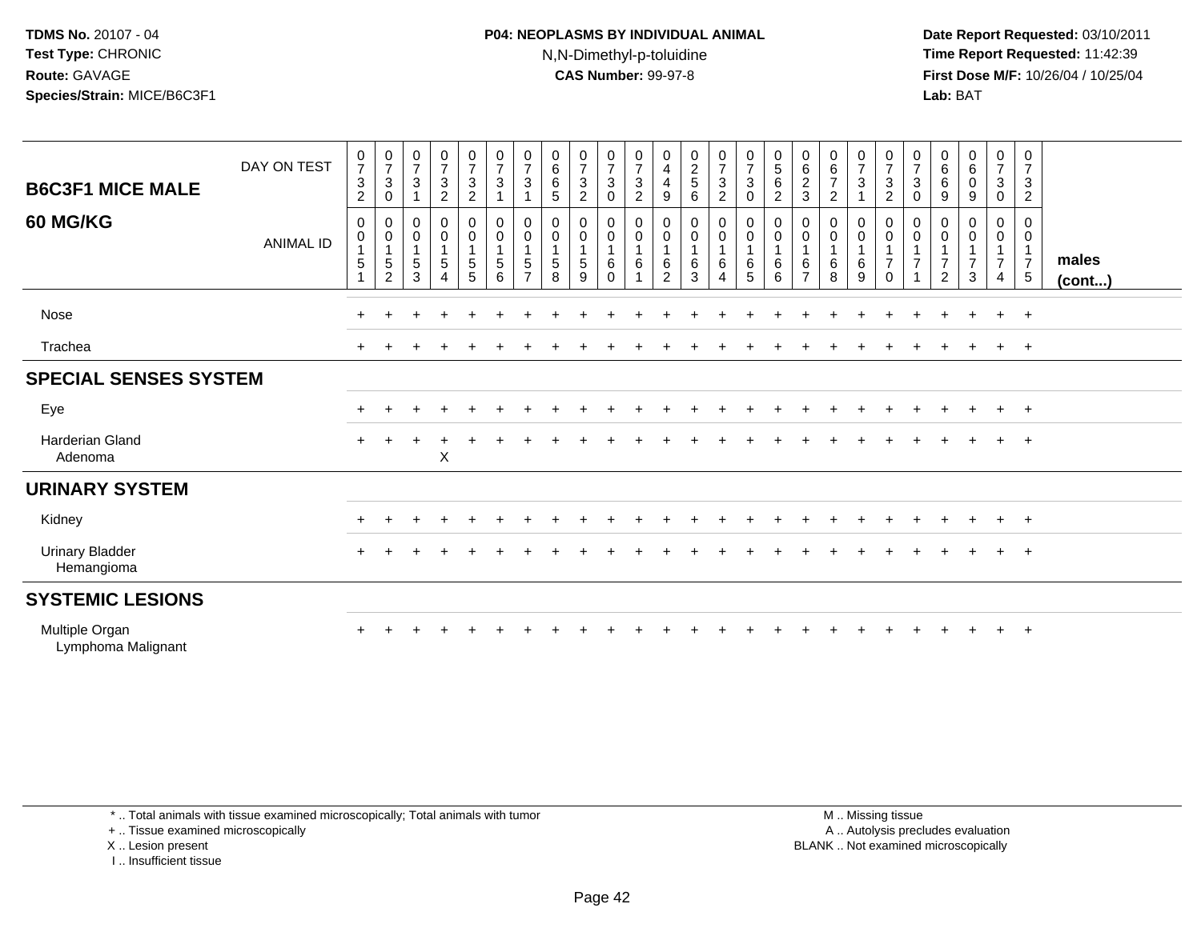**TDMS No.** 20107 - 04
**Test Type:** CHRONIC
**Route:** GAVAGE
**Species/Strain:** MICE/B6C3F1

**P04: NEOPLASMS BY INDIVIDUAL ANIMAL**
N,N-Dimethyl-p-toluidine
**CAS Number:** 99-97-8

**Date Report Requested:** 03/10/2011
**Time Report Requested:** 11:42:39
**First Dose M/F:** 10/26/04 / 10/25/04
**Lab:** BAT

## B6C3F1 MICE MALE 60 MG/KG

| DAY ON TEST | 0732 | 0730 | 0731 | 0732 | 0732 | 0731 | 0731 | 0665 | 0732 | 0730 | 0732 | 0449 | 0256 | 0732 | 0730 | 0562 | 0623 | 0672 | 0731 | 0732 | 0730 | 0669 | 0609 | 0730 | 0732 | |
|---|---|---|---|---|---|---|---|---|---|---|---|---|---|---|---|---|---|---|---|---|---|---|---|---|---|---|
| **ANIMAL ID** | 0015 1 | 0015 2 | 0015 3 | 0015 4 | 0015 5 | 0015 6 | 0015 7 | 0015 8 | 0015 9 | 0016 0 | 0016 1 | 0016 2 | 0016 3 | 0016 4 | 0016 5 | 0016 6 | 0016 7 | 0016 8 | 0016 9 | 0017 0 | 0017 1 | 0017 2 | 0017 3 | 0017 4 | 0017 5 | **males (cont...)** |
| Nose | + | + | + | + | + | + | + | + | + | + | + | + | + | + | + | + | + | + | + | + | + | + | + | + | + | |
| Trachea | + | + | + | + | + | + | + | + | + | + | + | + | + | + | + | + | + | + | + | + | + | + | + | + | + | |
| **SPECIAL SENSES SYSTEM** | | | | | | | | | | | | | | | | | | | | | | | | | | |
| Eye | + | + | + | + | + | + | + | + | + | + | + | + | + | + | + | + | + | + | + | + | + | + | + | + | + | |
| Harderian Gland | + | + | + | + | + | + | + | + | + | + | + | + | + | + | + | + | + | + | + | + | + | + | + | + | + | |
| Adenoma | | | | X | | | | | | | | | | | | | | | | | | | | | | |
| **URINARY SYSTEM** | | | | | | | | | | | | | | | | | | | | | | | | | | |
| Kidney | + | + | + | + | + | + | + | + | + | + | + | + | + | + | + | + | + | + | + | + | + | + | + | + | + | |
| Urinary Bladder | + | + | + | + | + | + | + | + | + | + | + | + | + | + | + | + | + | + | + | + | + | + | + | + | + | |
| Hemangioma | | | | | | | | | | | | | | | | | | | | | | | | | | |
| **SYSTEMIC LESIONS** | | | | | | | | | | | | | | | | | | | | | | | | | | |
| Multiple Organ | + | + | + | + | + | + | + | + | + | + | + | + | + | + | + | + | + | + | + | + | + | + | + | + | + | |
| Lymphoma Malignant | | | | | | | | | | | | | | | | | | | | | | | | | | |

\* .. Total animals with tissue examined microscopically; Total animals with tumor
+ .. Tissue examined microscopically
X .. Lesion present
I .. Insufficient tissue

M .. Missing tissue
A .. Autolysis precludes evaluation
BLANK .. Not examined microscopically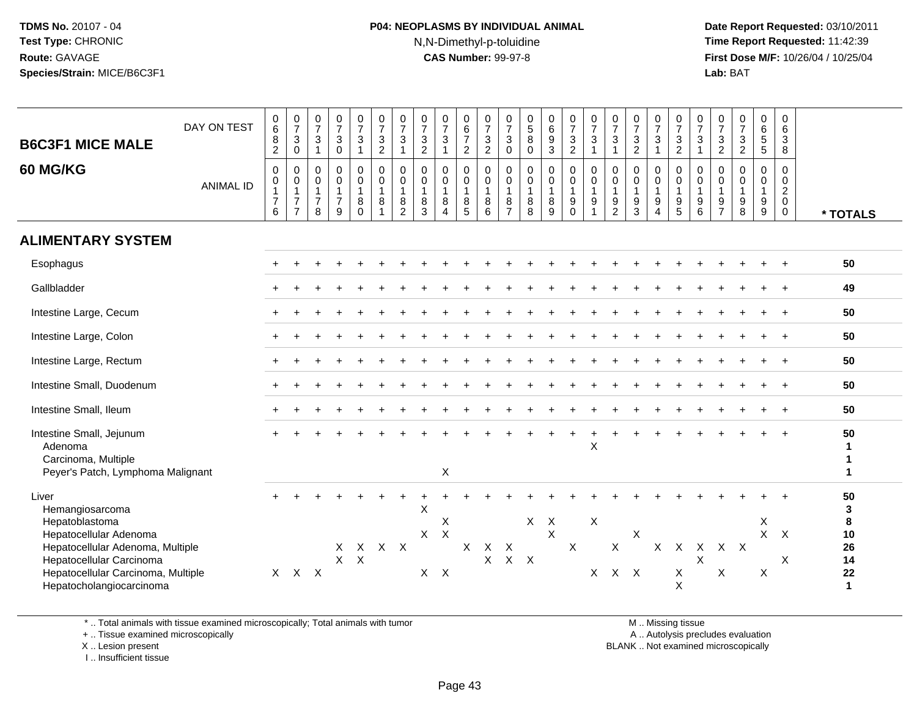**TDMS No.** 20107 - 04
**Test Type:** CHRONIC
**Route:** GAVAGE
**Species/Strain:** MICE/B6C3F1

**P04: NEOPLASMS BY INDIVIDUAL ANIMAL**
N,N-Dimethyl-p-toluidine
**CAS Number:** 99-97-8

**Date Report Requested:** 03/10/2011
**Time Report Requested:** 11:42:39
**First Dose M/F:** 10/26/04 / 10/25/04
**Lab:** BAT

## B6C3F1 MICE MALE
## 60 MG/KG

| DAY ON TEST | 0682 | 0730 | 0731 | 0730 | 0731 | 0732 | 0731 | 0732 | 0731 | 0672 | 0732 | 0730 | 0580 | 0693 | 0732 | 0731 | 0731 | 0732 | 0731 | 0732 | 0731 | 0732 | 0732 | 0655 | 0638 | |
|---|---|---|---|---|---|---|---|---|---|---|---|---|---|---|---|---|---|---|---|---|---|---|---|---|---|---|
| **ANIMAL ID** | 0176 | 0177 | 0178 | 0179 | 0180 | 0181 | 0182 | 0183 | 0184 | 0185 | 0186 | 0187 | 0188 | 0189 | 0190 | 0191 | 0192 | 0193 | 0194 | 0195 | 0196 | 0197 | 0198 | 0199 | 0200 | *** TOTALS** |
| **ALIMENTARY SYSTEM** | | | | | | | | | | | | | | | | | | | | | | | | | | |
| Esophagus | + | + | + | + | + | + | + | + | + | + | + | + | + | + | + | + | + | + | + | + | + | + | + | + | + | **50** |
| Gallbladder | + | + | + | + | + | + | + | + | + | + | + | + | + | + | + | + | + | + | + | + | + | + | + | + | + | **49** |
| Intestine Large, Cecum | + | + | + | + | + | + | + | + | + | + | + | + | + | + | + | + | + | + | + | + | + | + | + | + | + | **50** |
| Intestine Large, Colon | + | + | + | + | + | + | + | + | + | + | + | + | + | + | + | + | + | + | + | + | + | + | + | + | + | **50** |
| Intestine Large, Rectum | + | + | + | + | + | + | + | + | + | + | + | + | + | + | + | + | + | + | + | + | + | + | + | + | + | **50** |
| Intestine Small, Duodenum | + | + | + | + | + | + | + | + | + | + | + | + | + | + | + | + | + | + | + | + | + | + | + | + | + | **50** |
| Intestine Small, Ileum | + | + | + | + | + | + | + | + | + | + | + | + | + | + | + | + | + | + | + | + | + | + | + | + | + | **50** |
| Intestine Small, Jejunum | + | + | + | + | + | + | + | + | + | + | + | + | + | + | + | + | + | + | + | + | + | + | + | + | + | **50** |
| Adenoma | | | | | | | | | | | | | | | | X | | | | | | | | | | **1** |
| Carcinoma, Multiple | | | | | | | | | | | | | | | | | | | | | | | | | | **1** |
| Peyer's Patch, Lymphoma Malignant | | | | | | | | | X | | | | | | | | | | | | | | | | | **1** |
| Liver | + | + | + | + | + | + | + | + | + | + | + | + | + | + | + | + | + | + | + | + | + | + | + | + | + | **50** |
| Hemangiosarcoma | | | | | | | | X | | | | | | | | | | | | | | | | | | **3** |
| Hepatoblastoma | | | | | | | | | X | | | | X | X | | X | | | | | | | | X | | **8** |
| Hepatocellular Adenoma | | | | | | | | X | X | | | | | X | | | | X | | | | | | X | X | **10** |
| Hepatocellular Adenoma, Multiple | | | | X | X | X | X | | | X | X | X | | | X | | X | | X | X | X | X | X | | | **26** |
| Hepatocellular Carcinoma | | | | X | X | | | | | | X | X | X | | | | | | | | X | | | | X | **14** |
| Hepatocellular Carcinoma, Multiple | X | X | X | | | | | X | X | | | | | | | X | X | X | | X | | X | | X | | **22** |
| Hepatocholangiocarcinoma | | | | | | | | | | | | | | | | | | | | X | | | | | | **1** |

\* .. Total animals with tissue examined microscopically; Total animals with tumor
\+ .. Tissue examined microscopically
X .. Lesion present
I .. Insufficient tissue

M .. Missing tissue
A .. Autolysis precludes evaluation
BLANK .. Not examined microscopically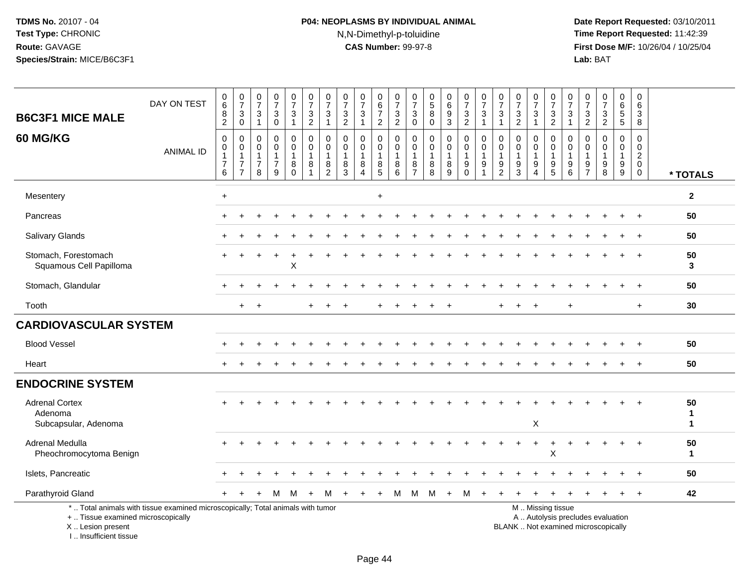TDMS No. 20107 - 04
Test Type: CHRONIC
Route: GAVAGE
Species/Strain: MICE/B6C3F1

**P04: NEOPLASMS BY INDIVIDUAL ANIMAL**
N,N-Dimethyl-p-toluidine
**CAS Number:** 99-97-8

Date Report Requested: 03/10/2011
Time Report Requested: 11:42:39
First Dose M/F: 10/26/04 / 10/25/04
Lab: BAT

**B6C3F1 MICE MALE**
**60 MG/KG**

| DAY ON TEST | 0682 | 0730 | 0731 | 0730 | 0731 | 0732 | 0731 | 0732 | 0731 | 0672 | 0732 | 0730 | 0580 | 0693 | 0732 | 0731 | 0731 | 0732 | 0731 | 0732 | 0731 | 0732 | 0732 | 0655 | 0638 | |
|---|---|---|---|---|---|---|---|---|---|---|---|---|---|---|---|---|---|---|---|---|---|---|---|---|---|---|
| ANIMAL ID | 00176 | 00177 | 00178 | 00179 | 00180 | 00181 | 00182 | 00183 | 00184 | 00185 | 00186 | 00187 | 00188 | 00189 | 00190 | 00191 | 00192 | 00193 | 00194 | 00195 | 00196 | 00197 | 00198 | 00199 | 00200 | * TOTALS |
| Mesentery | + | | | | | | | | | + | | | | | | | | | | | | | | | | 2 |
| Pancreas | + | + | + | + | + | + | + | + | + | + | + | + | + | + | + | + | + | + | + | + | + | + | + | + | + | 50 |
| Salivary Glands | + | + | + | + | + | + | + | + | + | + | + | + | + | + | + | + | + | + | + | + | + | + | + | + | + | 50 |
| Stomach, Forestomach | + | + | + | + | + | + | + | + | + | + | + | + | + | + | + | + | + | + | + | + | + | + | + | + | + | 50 |
| Squamous Cell Papilloma | | | | | X | | | | | | | | | | | | | | | | | | | | | 3 |
| Stomach, Glandular | + | + | + | + | + | + | + | + | + | + | + | + | + | + | + | + | + | + | + | + | + | + | + | + | + | 50 |
| Tooth | | + | + | | | + | + | + | | + | + | + | + | + | | | + | + | + | | + | | | | + | 30 |
| **CARDIOVASCULAR SYSTEM** | | | | | | | | | | | | | | | | | | | | | | | | | | |
| Blood Vessel | + | + | + | + | + | + | + | + | + | + | + | + | + | + | + | + | + | + | + | + | + | + | + | + | + | 50 |
| Heart | + | + | + | + | + | + | + | + | + | + | + | + | + | + | + | + | + | + | + | + | + | + | + | + | + | 50 |
| **ENDOCRINE SYSTEM** | | | | | | | | | | | | | | | | | | | | | | | | | | |
| Adrenal Cortex | + | + | + | + | + | + | + | + | + | + | + | + | + | + | + | + | + | + | + | + | + | + | + | + | + | 50 |
| Adenoma | | | | | | | | | | | | | | | | | | | | | | | | | | 1 |
| Subcapsular, Adenoma | | | | | | | | | | | | | | | | | | | X | | | | | | | 1 |
| Adrenal Medulla | + | + | + | + | + | + | + | + | + | + | + | + | + | + | + | + | + | + | + | + | + | + | + | + | + | 50 |
| Pheochromocytoma Benign | | | | | | | | | | | | | | | | | | | | X | | | | | | 1 |
| Islets, Pancreatic | + | + | + | + | + | + | + | + | + | + | + | + | + | + | + | + | + | + | + | + | + | + | + | + | + | 50 |
| Parathyroid Gland | + | + | + | M | M | + | M | + | + | + | M | M | M | + | M | + | + | + | + | + | + | + | + | + | + | 42 |

\* .. Total animals with tissue examined microscopically; Total animals with tumor
\+ .. Tissue examined microscopically
X .. Lesion present
I .. Insufficient tissue

M .. Missing tissue
A .. Autolysis precludes evaluation
BLANK .. Not examined microscopically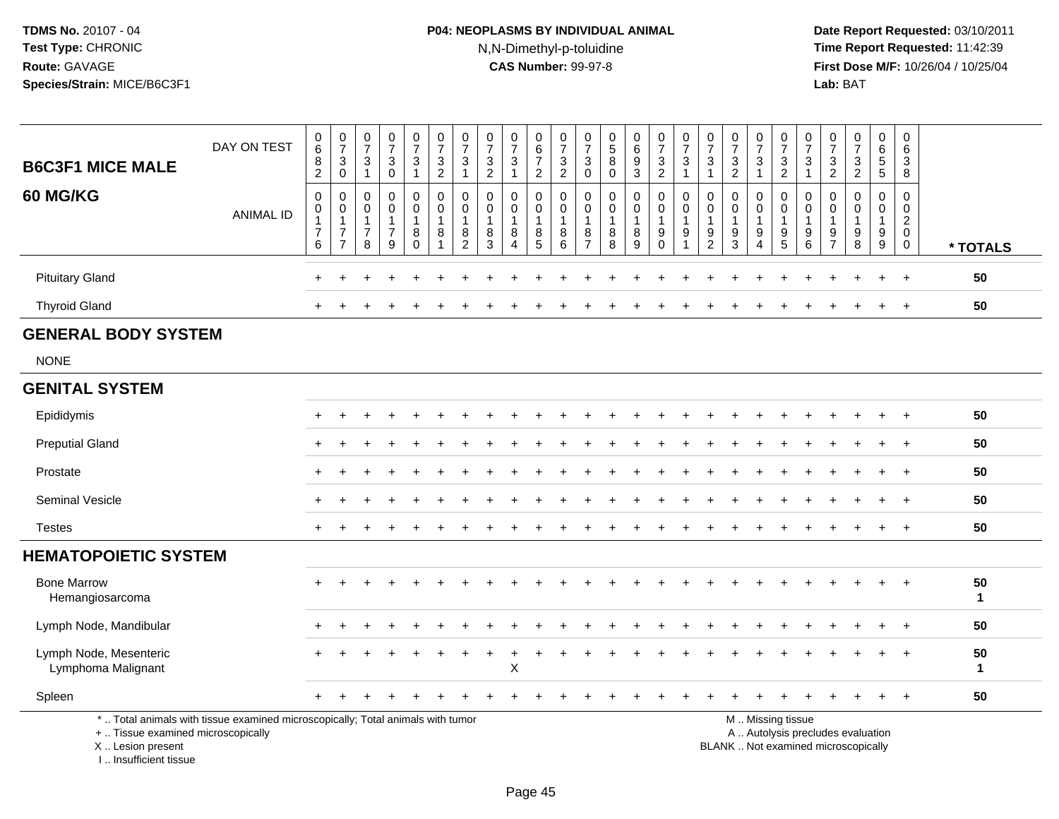TDMS No. 20107 - 04
Test Type: CHRONIC
Route: GAVAGE
Species/Strain: MICE/B6C3F1

P04: NEOPLASMS BY INDIVIDUAL ANIMAL
N,N-Dimethyl-p-toluidine
CAS Number: 99-97-8

Date Report Requested: 03/10/2011
Time Report Requested: 11:42:39
First Dose M/F: 10/26/04 / 10/25/04
Lab: BAT

**B6C3F1 MICE MALE**
**60 MG/KG**

| DAY ON TEST | 0682 | 0730 | 0731 | 0730 | 0731 | 0732 | 0731 | 0732 | 0731 | 0672 | 0732 | 0730 | 0580 | 0693 | 0732 | 0731 | 0731 | 0732 | 0731 | 0732 | 0731 | 0732 | 0732 | 0655 | 0638 | |
|---|---|---|---|---|---|---|---|---|---|---|---|---|---|---|---|---|---|---|---|---|---|---|---|---|---|---|
| ANIMAL ID | 00176 | 00177 | 00178 | 00179 | 00180 | 00181 | 00182 | 00183 | 00184 | 00185 | 00186 | 00187 | 00188 | 00189 | 00190 | 00191 | 00192 | 00193 | 00194 | 00195 | 00196 | 00197 | 00198 | 00199 | 00200 | * TOTALS |
| Pituitary Gland | + | + | + | + | + | + | + | + | + | + | + | + | + | + | + | + | + | + | + | + | + | + | + | + | + | 50 |
| Thyroid Gland | + | + | + | + | + | + | + | + | + | + | + | + | + | + | + | + | + | + | + | + | + | + | + | + | + | 50 |
| **GENERAL BODY SYSTEM** | | | | | | | | | | | | | | | | | | | | | | | | | | |
| NONE | | | | | | | | | | | | | | | | | | | | | | | | | | |
| **GENITAL SYSTEM** | | | | | | | | | | | | | | | | | | | | | | | | | | |
| Epididymis | + | + | + | + | + | + | + | + | + | + | + | + | + | + | + | + | + | + | + | + | + | + | + | + | + | 50 |
| Preputial Gland | + | + | + | + | + | + | + | + | + | + | + | + | + | + | + | + | + | + | + | + | + | + | + | + | + | 50 |
| Prostate | + | + | + | + | + | + | + | + | + | + | + | + | + | + | + | + | + | + | + | + | + | + | + | + | + | 50 |
| Seminal Vesicle | + | + | + | + | + | + | + | + | + | + | + | + | + | + | + | + | + | + | + | + | + | + | + | + | + | 50 |
| Testes | + | + | + | + | + | + | + | + | + | + | + | + | + | + | + | + | + | + | + | + | + | + | + | + | + | 50 |
| **HEMATOPOIETIC SYSTEM** | | | | | | | | | | | | | | | | | | | | | | | | | | |
| Bone Marrow | + | + | + | + | + | + | + | + | + | + | + | + | + | + | + | + | + | + | + | + | + | + | + | + | + | 50 |
| Hemangiosarcoma | | | | | | | | | | | | | | | | | | | | | | | | | | 1 |
| Lymph Node, Mandibular | + | + | + | + | + | + | + | + | + | + | + | + | + | + | + | + | + | + | + | + | + | + | + | + | + | 50 |
| Lymph Node, Mesenteric | + | + | + | + | + | + | + | + | + | + | + | + | + | + | + | + | + | + | + | + | + | + | + | + | + | 50 |
| Lymphoma Malignant | | | | | | | | | X | | | | | | | | | | | | | | | | | 1 |
| Spleen | + | + | + | + | + | + | + | + | + | + | + | + | + | + | + | + | + | + | + | + | + | + | + | + | + | 50 |

\* .. Total animals with tissue examined microscopically; Total animals with tumor
+ .. Tissue examined microscopically
X .. Lesion present
I .. Insufficient tissue

M .. Missing tissue
A .. Autolysis precludes evaluation
BLANK .. Not examined microscopically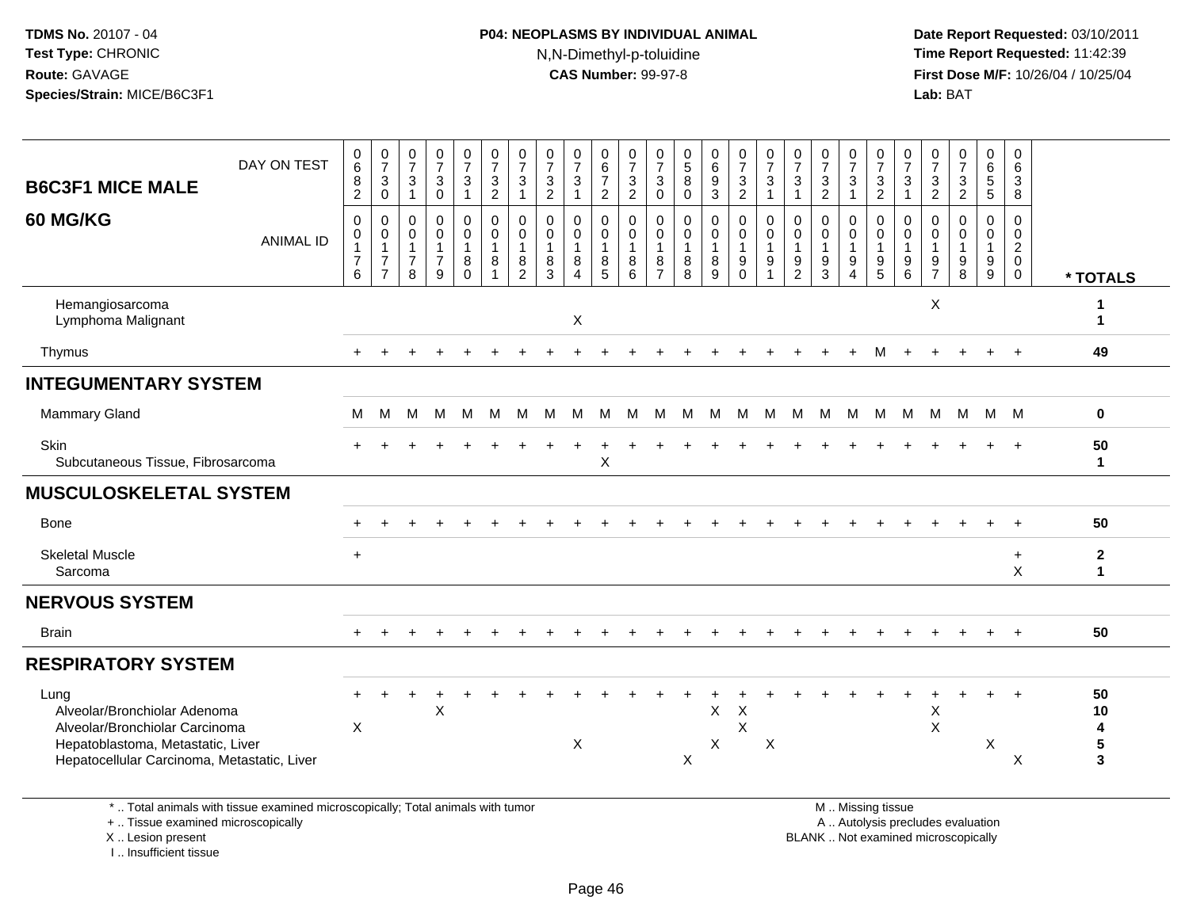TDMS No. 20107 - 04
Test Type: CHRONIC
Route: GAVAGE
Species/Strain: MICE/B6C3F1

**P04: NEOPLASMS BY INDIVIDUAL ANIMAL**
N,N-Dimethyl-p-toluidine
**CAS Number:** 99-97-8

Date Report Requested: 03/10/2011
Time Report Requested: 11:42:39
First Dose M/F: 10/26/04 / 10/25/04
Lab: BAT

**B6C3F1 MICE MALE**
**60 MG/KG**

| DAY ON TEST | 0682 | 0730 | 0731 | 0730 | 0731 | 0732 | 0731 | 0732 | 0731 | 0672 | 0732 | 0730 | 0580 | 0693 | 0732 | 0731 | 0731 | 0732 | 0731 | 0732 | 0731 | 0732 | 0732 | 0655 | 0638 | |
|---|---|---|---|---|---|---|---|---|---|---|---|---|---|---|---|---|---|---|---|---|---|---|---|---|---|---|
| **ANIMAL ID** | 00176 | 00177 | 00178 | 00179 | 00180 | 00181 | 00182 | 00183 | 00184 | 00185 | 00186 | 00187 | 00188 | 00189 | 00190 | 00191 | 00192 | 00193 | 00194 | 00195 | 00196 | 00197 | 00198 | 00199 | 00200 | *** TOTALS** |
| Hemangiosarcoma | | | | | | | | | | | | | | | | | | | | | | X | | | | 1 |
| Lymphoma Malignant | | | | | | | | | X | | | | | | | | | | | | | | | | | 1 |
| Thymus | + | + | + | + | + | + | + | + | + | + | + | + | + | + | + | + | + | + | + | M | + | + | + | + | + | 49 |
| **INTEGUMENTARY SYSTEM** | | | | | | | | | | | | | | | | | | | | | | | | | | |
| Mammary Gland | M | M | M | M | M | M | M | M | M | M | M | M | M | M | M | M | M | M | M | M | M | M | M | M | M | 0 |
| Skin | + | + | + | + | + | + | + | + | + | + | + | + | + | + | + | + | + | + | + | + | + | + | + | + | + | 50 |
| Subcutaneous Tissue, Fibrosarcoma | | | | | | | | | | X | | | | | | | | | | | | | | | | 1 |
| **MUSCULOSKELETAL SYSTEM** | | | | | | | | | | | | | | | | | | | | | | | | | | |
| Bone | + | + | + | + | + | + | + | + | + | + | + | + | + | + | + | + | + | + | + | + | + | + | + | + | + | 50 |
| Skeletal Muscle | + | | | | | | | | | | | | | | | | | | | | | | | | + | 2 |
| Sarcoma | | | | | | | | | | | | | | | | | | | | | | | | | X | 1 |
| **NERVOUS SYSTEM** | | | | | | | | | | | | | | | | | | | | | | | | | | |
| Brain | + | + | + | + | + | + | + | + | + | + | + | + | + | + | + | + | + | + | + | + | + | + | + | + | + | 50 |
| **RESPIRATORY SYSTEM** | | | | | | | | | | | | | | | | | | | | | | | | | | |
| Lung | + | + | + | + | + | + | + | + | + | + | + | + | + | + | + | + | + | + | + | + | + | + | + | + | + | 50 |
| Alveolar/Bronchiolar Adenoma | | | | X | | | | | | | | | | X | X | | | | | | | X | | | | 10 |
| Alveolar/Bronchiolar Carcinoma | X | | | | | | | | | | | | | | X | | | | | | | X | | | | 4 |
| Hepatoblastoma, Metastatic, Liver | | | | | | | | | X | | | | | X | | X | | | | | | | | X | | 5 |
| Hepatocellular Carcinoma, Metastatic, Liver | | | | | | | | | | | | | X | | | | | | | | | | | | X | 3 |

* .. Total animals with tissue examined microscopically; Total animals with tumor
+ .. Tissue examined microscopically
X .. Lesion present
I .. Insufficient tissue

M .. Missing tissue
A .. Autolysis precludes evaluation
BLANK .. Not examined microscopically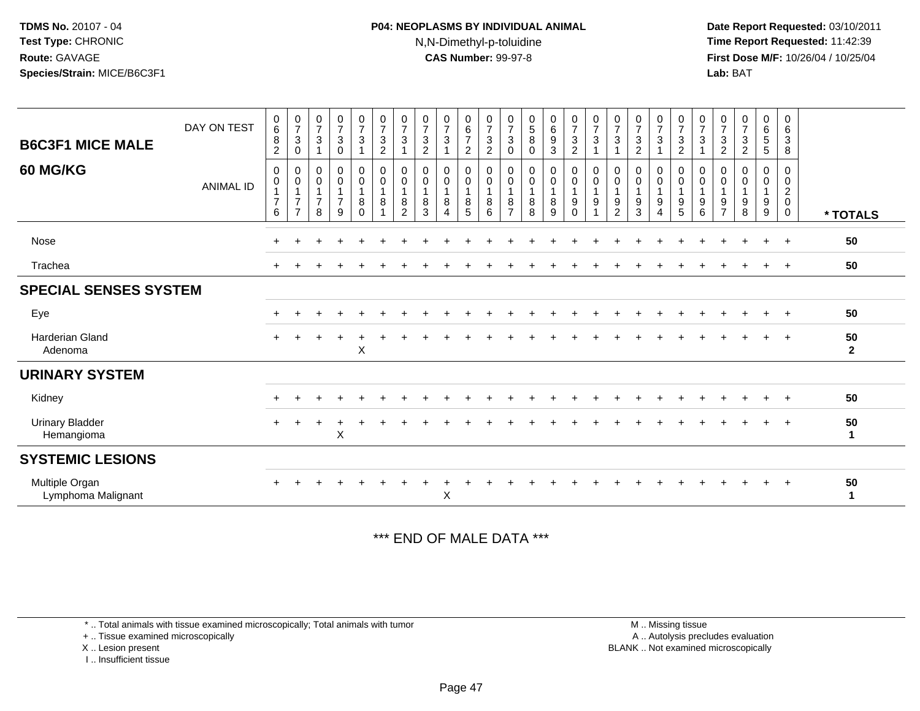TDMS No. 20107 - 04
Test Type: CHRONIC
Route: GAVAGE
Species/Strain: MICE/B6C3F1

P04: NEOPLASMS BY INDIVIDUAL ANIMAL
N,N-Dimethyl-p-toluidine
CAS Number: 99-97-8

Date Report Requested: 03/10/2011
Time Report Requested: 11:42:39
First Dose M/F: 10/26/04 / 10/25/04
Lab: BAT

## B6C3F1 MICE MALE 60 MG/KG

| DAY ON TEST | 0682 | 0730 | 0731 | 0730 | 0731 | 0732 | 0731 | 0732 | 0731 | 0672 | 0732 | 0730 | 0580 | 0693 | 0732 | 0731 | 0731 | 0732 | 0731 | 0732 | 0731 | 0732 | 0732 | 0655 | 0638 | |
|---|---|---|---|---|---|---|---|---|---|---|---|---|---|---|---|---|---|---|---|---|---|---|---|---|---|---|
| ANIMAL ID | 00176 | 00177 | 00178 | 00179 | 00180 | 00181 | 00182 | 00183 | 00184 | 00185 | 00186 | 00187 | 00188 | 00189 | 00190 | 00191 | 00192 | 00193 | 00194 | 00195 | 00196 | 00197 | 00198 | 00199 | 00200 | * TOTALS |
| Nose | + | + | + | + | + | + | + | + | + | + | + | + | + | + | + | + | + | + | + | + | + | + | + | + | + | 50 |
| Trachea | + | + | + | + | + | + | + | + | + | + | + | + | + | + | + | + | + | + | + | + | + | + | + | + | + | 50 |
| **SPECIAL SENSES SYSTEM** | | | | | | | | | | | | | | | | | | | | | | | | | | |
| Eye | + | + | + | + | + | + | + | + | + | + | + | + | + | + | + | + | + | + | + | + | + | + | + | + | + | 50 |
| Harderian Gland | + | + | + | + | + | + | + | + | + | + | + | + | + | + | + | + | + | + | + | + | + | + | + | + | + | 50 |
| Adenoma | | | | | X | | | | | | | | | | | | | | | | | | | | | 2 |
| **URINARY SYSTEM** | | | | | | | | | | | | | | | | | | | | | | | | | | |
| Kidney | + | + | + | + | + | + | + | + | + | + | + | + | + | + | + | + | + | + | + | + | + | + | + | + | + | 50 |
| Urinary Bladder | + | + | + | + | + | + | + | + | + | + | + | + | + | + | + | + | + | + | + | + | + | + | + | + | + | 50 |
| Hemangioma | | | | X | | | | | | | | | | | | | | | | | | | | | | 1 |
| **SYSTEMIC LESIONS** | | | | | | | | | | | | | | | | | | | | | | | | | | |
| Multiple Organ | + | + | + | + | + | + | + | + | + | + | + | + | + | + | + | + | + | + | + | + | + | + | + | + | + | 50 |
| Lymphoma Malignant | | | | | | | | | X | | | | | | | | | | | | | | | | | 1 |

*** END OF MALE DATA ***

\* .. Total animals with tissue examined microscopically; Total animals with tumor
\+ .. Tissue examined microscopically
X .. Lesion present
I .. Insufficient tissue

M .. Missing tissue
A .. Autolysis precludes evaluation
BLANK .. Not examined microscopically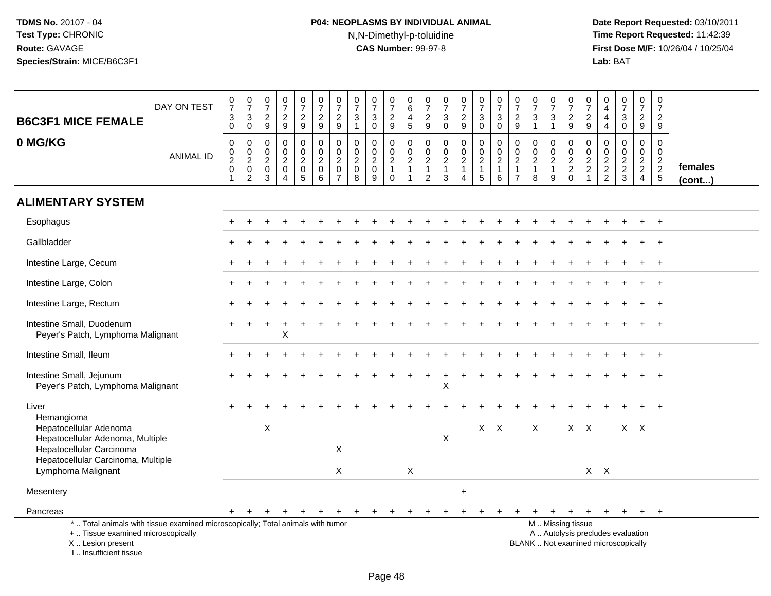TDMS No. 20107 - 04
Test Type: CHRONIC
Route: GAVAGE
Species/Strain: MICE/B6C3F1

**P04: NEOPLASMS BY INDIVIDUAL ANIMAL**
N,N-Dimethyl-p-toluidine
**CAS Number:** 99-97-8

Date Report Requested: 03/10/2011
Time Report Requested: 11:42:39
First Dose M/F: 10/26/04 / 10/25/04
Lab: BAT

| B6C3F1 MICE FEMALE 0 MG/KG | | | | | | | | | | | | | | | | | | | | | | | | | | |
|---|---|---|---|---|---|---|---|---|---|---|---|---|---|---|---|---|---|---|---|---|---|---|---|---|---|---|
| DAY ON TEST | 0730 | 0730 | 0729 | 0729 | 0729 | 0729 | 0729 | 0731 | 0730 | 0729 | 0645 | 0729 | 0730 | 0729 | 0730 | 0730 | 0729 | 0731 | 0731 | 0729 | 0729 | 0444 | 0730 | 0729 | 0729 | |
| ANIMAL ID | 0020 1 | 0020 2 | 0020 3 | 0020 4 | 0020 5 | 0020 6 | 0020 7 | 0020 8 | 0020 9 | 0021 0 | 0021 1 | 0021 2 | 0021 3 | 0021 4 | 0021 5 | 0021 6 | 0021 7 | 0021 8 | 0021 9 | 0022 0 | 0022 1 | 0022 2 | 0022 3 | 0022 4 | 0022 5 | females (cont...) |
| **ALIMENTARY SYSTEM** | | | | | | | | | | | | | | | | | | | | | | | | | | |
| Esophagus | + | + | + | + | + | + | + | + | + | + | + | + | + | + | + | + | + | + | + | + | + | + | + | + | + | |
| Gallbladder | + | + | + | + | + | + | + | + | + | + | + | + | + | + | + | + | + | + | + | + | + | + | + | + | + | |
| Intestine Large, Cecum | + | + | + | + | + | + | + | + | + | + | + | + | + | + | + | + | + | + | + | + | + | + | + | + | + | |
| Intestine Large, Colon | + | + | + | + | + | + | + | + | + | + | + | + | + | + | + | + | + | + | + | + | + | + | + | + | + | |
| Intestine Large, Rectum | + | + | + | + | + | + | + | + | + | + | + | + | + | + | + | + | + | + | + | + | + | + | + | + | + | |
| Intestine Small, Duodenum | + | + | + | + | + | + | + | + | + | + | + | + | + | + | + | + | + | + | + | + | + | + | + | + | + | |
| Peyer's Patch, Lymphoma Malignant | | | | X | | | | | | | | | | | | | | | | | | | | | | |
| Intestine Small, Ileum | + | + | + | + | + | + | + | + | + | + | + | + | + | + | + | + | + | + | + | + | + | + | + | + | + | |
| Intestine Small, Jejunum | + | + | + | + | + | + | + | + | + | + | + | + | + | + | + | + | + | + | + | + | + | + | + | + | + | |
| Peyer's Patch, Lymphoma Malignant | | | | | | | | | | | | | X | | | | | | | | | | | | | |
| Liver | + | + | + | + | + | + | + | + | + | + | + | + | + | + | + | + | + | + | + | + | + | + | + | + | + | |
| Hemangioma | | | | | | | | | | | | | | | | | | | | | | | | | | |
| Hepatocellular Adenoma | | | X | | | | | | | | | | | | X | X | | X | | X | X | | X | X | | |
| Hepatocellular Adenoma, Multiple | | | | | | | | | | | | | X | | | | | | | | | | | | | |
| Hepatocellular Carcinoma | | | | | | | X | | | | | | | | | | | | | | | | | | | |
| Hepatocellular Carcinoma, Multiple | | | | | | | | | | | | | | | | | | | | | | | | | | |
| Lymphoma Malignant | | | | | | | X | | | | X | | | | | | | | | | X | X | | | | |
| Mesentery | | | | | | | | | | | | | | + | | | | | | | | | | | | |
| Pancreas | + | + | + | + | + | + | + | + | + | + | + | + | + | + | + | + | + | + | + | + | + | + | + | + | + | |

\* .. Total animals with tissue examined microscopically; Total animals with tumor
\+ .. Tissue examined microscopically
X .. Lesion present
I .. Insufficient tissue

M .. Missing tissue
A .. Autolysis precludes evaluation
BLANK .. Not examined microscopically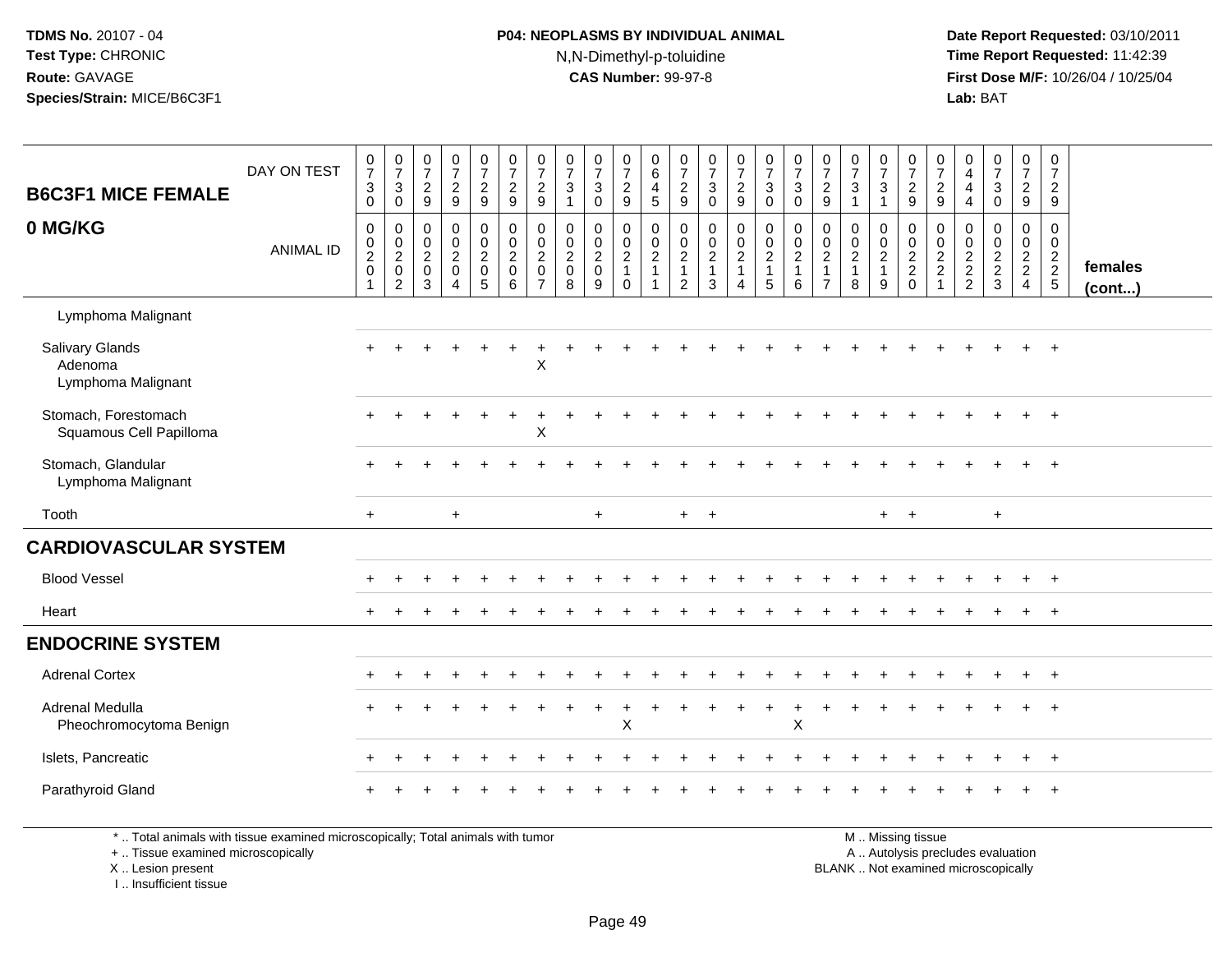TDMS No. 20107 - 04
Test Type: CHRONIC
Route: GAVAGE
Species/Strain: MICE/B6C3F1

**P04: NEOPLASMS BY INDIVIDUAL ANIMAL**
N,N-Dimethyl-p-toluidine
**CAS Number:** 99-97-8

Date Report Requested: 03/10/2011
Time Report Requested: 11:42:39
First Dose M/F: 10/26/04 / 10/25/04
Lab: BAT

| B6C3F1 MICE FEMALE 0 MG/KG | | | | | | | | | | | | | | | | | | | | | | | | | | |
|---|---|---|---|---|---|---|---|---|---|---|---|---|---|---|---|---|---|---|---|---|---|---|---|---|---|---|
| DAY ON TEST | 0730 | 0730 | 0729 | 0729 | 0729 | 0729 | 0729 | 0731 | 0730 | 0729 | 0645 | 0729 | 0730 | 0729 | 0730 | 0730 | 0729 | 0731 | 0731 | 0729 | 0729 | 0444 | 0730 | 0729 | 0729 | |
| ANIMAL ID | 0020 1 | 0020 2 | 0020 3 | 0020 4 | 0020 5 | 0020 6 | 0020 7 | 0020 8 | 0020 9 | 0021 0 | 0021 1 | 0021 2 | 0021 3 | 0021 4 | 0021 5 | 0021 6 | 0021 7 | 0021 8 | 0021 9 | 0022 0 | 0022 1 | 0022 2 | 0022 3 | 0022 4 | 0022 5 | females (cont...) |
| Lymphoma Malignant | | | | | | | | | | | | | | | | | | | | | | | | | | |
| Salivary Glands | + | + | + | + | + | + | + | + | + | + | + | + | + | + | + | + | + | + | + | + | + | + | + | + | + | |
| Adenoma | | | | | | | X | | | | | | | | | | | | | | | | | | | |
| Lymphoma Malignant | | | | | | | | | | | | | | | | | | | | | | | | | | |
| Stomach, Forestomach | + | + | + | + | + | + | + | + | + | + | + | + | + | + | + | + | + | + | + | + | + | + | + | + | + | |
| Squamous Cell Papilloma | | | | | | | X | | | | | | | | | | | | | | | | | | | |
| Stomach, Glandular | + | + | + | + | + | + | + | + | + | + | + | + | + | + | + | + | + | + | + | + | + | + | + | + | + | |
| Lymphoma Malignant | | | | | | | | | | | | | | | | | | | | | | | | | | |
| Tooth | + | | | + | | | | | + | | | + | + | | | | | | + | + | | | + | | | |
| **CARDIOVASCULAR SYSTEM** | | | | | | | | | | | | | | | | | | | | | | | | | | |
| Blood Vessel | + | + | + | + | + | + | + | + | + | + | + | + | + | + | + | + | + | + | + | + | + | + | + | + | + | |
| Heart | + | + | + | + | + | + | + | + | + | + | + | + | + | + | + | + | + | + | + | + | + | + | + | + | + | |
| **ENDOCRINE SYSTEM** | | | | | | | | | | | | | | | | | | | | | | | | | | |
| Adrenal Cortex | + | + | + | + | + | + | + | + | + | + | + | + | + | + | + | + | + | + | + | + | + | + | + | + | + | |
| Adrenal Medulla | + | + | + | + | + | + | + | + | + | + | + | + | + | + | + | + | + | + | + | + | + | + | + | + | + | |
| Pheochromocytoma Benign | | | | | | | | | | X | | | | | | X | | | | | | | | | | |
| Islets, Pancreatic | + | + | + | + | + | + | + | + | + | + | + | + | + | + | + | + | + | + | + | + | + | + | + | + | + | |
| Parathyroid Gland | + | + | + | + | + | + | + | + | + | + | + | + | + | + | + | + | + | + | + | + | + | + | + | + | + | |

\* .. Total animals with tissue examined microscopically; Total animals with tumor
\+ .. Tissue examined microscopically
X .. Lesion present
I .. Insufficient tissue

M .. Missing tissue
A .. Autolysis precludes evaluation
BLANK .. Not examined microscopically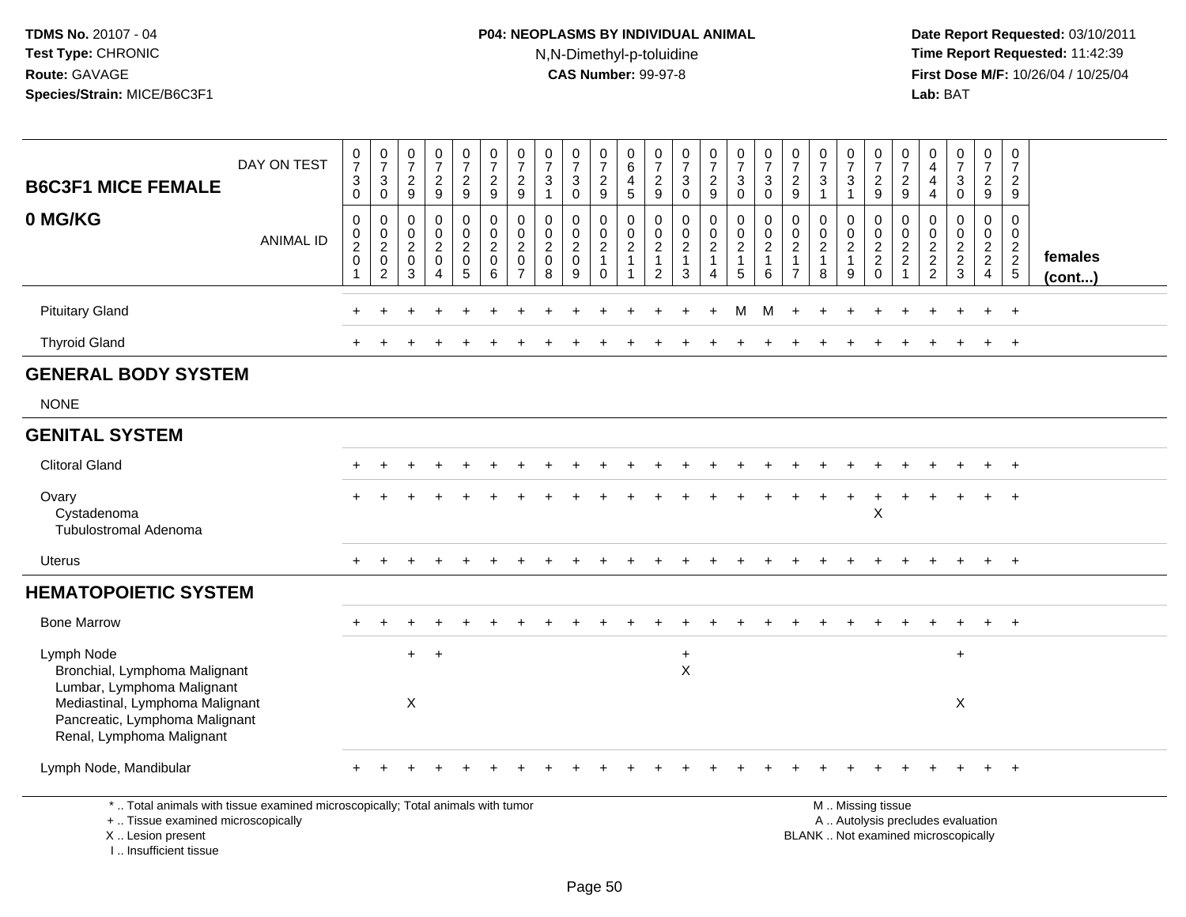TDMS No. 20107 - 04
Test Type: CHRONIC
Route: GAVAGE
Species/Strain: MICE/B6C3F1

**P04: NEOPLASMS BY INDIVIDUAL ANIMAL**
N,N-Dimethyl-p-toluidine
**CAS Number:** 99-97-8

Date Report Requested: 03/10/2011
Time Report Requested: 11:42:39
First Dose M/F: 10/26/04 / 10/25/04
Lab: BAT

## B6C3F1 MICE FEMALE
## 0 MG/KG

| DAY ON TEST | 0730 | 0730 | 0729 | 0729 | 0729 | 0729 | 0729 | 0731 | 0730 | 0729 | 0645 | 0729 | 0730 | 0729 | 0730 | 0730 | 0729 | 0731 | 0731 | 0729 | 0729 | 0444 | 0730 | 0729 | 0729 | |
|---|---|---|---|---|---|---|---|---|---|---|---|---|---|---|---|---|---|---|---|---|---|---|---|---|---|---|
| **ANIMAL ID** | 00201 | 00202 | 00203 | 00204 | 00205 | 00206 | 00207 | 00208 | 00209 | 00210 | 00211 | 00212 | 00213 | 00214 | 00215 | 00216 | 00217 | 00218 | 00219 | 00220 | 00221 | 00222 | 00223 | 00224 | 00225 | **females (cont...)** |
| Pituitary Gland | + | + | + | + | + | + | + | + | + | + | + | + | + | + | M | M | + | + | + | + | + | + | + | + | + | |
| Thyroid Gland | + | + | + | + | + | + | + | + | + | + | + | + | + | + | + | + | + | + | + | + | + | + | + | + | + | |
| **GENERAL BODY SYSTEM** | | | | | | | | | | | | | | | | | | | | | | | | | | |
| NONE | | | | | | | | | | | | | | | | | | | | | | | | | | |
| **GENITAL SYSTEM** | | | | | | | | | | | | | | | | | | | | | | | | | | |
| Clitoral Gland | + | + | + | + | + | + | + | + | + | + | + | + | + | + | + | + | + | + | + | + | + | + | + | + | + | |
| Ovary | + | + | + | + | + | + | + | + | + | + | + | + | + | + | + | + | + | + | + | + | + | + | + | + | + | |
| Cystadenoma | | | | | | | | | | | | | | | | | | | | X | | | | | | |
| Tubulostromal Adenoma | | | | | | | | | | | | | | | | | | | | | | | | | | |
| Uterus | + | + | + | + | + | + | + | + | + | + | + | + | + | + | + | + | + | + | + | + | + | + | + | + | + | |
| **HEMATOPOIETIC SYSTEM** | | | | | | | | | | | | | | | | | | | | | | | | | | |
| Bone Marrow | + | + | + | + | + | + | + | + | + | + | + | + | + | + | + | + | + | + | + | + | + | + | + | + | + | |
| Lymph Node | | | + | + | | | | | | | | | + | | | | | | | | | | + | | | |
| Bronchial, Lymphoma Malignant | | | | | | | | | | | | | X | | | | | | | | | | | | | |
| Lumbar, Lymphoma Malignant | | | | | | | | | | | | | | | | | | | | | | | | | | |
| Mediastinal, Lymphoma Malignant | | | X | | | | | | | | | | | | | | | | | | | | X | | | |
| Pancreatic, Lymphoma Malignant | | | | | | | | | | | | | | | | | | | | | | | | | | |
| Renal, Lymphoma Malignant | | | | | | | | | | | | | | | | | | | | | | | | | | |
| Lymph Node, Mandibular | + | + | + | + | + | + | + | + | + | + | + | + | + | + | + | + | + | + | + | + | + | + | + | + | + | |

\* .. Total animals with tissue examined microscopically; Total animals with tumor
\+ .. Tissue examined microscopically
X .. Lesion present
I .. Insufficient tissue

M .. Missing tissue
A .. Autolysis precludes evaluation
BLANK .. Not examined microscopically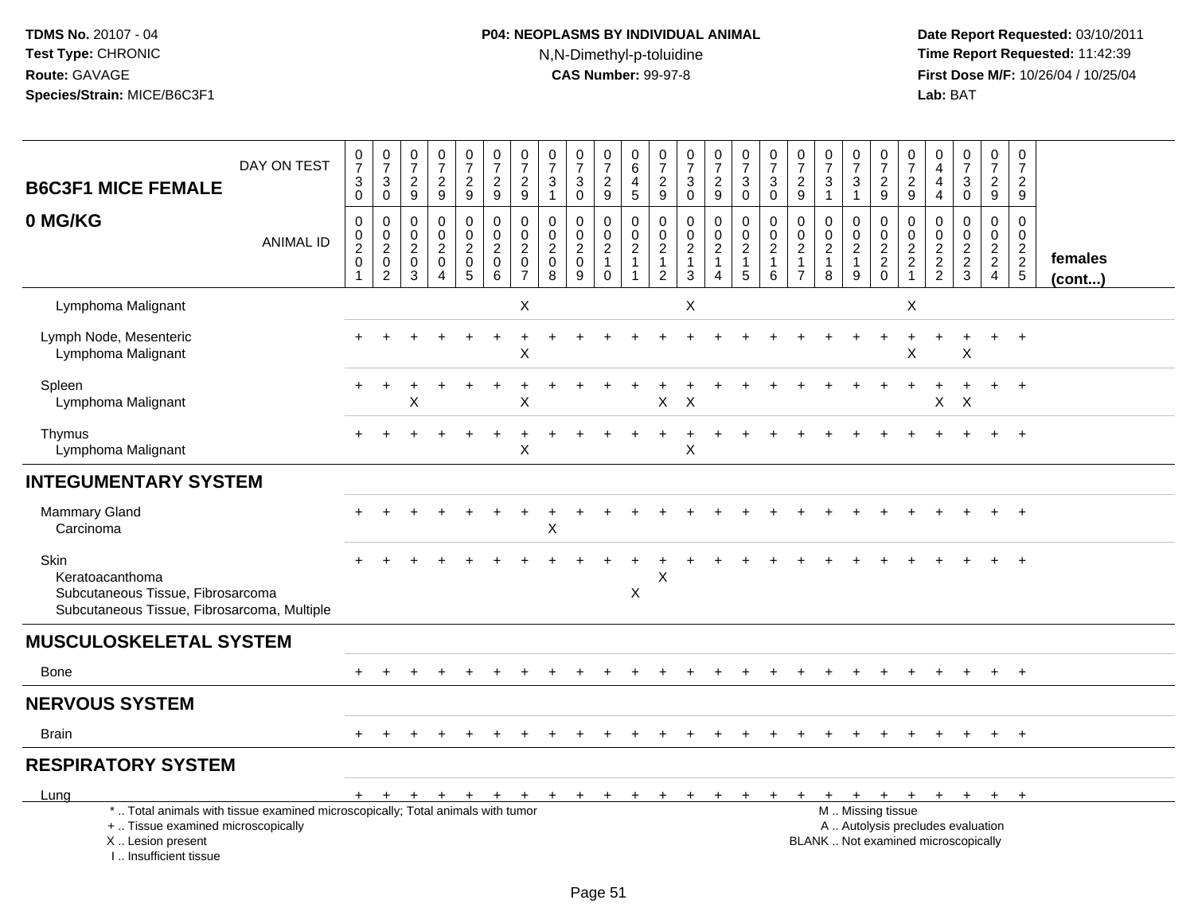**TDMS No.** 20107 - 04
**Test Type:** CHRONIC
**Route:** GAVAGE
**Species/Strain:** MICE/B6C3F1

**P04: NEOPLASMS BY INDIVIDUAL ANIMAL**
N,N-Dimethyl-p-toluidine
**CAS Number:** 99-97-8

**Date Report Requested:** 03/10/2011
**Time Report Requested:** 11:42:39
**First Dose M/F:** 10/26/04 / 10/25/04
**Lab:** BAT

| B6C3F1 MICE FEMALE 0 MG/KG | 0730 | 0730 | 0729 | 0729 | 0729 | 0729 | 0729 | 0731 | 0730 | 0729 | 0645 | 0729 | 0730 | 0729 | 0730 | 0730 | 0729 | 0731 | 0731 | 0729 | 0729 | 0444 | 0730 | 0729 | 0729 | females (cont...) |
|---|---|---|---|---|---|---|---|---|---|---|---|---|---|---|---|---|---|---|---|---|---|---|---|---|---|---|
| ANIMAL ID | 00201 | 00202 | 00203 | 00204 | 00205 | 00206 | 00207 | 00208 | 00209 | 00210 | 00211 | 00212 | 00213 | 00214 | 00215 | 00216 | 00217 | 00218 | 00219 | 00220 | 00221 | 00222 | 00223 | 00224 | 00225 | |
| Lymphoma Malignant | | | | | | | X | | | | | | X | | | | | | | | X | | | | | |
| Lymph Node, Mesenteric | + | + | + | + | + | + | + | + | + | + | + | + | + | + | + | + | + | + | + | + | + | + | + | + | + | |
| Lymphoma Malignant | | | | | | | X | | | | | | | | | | | | | | X | | X | | | |
| Spleen | + | + | + | + | + | + | + | + | + | + | + | + | + | + | + | + | + | + | + | + | + | + | + | + | + | |
| Lymphoma Malignant | | | X | | | | X | | | | | X | X | | | | | | | | | X | X | | | |
| Thymus | + | + | + | + | + | + | + | + | + | + | + | + | + | + | + | + | + | + | + | + | + | + | + | + | + | |
| Lymphoma Malignant | | | | | | | X | | | | | | X | | | | | | | | | | | | | |
| **INTEGUMENTARY SYSTEM** | | | | | | | | | | | | | | | | | | | | | | | | | | |
| Mammary Gland | + | + | + | + | + | + | + | + | + | + | + | + | + | + | + | + | + | + | + | + | + | + | + | + | + | |
| Carcinoma | | | | | | | | X | | | | | | | | | | | | | | | | | | |
| Skin | + | + | + | + | + | + | + | + | + | + | + | + | + | + | + | + | + | + | + | + | + | + | + | + | + | |
| Keratoacanthoma | | | | | | | | | | | | X | | | | | | | | | | | | | | |
| Subcutaneous Tissue, Fibrosarcoma | | | | | | | | | | | X | | | | | | | | | | | | | | | |
| Subcutaneous Tissue, Fibrosarcoma, Multiple | | | | | | | | | | | | | | | | | | | | | | | | | | |
| **MUSCULOSKELETAL SYSTEM** | | | | | | | | | | | | | | | | | | | | | | | | | | |
| Bone | + | + | + | + | + | + | + | + | + | + | + | + | + | + | + | + | + | + | + | + | + | + | + | + | + | |
| **NERVOUS SYSTEM** | | | | | | | | | | | | | | | | | | | | | | | | | | |
| Brain | + | + | + | + | + | + | + | + | + | + | + | + | + | + | + | + | + | + | + | + | + | + | + | + | + | |
| **RESPIRATORY SYSTEM** | | | | | | | | | | | | | | | | | | | | | | | | | | |
| Lung | + | + | + | + | + | + | + | + | + | + | + | + | + | + | + | + | + | + | + | + | + | + | + | + | + | |

\* .. Total animals with tissue examined microscopically; Total animals with tumor
\+ .. Tissue examined microscopically
X .. Lesion present
I .. Insufficient tissue

M .. Missing tissue
A .. Autolysis precludes evaluation
BLANK .. Not examined microscopically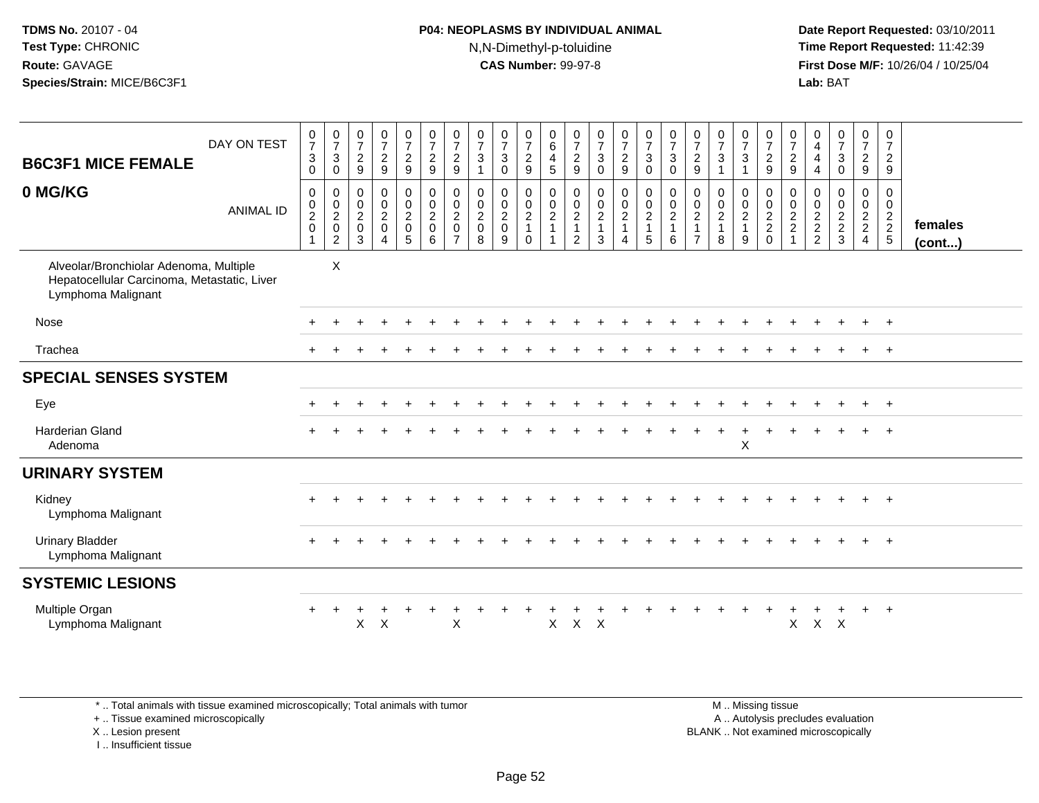**TDMS No.** 20107 - 04
**Test Type:** CHRONIC
**Route:** GAVAGE
**Species/Strain:** MICE/B6C3F1

**P04: NEOPLASMS BY INDIVIDUAL ANIMAL**
N,N-Dimethyl-p-toluidine
**CAS Number:** 99-97-8

**Date Report Requested:** 03/10/2011
**Time Report Requested:** 11:42:39
**First Dose M/F:** 10/26/04 / 10/25/04
**Lab:** BAT

## B6C3F1 MICE FEMALE
## 0 MG/KG

| DAY ON TEST | 0730 | 0730 | 0729 | 0729 | 0729 | 0729 | 0729 | 0731 | 0730 | 0729 | 0645 | 0729 | 0730 | 0729 | 0730 | 0730 | 0729 | 0731 | 0731 | 0729 | 0729 | 0444 | 0730 | 0729 | 0729 | |
|---|---|---|---|---|---|---|---|---|---|---|---|---|---|---|---|---|---|---|---|---|---|---|---|---|---|---|
| **ANIMAL ID** | 00201 | 00202 | 00203 | 00204 | 00205 | 00206 | 00207 | 00208 | 00209 | 00210 | 00211 | 00212 | 00213 | 00214 | 00215 | 00216 | 00217 | 00218 | 00219 | 00220 | 00221 | 00222 | 00223 | 00224 | 00225 | **females (cont...)** |
| Alveolar/Bronchiolar Adenoma, Multiple | | X | | | | | | | | | | | | | | | | | | | | | | | | |
| Hepatocellular Carcinoma, Metastatic, Liver | | | | | | | | | | | | | | | | | | | | | | | | | | |
| Lymphoma Malignant | | | | | | | | | | | | | | | | | | | | | | | | | | |
| Nose | + | + | + | + | + | + | + | + | + | + | + | + | + | + | + | + | + | + | + | + | + | + | + | + | + | |
| Trachea | + | + | + | + | + | + | + | + | + | + | + | + | + | + | + | + | + | + | + | + | + | + | + | + | + | |
| **SPECIAL SENSES SYSTEM** | | | | | | | | | | | | | | | | | | | | | | | | | | |
| Eye | + | + | + | + | + | + | + | + | + | + | + | + | + | + | + | + | + | + | + | + | + | + | + | + | + | |
| Harderian Gland | + | + | + | + | + | + | + | + | + | + | + | + | + | + | + | + | + | + | + | + | + | + | + | + | + | |
| Adenoma | | | | | | | | | | | | | | | | | | | X | | | | | | | |
| **URINARY SYSTEM** | | | | | | | | | | | | | | | | | | | | | | | | | | |
| Kidney | + | + | + | + | + | + | + | + | + | + | + | + | + | + | + | + | + | + | + | + | + | + | + | + | + | |
| Lymphoma Malignant | | | | | | | | | | | | | | | | | | | | | | | | | | |
| Urinary Bladder | + | + | + | + | + | + | + | + | + | + | + | + | + | + | + | + | + | + | + | + | + | + | + | + | + | |
| Lymphoma Malignant | | | | | | | | | | | | | | | | | | | | | | | | | | |
| **SYSTEMIC LESIONS** | | | | | | | | | | | | | | | | | | | | | | | | | | |
| Multiple Organ | + | + | + | + | + | + | + | + | + | + | + | + | + | + | + | + | + | + | + | + | + | + | + | + | + | |
| Lymphoma Malignant | | | X | X | | | X | | | | X | X | X | | | | | | | | X | X | X | | | |

\* .. Total animals with tissue examined microscopically; Total animals with tumor
\+ .. Tissue examined microscopically
X .. Lesion present
I .. Insufficient tissue

M .. Missing tissue
A .. Autolysis precludes evaluation
BLANK .. Not examined microscopically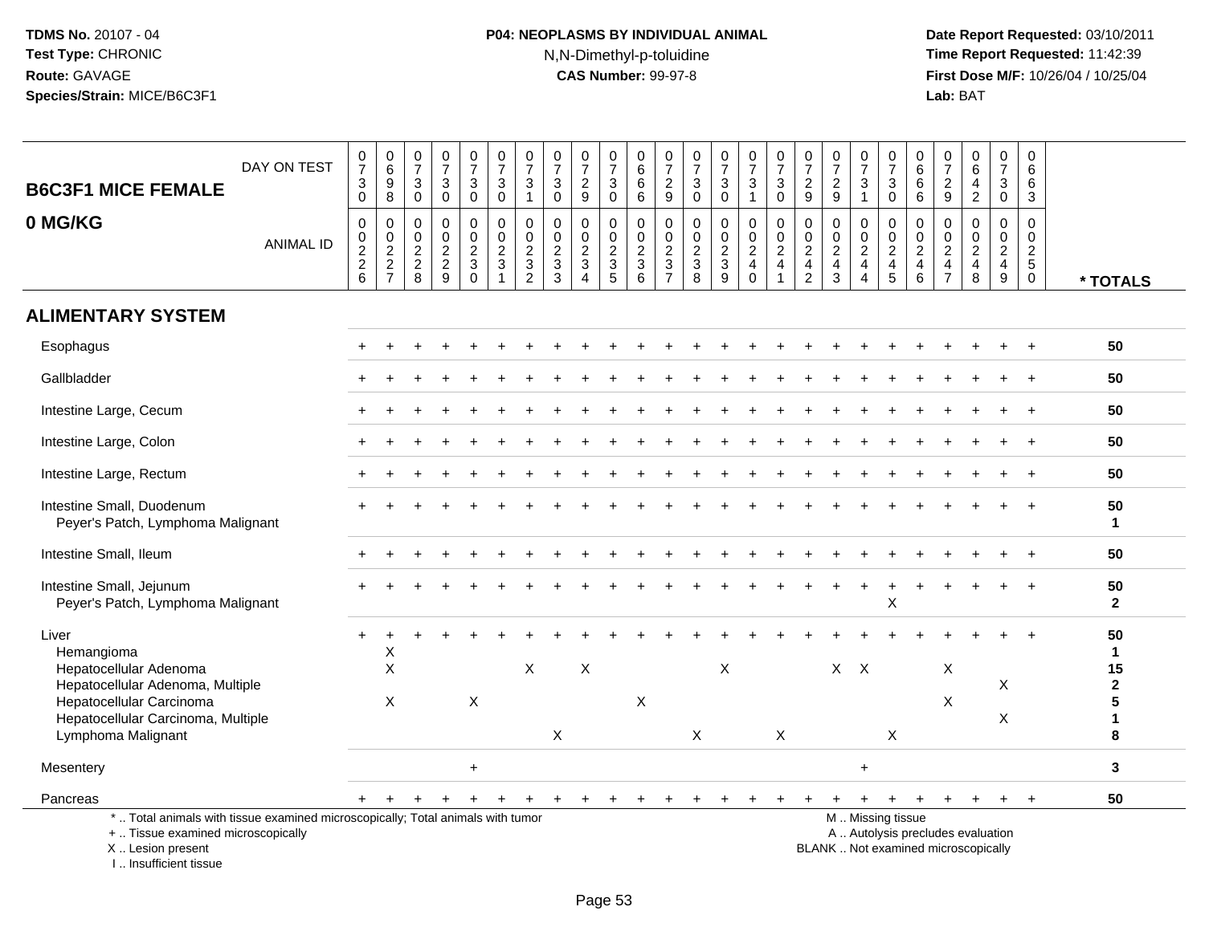**TDMS No.** 20107 - 04
**Test Type:** CHRONIC
**Route:** GAVAGE
**Species/Strain:** MICE/B6C3F1

**P04: NEOPLASMS BY INDIVIDUAL ANIMAL**
N,N-Dimethyl-p-toluidine
**CAS Number:** 99-97-8

**Date Report Requested:** 03/10/2011
**Time Report Requested:** 11:42:39
**First Dose M/F:** 10/26/04 / 10/25/04
**Lab:** BAT

## B6C3F1 MICE FEMALE
## 0 MG/KG

| DAY ON TEST | 0730 | 0698 | 0730 | 0730 | 0730 | 0730 | 0731 | 0730 | 0729 | 0730 | 0666 | 0729 | 0730 | 0730 | 0731 | 0730 | 0729 | 0729 | 0731 | 0730 | 0666 | 0729 | 0642 | 0730 | 0663 | |
|---|---|---|---|---|---|---|---|---|---|---|---|---|---|---|---|---|---|---|---|---|---|---|---|---|---|---|
| **ANIMAL ID** | 0226 | 0227 | 0228 | 0229 | 0230 | 0231 | 0232 | 0233 | 0234 | 0235 | 0236 | 0237 | 0238 | 0239 | 0240 | 0241 | 0242 | 0243 | 0244 | 0245 | 0246 | 0247 | 0248 | 0249 | 0250 | *** TOTALS** |
| **ALIMENTARY SYSTEM** | | | | | | | | | | | | | | | | | | | | | | | | | | |
| Esophagus | + | + | + | + | + | + | + | + | + | + | + | + | + | + | + | + | + | + | + | + | + | + | + | + | + | 50 |
| Gallbladder | + | + | + | + | + | + | + | + | + | + | + | + | + | + | + | + | + | + | + | + | + | + | + | + | + | 50 |
| Intestine Large, Cecum | + | + | + | + | + | + | + | + | + | + | + | + | + | + | + | + | + | + | + | + | + | + | + | + | + | 50 |
| Intestine Large, Colon | + | + | + | + | + | + | + | + | + | + | + | + | + | + | + | + | + | + | + | + | + | + | + | + | + | 50 |
| Intestine Large, Rectum | + | + | + | + | + | + | + | + | + | + | + | + | + | + | + | + | + | + | + | + | + | + | + | + | + | 50 |
| Intestine Small, Duodenum | + | + | + | + | + | + | + | + | + | + | + | + | + | + | + | + | + | + | + | + | + | + | + | + | + | 50 |
| Peyer's Patch, Lymphoma Malignant | | | | | | | | | | | | | | | | | | | | | | | | | | 1 |
| Intestine Small, Ileum | + | + | + | + | + | + | + | + | + | + | + | + | + | + | + | + | + | + | + | + | + | + | + | + | + | 50 |
| Intestine Small, Jejunum | + | + | + | + | + | + | + | + | + | + | + | + | + | + | + | + | + | + | + | + | + | + | + | + | + | 50 |
| Peyer's Patch, Lymphoma Malignant | | | | | | | | | | | | | | | | | | | | X | | | | | | 2 |
| Liver | + | + | + | + | + | + | + | + | + | + | + | + | + | + | + | + | + | + | + | + | + | + | + | + | + | 50 |
| Hemangioma | | X | | | | | | | | | | | | | | | | | | | | | | | | 1 |
| Hepatocellular Adenoma | | X | | | | | X | | X | | | | | X | | | | X | X | | | X | | | | 15 |
| Hepatocellular Adenoma, Multiple | | | | | | | | | | | | | | | | | | | | | | | | X | | 2 |
| Hepatocellular Carcinoma | | X | | | X | | | | | | X | | | | | | | | | | | X | | | | 5 |
| Hepatocellular Carcinoma, Multiple | | | | | | | | | | | | | | | | | | | | | | | | X | | 1 |
| Lymphoma Malignant | | | | | | | | X | | | | | X | | | X | | | | X | | | | | | 8 |
| Mesentery | | | | | + | | | | | | | | | | | | | | + | | | | | | | 3 |
| Pancreas | + | + | + | + | + | + | + | + | + | + | + | + | + | + | + | + | + | + | + | + | + | + | + | + | + | 50 |

\* .. Total animals with tissue examined microscopically; Total animals with tumor
\+ .. Tissue examined microscopically
X .. Lesion present
I .. Insufficient tissue

M .. Missing tissue
A .. Autolysis precludes evaluation
BLANK .. Not examined microscopically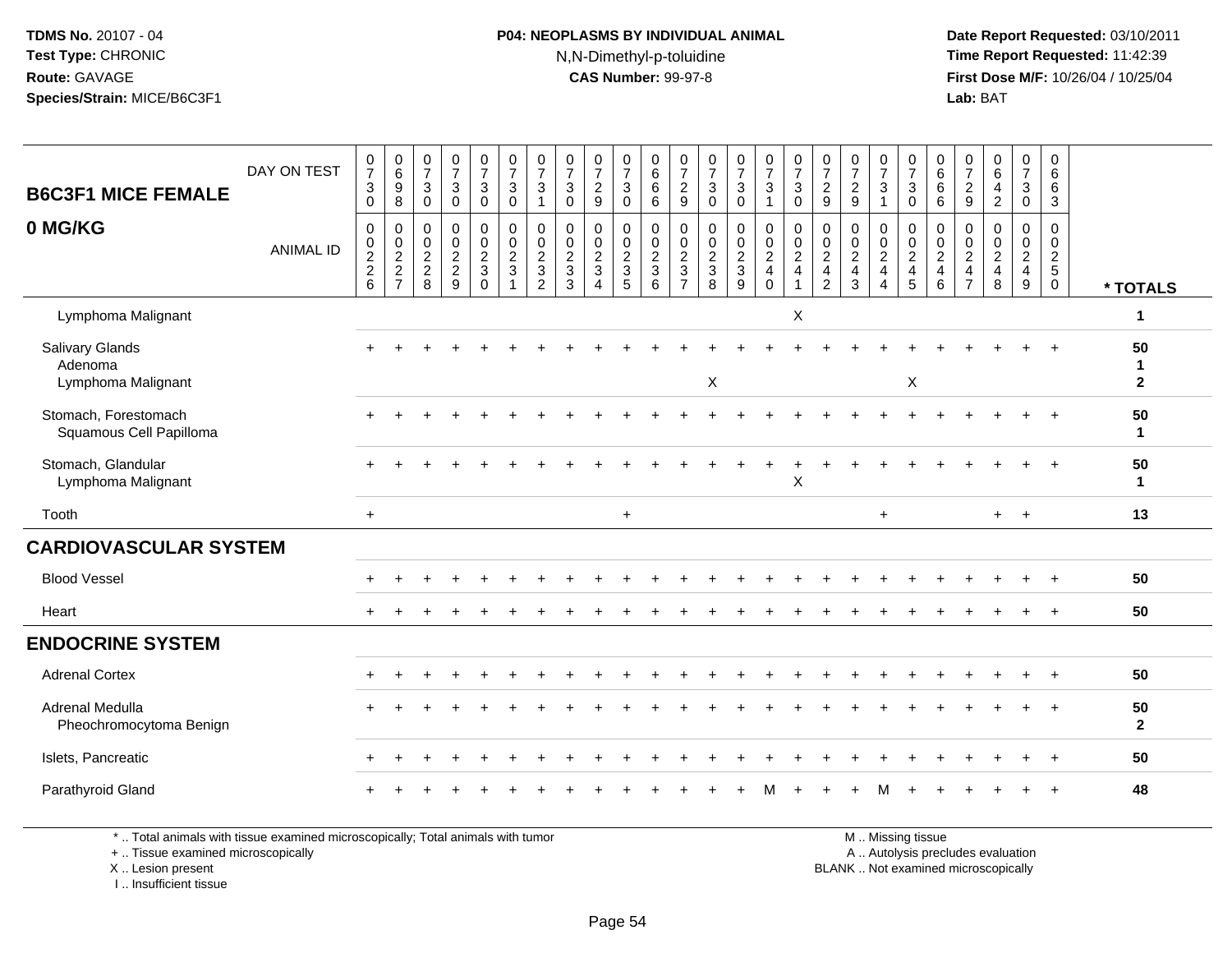TDMS No. 20107 - 04
Test Type: CHRONIC
Route: GAVAGE
Species/Strain: MICE/B6C3F1

**P04: NEOPLASMS BY INDIVIDUAL ANIMAL**
N,N-Dimethyl-p-toluidine
**CAS Number:** 99-97-8

Date Report Requested: 03/10/2011
Time Report Requested: 11:42:39
First Dose M/F: 10/26/04 / 10/25/04
Lab: BAT

| B6C3F1 MICE FEMALE 0 MG/KG | DAY ON TEST | 0730 | 0698 | 0730 | 0730 | 0730 | 0730 | 0731 | 0730 | 0729 | 0730 | 0666 | 0729 | 0730 | 0730 | 0731 | 0730 | 0729 | 0729 | 0731 | 0730 | 0666 | 0729 | 0642 | 0730 | 0663 | |
|---|---|---|---|---|---|---|---|---|---|---|---|---|---|---|---|---|---|---|---|---|---|---|---|---|---|---|---|
| | ANIMAL ID | 0226 | 0227 | 0228 | 0229 | 0230 | 0231 | 0232 | 0233 | 0234 | 0235 | 0236 | 0237 | 0238 | 0239 | 0240 | 0241 | 0242 | 0243 | 0244 | 0245 | 0246 | 0247 | 0248 | 0249 | 0250 | * TOTALS |
| Lymphoma Malignant | | | | | | | | | | | | | | | | | X | | | | | | | | | | 1 |
| Salivary Glands | | + | + | + | + | + | + | + | + | + | + | + | + | + | + | + | + | + | + | + | + | + | + | + | + | + | 50 |
| Adenoma | | | | | | | | | | | | | | | | | | | | | | | | | | | 1 |
| Lymphoma Malignant | | | | | | | | | | | | | | X | | | | | | | X | | | | | | 2 |
| Stomach, Forestomach | | + | + | + | + | + | + | + | + | + | + | + | + | + | + | + | + | + | + | + | + | + | + | + | + | + | 50 |
| Squamous Cell Papilloma | | | | | | | | | | | | | | | | | | | | | | | | | | | 1 |
| Stomach, Glandular | | + | + | + | + | + | + | + | + | + | + | + | + | + | + | + | + | + | + | + | + | + | + | + | + | + | 50 |
| Lymphoma Malignant | | | | | | | | | | | | | | | | | X | | | | | | | | | | 1 |
| Tooth | | + | | | | | | | | | + | | | | | | | | | + | | | | + | + | | 13 |
| **CARDIOVASCULAR SYSTEM** | | | | | | | | | | | | | | | | | | | | | | | | | | | |
| Blood Vessel | | + | + | + | + | + | + | + | + | + | + | + | + | + | + | + | + | + | + | + | + | + | + | + | + | + | 50 |
| Heart | | + | + | + | + | + | + | + | + | + | + | + | + | + | + | + | + | + | + | + | + | + | + | + | + | + | 50 |
| **ENDOCRINE SYSTEM** | | | | | | | | | | | | | | | | | | | | | | | | | | | |
| Adrenal Cortex | | + | + | + | + | + | + | + | + | + | + | + | + | + | + | + | + | + | + | + | + | + | + | + | + | + | 50 |
| Adrenal Medulla | | + | + | + | + | + | + | + | + | + | + | + | + | + | + | + | + | + | + | + | + | + | + | + | + | + | 50 |
| Pheochromocytoma Benign | | | | | | | | | | | | | | | | | | | | | | | | | | | 2 |
| Islets, Pancreatic | | + | + | + | + | + | + | + | + | + | + | + | + | + | + | + | + | + | + | + | + | + | + | + | + | + | 50 |
| Parathyroid Gland | | + | + | + | + | + | + | + | + | + | + | + | + | + | + | M | + | + | + | M | + | + | + | + | + | + | 48 |

\* .. Total animals with tissue examined microscopically; Total animals with tumor
\+ .. Tissue examined microscopically
X .. Lesion present
I .. Insufficient tissue

M .. Missing tissue
A .. Autolysis precludes evaluation
BLANK .. Not examined microscopically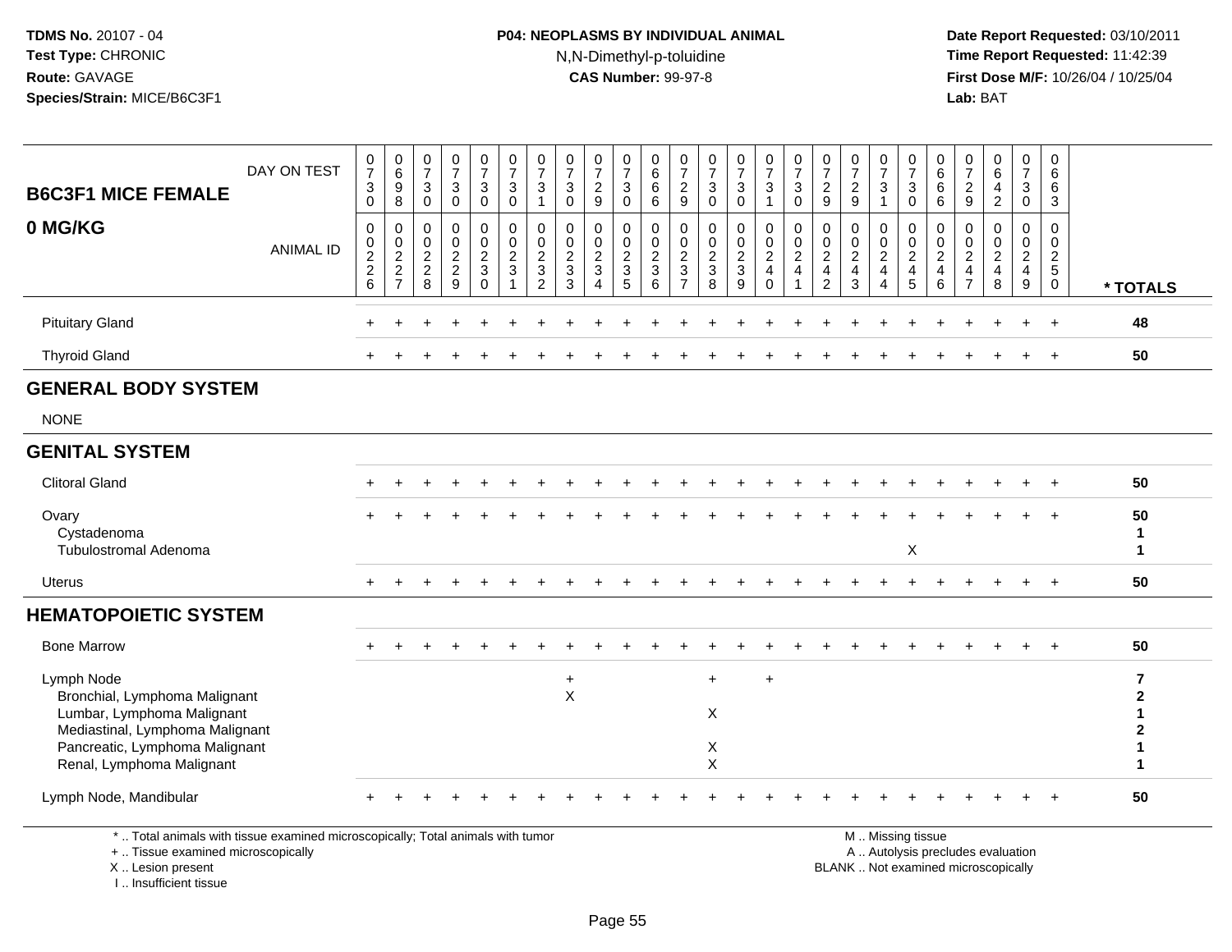**TDMS No.** 20107 - 04
**Test Type:** CHRONIC
**Route:** GAVAGE
**Species/Strain:** MICE/B6C3F1

**P04: NEOPLASMS BY INDIVIDUAL ANIMAL**
N,N-Dimethyl-p-toluidine
**CAS Number:** 99-97-8

**Date Report Requested:** 03/10/2011
**Time Report Requested:** 11:42:39
**First Dose M/F:** 10/26/04 / 10/25/04
**Lab:** BAT

| B6C3F1 MICE FEMALE 0 MG/KG — DAY ON TEST | 0730 | 0698 | 0730 | 0730 | 0730 | 0730 | 0731 | 0730 | 0729 | 0730 | 0666 | 0729 | 0730 | 0730 | 0731 | 0730 | 0729 | 0729 | 0731 | 0730 | 0666 | 0729 | 0642 | 0730 | 0663 | |
|---|---|---|---|---|---|---|---|---|---|---|---|---|---|---|---|---|---|---|---|---|---|---|---|---|---|---|
| ANIMAL ID | 0226 | 0227 | 0228 | 0229 | 0230 | 0231 | 0232 | 0233 | 0234 | 0235 | 0236 | 0237 | 0238 | 0239 | 0240 | 0241 | 0242 | 0243 | 0244 | 0245 | 0246 | 0247 | 0248 | 0249 | 0250 | * TOTALS |
| Pituitary Gland | + | + | + | + | + | + | + | + | + | + | + | + | + | + | + | + | + | + | + | + | + | + | + | + | + | 48 |
| Thyroid Gland | + | + | + | + | + | + | + | + | + | + | + | + | + | + | + | + | + | + | + | + | + | + | + | + | + | 50 |
| **GENERAL BODY SYSTEM** | | | | | | | | | | | | | | | | | | | | | | | | | | |
| NONE | | | | | | | | | | | | | | | | | | | | | | | | | | |
| **GENITAL SYSTEM** | | | | | | | | | | | | | | | | | | | | | | | | | | |
| Clitoral Gland | + | + | + | + | + | + | + | + | + | + | + | + | + | + | + | + | + | + | + | + | + | + | + | + | + | 50 |
| Ovary | + | + | + | + | + | + | + | + | + | + | + | + | + | + | + | + | + | + | + | + | + | + | + | + | + | 50 |
| Cystadenoma | | | | | | | | | | | | | | | | | | | | | | | | | | 1 |
| Tubulostromal Adenoma | | | | | | | | | | | | | | | | | | | | X | | | | | | 1 |
| Uterus | + | + | + | + | + | + | + | + | + | + | + | + | + | + | + | + | + | + | + | + | + | + | + | + | + | 50 |
| **HEMATOPOIETIC SYSTEM** | | | | | | | | | | | | | | | | | | | | | | | | | | |
| Bone Marrow | + | + | + | + | + | + | + | + | + | + | + | + | + | + | + | + | + | + | + | + | + | + | + | + | + | 50 |
| Lymph Node | | | | | | | | + | | | | | + | | + | | | | | | | | | | | 7 |
| Bronchial, Lymphoma Malignant | | | | | | | | X | | | | | | | | | | | | | | | | | | 2 |
| Lumbar, Lymphoma Malignant | | | | | | | | | | | | | X | | | | | | | | | | | | | 1 |
| Mediastinal, Lymphoma Malignant | | | | | | | | | | | | | | | | | | | | | | | | | | 2 |
| Pancreatic, Lymphoma Malignant | | | | | | | | | | | | | X | | | | | | | | | | | | | 1 |
| Renal, Lymphoma Malignant | | | | | | | | | | | | | X | | | | | | | | | | | | | 1 |
| Lymph Node, Mandibular | + | + | + | + | + | + | + | + | + | + | + | + | + | + | + | + | + | + | + | + | + | + | + | + | + | 50 |

\* .. Total animals with tissue examined microscopically; Total animals with tumor
\+ .. Tissue examined microscopically
X .. Lesion present
I .. Insufficient tissue

M .. Missing tissue
A .. Autolysis precludes evaluation
BLANK .. Not examined microscopically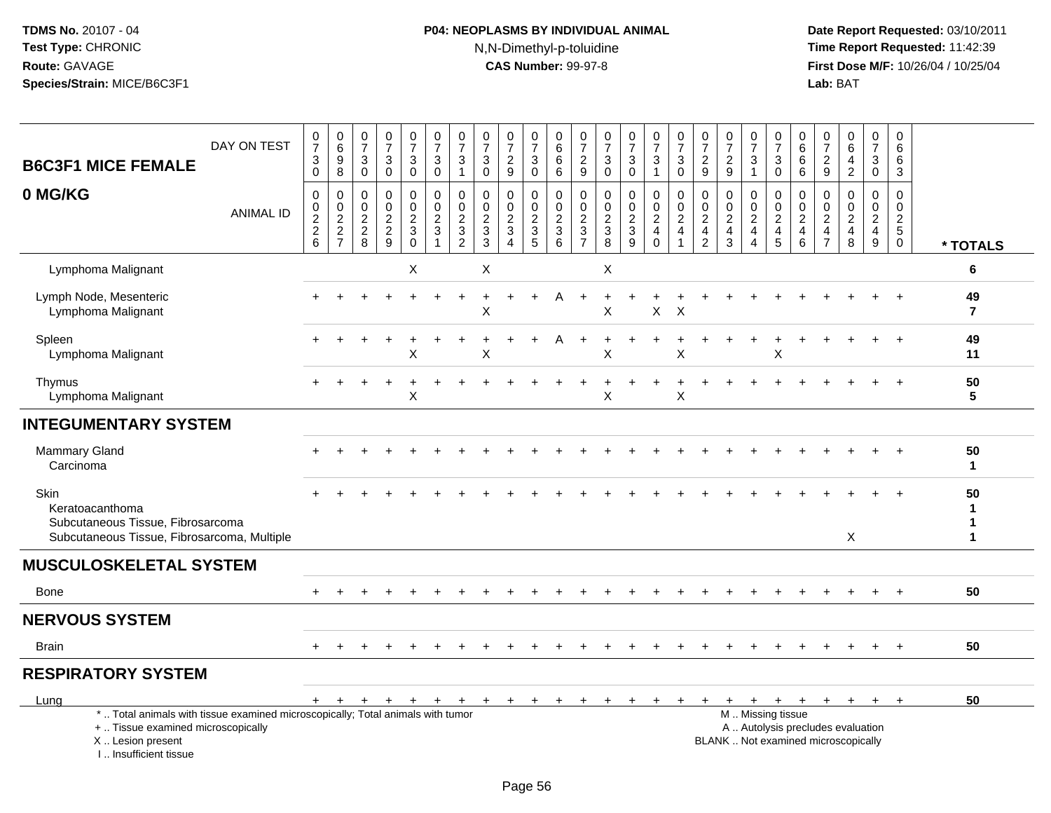TDMS No. 20107 - 04
Test Type: CHRONIC
Route: GAVAGE
Species/Strain: MICE/B6C3F1

**P04: NEOPLASMS BY INDIVIDUAL ANIMAL**
N,N-Dimethyl-p-toluidine
**CAS Number:** 99-97-8

Date Report Requested: 03/10/2011
Time Report Requested: 11:42:39
First Dose M/F: 10/26/04 / 10/25/04
Lab: BAT

## B6C3F1 MICE FEMALE
## 0 MG/KG

| DAY ON TEST | 0730 | 0698 | 0730 | 0730 | 0730 | 0730 | 0731 | 0730 | 0729 | 0730 | 0666 | 0729 | 0730 | 0730 | 0731 | 0730 | 0729 | 0729 | 0731 | 0730 | 0666 | 0729 | 0642 | 0730 | 0663 | |
|---|---|---|---|---|---|---|---|---|---|---|---|---|---|---|---|---|---|---|---|---|---|---|---|---|---|---|
| **ANIMAL ID** | 0226 | 0227 | 0228 | 0229 | 0230 | 0231 | 0232 | 0233 | 0234 | 0235 | 0236 | 0237 | 0238 | 0239 | 0240 | 0241 | 0242 | 0243 | 0244 | 0245 | 0246 | 0247 | 0248 | 0249 | 0250 | *** TOTALS** |
| Lymphoma Malignant | | | | | X | | | X | | | | | X | | | | | | | | | | | | | 6 |
| Lymph Node, Mesenteric | + | + | + | + | + | + | + | + | + | + | A | + | + | + | + | + | + | + | + | + | + | + | + | + | + | 49 |
| Lymphoma Malignant | | | | | | | | X | | | | | X | | X | X | | | | | | | | | | 7 |
| Spleen | + | + | + | + | + | + | + | + | + | + | A | + | + | + | + | + | + | + | + | + | + | + | + | + | + | 49 |
| Lymphoma Malignant | | | | | X | | | X | | | | | X | | | X | | | | X | | | | | | 11 |
| Thymus | + | + | + | + | + | + | + | + | + | + | + | + | + | + | + | + | + | + | + | + | + | + | + | + | + | 50 |
| Lymphoma Malignant | | | | | X | | | | | | | | X | | | X | | | | | | | | | | 5 |
| **INTEGUMENTARY SYSTEM** | | | | | | | | | | | | | | | | | | | | | | | | | | |
| Mammary Gland | + | + | + | + | + | + | + | + | + | + | + | + | + | + | + | + | + | + | + | + | + | + | + | + | + | 50 |
| Carcinoma | | | | | | | | | | | | | | | | | | | | | | | | | | 1 |
| Skin | + | + | + | + | + | + | + | + | + | + | + | + | + | + | + | + | + | + | + | + | + | + | + | + | + | 50 |
| Keratoacanthoma | | | | | | | | | | | | | | | | | | | | | | | | | | 1 |
| Subcutaneous Tissue, Fibrosarcoma | | | | | | | | | | | | | | | | | | | | | | | | | | 1 |
| Subcutaneous Tissue, Fibrosarcoma, Multiple | | | | | | | | | | | | | | | | | | | | | | | X | | | 1 |
| **MUSCULOSKELETAL SYSTEM** | | | | | | | | | | | | | | | | | | | | | | | | | | |
| Bone | + | + | + | + | + | + | + | + | + | + | + | + | + | + | + | + | + | + | + | + | + | + | + | + | + | 50 |
| **NERVOUS SYSTEM** | | | | | | | | | | | | | | | | | | | | | | | | | | |
| Brain | + | + | + | + | + | + | + | + | + | + | + | + | + | + | + | + | + | + | + | + | + | + | + | + | + | 50 |
| **RESPIRATORY SYSTEM** | | | | | | | | | | | | | | | | | | | | | | | | | | |
| Lung | + | + | + | + | + | + | + | + | + | + | + | + | + | + | + | + | + | + | + | + | + | + | + | + | + | 50 |

\* .. Total animals with tissue examined microscopically; Total animals with tumor
\+ .. Tissue examined microscopically
X .. Lesion present
I .. Insufficient tissue

M .. Missing tissue
A .. Autolysis precludes evaluation
BLANK .. Not examined microscopically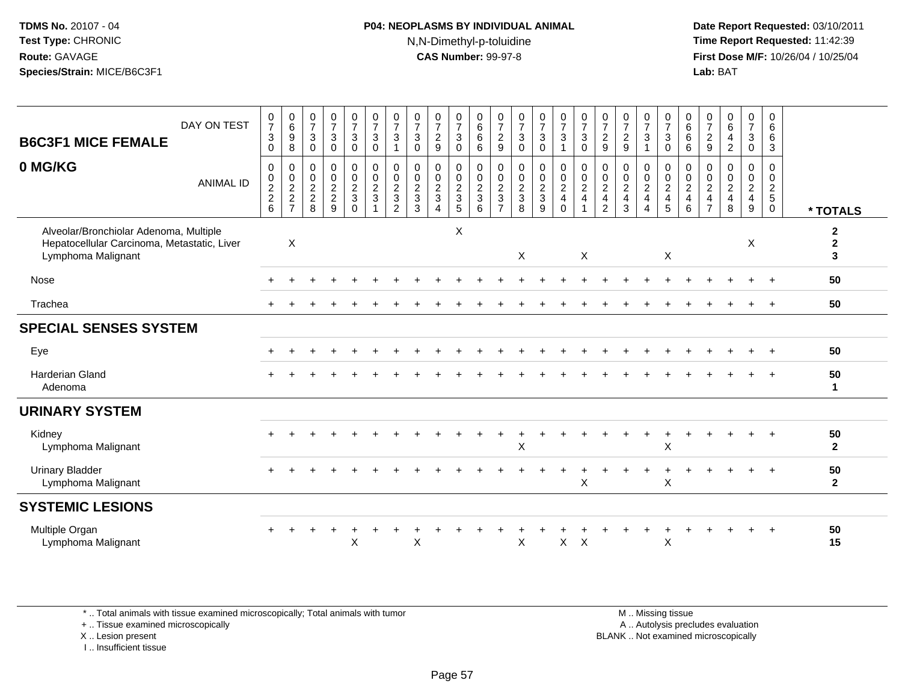**TDMS No.** 20107 - 04
**Test Type:** CHRONIC
**Route:** GAVAGE
**Species/Strain:** MICE/B6C3F1

**P04: NEOPLASMS BY INDIVIDUAL ANIMAL**
N,N-Dimethyl-p-toluidine
**CAS Number:** 99-97-8

**Date Report Requested:** 03/10/2011
**Time Report Requested:** 11:42:39
**First Dose M/F:** 10/26/04 / 10/25/04
**Lab:** BAT

| B6C3F1 MICE FEMALE 0 MG/KG | | | | | | | | | | | | | | | | | | | | | | | | | | |
|---|---|---|---|---|---|---|---|---|---|---|---|---|---|---|---|---|---|---|---|---|---|---|---|---|---|---|
| DAY ON TEST | 0730 | 0698 | 0730 | 0730 | 0730 | 0730 | 0731 | 0730 | 0729 | 0730 | 0666 | 0729 | 0730 | 0730 | 0731 | 0730 | 0729 | 0729 | 0731 | 0730 | 0666 | 0729 | 0642 | 0730 | 0663 | |
| ANIMAL ID | 00226 | 00227 | 00228 | 00229 | 00230 | 00231 | 00232 | 00233 | 00234 | 00235 | 00236 | 00237 | 00238 | 00239 | 00240 | 00241 | 00242 | 00243 | 00244 | 00245 | 00246 | 00247 | 00248 | 00249 | 00250 | * TOTALS |
| Alveolar/Bronchiolar Adenoma, Multiple | | | | | | | | | | X | | | | | | | | | | | | | | | | 2 |
| Hepatocellular Carcinoma, Metastatic, Liver | | X | | | | | | | | | | | | | | | | | | | | | | X | | 2 |
| Lymphoma Malignant | | | | | | | | | | | | | X | | | X | | | | X | | | | | | 3 |
| Nose | + | + | + | + | + | + | + | + | + | + | + | + | + | + | + | + | + | + | + | + | + | + | + | + | + | 50 |
| Trachea | + | + | + | + | + | + | + | + | + | + | + | + | + | + | + | + | + | + | + | + | + | + | + | + | + | 50 |
| **SPECIAL SENSES SYSTEM** | | | | | | | | | | | | | | | | | | | | | | | | | | |
| Eye | + | + | + | + | + | + | + | + | + | + | + | + | + | + | + | + | + | + | + | + | + | + | + | + | + | 50 |
| Harderian Gland | + | + | + | + | + | + | + | + | + | + | + | + | + | + | + | + | + | + | + | + | + | + | + | + | + | 50 |
| Adenoma | | | | | | | | | | | | | | | | | | | | | | | | | | 1 |
| **URINARY SYSTEM** | | | | | | | | | | | | | | | | | | | | | | | | | | |
| Kidney | + | + | + | + | + | + | + | + | + | + | + | + | + | + | + | + | + | + | + | + | + | + | + | + | + | 50 |
| Lymphoma Malignant | | | | | | | | | | | | | X | | | | | | | X | | | | | | 2 |
| Urinary Bladder | + | + | + | + | + | + | + | + | + | + | + | + | + | + | + | + | + | + | + | + | + | + | + | + | + | 50 |
| Lymphoma Malignant | | | | | | | | | | | | | | | | X | | | | X | | | | | | 2 |
| **SYSTEMIC LESIONS** | | | | | | | | | | | | | | | | | | | | | | | | | | |
| Multiple Organ | + | + | + | + | + | + | + | + | + | + | + | + | + | + | + | + | + | + | + | + | + | + | + | + | + | 50 |
| Lymphoma Malignant | | | | | X | | | X | | | | | X | | X | X | | | | X | | | | | | 15 |

\* .. Total animals with tissue examined microscopically; Total animals with tumor
\+ .. Tissue examined microscopically
X .. Lesion present
I .. Insufficient tissue

M .. Missing tissue
A .. Autolysis precludes evaluation
BLANK .. Not examined microscopically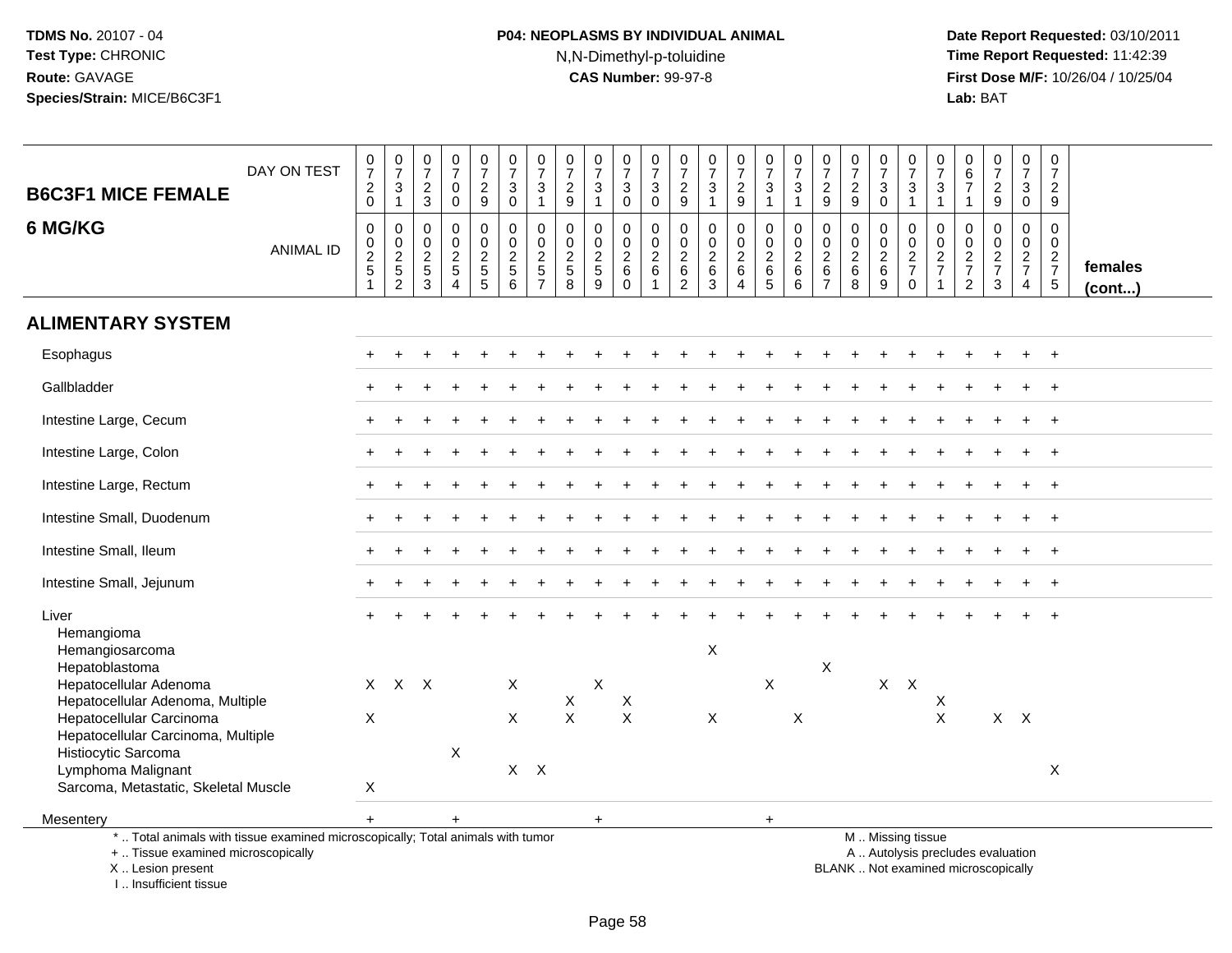**TDMS No.** 20107 - 04
**Test Type:** CHRONIC
**Route:** GAVAGE
**Species/Strain:** MICE/B6C3F1

**P04: NEOPLASMS BY INDIVIDUAL ANIMAL**
N,N-Dimethyl-p-toluidine
**CAS Number:** 99-97-8

**Date Report Requested:** 03/10/2011
**Time Report Requested:** 11:42:39
**First Dose M/F:** 10/26/04 / 10/25/04
**Lab:** BAT

| B6C3F1 MICE FEMALE 6 MG/KG | | | | | | | | | | | | | | | | | | | | | | | | | | |
|---|---|---|---|---|---|---|---|---|---|---|---|---|---|---|---|---|---|---|---|---|---|---|---|---|---|---|
| DAY ON TEST | 0720 | 0731 | 0723 | 0700 | 0729 | 0730 | 0731 | 0729 | 0731 | 0730 | 0730 | 0729 | 0731 | 0729 | 0731 | 0731 | 0729 | 0729 | 0730 | 0731 | 0731 | 0671 | 0729 | 0730 | 0729 | |
| ANIMAL ID | 0251 | 0252 | 0253 | 0254 | 0255 | 0256 | 0257 | 0258 | 0259 | 0260 | 0261 | 0262 | 0263 | 0264 | 0265 | 0266 | 0267 | 0268 | 0269 | 0270 | 0271 | 0272 | 0273 | 0274 | 0275 | females (cont...) |
| **ALIMENTARY SYSTEM** | | | | | | | | | | | | | | | | | | | | | | | | | | |
| Esophagus | + | + | + | + | + | + | + | + | + | + | + | + | + | + | + | + | + | + | + | + | + | + | + | + | + | |
| Gallbladder | + | + | + | + | + | + | + | + | + | + | + | + | + | + | + | + | + | + | + | + | + | + | + | + | + | |
| Intestine Large, Cecum | + | + | + | + | + | + | + | + | + | + | + | + | + | + | + | + | + | + | + | + | + | + | + | + | + | |
| Intestine Large, Colon | + | + | + | + | + | + | + | + | + | + | + | + | + | + | + | + | + | + | + | + | + | + | + | + | + | |
| Intestine Large, Rectum | + | + | + | + | + | + | + | + | + | + | + | + | + | + | + | + | + | + | + | + | + | + | + | + | + | |
| Intestine Small, Duodenum | + | + | + | + | + | + | + | + | + | + | + | + | + | + | + | + | + | + | + | + | + | + | + | + | + | |
| Intestine Small, Ileum | + | + | + | + | + | + | + | + | + | + | + | + | + | + | + | + | + | + | + | + | + | + | + | + | + | |
| Intestine Small, Jejunum | + | + | + | + | + | + | + | + | + | + | + | + | + | + | + | + | + | + | + | + | + | + | + | + | + | |
| Liver | + | + | + | + | + | + | + | + | + | + | + | + | + | + | + | + | + | + | + | + | + | + | + | + | + | |
| Hemangioma | | | | | | | | | | | | | | | | | | | | | | | | | | |
| Hemangiosarcoma | | | | | | | | | | | | | X | | | | | | | | | | | | | |
| Hepatoblastoma | | | | | | | | | | | | | | | | | X | | | | | | | | | |
| Hepatocellular Adenoma | X | X | X | | | X | | | X | | | | | | X | | | | X | X | | | | | | |
| Hepatocellular Adenoma, Multiple | | | | | | | | X | | X | | | | | | | | | | | X | | | | | |
| Hepatocellular Carcinoma | X | | | | | X | | X | | X | | | X | | | X | | | | | X | | X | X | | |
| Hepatocellular Carcinoma, Multiple | | | | | | | | | | | | | | | | | | | | | | | | | | |
| Histiocytic Sarcoma | | | | X | | | | | | | | | | | | | | | | | | | | | | |
| Lymphoma Malignant | | | | | | X | X | | | | | | | | | | | | | | | | | | X | |
| Sarcoma, Metastatic, Skeletal Muscle | X | | | | | | | | | | | | | | | | | | | | | | | | | |
| Mesentery | + | | | + | | | | | + | | | | | | + | | | | | | | | | | | |

* .. Total animals with tissue examined microscopically; Total animals with tumor
+ .. Tissue examined microscopically
X .. Lesion present
I .. Insufficient tissue

M .. Missing tissue
A .. Autolysis precludes evaluation
BLANK .. Not examined microscopically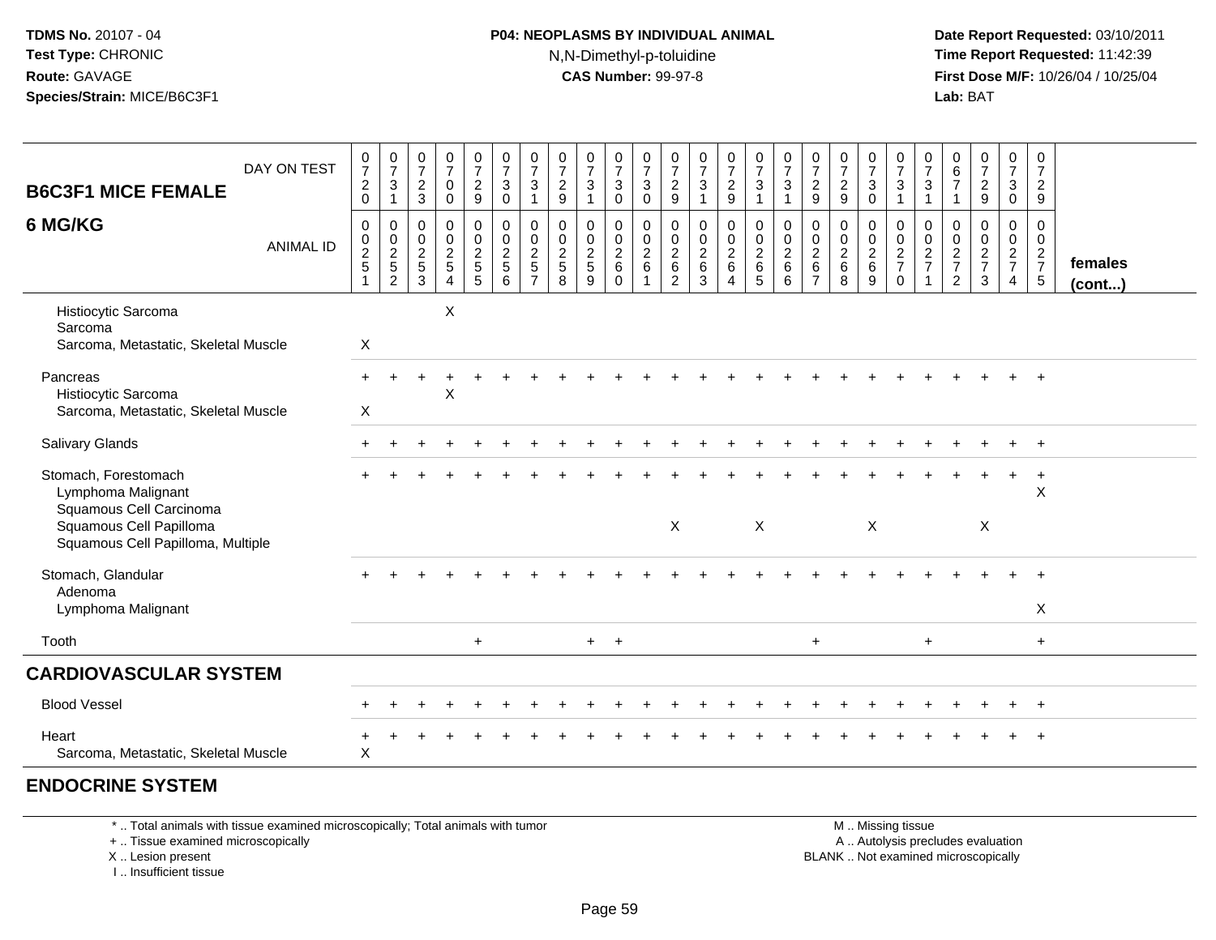TDMS No. 20107 - 04
Test Type: CHRONIC
Route: GAVAGE
Species/Strain: MICE/B6C3F1

## P04: NEOPLASMS BY INDIVIDUAL ANIMAL
N,N-Dimethyl-p-toluidine
CAS Number: 99-97-8

Date Report Requested: 03/10/2011
Time Report Requested: 11:42:39
First Dose M/F: 10/26/04 / 10/25/04
Lab: BAT

| B6C3F1 MICE FEMALE 6 MG/KG | | | | | | | | | | | | | | | | | | | | | | | | | | |
|---|---|---|---|---|---|---|---|---|---|---|---|---|---|---|---|---|---|---|---|---|---|---|---|---|---|---|
| DAY ON TEST | 0720 | 0731 | 0723 | 0700 | 0729 | 0730 | 0731 | 0729 | 0731 | 0730 | 0730 | 0729 | 0731 | 0729 | 0731 | 0731 | 0729 | 0729 | 0730 | 0731 | 0731 | 0671 | 0729 | 0730 | 0729 | |
| ANIMAL ID | 0025 1 | 0025 2 | 0025 3 | 0025 4 | 0025 5 | 0025 6 | 0025 7 | 0025 8 | 0025 9 | 0026 0 | 0026 1 | 0026 2 | 0026 3 | 0026 4 | 0026 5 | 0026 6 | 0026 7 | 0026 8 | 0026 9 | 0027 0 | 0027 1 | 0027 2 | 0027 3 | 0027 4 | 0027 5 | females (cont...) |
| Histiocytic Sarcoma | | | | X | | | | | | | | | | | | | | | | | | | | | | |
| Sarcoma | | | | | | | | | | | | | | | | | | | | | | | | | | |
| Sarcoma, Metastatic, Skeletal Muscle | X | | | | | | | | | | | | | | | | | | | | | | | | | |
| Pancreas | + | + | + | + | + | + | + | + | + | + | + | + | + | + | + | + | + | + | + | + | + | + | + | + | + | |
| Histiocytic Sarcoma | | | | X | | | | | | | | | | | | | | | | | | | | | | |
| Sarcoma, Metastatic, Skeletal Muscle | X | | | | | | | | | | | | | | | | | | | | | | | | | |
| Salivary Glands | + | + | + | + | + | + | + | + | + | + | + | + | + | + | + | + | + | + | + | + | + | + | + | + | + | |
| Stomach, Forestomach | + | + | + | + | + | + | + | + | + | + | + | + | + | + | + | + | + | + | + | + | + | + | + | + | + | |
| Lymphoma Malignant | | | | | | | | | | | | | | | | | | | | | | | | | X | |
| Squamous Cell Carcinoma | | | | | | | | | | | | | | | | | | | | | | | | | | |
| Squamous Cell Papilloma | | | | | | | | | | | | X | | | X | | | | X | | | | X | | | |
| Squamous Cell Papilloma, Multiple | | | | | | | | | | | | | | | | | | | | | | | | | | |
| Stomach, Glandular | + | + | + | + | + | + | + | + | + | + | + | + | + | + | + | + | + | + | + | + | + | + | + | + | + | |
| Adenoma | | | | | | | | | | | | | | | | | | | | | | | | | | |
| Lymphoma Malignant | | | | | | | | | | | | | | | | | | | | | | | | | X | |
| Tooth | | | | | + | | | | + | + | | | | | | | + | | | | + | | | | + | |

## CARDIOVASCULAR SYSTEM

| | | | | | | | | | | | | | | | | | | | | | | | | | | |
|---|---|---|---|---|---|---|---|---|---|---|---|---|---|---|---|---|---|---|---|---|---|---|---|---|---|---|
| Blood Vessel | + | + | + | + | + | + | + | + | + | + | + | + | + | + | + | + | + | + | + | + | + | + | + | + | + | |
| Heart | + | + | + | + | + | + | + | + | + | + | + | + | + | + | + | + | + | + | + | + | + | + | + | + | + | |
| Sarcoma, Metastatic, Skeletal Muscle | X | | | | | | | | | | | | | | | | | | | | | | | | | |

## ENDOCRINE SYSTEM

\* .. Total animals with tissue examined microscopically; Total animals with tumor
+ .. Tissue examined microscopically
X .. Lesion present
I .. Insufficient tissue

M .. Missing tissue
A .. Autolysis precludes evaluation
BLANK .. Not examined microscopically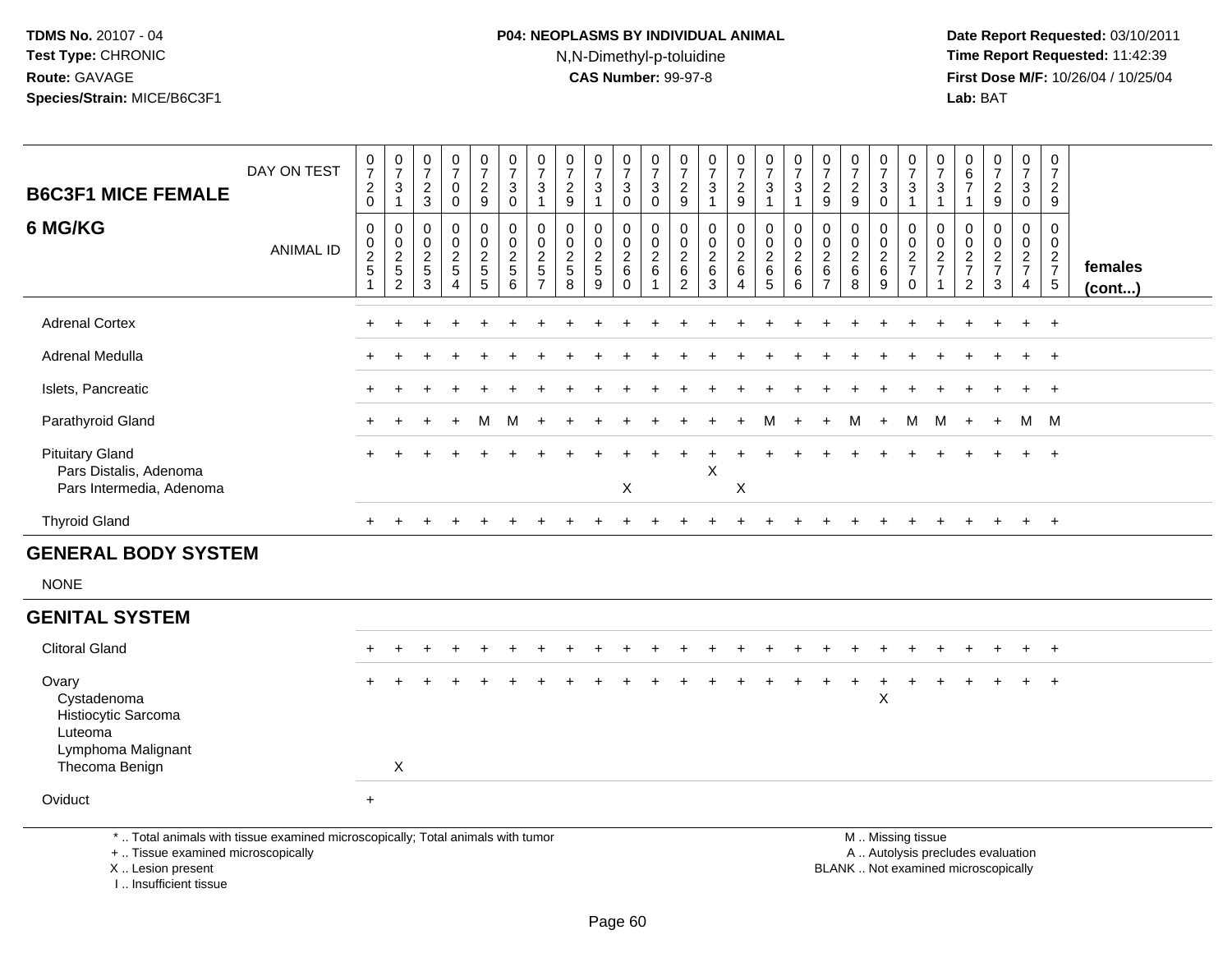TDMS No. 20107 - 04
Test Type: CHRONIC
Route: GAVAGE
Species/Strain: MICE/B6C3F1

**P04: NEOPLASMS BY INDIVIDUAL ANIMAL**
N,N-Dimethyl-p-toluidine
**CAS Number:** 99-97-8

Date Report Requested: 03/10/2011
Time Report Requested: 11:42:39
First Dose M/F: 10/26/04 / 10/25/04
Lab: BAT

**B6C3F1 MICE FEMALE 6 MG/KG**

| DAY ON TEST | 0720 | 0731 | 0723 | 0700 | 0729 | 0730 | 0731 | 0729 | 0731 | 0730 | 0730 | 0729 | 0731 | 0729 | 0731 | 0731 | 0729 | 0729 | 0730 | 0731 | 0731 | 0671 | 0729 | 0730 | 0729 | |
|---|---|---|---|---|---|---|---|---|---|---|---|---|---|---|---|---|---|---|---|---|---|---|---|---|---|---|
| ANIMAL ID | 00251 | 00252 | 00253 | 00254 | 00255 | 00256 | 00257 | 00258 | 00259 | 00260 | 00261 | 00262 | 00263 | 00264 | 00265 | 00266 | 00267 | 00268 | 00269 | 00270 | 00271 | 00272 | 00273 | 00274 | 00275 | females (cont...) |
| Adrenal Cortex | + | + | + | + | + | + | + | + | + | + | + | + | + | + | + | + | + | + | + | + | + | + | + | + | + | |
| Adrenal Medulla | + | + | + | + | + | + | + | + | + | + | + | + | + | + | + | + | + | + | + | + | + | + | + | + | + | |
| Islets, Pancreatic | + | + | + | + | + | + | + | + | + | + | + | + | + | + | + | + | + | + | + | + | + | + | + | + | + | |
| Parathyroid Gland | + | + | + | + | M | M | + | + | + | + | + | + | + | + | M | + | + | M | + | M | M | + | + | M | M | |
| Pituitary Gland | + | + | + | + | + | + | + | + | + | + | + | + | + | + | + | + | + | + | + | + | + | + | + | + | + | |
| Pars Distalis, Adenoma | | | | | | | | | | | | | X | | | | | | | | | | | | | |
| Pars Intermedia, Adenoma | | | | | | | | | | X | | | | X | | | | | | | | | | | | |
| Thyroid Gland | + | + | + | + | + | + | + | + | + | + | + | + | + | + | + | + | + | + | + | + | + | + | + | + | + | |
| **GENERAL BODY SYSTEM** | | | | | | | | | | | | | | | | | | | | | | | | | | |
| NONE | | | | | | | | | | | | | | | | | | | | | | | | | | |
| **GENITAL SYSTEM** | | | | | | | | | | | | | | | | | | | | | | | | | | |
| Clitoral Gland | + | + | + | + | + | + | + | + | + | + | + | + | + | + | + | + | + | + | + | + | + | + | + | + | + | |
| Ovary | + | + | + | + | + | + | + | + | + | + | + | + | + | + | + | + | + | + | + | + | + | + | + | + | + | |
| Cystadenoma | | | | | | | | | | | | | | | | | | | X | | | | | | | |
| Histiocytic Sarcoma | | | | | | | | | | | | | | | | | | | | | | | | | | |
| Luteoma | | | | | | | | | | | | | | | | | | | | | | | | | | |
| Lymphoma Malignant | | | | | | | | | | | | | | | | | | | | | | | | | | |
| Thecoma Benign | | X | | | | | | | | | | | | | | | | | | | | | | | | |
| Oviduct | + | | | | | | | | | | | | | | | | | | | | | | | | | |

\* .. Total animals with tissue examined microscopically; Total animals with tumor
\+ .. Tissue examined microscopically
X .. Lesion present
I .. Insufficient tissue

M .. Missing tissue
A .. Autolysis precludes evaluation
BLANK .. Not examined microscopically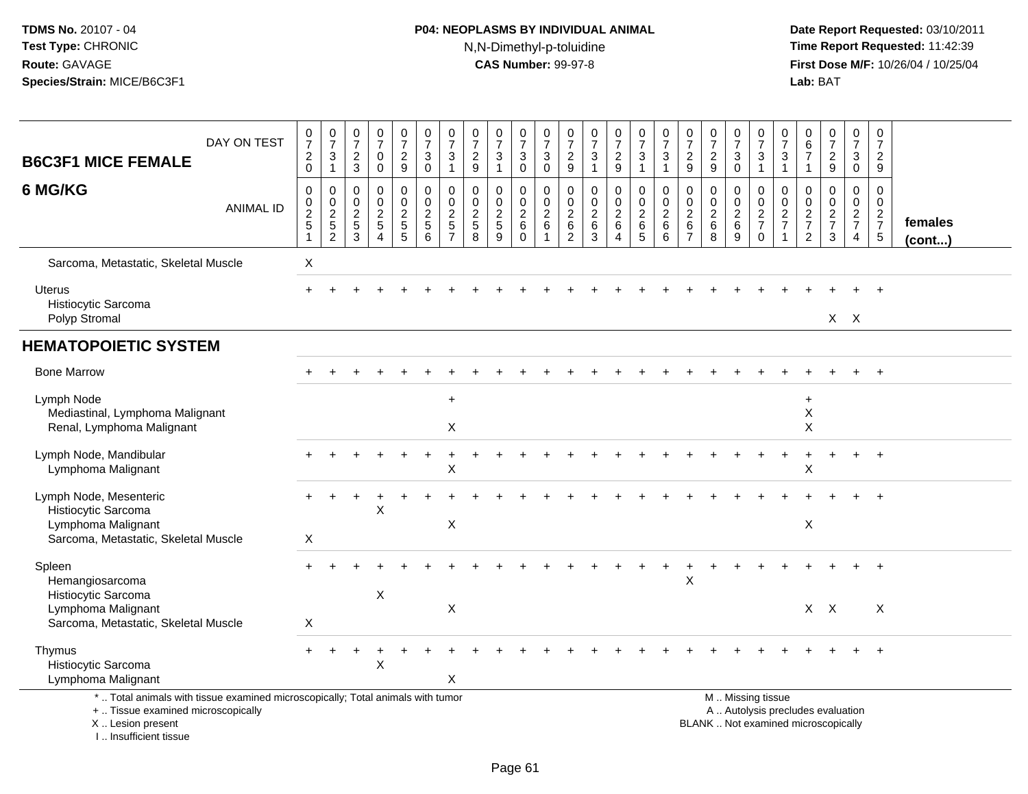TDMS No. 20107 - 04
Test Type: CHRONIC
Route: GAVAGE
Species/Strain: MICE/B6C3F1

**P04: NEOPLASMS BY INDIVIDUAL ANIMAL**
N,N-Dimethyl-p-toluidine
**CAS Number:** 99-97-8

Date Report Requested: 03/10/2011
Time Report Requested: 11:42:39
First Dose M/F: 10/26/04 / 10/25/04
Lab: BAT

| B6C3F1 MICE FEMALE 6 MG/KG | | | | | | | | | | | | | | | | | | | | | | | | | | |
|---|---|---|---|---|---|---|---|---|---|---|---|---|---|---|---|---|---|---|---|---|---|---|---|---|---|---|
| DAY ON TEST | 0720 | 0731 | 0723 | 0700 | 0729 | 0730 | 0731 | 0729 | 0731 | 0730 | 0730 | 0729 | 0731 | 0729 | 0731 | 0731 | 0729 | 0729 | 0730 | 0731 | 0731 | 0671 | 0729 | 0730 | 0729 | |
| ANIMAL ID | 00251 | 00252 | 00253 | 00254 | 00255 | 00256 | 00257 | 00258 | 00259 | 00260 | 00261 | 00262 | 00263 | 00264 | 00265 | 00266 | 00267 | 00268 | 00269 | 00270 | 00271 | 00272 | 00273 | 00274 | 00275 | females (cont...) |
| Sarcoma, Metastatic, Skeletal Muscle | X | | | | | | | | | | | | | | | | | | | | | | | | | |
| Uterus | + | + | + | + | + | + | + | + | + | + | + | + | + | + | + | + | + | + | + | + | + | + | + | + | + | |
| Histiocytic Sarcoma | | | | | | | | | | | | | | | | | | | | | | | | | | |
| Polyp Stromal | | | | | | | | | | | | | | | | | | | | | | | X | X | | |
| **HEMATOPOIETIC SYSTEM** | | | | | | | | | | | | | | | | | | | | | | | | | | |
| Bone Marrow | + | + | + | + | + | + | + | + | + | + | + | + | + | + | + | + | + | + | + | + | + | + | + | + | + | |
| Lymph Node | | | | | | | + | | | | | | | | | | | | | | | + | | | | |
| Mediastinal, Lymphoma Malignant | | | | | | | | | | | | | | | | | | | | | | X | | | | |
| Renal, Lymphoma Malignant | | | | | | | X | | | | | | | | | | | | | | | X | | | | |
| Lymph Node, Mandibular | + | + | + | + | + | + | + | + | + | + | + | + | + | + | + | + | + | + | + | + | + | + | + | + | + | |
| Lymphoma Malignant | | | | | | | X | | | | | | | | | | | | | | | X | | | | |
| Lymph Node, Mesenteric | + | + | + | + | + | + | + | + | + | + | + | + | + | + | + | + | + | + | + | + | + | + | + | + | + | |
| Histiocytic Sarcoma | | | | X | | | | | | | | | | | | | | | | | | | | | | |
| Lymphoma Malignant | | | | | | | X | | | | | | | | | | | | | | | X | | | | |
| Sarcoma, Metastatic, Skeletal Muscle | X | | | | | | | | | | | | | | | | | | | | | | | | | |
| Spleen | + | + | + | + | + | + | + | + | + | + | + | + | + | + | + | + | + | + | + | + | + | + | + | + | + | |
| Hemangiosarcoma | | | | | | | | | | | | | | | | | X | | | | | | | | | |
| Histiocytic Sarcoma | | | | X | | | | | | | | | | | | | | | | | | | | | | |
| Lymphoma Malignant | | | | | | | X | | | | | | | | | | | | | | | X | X | | X | |
| Sarcoma, Metastatic, Skeletal Muscle | X | | | | | | | | | | | | | | | | | | | | | | | | | |
| Thymus | + | + | + | + | + | + | + | + | + | + | + | + | + | + | + | + | + | + | + | + | + | + | + | + | + | |
| Histiocytic Sarcoma | | | | X | | | | | | | | | | | | | | | | | | | | | | |
| Lymphoma Malignant | | | | | | | X | | | | | | | | | | | | | | | | | | | |

\* .. Total animals with tissue examined microscopically; Total animals with tumor
+ .. Tissue examined microscopically
X .. Lesion present
I .. Insufficient tissue

M .. Missing tissue
A .. Autolysis precludes evaluation
BLANK .. Not examined microscopically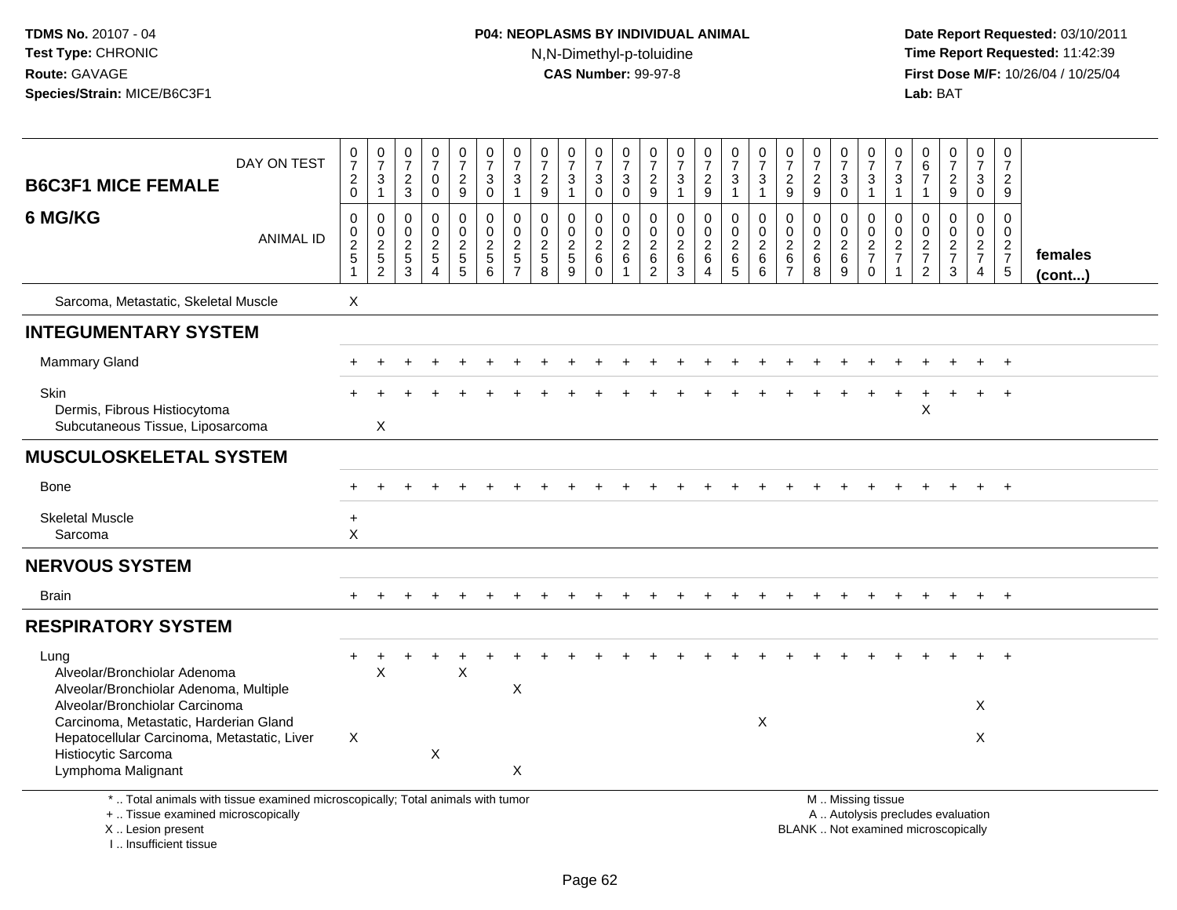**TDMS No.** 20107 - 04
**Test Type:** CHRONIC
**Route:** GAVAGE
**Species/Strain:** MICE/B6C3F1

**P04: NEOPLASMS BY INDIVIDUAL ANIMAL**
N,N-Dimethyl-p-toluidine
**CAS Number:** 99-97-8

**Date Report Requested:** 03/10/2011
**Time Report Requested:** 11:42:39
**First Dose M/F:** 10/26/04 / 10/25/04
**Lab:** BAT

| B6C3F1 MICE FEMALE 6 MG/KG | | | | | | | | | | | | | | | | | | | | | | | | | | |
|---|---|---|---|---|---|---|---|---|---|---|---|---|---|---|---|---|---|---|---|---|---|---|---|---|---|---|
| DAY ON TEST | 0720 | 0731 | 0723 | 0700 | 0729 | 0730 | 0731 | 0729 | 0731 | 0730 | 0730 | 0729 | 0731 | 0729 | 0731 | 0731 | 0729 | 0729 | 0730 | 0731 | 0731 | 0671 | 0729 | 0730 | 0729 | |
| ANIMAL ID | 0251 | 0252 | 0253 | 0254 | 0255 | 0256 | 0257 | 0258 | 0259 | 0260 | 0261 | 0262 | 0263 | 0264 | 0265 | 0266 | 0267 | 0268 | 0269 | 0270 | 0271 | 0272 | 0273 | 0274 | 0275 | females (cont...) |
| Sarcoma, Metastatic, Skeletal Muscle | X | | | | | | | | | | | | | | | | | | | | | | | | | |
| **INTEGUMENTARY SYSTEM** | | | | | | | | | | | | | | | | | | | | | | | | | | |
| Mammary Gland | + | + | + | + | + | + | + | + | + | + | + | + | + | + | + | + | + | + | + | + | + | + | + | + | + | |
| Skin | + | + | + | + | + | + | + | + | + | + | + | + | + | + | + | + | + | + | + | + | + | + | + | + | + | |
| Dermis, Fibrous Histiocytoma | | | | | | | | | | | | | | | | | | | | | | X | | | | |
| Subcutaneous Tissue, Liposarcoma | | X | | | | | | | | | | | | | | | | | | | | | | | | |
| **MUSCULOSKELETAL SYSTEM** | | | | | | | | | | | | | | | | | | | | | | | | | | |
| Bone | + | + | + | + | + | + | + | + | + | + | + | + | + | + | + | + | + | + | + | + | + | + | + | + | + | |
| Skeletal Muscle | + | | | | | | | | | | | | | | | | | | | | | | | | | |
| Sarcoma | X | | | | | | | | | | | | | | | | | | | | | | | | | |
| **NERVOUS SYSTEM** | | | | | | | | | | | | | | | | | | | | | | | | | | |
| Brain | + | + | + | + | + | + | + | + | + | + | + | + | + | + | + | + | + | + | + | + | + | + | + | + | + | |
| **RESPIRATORY SYSTEM** | | | | | | | | | | | | | | | | | | | | | | | | | | |
| Lung | + | + | + | + | + | + | + | + | + | + | + | + | + | + | + | + | + | + | + | + | + | + | + | + | + | |
| Alveolar/Bronchiolar Adenoma | | X | | | X | | | | | | | | | | | | | | | | | | | | | |
| Alveolar/Bronchiolar Adenoma, Multiple | | | | | | | X | | | | | | | | | | | | | | | | | | | |
| Alveolar/Bronchiolar Carcinoma | | | | | | | | | | | | | | | | | | | | | | | | X | | |
| Carcinoma, Metastatic, Harderian Gland | | | | | | | | | | | | | | | | X | | | | | | | | | | |
| Hepatocellular Carcinoma, Metastatic, Liver | X | | | | | | | | | | | | | | | | | | | | | | | X | | |
| Histiocytic Sarcoma | | | | X | | | | | | | | | | | | | | | | | | | | | | |
| Lymphoma Malignant | | | | | | | X | | | | | | | | | | | | | | | | | | | |

\* .. Total animals with tissue examined microscopically; Total animals with tumor
\+ .. Tissue examined microscopically
X .. Lesion present
I .. Insufficient tissue

M .. Missing tissue
A .. Autolysis precludes evaluation
BLANK .. Not examined microscopically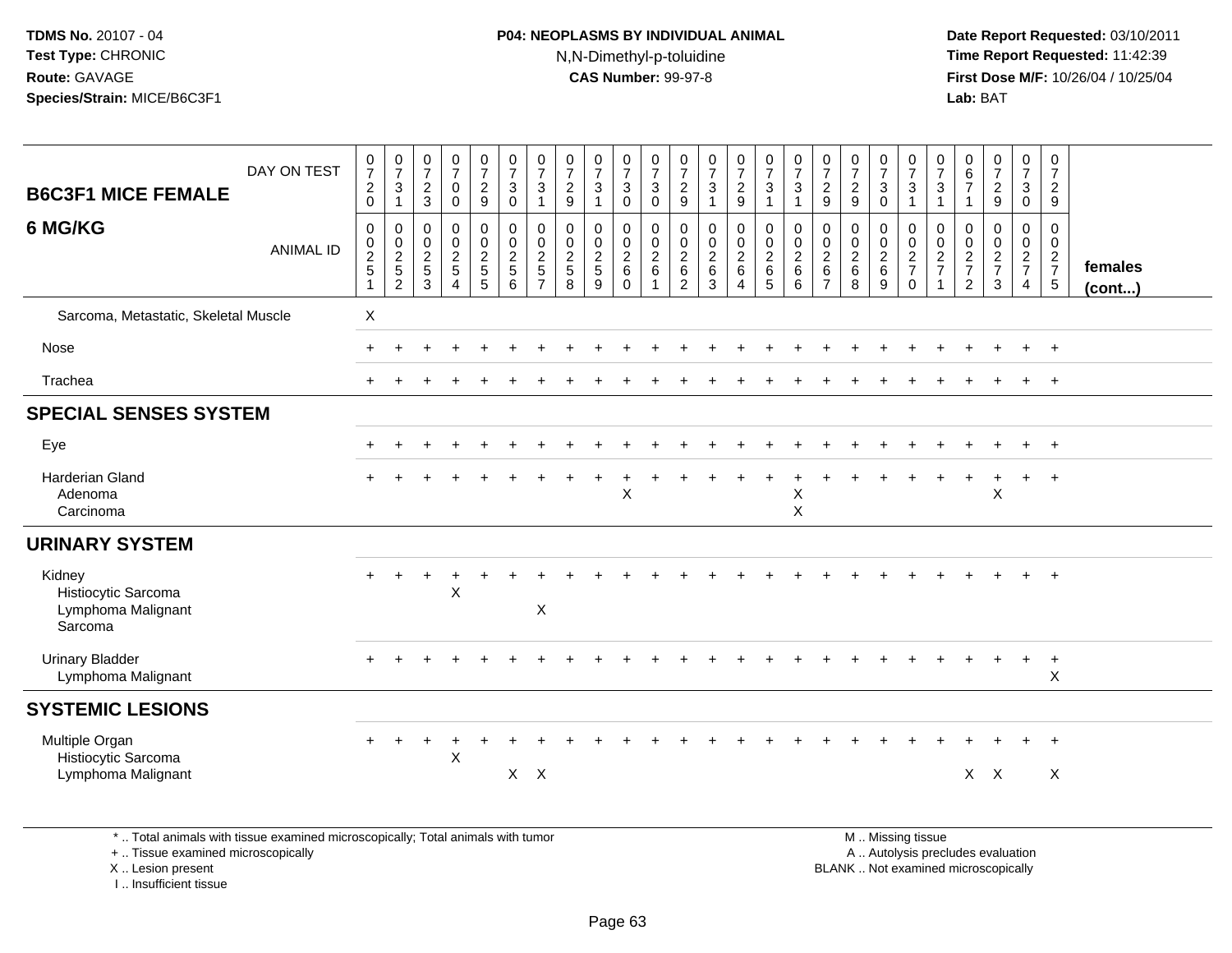**TDMS No.** 20107 - 04
**Test Type:** CHRONIC
**Route:** GAVAGE
**Species/Strain:** MICE/B6C3F1

**P04: NEOPLASMS BY INDIVIDUAL ANIMAL**
N,N-Dimethyl-p-toluidine
**CAS Number:** 99-97-8

**Date Report Requested:** 03/10/2011
**Time Report Requested:** 11:42:39
**First Dose M/F:** 10/26/04 / 10/25/04
**Lab:** BAT

## B6C3F1 MICE FEMALE 6 MG/KG

| DAY ON TEST | 0720 | 0731 | 0723 | 0700 | 0729 | 0730 | 0731 | 0729 | 0731 | 0730 | 0730 | 0729 | 0731 | 0729 | 0731 | 0731 | 0729 | 0729 | 0730 | 0731 | 0731 | 0671 | 0729 | 0730 | 0729 | |
|---|---|---|---|---|---|---|---|---|---|---|---|---|---|---|---|---|---|---|---|---|---|---|---|---|---|---|
| **ANIMAL ID** | 00251 | 00252 | 00253 | 00254 | 00255 | 00256 | 00257 | 00258 | 00259 | 00260 | 00261 | 00262 | 00263 | 00264 | 00265 | 00266 | 00267 | 00268 | 00269 | 00270 | 00271 | 00272 | 00273 | 00274 | 00275 | **females (cont...)** |
| Sarcoma, Metastatic, Skeletal Muscle | X | | | | | | | | | | | | | | | | | | | | | | | | | |
| Nose | + | + | + | + | + | + | + | + | + | + | + | + | + | + | + | + | + | + | + | + | + | + | + | + | + | |
| Trachea | + | + | + | + | + | + | + | + | + | + | + | + | + | + | + | + | + | + | + | + | + | + | + | + | + | |
| **SPECIAL SENSES SYSTEM** | | | | | | | | | | | | | | | | | | | | | | | | | | |
| Eye | + | + | + | + | + | + | + | + | + | + | + | + | + | + | + | + | + | + | + | + | + | + | + | + | + | |
| Harderian Gland | + | + | + | + | + | + | + | + | + | + | + | + | + | + | + | + | + | + | + | + | + | + | + | + | + | |
| Adenoma | | | | | | | | | | X | | | | | | X | | | | | | | X | | | |
| Carcinoma | | | | | | | | | | | | | | | | X | | | | | | | | | | |
| **URINARY SYSTEM** | | | | | | | | | | | | | | | | | | | | | | | | | | |
| Kidney | + | + | + | + | + | + | + | + | + | + | + | + | + | + | + | + | + | + | + | + | + | + | + | + | + | |
| Histiocytic Sarcoma | | | | X | | | | | | | | | | | | | | | | | | | | | | |
| Lymphoma Malignant | | | | | | | X | | | | | | | | | | | | | | | | | | | |
| Sarcoma | | | | | | | | | | | | | | | | | | | | | | | | | | |
| Urinary Bladder | + | + | + | + | + | + | + | + | + | + | + | + | + | + | + | + | + | + | + | + | + | + | + | + | + | |
| Lymphoma Malignant | | | | | | | | | | | | | | | | | | | | | | | | | X | |
| **SYSTEMIC LESIONS** | | | | | | | | | | | | | | | | | | | | | | | | | | |
| Multiple Organ | + | + | + | + | + | + | + | + | + | + | + | + | + | + | + | + | + | + | + | + | + | + | + | + | + | |
| Histiocytic Sarcoma | | | | X | | | | | | | | | | | | | | | | | | | | | | |
| Lymphoma Malignant | | | | | | X | X | | | | | | | | | | | | | | | X | X | | X | |

\* .. Total animals with tissue examined microscopically; Total animals with tumor
\+ .. Tissue examined microscopically
X .. Lesion present
I .. Insufficient tissue

M .. Missing tissue
A .. Autolysis precludes evaluation
BLANK .. Not examined microscopically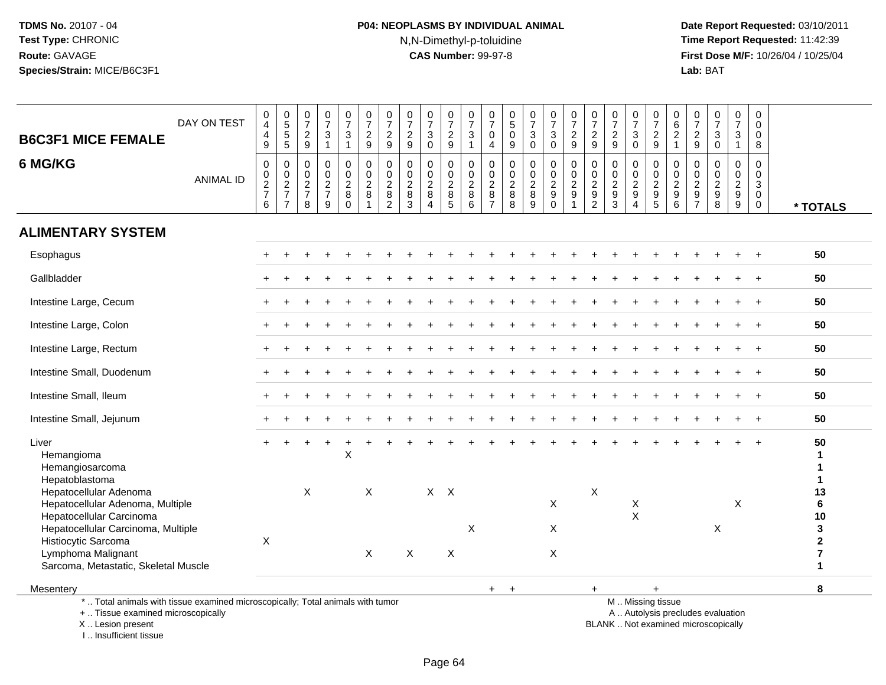**TDMS No.** 20107 - 04
**Test Type:** CHRONIC
**Route:** GAVAGE
**Species/Strain:** MICE/B6C3F1

**P04: NEOPLASMS BY INDIVIDUAL ANIMAL**
N,N-Dimethyl-p-toluidine
**CAS Number:** 99-97-8

**Date Report Requested:** 03/10/2011
**Time Report Requested:** 11:42:39
**First Dose M/F:** 10/26/04 / 10/25/04
**Lab:** BAT

| B6C3F1 MICE FEMALE 6 MG/KG | | | | | | | | | | | | | | | | | | | | | | | | | | |
|---|---|---|---|---|---|---|---|---|---|---|---|---|---|---|---|---|---|---|---|---|---|---|---|---|---|---|
| DAY ON TEST | 0449 | 0555 | 0729 | 0731 | 0731 | 0729 | 0729 | 0729 | 0730 | 0729 | 0731 | 0704 | 0509 | 0730 | 0730 | 0729 | 0729 | 0729 | 0730 | 0729 | 0621 | 0729 | 0730 | 0731 | 0008 | |
| ANIMAL ID | 0276 | 0277 | 0278 | 0279 | 0280 | 0281 | 0282 | 0283 | 0284 | 0285 | 0286 | 0287 | 0288 | 0289 | 0290 | 0291 | 0292 | 0293 | 0294 | 0295 | 0296 | 0297 | 0298 | 0299 | 0300 | * TOTALS |
| **ALIMENTARY SYSTEM** | | | | | | | | | | | | | | | | | | | | | | | | | | |
| Esophagus | + | + | + | + | + | + | + | + | + | + | + | + | + | + | + | + | + | + | + | + | + | + | + | + | + | 50 |
| Gallbladder | + | + | + | + | + | + | + | + | + | + | + | + | + | + | + | + | + | + | + | + | + | + | + | + | + | 50 |
| Intestine Large, Cecum | + | + | + | + | + | + | + | + | + | + | + | + | + | + | + | + | + | + | + | + | + | + | + | + | + | 50 |
| Intestine Large, Colon | + | + | + | + | + | + | + | + | + | + | + | + | + | + | + | + | + | + | + | + | + | + | + | + | + | 50 |
| Intestine Large, Rectum | + | + | + | + | + | + | + | + | + | + | + | + | + | + | + | + | + | + | + | + | + | + | + | + | + | 50 |
| Intestine Small, Duodenum | + | + | + | + | + | + | + | + | + | + | + | + | + | + | + | + | + | + | + | + | + | + | + | + | + | 50 |
| Intestine Small, Ileum | + | + | + | + | + | + | + | + | + | + | + | + | + | + | + | + | + | + | + | + | + | + | + | + | + | 50 |
| Intestine Small, Jejunum | + | + | + | + | + | + | + | + | + | + | + | + | + | + | + | + | + | + | + | + | + | + | + | + | + | 50 |
| Liver | + | + | + | + | + | + | + | + | + | + | + | + | + | + | + | + | + | + | + | + | + | + | + | + | + | 50 |
| Hemangioma | | | | | X | | | | | | | | | | | | | | | | | | | | | 1 |
| Hemangiosarcoma | | | | | | | | | | | | | | | | | | | | | | | | | | 1 |
| Hepatoblastoma | | | | | | | | | | | | | | | | | | | | | | | | | | 1 |
| Hepatocellular Adenoma | | | X | | | X | | | X | X | | | | | | | X | | | | | | | | | 13 |
| Hepatocellular Adenoma, Multiple | | | | | | | | | | | | | | | X | | | | X | | | | | X | | 6 |
| Hepatocellular Carcinoma | | | | | | | | | | | | | | | | | | | X | | | | | | | 10 |
| Hepatocellular Carcinoma, Multiple | | | | | | | | | | | X | | | | X | | | | | | | | X | | | 3 |
| Histiocytic Sarcoma | X | | | | | | | | | | | | | | | | | | | | | | | | | 2 |
| Lymphoma Malignant | | | | | | X | | X | | X | | | | | X | | | | | | | | | | | 7 |
| Sarcoma, Metastatic, Skeletal Muscle | | | | | | | | | | | | | | | | | | | | | | | | | | 1 |
| Mesentery | | | | | | | | | | | | + | + | | | | + | | | + | | | | | | 8 |

\* .. Total animals with tissue examined microscopically; Total animals with tumor
\+ .. Tissue examined microscopically
X .. Lesion present
I .. Insufficient tissue

M .. Missing tissue
A .. Autolysis precludes evaluation
BLANK .. Not examined microscopically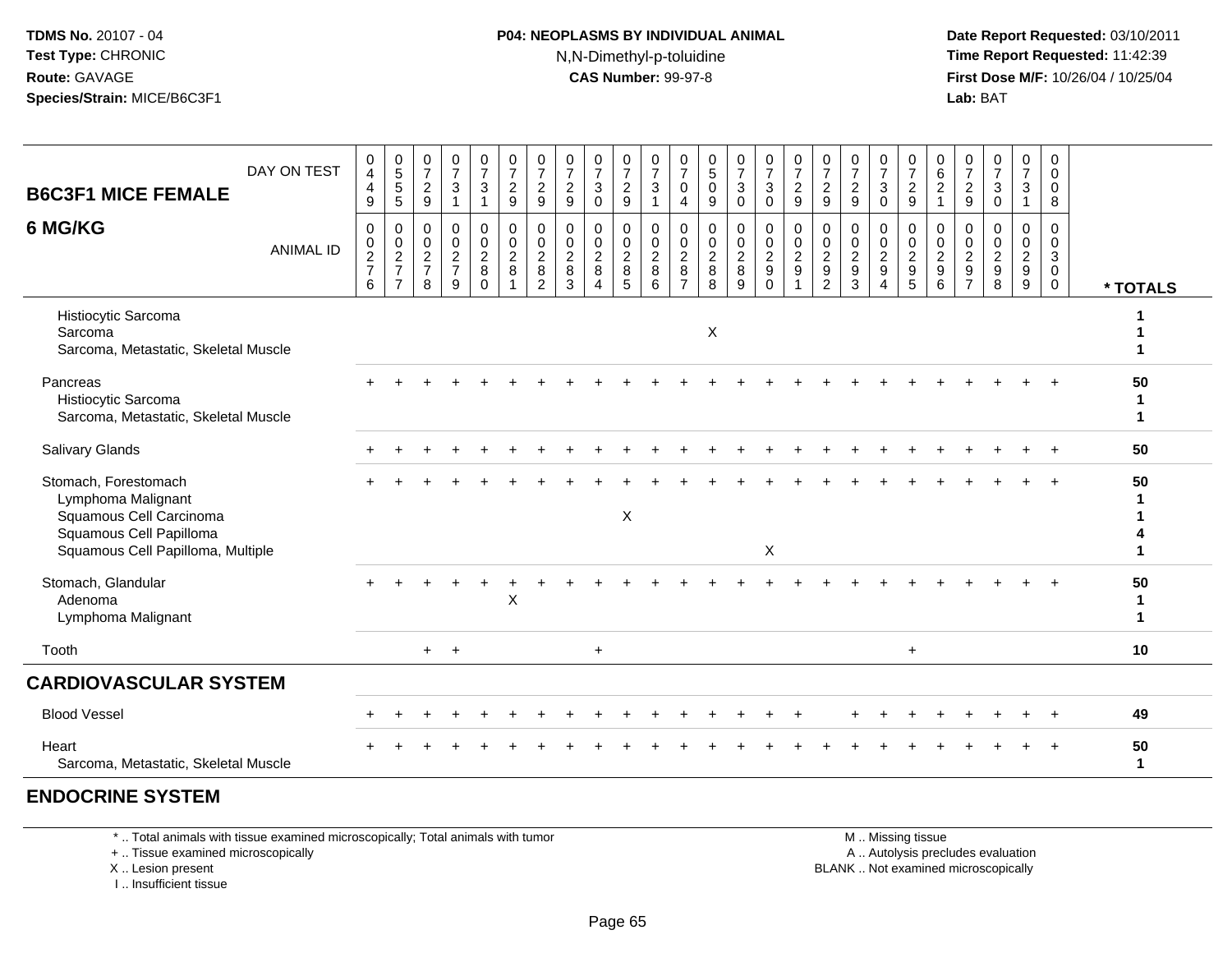**TDMS No.** 20107 - 04
**Test Type:** CHRONIC
**Route:** GAVAGE
**Species/Strain:** MICE/B6C3F1

**P04: NEOPLASMS BY INDIVIDUAL ANIMAL**
N,N-Dimethyl-p-toluidine
**CAS Number:** 99-97-8

**Date Report Requested:** 03/10/2011
**Time Report Requested:** 11:42:39
**First Dose M/F:** 10/26/04 / 10/25/04
**Lab:** BAT

## B6C3F1 MICE FEMALE
## 6 MG/KG

| DAY ON TEST | 0449 | 0555 | 0729 | 0731 | 0731 | 0729 | 0729 | 0729 | 0730 | 0729 | 0731 | 0704 | 0509 | 0730 | 0730 | 0729 | 0729 | 0729 | 0730 | 0729 | 0621 | 0729 | 0730 | 0731 | 0008 | |
|---|---|---|---|---|---|---|---|---|---|---|---|---|---|---|---|---|---|---|---|---|---|---|---|---|---|---|
| **ANIMAL ID** | 00276 | 00277 | 00278 | 00279 | 00280 | 00281 | 00282 | 00283 | 00284 | 00285 | 00286 | 00287 | 00288 | 00289 | 00290 | 00291 | 00292 | 00293 | 00294 | 00295 | 00296 | 00297 | 00298 | 00299 | 00300 | *** TOTALS** |
| Histiocytic Sarcoma | | | | | | | | | | | | | | | | | | | | | | | | | | 1 |
| Sarcoma | | | | | | | | | | | | | X | | | | | | | | | | | | | 1 |
| Sarcoma, Metastatic, Skeletal Muscle | | | | | | | | | | | | | | | | | | | | | | | | | | 1 |
| Pancreas | + | + | + | + | + | + | + | + | + | + | + | + | + | + | + | + | + | + | + | + | + | + | + | + | + | 50 |
| Histiocytic Sarcoma | | | | | | | | | | | | | | | | | | | | | | | | | | 1 |
| Sarcoma, Metastatic, Skeletal Muscle | | | | | | | | | | | | | | | | | | | | | | | | | | 1 |
| Salivary Glands | + | + | + | + | + | + | + | + | + | + | + | + | + | + | + | + | + | + | + | + | + | + | + | + | + | 50 |
| Stomach, Forestomach | + | + | + | + | + | + | + | + | + | + | + | + | + | + | + | + | + | + | + | + | + | + | + | + | + | 50 |
| Lymphoma Malignant | | | | | | | | | | | | | | | | | | | | | | | | | | 1 |
| Squamous Cell Carcinoma | | | | | | | | | | X | | | | | | | | | | | | | | | | 1 |
| Squamous Cell Papilloma | | | | | | | | | | | | | | | | | | | | | | | | | | 4 |
| Squamous Cell Papilloma, Multiple | | | | | | | | | | | | | | | X | | | | | | | | | | | 1 |
| Stomach, Glandular | + | + | + | + | + | + | + | + | + | + | + | + | + | + | + | + | + | + | + | + | + | + | + | + | + | 50 |
| Adenoma | | | | | | X | | | | | | | | | | | | | | | | | | | | 1 |
| Lymphoma Malignant | | | | | | | | | | | | | | | | | | | | | | | | | | 1 |
| Tooth | | | + | + | | | | | + | | | | | | | | | | | + | | | | | | 10 |

## CARDIOVASCULAR SYSTEM

| | | | | | | | | | | | | | | | | | | | | | | | | | | |
|---|---|---|---|---|---|---|---|---|---|---|---|---|---|---|---|---|---|---|---|---|---|---|---|---|---|---|
| Blood Vessel | + | + | + | + | + | + | + | + | + | + | + | + | + | + | + | + | | + | + | + | + | + | + | + | + | 49 |
| Heart | + | + | + | + | + | + | + | + | + | + | + | + | + | + | + | + | + | + | + | + | + | + | + | + | + | 50 |
| Sarcoma, Metastatic, Skeletal Muscle | | | | | | | | | | | | | | | | | | | | | | | | | | 1 |

## ENDOCRINE SYSTEM

\* .. Total animals with tissue examined microscopically; Total animals with tumor
\+ .. Tissue examined microscopically
X .. Lesion present
I .. Insufficient tissue

M .. Missing tissue
A .. Autolysis precludes evaluation
BLANK .. Not examined microscopically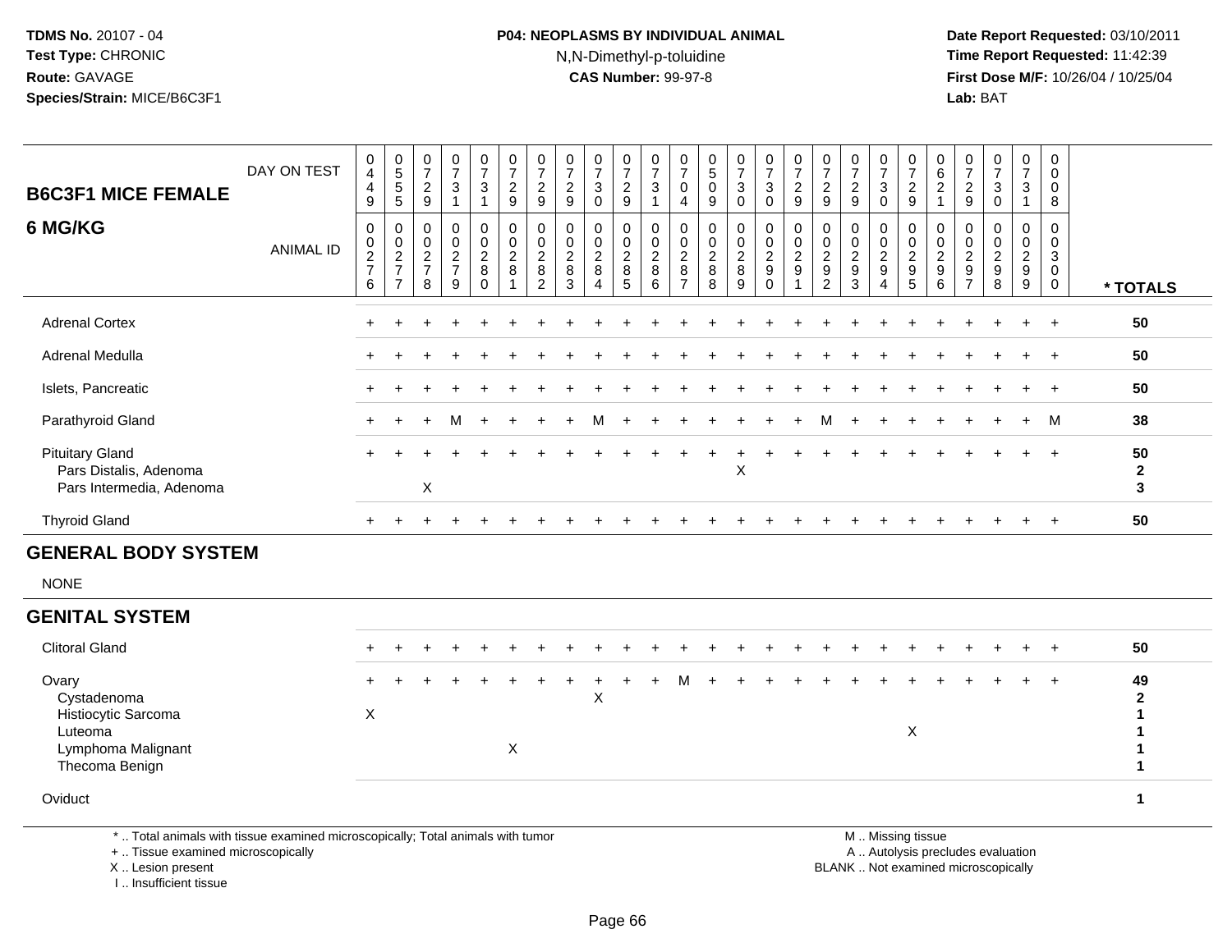**TDMS No.** 20107 - 04
**Test Type:** CHRONIC
**Route:** GAVAGE
**Species/Strain:** MICE/B6C3F1

**P04: NEOPLASMS BY INDIVIDUAL ANIMAL**
N,N-Dimethyl-p-toluidine
**CAS Number:** 99-97-8

**Date Report Requested:** 03/10/2011
**Time Report Requested:** 11:42:39
**First Dose M/F:** 10/26/04 / 10/25/04
**Lab:** BAT

| B6C3F1 MICE FEMALE 6 MG/KG | 0449 | 0555 | 0729 | 0731 | 0731 | 0729 | 0729 | 0729 | 0730 | 0729 | 0731 | 0704 | 0509 | 0730 | 0730 | 0729 | 0729 | 0729 | 0730 | 0729 | 0621 | 0729 | 0730 | 0731 | 0008 | |
|---|---|---|---|---|---|---|---|---|---|---|---|---|---|---|---|---|---|---|---|---|---|---|---|---|---|---|
| **DAY ON TEST / ANIMAL ID** | 00276 | 00277 | 00278 | 00279 | 00280 | 00281 | 00282 | 00283 | 00284 | 00285 | 00286 | 00287 | 00288 | 00289 | 00290 | 00291 | 00292 | 00293 | 00294 | 00295 | 00296 | 00297 | 00298 | 00299 | 00300 | **\* TOTALS** |
| Adrenal Cortex | + | + | + | + | + | + | + | + | + | + | + | + | + | + | + | + | + | + | + | + | + | + | + | + | + | 50 |
| Adrenal Medulla | + | + | + | + | + | + | + | + | + | + | + | + | + | + | + | + | + | + | + | + | + | + | + | + | + | 50 |
| Islets, Pancreatic | + | + | + | + | + | + | + | + | + | + | + | + | + | + | + | + | + | + | + | + | + | + | + | + | + | 50 |
| Parathyroid Gland | + | + | + | M | + | + | + | + | M | + | + | + | + | + | + | + | M | + | + | + | + | + | + | + | M | 38 |
| Pituitary Gland | + | + | + | + | + | + | + | + | + | + | + | + | + | + | + | + | + | + | + | + | + | + | + | + | + | 50 |
| Pars Distalis, Adenoma | | | | | | | | | | | | | | X | | | | | | | | | | | | 2 |
| Pars Intermedia, Adenoma | | | X | | | | | | | | | | | | | | | | | | | | | | | 3 |
| Thyroid Gland | + | + | + | + | + | + | + | + | + | + | + | + | + | + | + | + | + | + | + | + | + | + | + | + | + | 50 |
| **GENERAL BODY SYSTEM** | | | | | | | | | | | | | | | | | | | | | | | | | | |
| NONE | | | | | | | | | | | | | | | | | | | | | | | | | | |
| **GENITAL SYSTEM** | | | | | | | | | | | | | | | | | | | | | | | | | | |
| Clitoral Gland | + | + | + | + | + | + | + | + | + | + | + | + | + | + | + | + | + | + | + | + | + | + | + | + | + | 50 |
| Ovary | + | + | + | + | + | + | + | + | + | + | + | M | + | + | + | + | + | + | + | + | + | + | + | + | + | 49 |
| Cystadenoma | | | | | | | | | X | | | | | | | | | | | | | | | | | 2 |
| Histiocytic Sarcoma | X | | | | | | | | | | | | | | | | | | | | | | | | | 1 |
| Luteoma | | | | | | | | | | | | | | | | | | | | X | | | | | | 1 |
| Lymphoma Malignant | | | | | | X | | | | | | | | | | | | | | | | | | | | 1 |
| Thecoma Benign | | | | | | | | | | | | | | | | | | | | | | | | | | 1 |
| Oviduct | | | | | | | | | | | | | | | | | | | | | | | | | | 1 |

\* .. Total animals with tissue examined microscopically; Total animals with tumor
\+ .. Tissue examined microscopically
X .. Lesion present
I .. Insufficient tissue

M .. Missing tissue
A .. Autolysis precludes evaluation
BLANK .. Not examined microscopically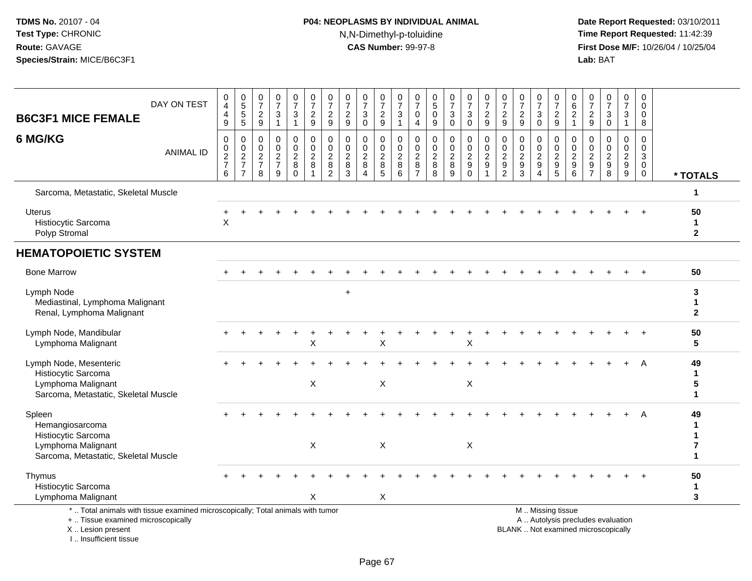**TDMS No.** 20107 - 04
**Test Type:** CHRONIC
**Route:** GAVAGE
**Species/Strain:** MICE/B6C3F1

**P04: NEOPLASMS BY INDIVIDUAL ANIMAL**
N,N-Dimethyl-p-toluidine
**CAS Number:** 99-97-8

**Date Report Requested:** 03/10/2011
**Time Report Requested:** 11:42:39
**First Dose M/F:** 10/26/04 / 10/25/04
**Lab:** BAT

## B6C3F1 MICE FEMALE
## 6 MG/KG

| DAY ON TEST | 0449 | 0555 | 0729 | 0731 | 0731 | 0729 | 0729 | 0729 | 0730 | 0729 | 0731 | 0704 | 0509 | 0730 | 0730 | 0729 | 0729 | 0729 | 0730 | 0729 | 0621 | 0729 | 0730 | 0731 | 0008 | |
|---|---|---|---|---|---|---|---|---|---|---|---|---|---|---|---|---|---|---|---|---|---|---|---|---|---|---|
| **ANIMAL ID** | 0276 | 0277 | 0278 | 0279 | 0280 | 0281 | 0282 | 0283 | 0284 | 0285 | 0286 | 0287 | 0288 | 0289 | 0290 | 0291 | 0292 | 0293 | 0294 | 0295 | 0296 | 0297 | 0298 | 0299 | 0300 | *** TOTALS** |
| Sarcoma, Metastatic, Skeletal Muscle | | | | | | | | | | | | | | | | | | | | | | | | | | 1 |
| Uterus | + | + | + | + | + | + | + | + | + | + | + | + | + | + | + | + | + | + | + | + | + | + | + | + | + | 50 |
| Histiocytic Sarcoma | X | | | | | | | | | | | | | | | | | | | | | | | | | 1 |
| Polyp Stromal | | | | | | | | | | | | | | | | | | | | | | | | | | 2 |
| **HEMATOPOIETIC SYSTEM** | | | | | | | | | | | | | | | | | | | | | | | | | | |
| Bone Marrow | + | + | + | + | + | + | + | + | + | + | + | + | + | + | + | + | + | + | + | + | + | + | + | + | + | 50 |
| Lymph Node | | | | | | | | + | | | | | | | | | | | | | | | | | | 3 |
| Mediastinal, Lymphoma Malignant | | | | | | | | | | | | | | | | | | | | | | | | | | 1 |
| Renal, Lymphoma Malignant | | | | | | | | | | | | | | | | | | | | | | | | | | 2 |
| Lymph Node, Mandibular | + | + | + | + | + | + | + | + | + | + | + | + | + | + | + | + | + | + | + | + | + | + | + | + | + | 50 |
| Lymphoma Malignant | | | | | | X | | | | X | | | | | X | | | | | | | | | | | 5 |
| Lymph Node, Mesenteric | + | + | + | + | + | + | + | + | + | + | + | + | + | + | + | + | + | + | + | + | + | + | + | + | A | 49 |
| Histiocytic Sarcoma | | | | | | | | | | | | | | | | | | | | | | | | | | 1 |
| Lymphoma Malignant | | | | | | X | | | | X | | | | | X | | | | | | | | | | | 5 |
| Sarcoma, Metastatic, Skeletal Muscle | | | | | | | | | | | | | | | | | | | | | | | | | | 1 |
| Spleen | + | + | + | + | + | + | + | + | + | + | + | + | + | + | + | + | + | + | + | + | + | + | + | + | A | 49 |
| Hemangiosarcoma | | | | | | | | | | | | | | | | | | | | | | | | | | 1 |
| Histiocytic Sarcoma | | | | | | | | | | | | | | | | | | | | | | | | | | 1 |
| Lymphoma Malignant | | | | | | X | | | | X | | | | | X | | | | | | | | | | | 7 |
| Sarcoma, Metastatic, Skeletal Muscle | | | | | | | | | | | | | | | | | | | | | | | | | | 1 |
| Thymus | + | + | + | + | + | + | + | + | + | + | + | + | + | + | + | + | + | + | + | + | + | + | + | + | + | 50 |
| Histiocytic Sarcoma | | | | | | | | | | | | | | | | | | | | | | | | | | 1 |
| Lymphoma Malignant | | | | | | X | | | | X | | | | | | | | | | | | | | | | 3 |

\* .. Total animals with tissue examined microscopically; Total animals with tumor
\+ .. Tissue examined microscopically
X .. Lesion present
I .. Insufficient tissue

M .. Missing tissue
A .. Autolysis precludes evaluation
BLANK .. Not examined microscopically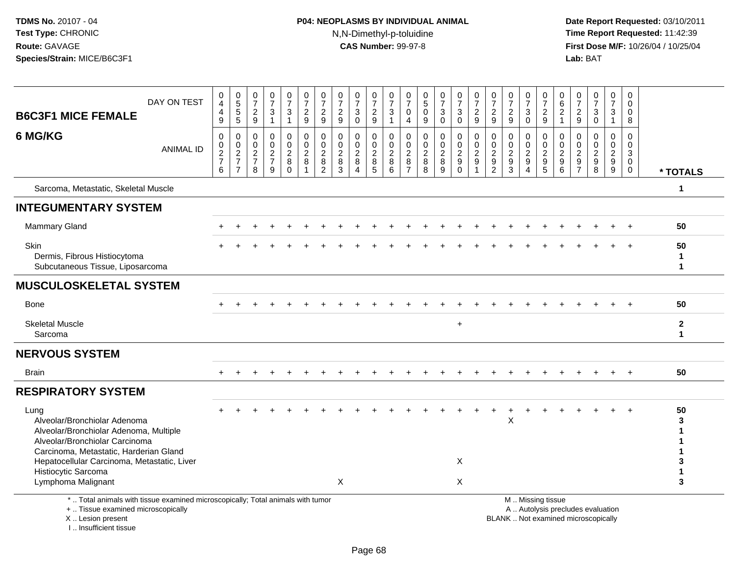TDMS No. 20107 - 04
Test Type: CHRONIC
Route: GAVAGE
Species/Strain: MICE/B6C3F1

**P04: NEOPLASMS BY INDIVIDUAL ANIMAL**
N,N-Dimethyl-p-toluidine
**CAS Number:** 99-97-8

Date Report Requested: 03/10/2011
Time Report Requested: 11:42:39
First Dose M/F: 10/26/04 / 10/25/04
Lab: BAT

## B6C3F1 MICE FEMALE
## 6 MG/KG

| DAY ON TEST | 0449 | 0555 | 0729 | 0731 | 0731 | 0729 | 0729 | 0729 | 0730 | 0729 | 0731 | 0704 | 0509 | 0730 | 0730 | 0729 | 0729 | 0729 | 0730 | 0729 | 0621 | 0729 | 0730 | 0731 | 0008 | |
|---|---|---|---|---|---|---|---|---|---|---|---|---|---|---|---|---|---|---|---|---|---|---|---|---|---|---|
| **ANIMAL ID** | 0027 6 | 0027 7 | 0027 8 | 0027 9 | 0028 0 | 0028 1 | 0028 2 | 0028 3 | 0028 4 | 0028 5 | 0028 6 | 0028 7 | 0028 8 | 0028 9 | 0029 0 | 0029 1 | 0029 2 | 0029 3 | 0029 4 | 0029 5 | 0029 6 | 0029 7 | 0029 8 | 0029 9 | 0030 0 | *** TOTALS** |
| Sarcoma, Metastatic, Skeletal Muscle | | | | | | | | | | | | | | | | | | | | | | | | | | 1 |
| **INTEGUMENTARY SYSTEM** | | | | | | | | | | | | | | | | | | | | | | | | | | |
| Mammary Gland | + | + | + | + | + | + | + | + | + | + | + | + | + | + | + | + | + | + | + | + | + | + | + | + | + | 50 |
| Skin | + | + | + | + | + | + | + | + | + | + | + | + | + | + | + | + | + | + | + | + | + | + | + | + | + | 50 |
| Dermis, Fibrous Histiocytoma | | | | | | | | | | | | | | | | | | | | | | | | | | 1 |
| Subcutaneous Tissue, Liposarcoma | | | | | | | | | | | | | | | | | | | | | | | | | | 1 |
| **MUSCULOSKELETAL SYSTEM** | | | | | | | | | | | | | | | | | | | | | | | | | | |
| Bone | + | + | + | + | + | + | + | + | + | + | + | + | + | + | + | + | + | + | + | + | + | + | + | + | + | 50 |
| Skeletal Muscle | | | | | | | | | | | | | | | + | | | | | | | | | | | 2 |
| Sarcoma | | | | | | | | | | | | | | | | | | | | | | | | | | 1 |
| **NERVOUS SYSTEM** | | | | | | | | | | | | | | | | | | | | | | | | | | |
| Brain | + | + | + | + | + | + | + | + | + | + | + | + | + | + | + | + | + | + | + | + | + | + | + | + | + | 50 |
| **RESPIRATORY SYSTEM** | | | | | | | | | | | | | | | | | | | | | | | | | | |
| Lung | + | + | + | + | + | + | + | + | + | + | + | + | + | + | + | + | + | + | + | + | + | + | + | + | + | 50 |
| Alveolar/Bronchiolar Adenoma | | | | | | | | | | | | | | | | | | X | | | | | | | | 3 |
| Alveolar/Bronchiolar Adenoma, Multiple | | | | | | | | | | | | | | | | | | | | | | | | | | 1 |
| Alveolar/Bronchiolar Carcinoma | | | | | | | | | | | | | | | | | | | | | | | | | | 1 |
| Carcinoma, Metastatic, Harderian Gland | | | | | | | | | | | | | | | | | | | | | | | | | | 1 |
| Hepatocellular Carcinoma, Metastatic, Liver | | | | | | | | | | | | | | | X | | | | | | | | | | | 3 |
| Histiocytic Sarcoma | | | | | | | | | | | | | | | | | | | | | | | | | | 1 |
| Lymphoma Malignant | | | | | | | | X | | | | | | | X | | | | | | | | | | | 3 |

* .. Total animals with tissue examined microscopically; Total animals with tumor
+ .. Tissue examined microscopically
X .. Lesion present
I .. Insufficient tissue

M .. Missing tissue
A .. Autolysis precludes evaluation
BLANK .. Not examined microscopically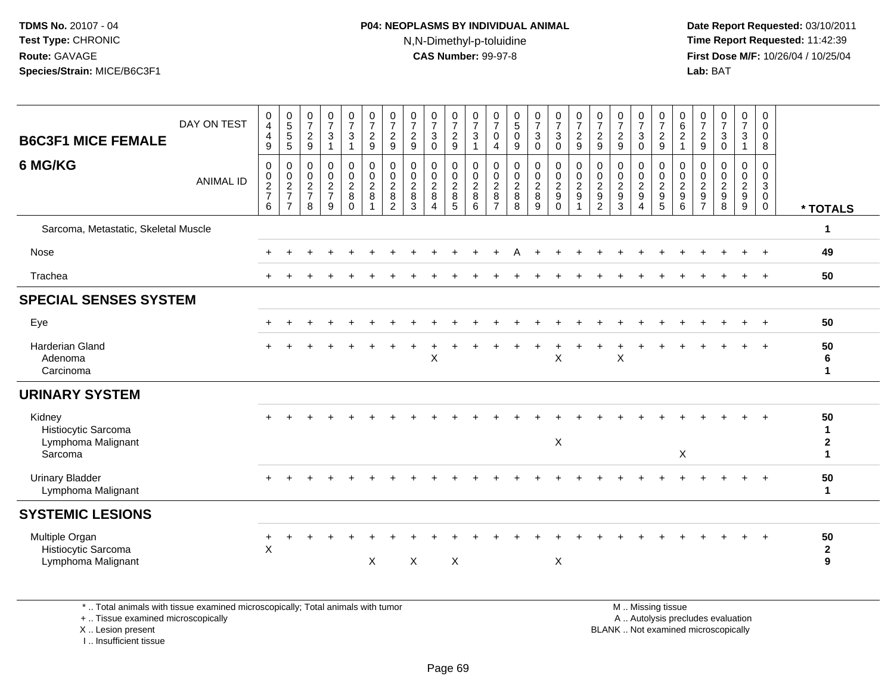TDMS No. 20107 - 04
Test Type: CHRONIC
Route: GAVAGE
Species/Strain: MICE/B6C3F1

**P04: NEOPLASMS BY INDIVIDUAL ANIMAL**
N,N-Dimethyl-p-toluidine
**CAS Number:** 99-97-8

Date Report Requested: 03/10/2011
Time Report Requested: 11:42:39
First Dose M/F: 10/26/04 / 10/25/04
Lab: BAT

## B6C3F1 MICE FEMALE
## 6 MG/KG

| DAY ON TEST | 0449 | 0555 | 0729 | 0731 | 0731 | 0729 | 0729 | 0729 | 0730 | 0729 | 0731 | 0704 | 0509 | 0730 | 0730 | 0729 | 0729 | 0729 | 0730 | 0729 | 0621 | 0729 | 0730 | 0731 | 0008 | |
|---|---|---|---|---|---|---|---|---|---|---|---|---|---|---|---|---|---|---|---|---|---|---|---|---|---|---|
| **ANIMAL ID** | 0276 | 0277 | 0278 | 0279 | 0280 | 0281 | 0282 | 0283 | 0284 | 0285 | 0286 | 0287 | 0288 | 0289 | 0290 | 0291 | 0292 | 0293 | 0294 | 0295 | 0296 | 0297 | 0298 | 0299 | 0300 | *** TOTALS** |
| Sarcoma, Metastatic, Skeletal Muscle | | | | | | | | | | | | | | | | | | | | | | | | | | 1 |
| Nose | + | + | + | + | + | + | + | + | + | + | + | + | A | + | + | + | + | + | + | + | + | + | + | + | + | 49 |
| Trachea | + | + | + | + | + | + | + | + | + | + | + | + | + | + | + | + | + | + | + | + | + | + | + | + | + | 50 |
| **SPECIAL SENSES SYSTEM** | | | | | | | | | | | | | | | | | | | | | | | | | | |
| Eye | + | + | + | + | + | + | + | + | + | + | + | + | + | + | + | + | + | + | + | + | + | + | + | + | + | 50 |
| Harderian Gland | + | + | + | + | + | + | + | + | + | + | + | + | + | + | + | + | + | + | + | + | + | + | + | + | + | 50 |
| Adenoma | | | | | | | | | X | | | | | | X | | | X | | | | | | | | 6 |
| Carcinoma | | | | | | | | | | | | | | | | | | | | | | | | | | 1 |
| **URINARY SYSTEM** | | | | | | | | | | | | | | | | | | | | | | | | | | |
| Kidney | + | + | + | + | + | + | + | + | + | + | + | + | + | + | + | + | + | + | + | + | + | + | + | + | + | 50 |
| Histiocytic Sarcoma | | | | | | | | | | | | | | | | | | | | | | | | | | 1 |
| Lymphoma Malignant | | | | | | | | | | | | | | | X | | | | | | | | | | | 2 |
| Sarcoma | | | | | | | | | | | | | | | | | | | | | X | | | | | 1 |
| Urinary Bladder | + | + | + | + | + | + | + | + | + | + | + | + | + | + | + | + | + | + | + | + | + | + | + | + | + | 50 |
| Lymphoma Malignant | | | | | | | | | | | | | | | | | | | | | | | | | | 1 |
| **SYSTEMIC LESIONS** | | | | | | | | | | | | | | | | | | | | | | | | | | |
| Multiple Organ | + | + | + | + | + | + | + | + | + | + | + | + | + | + | + | + | + | + | + | + | + | + | + | + | + | 50 |
| Histiocytic Sarcoma | X | | | | | | | | | | | | | | | | | | | | | | | | | 2 |
| Lymphoma Malignant | | | | | | X | | X | | X | | | | | X | | | | | | | | | | | 9 |

* .. Total animals with tissue examined microscopically; Total animals with tumor
+ .. Tissue examined microscopically
X .. Lesion present
I .. Insufficient tissue

M .. Missing tissue
A .. Autolysis precludes evaluation
BLANK .. Not examined microscopically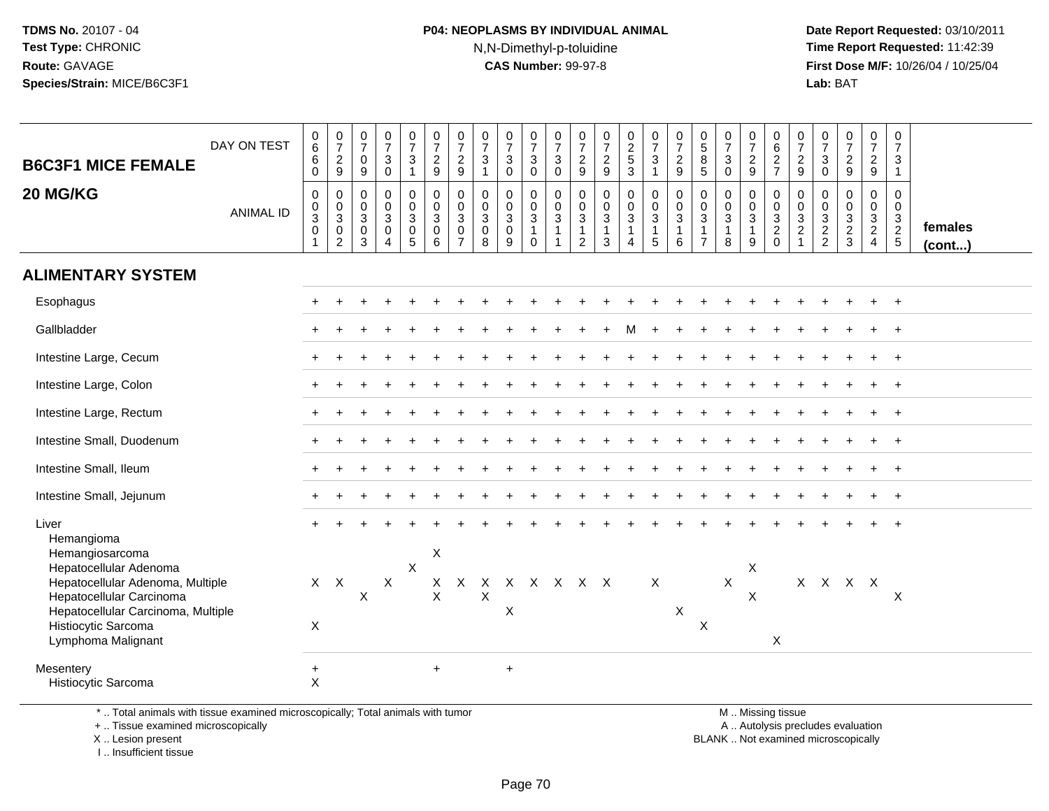**TDMS No.** 20107 - 04
**Test Type:** CHRONIC
**Route:** GAVAGE
**Species/Strain:** MICE/B6C3F1

**P04: NEOPLASMS BY INDIVIDUAL ANIMAL**
N,N-Dimethyl-p-toluidine
**CAS Number:** 99-97-8

**Date Report Requested:** 03/10/2011
**Time Report Requested:** 11:42:39
**First Dose M/F:** 10/26/04 / 10/25/04
**Lab:** BAT

## B6C3F1 MICE FEMALE 20 MG/KG

| DAY ON TEST | 0660 | 0729 | 0709 | 0730 | 0731 | 0729 | 0729 | 0731 | 0730 | 0730 | 0730 | 0729 | 0729 | 0253 | 0731 | 0729 | 0585 | 0730 | 0729 | 0627 | 0729 | 0730 | 0729 | 0729 | 0731 | |
|---|---|---|---|---|---|---|---|---|---|---|---|---|---|---|---|---|---|---|---|---|---|---|---|---|---|---|
| **ANIMAL ID** | 00301 | 00302 | 00303 | 00304 | 00305 | 00306 | 00307 | 00308 | 00309 | 00310 | 00311 | 00312 | 00313 | 00314 | 00315 | 00316 | 00317 | 00318 | 00319 | 00320 | 00321 | 00322 | 00323 | 00324 | 00325 | **females (cont...)** |
| **ALIMENTARY SYSTEM** | | | | | | | | | | | | | | | | | | | | | | | | | | |
| Esophagus | + | + | + | + | + | + | + | + | + | + | + | + | + | + | + | + | + | + | + | + | + | + | + | + | + | |
| Gallbladder | + | + | + | + | + | + | + | + | + | + | + | + | + | M | + | + | + | + | + | + | + | + | + | + | + | |
| Intestine Large, Cecum | + | + | + | + | + | + | + | + | + | + | + | + | + | + | + | + | + | + | + | + | + | + | + | + | + | |
| Intestine Large, Colon | + | + | + | + | + | + | + | + | + | + | + | + | + | + | + | + | + | + | + | + | + | + | + | + | + | |
| Intestine Large, Rectum | + | + | + | + | + | + | + | + | + | + | + | + | + | + | + | + | + | + | + | + | + | + | + | + | + | |
| Intestine Small, Duodenum | + | + | + | + | + | + | + | + | + | + | + | + | + | + | + | + | + | + | + | + | + | + | + | + | + | |
| Intestine Small, Ileum | + | + | + | + | + | + | + | + | + | + | + | + | + | + | + | + | + | + | + | + | + | + | + | + | + | |
| Intestine Small, Jejunum | + | + | + | + | + | + | + | + | + | + | + | + | + | + | + | + | + | + | + | + | + | + | + | + | + | |
| Liver | + | + | + | + | + | + | + | + | + | + | + | + | + | + | + | + | + | + | + | + | + | + | + | + | + | |
| Hemangioma | | | | | | | | | | | | | | | | | | | | | | | | | | |
| Hemangiosarcoma | | | | | | X | | | | | | | | | | | | | | | | | | | | |
| Hepatocellular Adenoma | | | | | X | | | | | | | | | | | | | | X | | | | | | | |
| Hepatocellular Adenoma, Multiple | X | X | | X | | X | X | X | X | X | X | X | X | | X | | | X | | | X | X | X | X | | |
| Hepatocellular Carcinoma | | | X | | | X | | X | | | | | | | | | | | X | | | | | | X | |
| Hepatocellular Carcinoma, Multiple | | | | | | | | | X | | | | | | | X | | | | | | | | | | |
| Histiocytic Sarcoma | X | | | | | | | | | | | | | | | | X | | | | | | | | | |
| Lymphoma Malignant | | | | | | | | | | | | | | | | | | | | X | | | | | | |
| Mesentery | + | | | | | + | | | + | | | | | | | | | | | | | | | | | |
| Histiocytic Sarcoma | X | | | | | | | | | | | | | | | | | | | | | | | | | |

\* .. Total animals with tissue examined microscopically; Total animals with tumor
\+ .. Tissue examined microscopically
X .. Lesion present
I .. Insufficient tissue

M .. Missing tissue
A .. Autolysis precludes evaluation
BLANK .. Not examined microscopically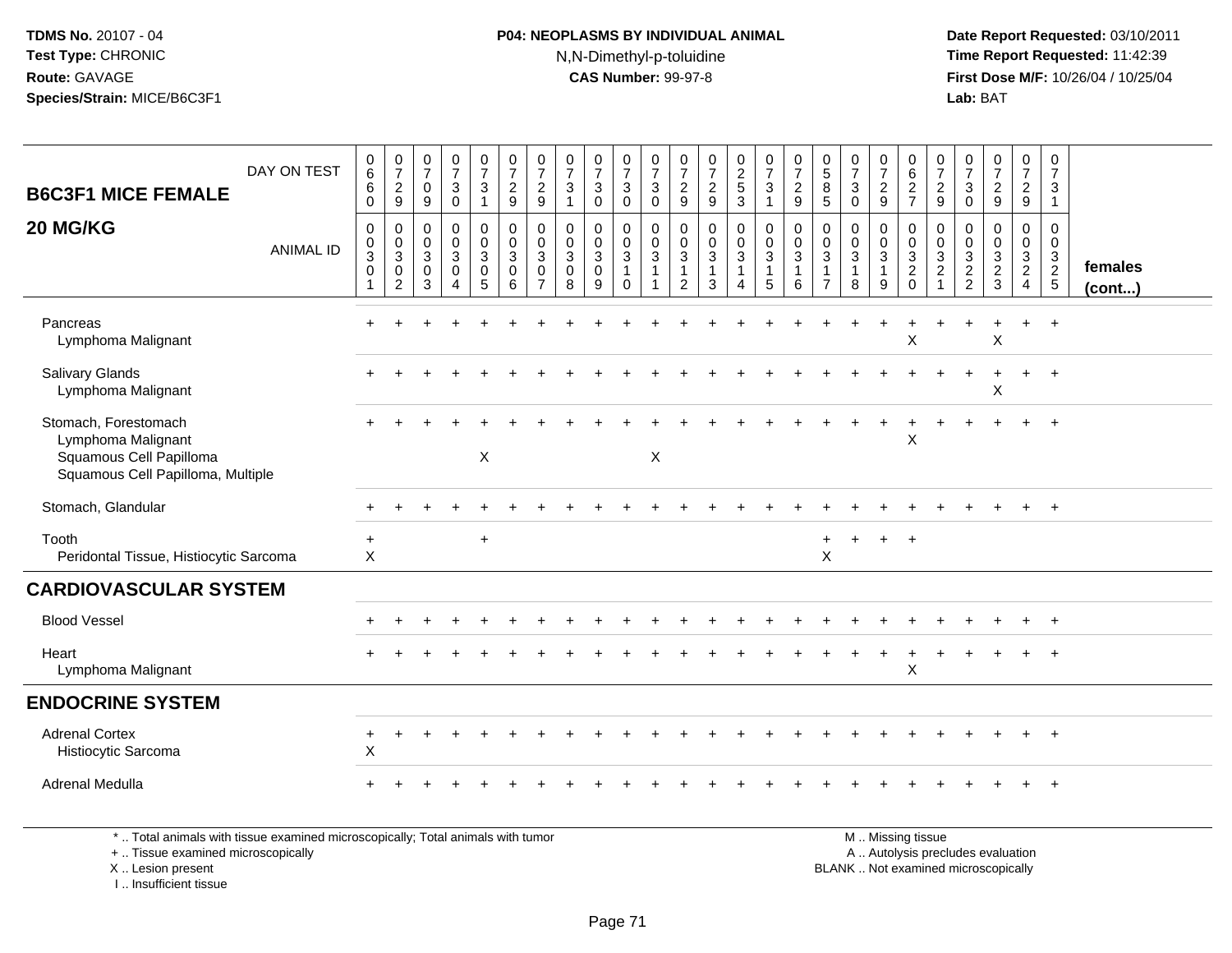**TDMS No.** 20107 - 04
**Test Type:** CHRONIC
**Route:** GAVAGE
**Species/Strain:** MICE/B6C3F1

**P04: NEOPLASMS BY INDIVIDUAL ANIMAL**
N,N-Dimethyl-p-toluidine
**CAS Number:** 99-97-8

**Date Report Requested:** 03/10/2011
**Time Report Requested:** 11:42:39
**First Dose M/F:** 10/26/04 / 10/25/04
**Lab:** BAT

## B6C3F1 MICE FEMALE 20 MG/KG

| DAY ON TEST | 0660 | 0729 | 0709 | 0730 | 0731 | 0729 | 0729 | 0731 | 0730 | 0730 | 0730 | 0729 | 0729 | 0253 | 0731 | 0729 | 0585 | 0730 | 0729 | 0627 | 0729 | 0730 | 0729 | 0729 | 0731 | |
|---|---|---|---|---|---|---|---|---|---|---|---|---|---|---|---|---|---|---|---|---|---|---|---|---|---|---|
| **ANIMAL ID** | 00301 | 00302 | 00303 | 00304 | 00305 | 00306 | 00307 | 00308 | 00309 | 00310 | 00311 | 00312 | 00313 | 00314 | 00315 | 00316 | 00317 | 00318 | 00319 | 00320 | 00321 | 00322 | 00323 | 00324 | 00325 | **females (cont...)** |
| Pancreas | + | + | + | + | + | + | + | + | + | + | + | + | + | + | + | + | + | + | + | + | + | + | + | + | + | |
| Lymphoma Malignant | | | | | | | | | | | | | | | | | | | | X | | | X | | | |
| Salivary Glands | + | + | + | + | + | + | + | + | + | + | + | + | + | + | + | + | + | + | + | + | + | + | + | + | + | |
| Lymphoma Malignant | | | | | | | | | | | | | | | | | | | | | | | X | | | |
| Stomach, Forestomach | + | + | + | + | + | + | + | + | + | + | + | + | + | + | + | + | + | + | + | + | + | + | + | + | + | |
| Lymphoma Malignant | | | | | | | | | | | | | | | | | | | | X | | | | | | |
| Squamous Cell Papilloma | | | | | X | | | | | | X | | | | | | | | | | | | | | | |
| Squamous Cell Papilloma, Multiple | | | | | | | | | | | | | | | | | | | | | | | | | | |
| Stomach, Glandular | + | + | + | + | + | + | + | + | + | + | + | + | + | + | + | + | + | + | + | + | + | + | + | + | + | |
| Tooth | + | | | | + | | | | | | | | | | | | + | + | + | + | | | | | | |
| Peridontal Tissue, Histiocytic Sarcoma | X | | | | | | | | | | | | | | | | X | | | | | | | | | |
| **CARDIOVASCULAR SYSTEM** | | | | | | | | | | | | | | | | | | | | | | | | | | |
| Blood Vessel | + | + | + | + | + | + | + | + | + | + | + | + | + | + | + | + | + | + | + | + | + | + | + | + | + | |
| Heart | + | + | + | + | + | + | + | + | + | + | + | + | + | + | + | + | + | + | + | + | + | + | + | + | + | |
| Lymphoma Malignant | | | | | | | | | | | | | | | | | | | | X | | | | | | |
| **ENDOCRINE SYSTEM** | | | | | | | | | | | | | | | | | | | | | | | | | | |
| Adrenal Cortex | + | + | + | + | + | + | + | + | + | + | + | + | + | + | + | + | + | + | + | + | + | + | + | + | + | |
| Histiocytic Sarcoma | X | | | | | | | | | | | | | | | | | | | | | | | | | |
| Adrenal Medulla | + | + | + | + | + | + | + | + | + | + | + | + | + | + | + | + | + | + | + | + | + | + | + | + | + | |

\* .. Total animals with tissue examined microscopically; Total animals with tumor
+ .. Tissue examined microscopically
X .. Lesion present
I .. Insufficient tissue

M .. Missing tissue
A .. Autolysis precludes evaluation
BLANK .. Not examined microscopically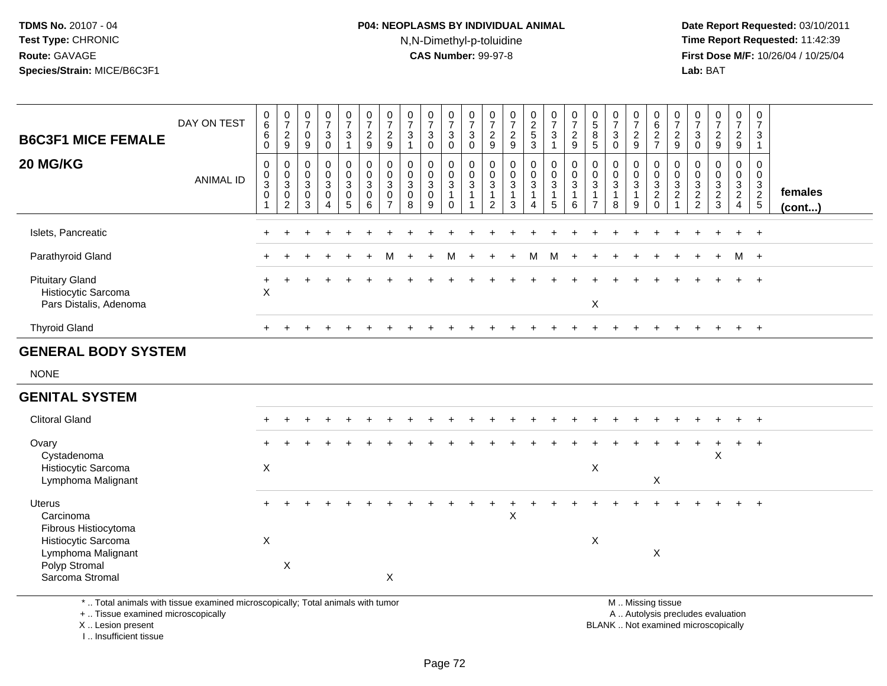TDMS No. 20107 - 04
Test Type: CHRONIC
Route: GAVAGE
Species/Strain: MICE/B6C3F1

**P04: NEOPLASMS BY INDIVIDUAL ANIMAL**
N,N-Dimethyl-p-toluidine
**CAS Number:** 99-97-8

Date Report Requested: 03/10/2011
Time Report Requested: 11:42:39
First Dose M/F: 10/26/04 / 10/25/04
Lab: BAT

## B6C3F1 MICE FEMALE 20 MG/KG

| DAY ON TEST | 0660 | 0729 | 0709 | 0730 | 0731 | 0729 | 0729 | 0731 | 0730 | 0730 | 0730 | 0729 | 0729 | 0253 | 0731 | 0729 | 0585 | 0730 | 0729 | 0627 | 0729 | 0730 | 0729 | 0729 | 0731 | |
|---|---|---|---|---|---|---|---|---|---|---|---|---|---|---|---|---|---|---|---|---|---|---|---|---|---|---|
| **ANIMAL ID** | 0030 1 | 0030 2 | 0030 3 | 0030 4 | 0030 5 | 0030 6 | 0030 7 | 0030 8 | 0030 9 | 0031 0 | 0031 1 | 0031 2 | 0031 3 | 0031 4 | 0031 5 | 0031 6 | 0031 7 | 0031 8 | 0031 9 | 0032 0 | 0032 1 | 0032 2 | 0032 3 | 0032 4 | 0032 5 | **females (cont...)** |
| Islets, Pancreatic | + | + | + | + | + | + | + | + | + | + | + | + | + | + | + | + | + | + | + | + | + | + | + | + | + | |
| Parathyroid Gland | + | + | + | + | + | + | M | + | + | M | + | + | + | M | M | + | + | + | + | + | + | + | + | M | + | |
| Pituitary Gland | + | + | + | + | + | + | + | + | + | + | + | + | + | + | + | + | + | + | + | + | + | + | + | + | + | |
| Histiocytic Sarcoma | X | | | | | | | | | | | | | | | | | | | | | | | | | |
| Pars Distalis, Adenoma | | | | | | | | | | | | | | | | | X | | | | | | | | | |
| Thyroid Gland | + | + | + | + | + | + | + | + | + | + | + | + | + | + | + | + | + | + | + | + | + | + | + | + | + | |
| **GENERAL BODY SYSTEM** | | | | | | | | | | | | | | | | | | | | | | | | | | |
| NONE | | | | | | | | | | | | | | | | | | | | | | | | | | |
| **GENITAL SYSTEM** | | | | | | | | | | | | | | | | | | | | | | | | | | |
| Clitoral Gland | + | + | + | + | + | + | + | + | + | + | + | + | + | + | + | + | + | + | + | + | + | + | + | + | + | |
| Ovary | + | + | + | + | + | + | + | + | + | + | + | + | + | + | + | + | + | + | + | + | + | + | + | + | + | |
| Cystadenoma | | | | | | | | | | | | | | | | | | | | | | | X | | | |
| Histiocytic Sarcoma | X | | | | | | | | | | | | | | | | X | | | | | | | | | |
| Lymphoma Malignant | | | | | | | | | | | | | | | | | | | | X | | | | | | |
| Uterus | + | + | + | + | + | + | + | + | + | + | + | + | + | + | + | + | + | + | + | + | + | + | + | + | + | |
| Carcinoma | | | | | | | | | | | | | X | | | | | | | | | | | | | |
| Fibrous Histiocytoma | | | | | | | | | | | | | | | | | | | | | | | | | | |
| Histiocytic Sarcoma | X | | | | | | | | | | | | | | | | X | | | | | | | | | |
| Lymphoma Malignant | | | | | | | | | | | | | | | | | | | | X | | | | | | |
| Polyp Stromal | | X | | | | | | | | | | | | | | | | | | | | | | | | |
| Sarcoma Stromal | | | | | | | X | | | | | | | | | | | | | | | | | | | |

\* .. Total animals with tissue examined microscopically; Total animals with tumor
\+ .. Tissue examined microscopically
X .. Lesion present
I .. Insufficient tissue

M .. Missing tissue
A .. Autolysis precludes evaluation
BLANK .. Not examined microscopically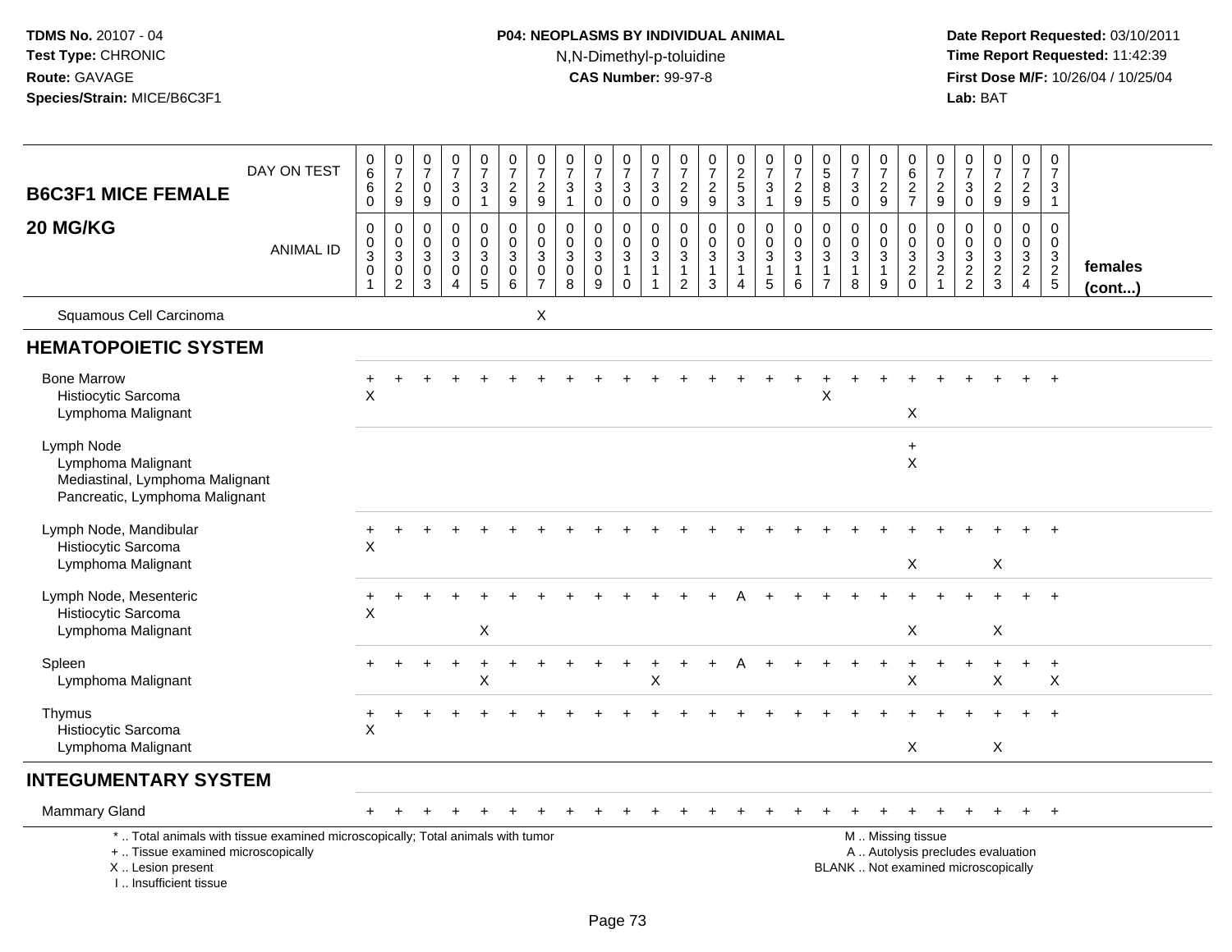TDMS No. 20107 - 04
Test Type: CHRONIC
Route: GAVAGE
Species/Strain: MICE/B6C3F1

**P04: NEOPLASMS BY INDIVIDUAL ANIMAL**
N,N-Dimethyl-p-toluidine
**CAS Number:** 99-97-8

Date Report Requested: 03/10/2011
Time Report Requested: 11:42:39
First Dose M/F: 10/26/04 / 10/25/04
Lab: BAT

| B6C3F1 MICE FEMALE 20 MG/KG | | | | | | | | | | | | | | | | | | | | | | | | | | |
|---|---|---|---|---|---|---|---|---|---|---|---|---|---|---|---|---|---|---|---|---|---|---|---|---|---|---|
| DAY ON TEST | 0660 | 0729 | 0709 | 0730 | 0731 | 0729 | 0729 | 0731 | 0730 | 0730 | 0730 | 0729 | 0729 | 0253 | 0731 | 0729 | 0585 | 0730 | 0729 | 0627 | 0729 | 0730 | 0729 | 0729 | 0731 | |
| ANIMAL ID | 00301 | 00302 | 00303 | 00304 | 00305 | 00306 | 00307 | 00308 | 00309 | 00310 | 00311 | 00312 | 00313 | 00314 | 00315 | 00316 | 00317 | 00318 | 00319 | 00320 | 00321 | 00322 | 00323 | 00324 | 00325 | females (cont...) |
| Squamous Cell Carcinoma | | | | | | | X | | | | | | | | | | | | | | | | | | | |
| **HEMATOPOIETIC SYSTEM** | | | | | | | | | | | | | | | | | | | | | | | | | | |
| Bone Marrow | + | + | + | + | + | + | + | + | + | + | + | + | + | + | + | + | + | + | + | + | + | + | + | + | + | |
| Histiocytic Sarcoma | X | | | | | | | | | | | | | | | | X | | | | | | | | | |
| Lymphoma Malignant | | | | | | | | | | | | | | | | | | | | X | | | | | | |
| Lymph Node | | | | | | | | | | | | | | | | | | | | + | | | | | | |
| Lymphoma Malignant | | | | | | | | | | | | | | | | | | | | X | | | | | | |
| Mediastinal, Lymphoma Malignant | | | | | | | | | | | | | | | | | | | | | | | | | | |
| Pancreatic, Lymphoma Malignant | | | | | | | | | | | | | | | | | | | | | | | | | | |
| Lymph Node, Mandibular | + | + | + | + | + | + | + | + | + | + | + | + | + | + | + | + | + | + | + | + | + | + | + | + | + | |
| Histiocytic Sarcoma | X | | | | | | | | | | | | | | | | | | | | | | | | | |
| Lymphoma Malignant | | | | | | | | | | | | | | | | | | | | X | | | X | | | |
| Lymph Node, Mesenteric | + | + | + | + | + | + | + | + | + | + | + | + | + | A | + | + | + | + | + | + | + | + | + | + | + | |
| Histiocytic Sarcoma | X | | | | | | | | | | | | | | | | | | | | | | | | | |
| Lymphoma Malignant | | | | | X | | | | | | | | | | | | | | | X | | | X | | | |
| Spleen | + | + | + | + | + | + | + | + | + | + | + | + | + | A | + | + | + | + | + | + | + | + | + | + | + | |
| Lymphoma Malignant | | | | | X | | | | | | X | | | | | | | | | X | | | X | | X | |
| Thymus | + | + | + | + | + | + | + | + | + | + | + | + | + | + | + | + | + | + | + | + | + | + | + | + | + | |
| Histiocytic Sarcoma | X | | | | | | | | | | | | | | | | | | | | | | | | | |
| Lymphoma Malignant | | | | | | | | | | | | | | | | | | | | X | | | X | | | |
| **INTEGUMENTARY SYSTEM** | | | | | | | | | | | | | | | | | | | | | | | | | | |
| Mammary Gland | + | + | + | + | + | + | + | + | + | + | + | + | + | + | + | + | + | + | + | + | + | + | + | + | + | |

\* .. Total animals with tissue examined microscopically; Total animals with tumor
\+ .. Tissue examined microscopically
X .. Lesion present
I .. Insufficient tissue

M .. Missing tissue
A .. Autolysis precludes evaluation
BLANK .. Not examined microscopically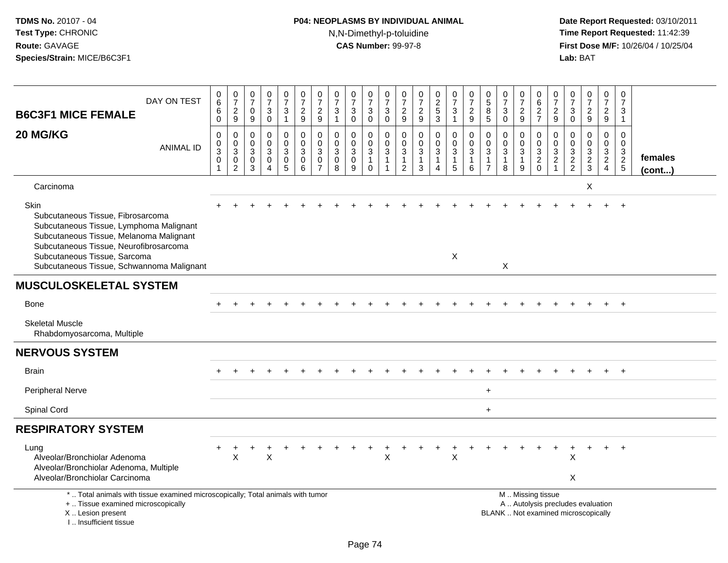**TDMS No.** 20107 - 04
**Test Type:** CHRONIC
**Route:** GAVAGE
**Species/Strain:** MICE/B6C3F1

**P04: NEOPLASMS BY INDIVIDUAL ANIMAL**
N,N-Dimethyl-p-toluidine
**CAS Number:** 99-97-8

**Date Report Requested:** 03/10/2011
**Time Report Requested:** 11:42:39
**First Dose M/F:** 10/26/04 / 10/25/04
**Lab:** BAT

| B6C3F1 MICE FEMALE 20 MG/KG | | | | | | | | | | | | | | | | | | | | | | | | | | |
|---|---|---|---|---|---|---|---|---|---|---|---|---|---|---|---|---|---|---|---|---|---|---|---|---|---|---|
| DAY ON TEST | 0660 | 0729 | 0709 | 0730 | 0731 | 0729 | 0729 | 0731 | 0730 | 0730 | 0730 | 0729 | 0729 | 0253 | 0731 | 0729 | 0585 | 0730 | 0729 | 0627 | 0729 | 0730 | 0729 | 0729 | 0731 | |
| ANIMAL ID | 0030 1 | 0030 2 | 0030 3 | 0030 4 | 0030 5 | 0030 6 | 0030 7 | 0030 8 | 0030 9 | 0031 0 | 0031 1 | 0031 2 | 0031 3 | 0031 4 | 0031 5 | 0031 6 | 0031 7 | 0031 8 | 0031 9 | 0032 0 | 0032 1 | 0032 2 | 0032 3 | 0032 4 | 0032 5 | females (cont...) |
| Carcinoma | | | | | | | | | | | | | | | | | | | | | | | X | | | |
| Skin | + | + | + | + | + | + | + | + | + | + | + | + | + | + | + | + | + | + | + | + | + | + | + | + | + | |
| Subcutaneous Tissue, Fibrosarcoma | | | | | | | | | | | | | | | | | | | | | | | | | | |
| Subcutaneous Tissue, Lymphoma Malignant | | | | | | | | | | | | | | | | | | | | | | | | | | |
| Subcutaneous Tissue, Melanoma Malignant | | | | | | | | | | | | | | | | | | | | | | | | | | |
| Subcutaneous Tissue, Neurofibrosarcoma | | | | | | | | | | | | | | | | | | | | | | | | | | |
| Subcutaneous Tissue, Sarcoma | | | | | | | | | | | | | | | X | | | | | | | | | | | |
| Subcutaneous Tissue, Schwannoma Malignant | | | | | | | | | | | | | | | | | | X | | | | | | | | |
| **MUSCULOSKELETAL SYSTEM** | | | | | | | | | | | | | | | | | | | | | | | | | | |
| Bone | + | + | + | + | + | + | + | + | + | + | + | + | + | + | + | + | + | + | + | + | + | + | + | + | + | |
| Skeletal Muscle | | | | | | | | | | | | | | | | | | | | | | | | | | |
| Rhabdomyosarcoma, Multiple | | | | | | | | | | | | | | | | | | | | | | | | | | |
| **NERVOUS SYSTEM** | | | | | | | | | | | | | | | | | | | | | | | | | | |
| Brain | + | + | + | + | + | + | + | + | + | + | + | + | + | + | + | + | + | + | + | + | + | + | + | + | + | |
| Peripheral Nerve | | | | | | | | | | | | | | | | | + | | | | | | | | | |
| Spinal Cord | | | | | | | | | | | | | | | | | + | | | | | | | | | |
| **RESPIRATORY SYSTEM** | | | | | | | | | | | | | | | | | | | | | | | | | | |
| Lung | + | + | + | + | + | + | + | + | + | + | + | + | + | + | + | + | + | + | + | + | + | + | + | + | + | |
| Alveolar/Bronchiolar Adenoma | | X | | X | | | | | | | X | | | | X | | | | | | | X | | | | |
| Alveolar/Bronchiolar Adenoma, Multiple | | | | | | | | | | | | | | | | | | | | | | | | | | |
| Alveolar/Bronchiolar Carcinoma | | | | | | | | | | | | | | | | | | | | | | X | | | | |

\* .. Total animals with tissue examined microscopically; Total animals with tumor
\+ .. Tissue examined microscopically
X .. Lesion present
I .. Insufficient tissue

M .. Missing tissue
A .. Autolysis precludes evaluation
BLANK .. Not examined microscopically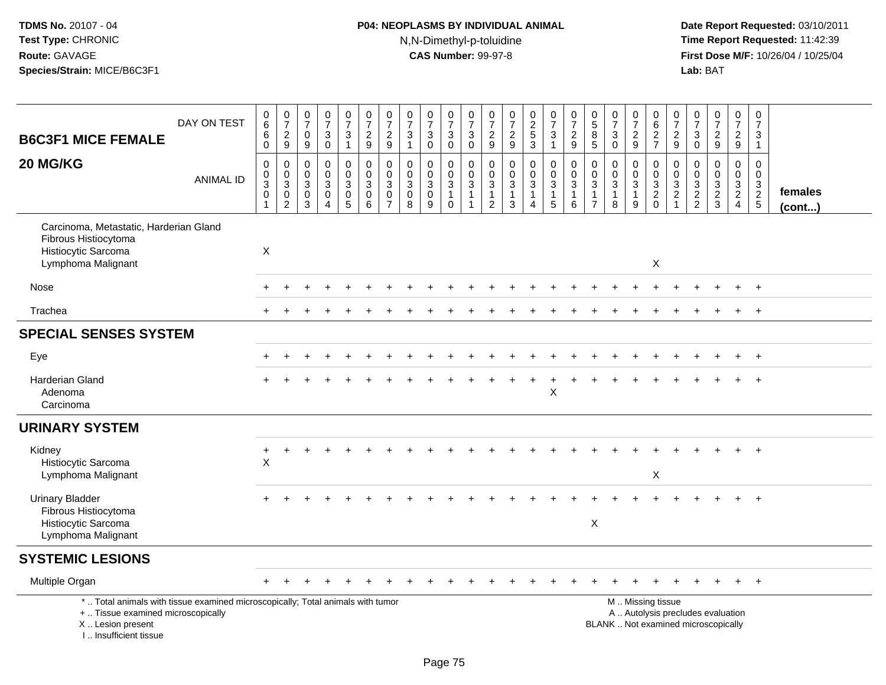**TDMS No.** 20107 - 04
**Test Type:** CHRONIC
**Route:** GAVAGE
**Species/Strain:** MICE/B6C3F1

**P04: NEOPLASMS BY INDIVIDUAL ANIMAL**
N,N-Dimethyl-p-toluidine
**CAS Number:** 99-97-8

**Date Report Requested:** 03/10/2011
**Time Report Requested:** 11:42:39
**First Dose M/F:** 10/26/04 / 10/25/04
**Lab:** BAT

| B6C3F1 MICE FEMALE 20 MG/KG | DAY ON TEST | 0660 | 0729 | 0709 | 0730 | 0731 | 0729 | 0729 | 0731 | 0730 | 0730 | 0730 | 0729 | 0729 | 0253 | 0731 | 0729 | 0585 | 0730 | 0729 | 0627 | 0729 | 0730 | 0729 | 0729 | 0731 | |
|---|---|---|---|---|---|---|---|---|---|---|---|---|---|---|---|---|---|---|---|---|---|---|---|---|---|---|---|
| | ANIMAL ID | 00301 | 00302 | 00303 | 00304 | 00305 | 00306 | 00307 | 00308 | 00309 | 00310 | 00311 | 00312 | 00313 | 00314 | 00315 | 00316 | 00317 | 00318 | 00319 | 00320 | 00321 | 00322 | 00323 | 00324 | 00325 | females (cont...) |
| Carcinoma, Metastatic, Harderian Gland | | | | | | | | | | | | | | | | | | | | | | | | | | | |
| Fibrous Histiocytoma | | | | | | | | | | | | | | | | | | | | | | | | | | | |
| Histiocytic Sarcoma | | X | | | | | | | | | | | | | | | | | | | | | | | | | |
| Lymphoma Malignant | | | | | | | | | | | | | | | | | | | | | X | | | | | | |
| Nose | | + | + | + | + | + | + | + | + | + | + | + | + | + | + | + | + | + | + | + | + | + | + | + | + | + | |
| Trachea | | + | + | + | + | + | + | + | + | + | + | + | + | + | + | + | + | + | + | + | + | + | + | + | + | + | |
| **SPECIAL SENSES SYSTEM** | | | | | | | | | | | | | | | | | | | | | | | | | | | |
| Eye | | + | + | + | + | + | + | + | + | + | + | + | + | + | + | + | + | + | + | + | + | + | + | + | + | + | |
| Harderian Gland | | + | + | + | + | + | + | + | + | + | + | + | + | + | + | + | + | + | + | + | + | + | + | + | + | + | |
| Adenoma | | | | | | | | | | | | | | | | X | | | | | | | | | | | |
| Carcinoma | | | | | | | | | | | | | | | | | | | | | | | | | | | |
| **URINARY SYSTEM** | | | | | | | | | | | | | | | | | | | | | | | | | | | |
| Kidney | | + | + | + | + | + | + | + | + | + | + | + | + | + | + | + | + | + | + | + | + | + | + | + | + | + | |
| Histiocytic Sarcoma | | X | | | | | | | | | | | | | | | | | | | | | | | | | |
| Lymphoma Malignant | | | | | | | | | | | | | | | | | | | | | X | | | | | | |
| Urinary Bladder | | + | + | + | + | + | + | + | + | + | + | + | + | + | + | + | + | + | + | + | + | + | + | + | + | + | |
| Fibrous Histiocytoma | | | | | | | | | | | | | | | | | | | | | | | | | | | |
| Histiocytic Sarcoma | | | | | | | | | | | | | | | | | | X | | | | | | | | | |
| Lymphoma Malignant | | | | | | | | | | | | | | | | | | | | | | | | | | | |
| **SYSTEMIC LESIONS** | | | | | | | | | | | | | | | | | | | | | | | | | | | |
| Multiple Organ | | + | + | + | + | + | + | + | + | + | + | + | + | + | + | + | + | + | + | + | + | + | + | + | + | + | |

\* .. Total animals with tissue examined microscopically; Total animals with tumor
\+ .. Tissue examined microscopically
X .. Lesion present
I .. Insufficient tissue

M .. Missing tissue
A .. Autolysis precludes evaluation
BLANK .. Not examined microscopically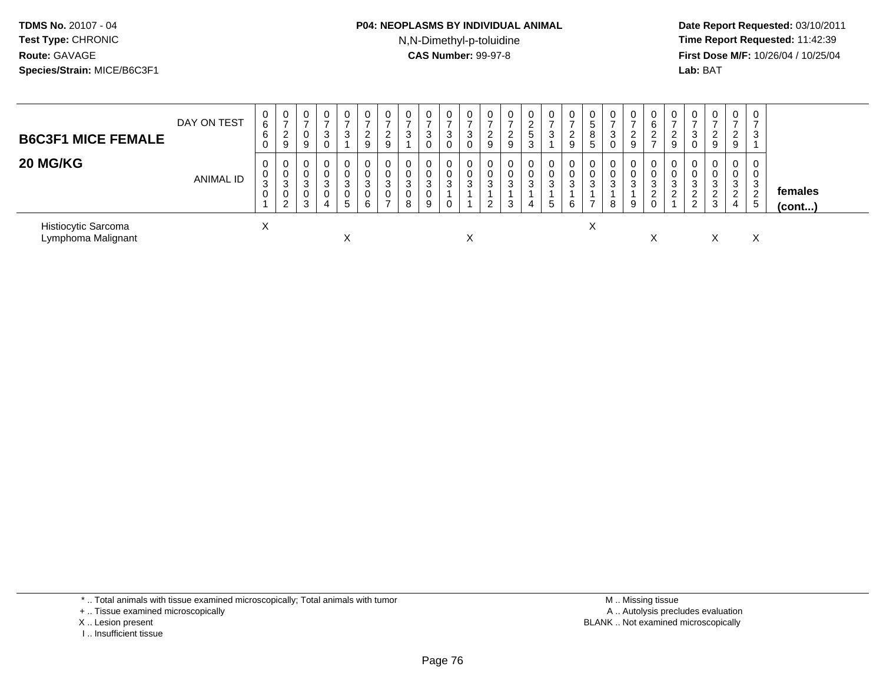## B6C3F1 MICE FEMALE 20 MG/KG

| DAY ON TEST | 0660 | 0729 | 0709 | 0730 | 0731 | 0729 | 0729 | 0731 | 0730 | 0730 | 0730 | 0729 | 0729 | 0253 | 0731 | 0729 | 0585 | 0730 | 0729 | 0627 | 0729 | 0730 | 0729 | 0729 | 0731 | |
|---|---|---|---|---|---|---|---|---|---|---|---|---|---|---|---|---|---|---|---|---|---|---|---|---|---|---|
| **ANIMAL ID** | 0030 1 | 0030 2 | 0030 3 | 0030 4 | 0030 5 | 0030 6 | 0030 7 | 0030 8 | 0030 9 | 0031 0 | 0031 1 | 0031 2 | 0031 3 | 0031 4 | 0031 5 | 0031 6 | 0031 7 | 0031 8 | 0031 9 | 0032 0 | 0032 1 | 0032 2 | 0032 3 | 0032 4 | 0032 5 | **females (cont...)** |
| Histiocytic Sarcoma | X | | | | | | | | | | | | | | | | X | | | | | | | | | |
| Lymphoma Malignant | | | | | X | | | | | | X | | | | | | | | | X | | | X | | X | |

\* .. Total animals with tissue examined microscopically; Total animals with tumor
\+ .. Tissue examined microscopically
X .. Lesion present
I .. Insufficient tissue

M .. Missing tissue
A .. Autolysis precludes evaluation
BLANK .. Not examined microscopically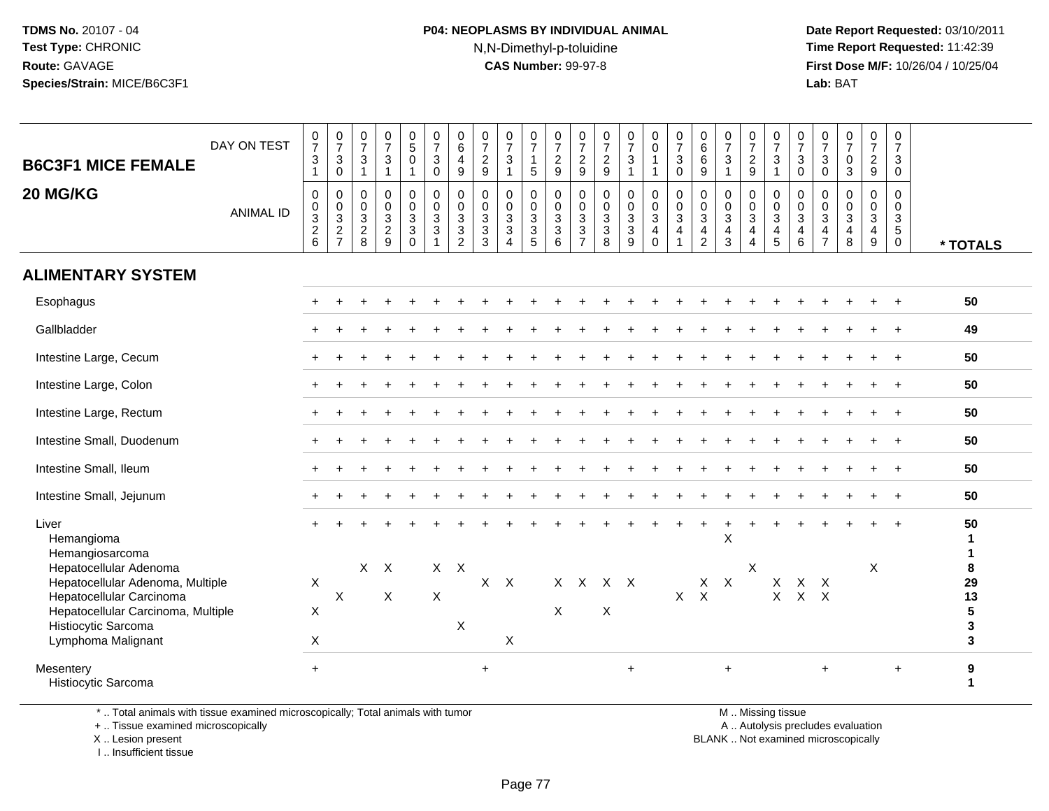**TDMS No.** 20107 - 04
**Test Type:** CHRONIC
**Route:** GAVAGE
**Species/Strain:** MICE/B6C3F1

**P04: NEOPLASMS BY INDIVIDUAL ANIMAL**
N,N-Dimethyl-p-toluidine
**CAS Number:** 99-97-8

**Date Report Requested:** 03/10/2011
**Time Report Requested:** 11:42:39
**First Dose M/F:** 10/26/04 / 10/25/04
**Lab:** BAT

| B6C3F1 MICE FEMALE 20 MG/KG | | | | | | | | | | | | | | | | | | | | | | | | | | |
|---|---|---|---|---|---|---|---|---|---|---|---|---|---|---|---|---|---|---|---|---|---|---|---|---|---|---|
| DAY ON TEST | 0731 | 0730 | 0731 | 0731 | 0501 | 0730 | 0649 | 0729 | 0731 | 0715 | 0729 | 0729 | 0729 | 0731 | 0011 | 0730 | 0669 | 0731 | 0729 | 0731 | 0730 | 0730 | 0703 | 0729 | 0730 | |
| ANIMAL ID | 0326 | 0327 | 0328 | 0329 | 0330 | 0331 | 0332 | 0333 | 0334 | 0335 | 0336 | 0337 | 0338 | 0339 | 0340 | 0341 | 0342 | 0343 | 0344 | 0345 | 0346 | 0347 | 0348 | 0349 | 0350 | * TOTALS |
| **ALIMENTARY SYSTEM** | | | | | | | | | | | | | | | | | | | | | | | | | | |
| Esophagus | + | + | + | + | + | + | + | + | + | + | + | + | + | + | + | + | + | + | + | + | + | + | + | + | + | 50 |
| Gallbladder | + | + | + | + | + | + | + | + | + | + | + | + | + | + | + | + | + | + | + | + | + | + | + | + | + | 49 |
| Intestine Large, Cecum | + | + | + | + | + | + | + | + | + | + | + | + | + | + | + | + | + | + | + | + | + | + | + | + | + | 50 |
| Intestine Large, Colon | + | + | + | + | + | + | + | + | + | + | + | + | + | + | + | + | + | + | + | + | + | + | + | + | + | 50 |
| Intestine Large, Rectum | + | + | + | + | + | + | + | + | + | + | + | + | + | + | + | + | + | + | + | + | + | + | + | + | + | 50 |
| Intestine Small, Duodenum | + | + | + | + | + | + | + | + | + | + | + | + | + | + | + | + | + | + | + | + | + | + | + | + | + | 50 |
| Intestine Small, Ileum | + | + | + | + | + | + | + | + | + | + | + | + | + | + | + | + | + | + | + | + | + | + | + | + | + | 50 |
| Intestine Small, Jejunum | + | + | + | + | + | + | + | + | + | + | + | + | + | + | + | + | + | + | + | + | + | + | + | + | + | 50 |
| Liver | + | + | + | + | + | + | + | + | + | + | + | + | + | + | + | + | + | + | + | + | + | + | + | + | + | 50 |
| Hemangioma | | | | | | | | | | | | | | | | | | X | | | | | | | | 1 |
| Hemangiosarcoma | | | | | | | | | | | | | | | | | | | | | | | | | | 1 |
| Hepatocellular Adenoma | | | X | X | | X | X | | | | | | | | | | | | X | | | | | X | | 8 |
| Hepatocellular Adenoma, Multiple | X | | | | | | | X | X | | X | X | X | X | | | X | X | | X | X | X | | | | 29 |
| Hepatocellular Carcinoma | | X | | X | | X | | | | | | | | | | X | X | | | X | X | X | | | | 13 |
| Hepatocellular Carcinoma, Multiple | X | | | | | | | | | | X | | X | | | | | | | | | | | | | 5 |
| Histiocytic Sarcoma | | | | | | | X | | | | | | | | | | | | | | | | | | | 3 |
| Lymphoma Malignant | X | | | | | | | | X | | | | | | | | | | | | | | | | | 3 |
| Mesentery | + | | | | | | | + | | | | | | + | | | | + | | | | + | | | + | 9 |
| Histiocytic Sarcoma | | | | | | | | | | | | | | | | | | | | | | | | | | 1 |

\* .. Total animals with tissue examined microscopically; Total animals with tumor
\+ .. Tissue examined microscopically
X .. Lesion present
I .. Insufficient tissue

M .. Missing tissue
A .. Autolysis precludes evaluation
BLANK .. Not examined microscopically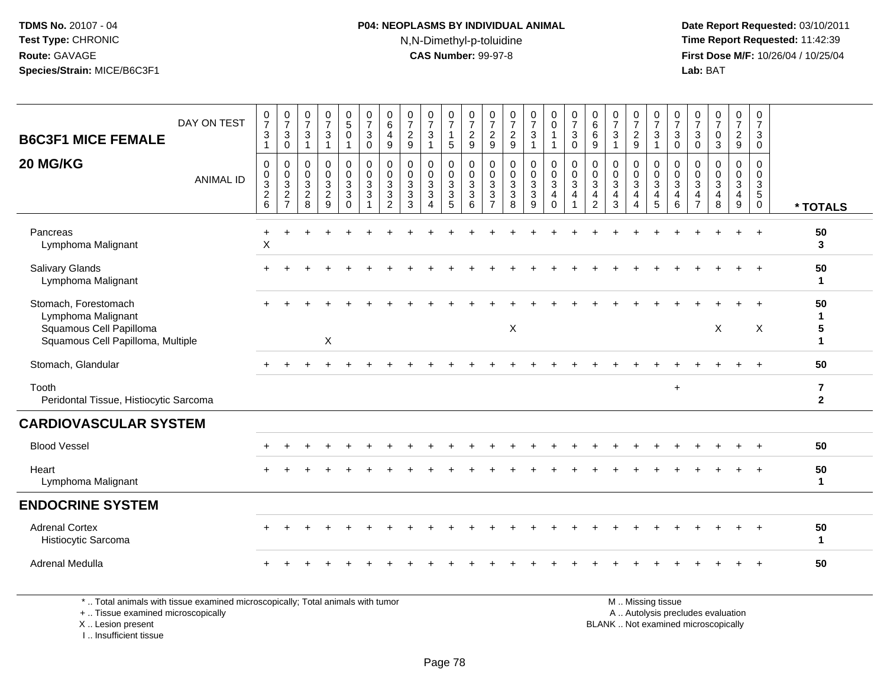**TDMS No.** 20107 - 04
**Test Type:** CHRONIC
**Route:** GAVAGE
**Species/Strain:** MICE/B6C3F1

**P04: NEOPLASMS BY INDIVIDUAL ANIMAL**
N,N-Dimethyl-p-toluidine
**CAS Number:** 99-97-8

**Date Report Requested:** 03/10/2011
**Time Report Requested:** 11:42:39
**First Dose M/F:** 10/26/04 / 10/25/04
**Lab:** BAT

## B6C3F1 MICE FEMALE 20 MG/KG

| DAY ON TEST | 0731 | 0730 | 0731 | 0731 | 0501 | 0730 | 0649 | 0729 | 0731 | 0715 | 0729 | 0729 | 0729 | 0731 | 0011 | 0730 | 0669 | 0731 | 0729 | 0731 | 0730 | 0730 | 0703 | 0729 | 0730 | |
|---|---|---|---|---|---|---|---|---|---|---|---|---|---|---|---|---|---|---|---|---|---|---|---|---|---|---|
| **ANIMAL ID** | 0003 26 | 0003 27 | 0003 28 | 0003 29 | 0003 30 | 0003 31 | 0003 32 | 0003 33 | 0003 34 | 0003 35 | 0003 36 | 0003 37 | 0003 38 | 0003 39 | 0003 40 | 0003 41 | 0003 42 | 0003 43 | 0003 44 | 0003 45 | 0003 46 | 0003 47 | 0003 48 | 0003 49 | 0003 50 | *** TOTALS** |
| Pancreas | + | + | + | + | + | + | + | + | + | + | + | + | + | + | + | + | + | + | + | + | + | + | + | + | + | 50 |
| Lymphoma Malignant | X | | | | | | | | | | | | | | | | | | | | | | | | | 3 |
| Salivary Glands | + | + | + | + | + | + | + | + | + | + | + | + | + | + | + | + | + | + | + | + | + | + | + | + | + | 50 |
| Lymphoma Malignant | | | | | | | | | | | | | | | | | | | | | | | | | | 1 |
| Stomach, Forestomach | + | + | + | + | + | + | + | + | + | + | + | + | + | + | + | + | + | + | + | + | + | + | + | + | + | 50 |
| Lymphoma Malignant | | | | | | | | | | | | | | | | | | | | | | | | | | 1 |
| Squamous Cell Papilloma | | | | | | | | | | | | | X | | | | | | | | | | X | | X | 5 |
| Squamous Cell Papilloma, Multiple | | | | X | | | | | | | | | | | | | | | | | | | | | | 1 |
| Stomach, Glandular | + | + | + | + | + | + | + | + | + | + | + | + | + | + | + | + | + | + | + | + | + | + | + | + | + | 50 |
| Tooth | | | | | | | | | | | | | | | | | | | | | + | | | | | 7 |
| Peridontal Tissue, Histiocytic Sarcoma | | | | | | | | | | | | | | | | | | | | | | | | | | 2 |
| **CARDIOVASCULAR SYSTEM** | | | | | | | | | | | | | | | | | | | | | | | | | | |
| Blood Vessel | + | + | + | + | + | + | + | + | + | + | + | + | + | + | + | + | + | + | + | + | + | + | + | + | + | 50 |
| Heart | + | + | + | + | + | + | + | + | + | + | + | + | + | + | + | + | + | + | + | + | + | + | + | + | + | 50 |
| Lymphoma Malignant | | | | | | | | | | | | | | | | | | | | | | | | | | 1 |
| **ENDOCRINE SYSTEM** | | | | | | | | | | | | | | | | | | | | | | | | | | |
| Adrenal Cortex | + | + | + | + | + | + | + | + | + | + | + | + | + | + | + | + | + | + | + | + | + | + | + | + | + | 50 |
| Histiocytic Sarcoma | | | | | | | | | | | | | | | | | | | | | | | | | | 1 |
| Adrenal Medulla | + | + | + | + | + | + | + | + | + | + | + | + | + | + | + | + | + | + | + | + | + | + | + | + | + | 50 |

\* .. Total animals with tissue examined microscopically; Total animals with tumor
\+ .. Tissue examined microscopically
X .. Lesion present
I .. Insufficient tissue

M .. Missing tissue
A .. Autolysis precludes evaluation
BLANK .. Not examined microscopically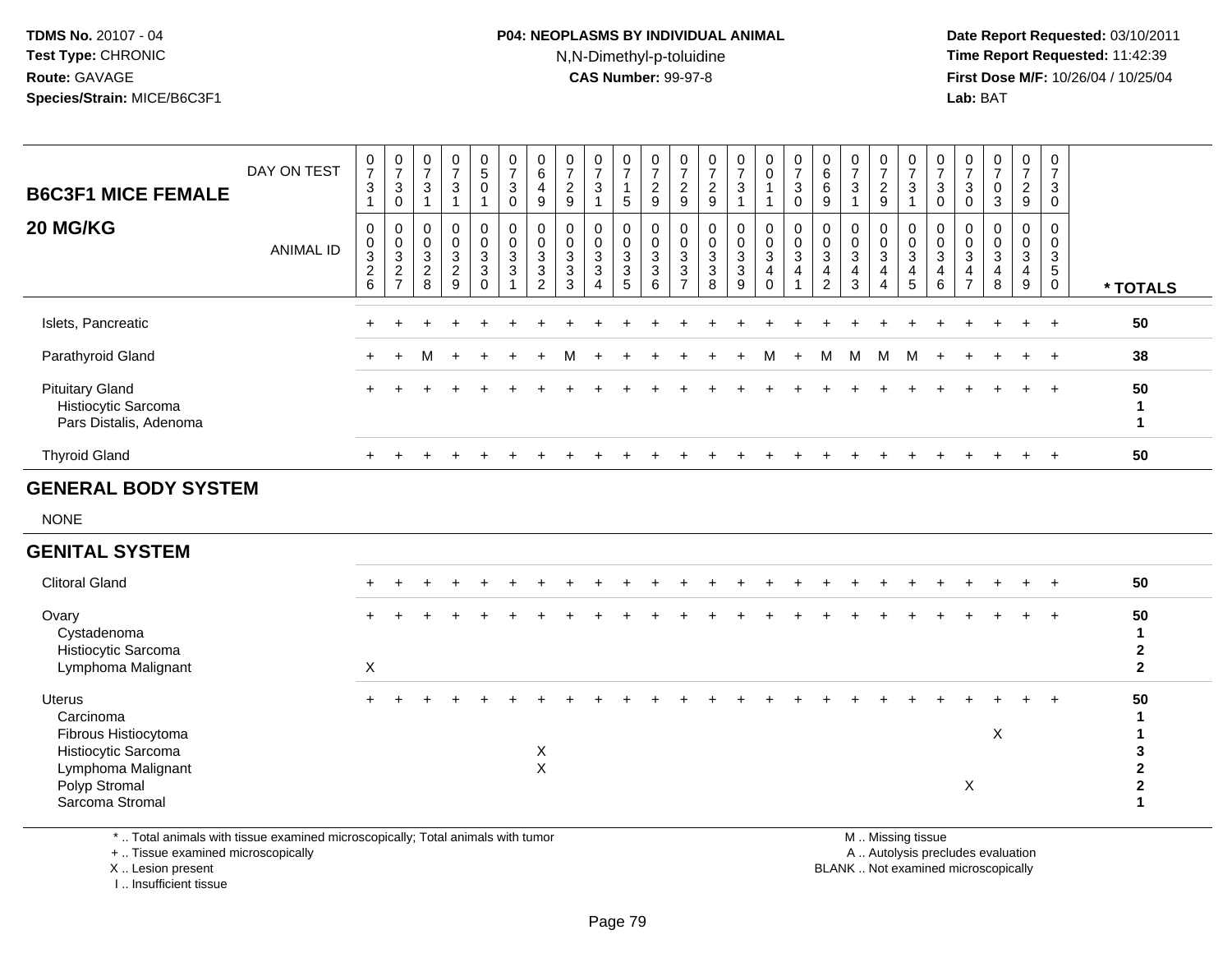TDMS No. 20107 - 04
Test Type: CHRONIC
Route: GAVAGE
Species/Strain: MICE/B6C3F1

**P04: NEOPLASMS BY INDIVIDUAL ANIMAL**
N,N-Dimethyl-p-toluidine
**CAS Number:** 99-97-8

Date Report Requested: 03/10/2011
Time Report Requested: 11:42:39
First Dose M/F: 10/26/04 / 10/25/04
Lab: BAT

## B6C3F1 MICE FEMALE 20 MG/KG

| DAY ON TEST | 0731 | 0730 | 0731 | 0731 | 0501 | 0730 | 0649 | 0729 | 0731 | 0715 | 0729 | 0729 | 0729 | 0731 | 0011 | 0730 | 0669 | 0731 | 0729 | 0731 | 0730 | 0730 | 0703 | 0729 | 0730 | |
|---|---|---|---|---|---|---|---|---|---|---|---|---|---|---|---|---|---|---|---|---|---|---|---|---|---|---|
| **ANIMAL ID** | 00326 | 00327 | 00328 | 00329 | 00330 | 00331 | 00332 | 00333 | 00334 | 00335 | 00336 | 00337 | 00338 | 00339 | 00340 | 00341 | 00342 | 00343 | 00344 | 00345 | 00346 | 00347 | 00348 | 00349 | 00350 | *** TOTALS** |
| Islets, Pancreatic | + | + | + | + | + | + | + | + | + | + | + | + | + | + | + | + | + | + | + | + | + | + | + | + | + | 50 |
| Parathyroid Gland | + | + | M | + | + | + | + | M | + | + | + | + | + | + | M | + | M | M | M | M | + | + | + | + | + | 38 |
| Pituitary Gland | + | + | + | + | + | + | + | + | + | + | + | + | + | + | + | + | + | + | + | + | + | + | + | + | + | 50 |
| Histiocytic Sarcoma | | | | | | | | | | | | | | | | | | | | | | | | | | 1 |
| Pars Distalis, Adenoma | | | | | | | | | | | | | | | | | | | | | | | | | | 1 |
| Thyroid Gland | + | + | + | + | + | + | + | + | + | + | + | + | + | + | + | + | + | + | + | + | + | + | + | + | + | 50 |
| **GENERAL BODY SYSTEM** | | | | | | | | | | | | | | | | | | | | | | | | | | |
| NONE | | | | | | | | | | | | | | | | | | | | | | | | | | |
| **GENITAL SYSTEM** | | | | | | | | | | | | | | | | | | | | | | | | | | |
| Clitoral Gland | + | + | + | + | + | + | + | + | + | + | + | + | + | + | + | + | + | + | + | + | + | + | + | + | + | 50 |
| Ovary | + | + | + | + | + | + | + | + | + | + | + | + | + | + | + | + | + | + | + | + | + | + | + | + | + | 50 |
| Cystadenoma | | | | | | | | | | | | | | | | | | | | | | | | | | 1 |
| Histiocytic Sarcoma | | | | | | | | | | | | | | | | | | | | | | | | | | 2 |
| Lymphoma Malignant | X | | | | | | | | | | | | | | | | | | | | | | | | | 2 |
| Uterus | + | + | + | + | + | + | + | + | + | + | + | + | + | + | + | + | + | + | + | + | + | + | + | + | + | 50 |
| Carcinoma | | | | | | | | | | | | | | | | | | | | | | | | | | 1 |
| Fibrous Histiocytoma | | | | | | | | | | | | | | | | | | | | | | | X | | | 1 |
| Histiocytic Sarcoma | | | | | | | X | | | | | | | | | | | | | | | | | | | 3 |
| Lymphoma Malignant | | | | | | | X | | | | | | | | | | | | | | | | | | | 2 |
| Polyp Stromal | | | | | | | | | | | | | | | | | | | | | | X | | | | 2 |
| Sarcoma Stromal | | | | | | | | | | | | | | | | | | | | | | | | | | 1 |

* .. Total animals with tissue examined microscopically; Total animals with tumor
+ .. Tissue examined microscopically
X .. Lesion present
I .. Insufficient tissue

M .. Missing tissue
A .. Autolysis precludes evaluation
BLANK .. Not examined microscopically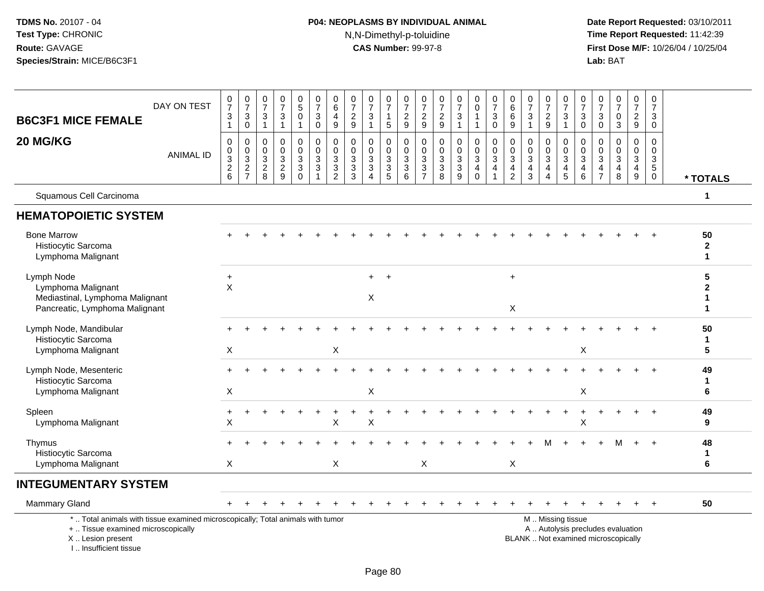TDMS No. 20107 - 04
Test Type: CHRONIC
Route: GAVAGE
Species/Strain: MICE/B6C3F1

**P04: NEOPLASMS BY INDIVIDUAL ANIMAL**
N,N-Dimethyl-p-toluidine
**CAS Number:** 99-97-8

Date Report Requested: 03/10/2011
Time Report Requested: 11:42:39
First Dose M/F: 10/26/04 / 10/25/04
Lab: BAT

## B6C3F1 MICE FEMALE 20 MG/KG

| DAY ON TEST | 0731 | 0730 | 0731 | 0731 | 0501 | 0730 | 0649 | 0729 | 0731 | 0715 | 0729 | 0729 | 0729 | 0731 | 0011 | 0730 | 0669 | 0731 | 0729 | 0731 | 0730 | 0730 | 0703 | 0729 | 0730 | |
|---|---|---|---|---|---|---|---|---|---|---|---|---|---|---|---|---|---|---|---|---|---|---|---|---|---|---|
| **ANIMAL ID** | 0326 | 0327 | 0328 | 0329 | 0330 | 0331 | 0332 | 0333 | 0334 | 0335 | 0336 | 0337 | 0338 | 0339 | 0340 | 0341 | 0342 | 0343 | 0344 | 0345 | 0346 | 0347 | 0348 | 0349 | 0350 | *** TOTALS** |
| Squamous Cell Carcinoma | | | | | | | | | | | | | | | | | | | | | | | | | | 1 |
| **HEMATOPOIETIC SYSTEM** | | | | | | | | | | | | | | | | | | | | | | | | | | |
| Bone Marrow | + | + | + | + | + | + | + | + | + | + | + | + | + | + | + | + | + | + | + | + | + | + | + | + | + | 50 |
| Histiocytic Sarcoma | | | | | | | | | | | | | | | | | | | | | | | | | | 2 |
| Lymphoma Malignant | | | | | | | | | | | | | | | | | | | | | | | | | | 1 |
| Lymph Node | + | | | | | | | | + | + | | | | | | | + | | | | | | | | | 5 |
| Lymphoma Malignant | X | | | | | | | | | | | | | | | | | | | | | | | | | 2 |
| Mediastinal, Lymphoma Malignant | | | | | | | | | X | | | | | | | | | | | | | | | | | 1 |
| Pancreatic, Lymphoma Malignant | | | | | | | | | | | | | | | | | X | | | | | | | | | 1 |
| Lymph Node, Mandibular | + | + | + | + | + | + | + | + | + | + | + | + | + | + | + | + | + | + | + | + | + | + | + | + | + | 50 |
| Histiocytic Sarcoma | | | | | | | | | | | | | | | | | | | | | | | | | | 1 |
| Lymphoma Malignant | X | | | | | | X | | | | | | | | | | | | | | X | | | | | 5 |
| Lymph Node, Mesenteric | + | + | + | + | + | + | + | + | + | + | + | + | + | + | + | + | + | + | + | + | + | + | + | + | + | 49 |
| Histiocytic Sarcoma | | | | | | | | | | | | | | | | | | | | | | | | | | 1 |
| Lymphoma Malignant | X | | | | | | | | X | | | | | | | | | | | | X | | | | | 6 |
| Spleen | + | + | + | + | + | + | + | + | + | + | + | + | + | + | + | + | + | + | + | + | + | + | + | + | + | 49 |
| Lymphoma Malignant | X | | | | | | X | | X | | | | | | | | | | | | X | | | | | 9 |
| Thymus | + | + | + | + | + | + | + | + | + | + | + | + | + | + | + | + | + | + | M | + | + | + | M | + | + | 48 |
| Histiocytic Sarcoma | | | | | | | | | | | | | | | | | | | | | | | | | | 1 |
| Lymphoma Malignant | X | | | | | | X | | | | | X | | | | | X | | | | | | | | | 6 |
| **INTEGUMENTARY SYSTEM** | | | | | | | | | | | | | | | | | | | | | | | | | | |
| Mammary Gland | + | + | + | + | + | + | + | + | + | + | + | + | + | + | + | + | + | + | + | + | + | + | + | + | + | 50 |

\* .. Total animals with tissue examined microscopically; Total animals with tumor
\+ .. Tissue examined microscopically
X .. Lesion present
I .. Insufficient tissue

M .. Missing tissue
A .. Autolysis precludes evaluation
BLANK .. Not examined microscopically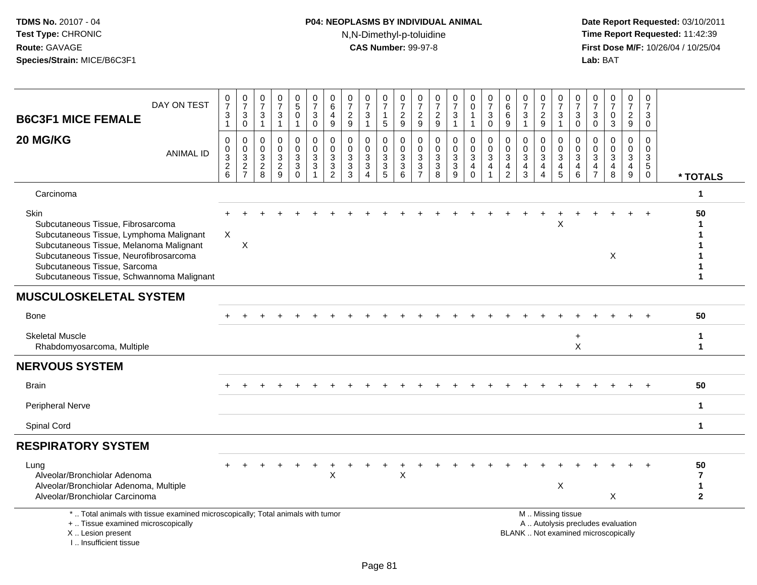TDMS No. 20107 - 04
Test Type: CHRONIC
Route: GAVAGE
Species/Strain: MICE/B6C3F1

**P04: NEOPLASMS BY INDIVIDUAL ANIMAL**
N,N-Dimethyl-p-toluidine
**CAS Number:** 99-97-8

Date Report Requested: 03/10/2011
Time Report Requested: 11:42:39
First Dose M/F: 10/26/04 / 10/25/04
Lab: BAT

## B6C3F1 MICE FEMALE
## 20 MG/KG

| DAY ON TEST | 0731 | 0730 | 0731 | 0731 | 0501 | 0730 | 0649 | 0729 | 0731 | 0715 | 0729 | 0729 | 0729 | 0731 | 0011 | 0730 | 0669 | 0731 | 0729 | 0731 | 0730 | 0730 | 0703 | 0729 | 0730 | |
|---|---|---|---|---|---|---|---|---|---|---|---|---|---|---|---|---|---|---|---|---|---|---|---|---|---|---|
| **ANIMAL ID** | 00326 | 00327 | 00328 | 00329 | 00330 | 00331 | 00332 | 00333 | 00334 | 00335 | 00336 | 00337 | 00338 | 00339 | 00340 | 00341 | 00342 | 00343 | 00344 | 00345 | 00346 | 00347 | 00348 | 00349 | 00350 | *** TOTALS** |
| Carcinoma | | | | | | | | | | | | | | | | | | | | | | | | | | 1 |
| Skin | + | + | + | + | + | + | + | + | + | + | + | + | + | + | + | + | + | + | + | + | + | + | + | + | + | 50 |
| Subcutaneous Tissue, Fibrosarcoma | | | | | | | | | | | | | | | | | | | | X | | | | | | 1 |
| Subcutaneous Tissue, Lymphoma Malignant | X | | | | | | | | | | | | | | | | | | | | | | | | | 1 |
| Subcutaneous Tissue, Melanoma Malignant | | X | | | | | | | | | | | | | | | | | | | | | | | | 1 |
| Subcutaneous Tissue, Neurofibrosarcoma | | | | | | | | | | | | | | | | | | | | | | | X | | | 1 |
| Subcutaneous Tissue, Sarcoma | | | | | | | | | | | | | | | | | | | | | | | | | | 1 |
| Subcutaneous Tissue, Schwannoma Malignant | | | | | | | | | | | | | | | | | | | | | | | | | | 1 |
| **MUSCULOSKELETAL SYSTEM** | | | | | | | | | | | | | | | | | | | | | | | | | | |
| Bone | + | + | + | + | + | + | + | + | + | + | + | + | + | + | + | + | + | + | + | + | + | + | + | + | + | 50 |
| Skeletal Muscle | | | | | | | | | | | | | | | | | | | | | + | | | | | 1 |
| Rhabdomyosarcoma, Multiple | | | | | | | | | | | | | | | | | | | | | X | | | | | 1 |
| **NERVOUS SYSTEM** | | | | | | | | | | | | | | | | | | | | | | | | | | |
| Brain | + | + | + | + | + | + | + | + | + | + | + | + | + | + | + | + | + | + | + | + | + | + | + | + | + | 50 |
| Peripheral Nerve | | | | | | | | | | | | | | | | | | | | | | | | | | 1 |
| Spinal Cord | | | | | | | | | | | | | | | | | | | | | | | | | | 1 |
| **RESPIRATORY SYSTEM** | | | | | | | | | | | | | | | | | | | | | | | | | | |
| Lung | + | + | + | + | + | + | + | + | + | + | + | + | + | + | + | + | + | + | + | + | + | + | + | + | + | 50 |
| Alveolar/Bronchiolar Adenoma | | | | | | | X | | | | X | | | | | | | | | | | | | | | 7 |
| Alveolar/Bronchiolar Adenoma, Multiple | | | | | | | | | | | | | | | | | | | | X | | | | | | 1 |
| Alveolar/Bronchiolar Carcinoma | | | | | | | | | | | | | | | | | | | | | | | X | | | 2 |

\* .. Total animals with tissue examined microscopically; Total animals with tumor
\+ .. Tissue examined microscopically
X .. Lesion present
I .. Insufficient tissue

M .. Missing tissue
A .. Autolysis precludes evaluation
BLANK .. Not examined microscopically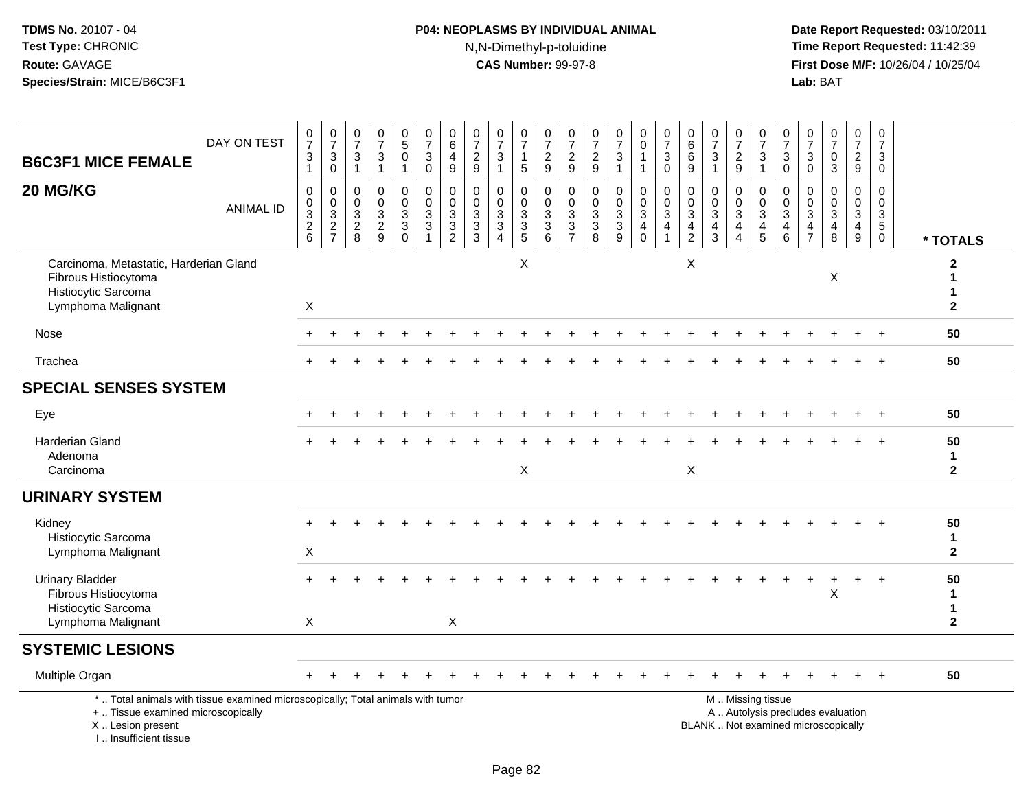**TDMS No.** 20107 - 04
**Test Type:** CHRONIC
**Route:** GAVAGE
**Species/Strain:** MICE/B6C3F1

**P04: NEOPLASMS BY INDIVIDUAL ANIMAL**
N,N-Dimethyl-p-toluidine
**CAS Number:** 99-97-8

**Date Report Requested:** 03/10/2011
**Time Report Requested:** 11:42:39
**First Dose M/F:** 10/26/04 / 10/25/04
**Lab:** BAT

| B6C3F1 MICE FEMALE 20 MG/KG | | | | | | | | | | | | | | | | | | | | | | | | | | |
|---|---|---|---|---|---|---|---|---|---|---|---|---|---|---|---|---|---|---|---|---|---|---|---|---|---|---|
| DAY ON TEST | 0731 | 0730 | 0731 | 0731 | 0501 | 0730 | 0649 | 0729 | 0731 | 0715 | 0729 | 0729 | 0729 | 0731 | 0011 | 0730 | 0669 | 0731 | 0729 | 0731 | 0730 | 0730 | 0703 | 0729 | 0730 | |
| ANIMAL ID | 00326 | 00327 | 00328 | 00329 | 00330 | 00331 | 00332 | 00333 | 00334 | 00335 | 00336 | 00337 | 00338 | 00339 | 00340 | 00341 | 00342 | 00343 | 00344 | 00345 | 00346 | 00347 | 00348 | 00349 | 00350 | * TOTALS |
| Carcinoma, Metastatic, Harderian Gland | | | | | | | | | | X | | | | | | | X | | | | | | | | | 2 |
| Fibrous Histiocytoma | | | | | | | | | | | | | | | | | | | | | | | X | | | 1 |
| Histiocytic Sarcoma | | | | | | | | | | | | | | | | | | | | | | | | | | 1 |
| Lymphoma Malignant | X | | | | | | | | | | | | | | | | | | | | | | | | | 2 |
| Nose | + | + | + | + | + | + | + | + | + | + | + | + | + | + | + | + | + | + | + | + | + | + | + | + | + | 50 |
| Trachea | + | + | + | + | + | + | + | + | + | + | + | + | + | + | + | + | + | + | + | + | + | + | + | + | + | 50 |
| **SPECIAL SENSES SYSTEM** | | | | | | | | | | | | | | | | | | | | | | | | | | |
| Eye | + | + | + | + | + | + | + | + | + | + | + | + | + | + | + | + | + | + | + | + | + | + | + | + | + | 50 |
| Harderian Gland | + | + | + | + | + | + | + | + | + | + | + | + | + | + | + | + | + | + | + | + | + | + | + | + | + | 50 |
| Adenoma | | | | | | | | | | | | | | | | | | | | | | | | | | 1 |
| Carcinoma | | | | | | | | | | X | | | | | | | X | | | | | | | | | 2 |
| **URINARY SYSTEM** | | | | | | | | | | | | | | | | | | | | | | | | | | |
| Kidney | + | + | + | + | + | + | + | + | + | + | + | + | + | + | + | + | + | + | + | + | + | + | + | + | + | 50 |
| Histiocytic Sarcoma | | | | | | | | | | | | | | | | | | | | | | | | | | 1 |
| Lymphoma Malignant | X | | | | | | | | | | | | | | | | | | | | | | | | | 2 |
| Urinary Bladder | + | + | + | + | + | + | + | + | + | + | + | + | + | + | + | + | + | + | + | + | + | + | + | + | + | 50 |
| Fibrous Histiocytoma | | | | | | | | | | | | | | | | | | | | | | | X | | | 1 |
| Histiocytic Sarcoma | | | | | | | | | | | | | | | | | | | | | | | | | | 1 |
| Lymphoma Malignant | X | | | | | | X | | | | | | | | | | | | | | | | | | | 2 |
| **SYSTEMIC LESIONS** | | | | | | | | | | | | | | | | | | | | | | | | | | |
| Multiple Organ | + | + | + | + | + | + | + | + | + | + | + | + | + | + | + | + | + | + | + | + | + | + | + | + | + | 50 |

\* .. Total animals with tissue examined microscopically; Total animals with tumor
\+ .. Tissue examined microscopically
X .. Lesion present
I .. Insufficient tissue

M .. Missing tissue
A .. Autolysis precludes evaluation
BLANK .. Not examined microscopically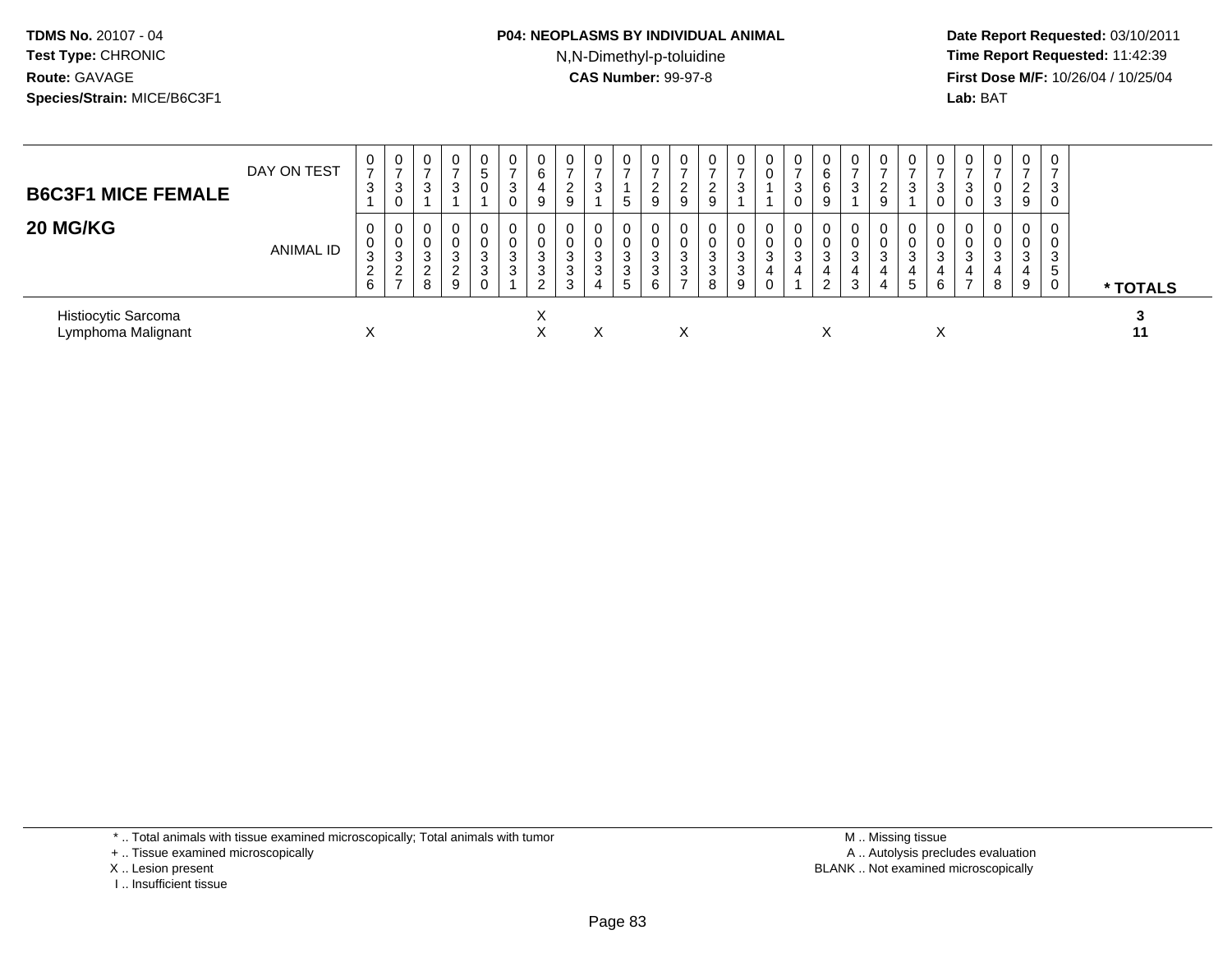| B6C3F1 MICE FEMALE 20 MG/KG | 0326 | 0327 | 0328 | 0329 | 0330 | 0331 | 0332 | 0333 | 0334 | 0335 | 0336 | 0337 | 0338 | 0339 | 0340 | 0341 | 0342 | 0343 | 0344 | 0345 | 0346 | 0347 | 0348 | 0349 | 0350 | * TOTALS |
|---|---|---|---|---|---|---|---|---|---|---|---|---|---|---|---|---|---|---|---|---|---|---|---|---|---|---|
| DAY ON TEST | 0731 | 0730 | 0731 | 0731 | 0501 | 0730 | 0649 | 0729 | 0731 | 0715 | 0729 | 0729 | 0729 | 0731 | 0011 | 0730 | 0669 | 0731 | 0729 | 0731 | 0730 | 0730 | 0703 | 0729 | 0730 | |
| Histiocytic Sarcoma | | | | | | | X | | | | | | | | | | | | | | | | | | | 3 |
| Lymphoma Malignant | X | | | | | | X | | X | | | X | | | | | X | | | | X | | | | | 11 |

\* .. Total animals with tissue examined microscopically; Total animals with tumor
+ .. Tissue examined microscopically
X .. Lesion present
I .. Insufficient tissue

M .. Missing tissue
A .. Autolysis precludes evaluation
BLANK .. Not examined microscopically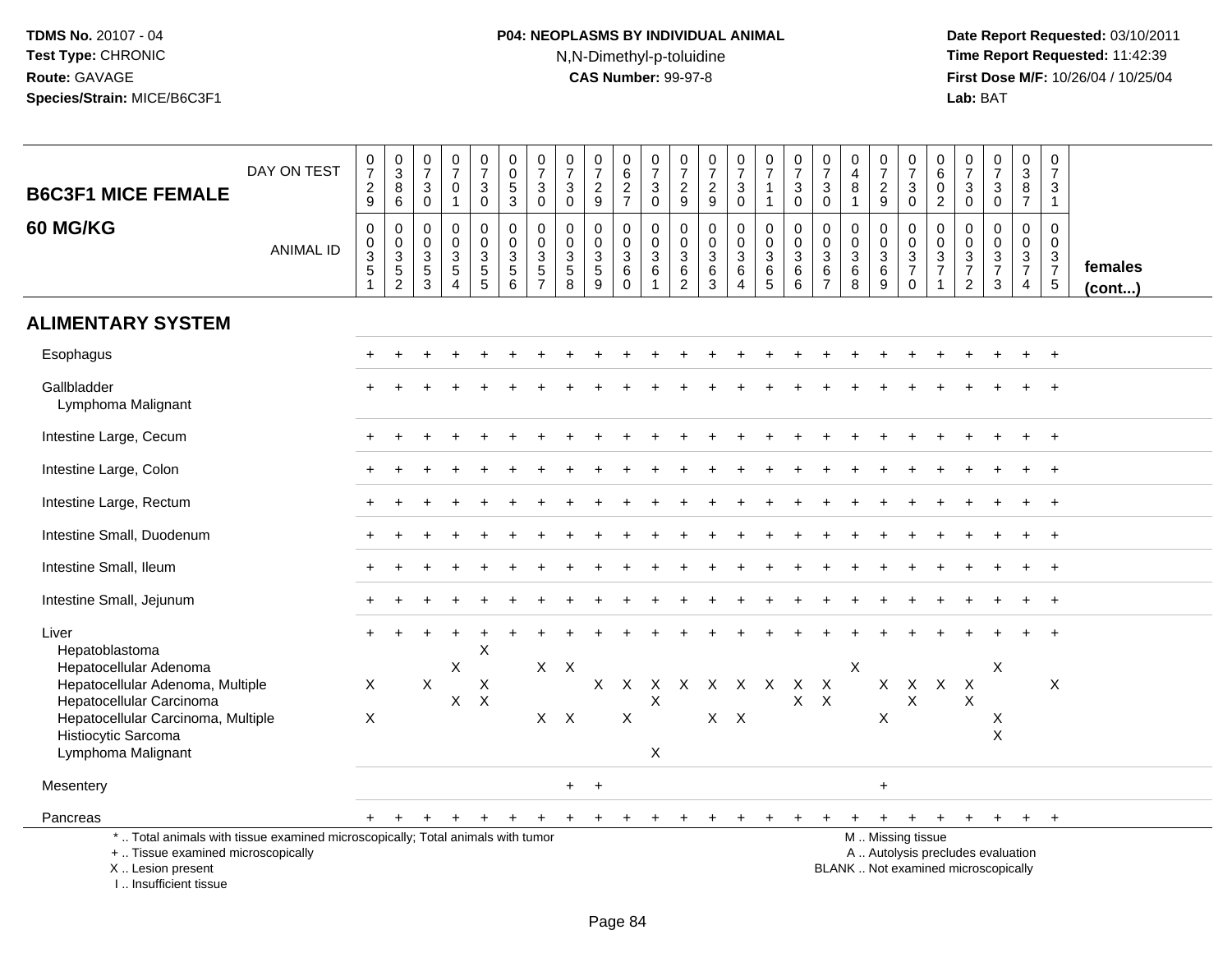TDMS No. 20107 - 04
Test Type: CHRONIC
Route: GAVAGE
Species/Strain: MICE/B6C3F1

**P04: NEOPLASMS BY INDIVIDUAL ANIMAL**
N,N-Dimethyl-p-toluidine
**CAS Number:** 99-97-8

Date Report Requested: 03/10/2011
Time Report Requested: 11:42:39
First Dose M/F: 10/26/04 / 10/25/04
Lab: BAT

**B6C3F1 MICE FEMALE**
**60 MG/KG**

| DAY ON TEST | 0729 | 0386 | 0730 | 0701 | 0730 | 0053 | 0730 | 0730 | 0729 | 0627 | 0730 | 0729 | 0729 | 0730 | 0711 | 0730 | 0730 | 0481 | 0729 | 0730 | 0602 | 0730 | 0730 | 0387 | 0731 | |
|---|---|---|---|---|---|---|---|---|---|---|---|---|---|---|---|---|---|---|---|---|---|---|---|---|---|---|
| **ANIMAL ID** | 0351 | 0352 | 0353 | 0354 | 0355 | 0356 | 0357 | 0358 | 0359 | 0360 | 0361 | 0362 | 0363 | 0364 | 0365 | 0366 | 0367 | 0368 | 0369 | 0370 | 0371 | 0372 | 0373 | 0374 | 0375 | **females (cont...)** |
| **ALIMENTARY SYSTEM** | | | | | | | | | | | | | | | | | | | | | | | | | | |
| Esophagus | + | + | + | + | + | + | + | + | + | + | + | + | + | + | + | + | + | + | + | + | + | + | + | + | + | |
| Gallbladder | + | + | + | + | + | + | + | + | + | + | + | + | + | + | + | + | + | + | + | + | + | + | + | + | + | |
| Lymphoma Malignant | | | | | | | | | | | | | | | | | | | | | | | | | | |
| Intestine Large, Cecum | + | + | + | + | + | + | + | + | + | + | + | + | + | + | + | + | + | + | + | + | + | + | + | + | + | |
| Intestine Large, Colon | + | + | + | + | + | + | + | + | + | + | + | + | + | + | + | + | + | + | + | + | + | + | + | + | + | |
| Intestine Large, Rectum | + | + | + | + | + | + | + | + | + | + | + | + | + | + | + | + | + | + | + | + | + | + | + | + | + | |
| Intestine Small, Duodenum | + | + | + | + | + | + | + | + | + | + | + | + | + | + | + | + | + | + | + | + | + | + | + | + | + | |
| Intestine Small, Ileum | + | + | + | + | + | + | + | + | + | + | + | + | + | + | + | + | + | + | + | + | + | + | + | + | + | |
| Intestine Small, Jejunum | + | + | + | + | + | + | + | + | + | + | + | + | + | + | + | + | + | + | + | + | + | + | + | + | + | |
| Liver | + | + | + | + | + | + | + | + | + | + | + | + | + | + | + | + | + | + | + | + | + | + | + | + | + | |
| Hepatoblastoma | | | | | X | | | | | | | | | | | | | | | | | | | | | |
| Hepatocellular Adenoma | | | | X | | | X | X | | | | | | | | | | X | | | | | X | | | |
| Hepatocellular Adenoma, Multiple | X | | X | | X | | | | X | X | X | X | X | X | X | X | X | | X | X | X | X | | | X | |
| Hepatocellular Carcinoma | | | | X | X | | | | | | X | | | | | X | X | | | X | | X | | | | |
| Hepatocellular Carcinoma, Multiple | X | | | | | | X | X | | X | | | X | X | | | | | X | | | | X | | | |
| Histiocytic Sarcoma | | | | | | | | | | | | | | | | | | | | | | | X | | | |
| Lymphoma Malignant | | | | | | | | | | | X | | | | | | | | | | | | | | | |
| Mesentery | | | | | | | | + | + | | | | | | | | | | + | | | | | | | |
| Pancreas | + | + | + | + | + | + | + | + | + | + | + | + | + | + | + | + | + | + | + | + | + | + | + | + | + | |

* .. Total animals with tissue examined microscopically; Total animals with tumor
+ .. Tissue examined microscopically
X .. Lesion present
I .. Insufficient tissue

M .. Missing tissue
A .. Autolysis precludes evaluation
BLANK .. Not examined microscopically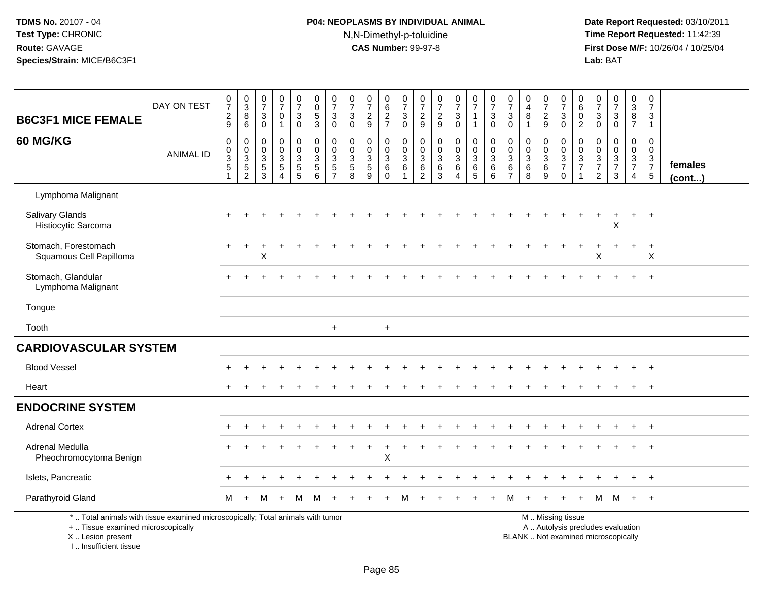TDMS No. 20107 - 04
Test Type: CHRONIC
Route: GAVAGE
Species/Strain: MICE/B6C3F1

**P04: NEOPLASMS BY INDIVIDUAL ANIMAL**
N,N-Dimethyl-p-toluidine
**CAS Number:** 99-97-8

Date Report Requested: 03/10/2011
Time Report Requested: 11:42:39
First Dose M/F: 10/26/04 / 10/25/04
Lab: BAT

## B6C3F1 MICE FEMALE 60 MG/KG

| DAY ON TEST | 0729 | 0386 | 0730 | 0701 | 0730 | 0053 | 0730 | 0730 | 0729 | 0627 | 0730 | 0729 | 0729 | 0730 | 0711 | 0730 | 0730 | 0481 | 0729 | 0730 | 0602 | 0730 | 0730 | 0387 | 0731 | |
|---|---|---|---|---|---|---|---|---|---|---|---|---|---|---|---|---|---|---|---|---|---|---|---|---|---|---|
| **ANIMAL ID** | 00351 | 00352 | 00353 | 00354 | 00355 | 00356 | 00357 | 00358 | 00359 | 00360 | 00361 | 00362 | 00363 | 00364 | 00365 | 00366 | 00367 | 00368 | 00369 | 00370 | 00371 | 00372 | 00373 | 00374 | 00375 | **females (cont...)** |
| Lymphoma Malignant | | | | | | | | | | | | | | | | | | | | | | | | | | |
| Salivary Glands | + | + | + | + | + | + | + | + | + | + | + | + | + | + | + | + | + | + | + | + | + | + | + | + | + | |
| Histiocytic Sarcoma | | | | | | | | | | | | | | | | | | | | | | | X | | | |
| Stomach, Forestomach | + | + | + | + | + | + | + | + | + | + | + | + | + | + | + | + | + | + | + | + | + | + | + | + | + | |
| Squamous Cell Papilloma | | | X | | | | | | | | | | | | | | | | | | | X | | | X | |
| Stomach, Glandular | + | + | + | + | + | + | + | + | + | + | + | + | + | + | + | + | + | + | + | + | + | + | + | + | + | |
| Lymphoma Malignant | | | | | | | | | | | | | | | | | | | | | | | | | | |
| Tongue | | | | | | | | | | | | | | | | | | | | | | | | | | |
| Tooth | | | | | | | + | | | + | | | | | | | | | | | | | | | | |
| **CARDIOVASCULAR SYSTEM** | | | | | | | | | | | | | | | | | | | | | | | | | | |
| Blood Vessel | + | + | + | + | + | + | + | + | + | + | + | + | + | + | + | + | + | + | + | + | + | + | + | + | + | |
| Heart | + | + | + | + | + | + | + | + | + | + | + | + | + | + | + | + | + | + | + | + | + | + | + | + | + | |
| **ENDOCRINE SYSTEM** | | | | | | | | | | | | | | | | | | | | | | | | | | |
| Adrenal Cortex | + | + | + | + | + | + | + | + | + | + | + | + | + | + | + | + | + | + | + | + | + | + | + | + | + | |
| Adrenal Medulla | + | + | + | + | + | + | + | + | + | + | + | + | + | + | + | + | + | + | + | + | + | + | + | + | + | |
| Pheochromocytoma Benign | | | | | | | | | | X | | | | | | | | | | | | | | | | |
| Islets, Pancreatic | + | + | + | + | + | + | + | + | + | + | + | + | + | + | + | + | + | + | + | + | + | + | + | + | + | |
| Parathyroid Gland | M | + | M | + | M | M | + | + | + | + | M | + | + | + | + | + | M | + | + | + | + | M | M | + | + | |

\* .. Total animals with tissue examined microscopically; Total animals with tumor
+ .. Tissue examined microscopically
X .. Lesion present
I .. Insufficient tissue

M .. Missing tissue
A .. Autolysis precludes evaluation
BLANK .. Not examined microscopically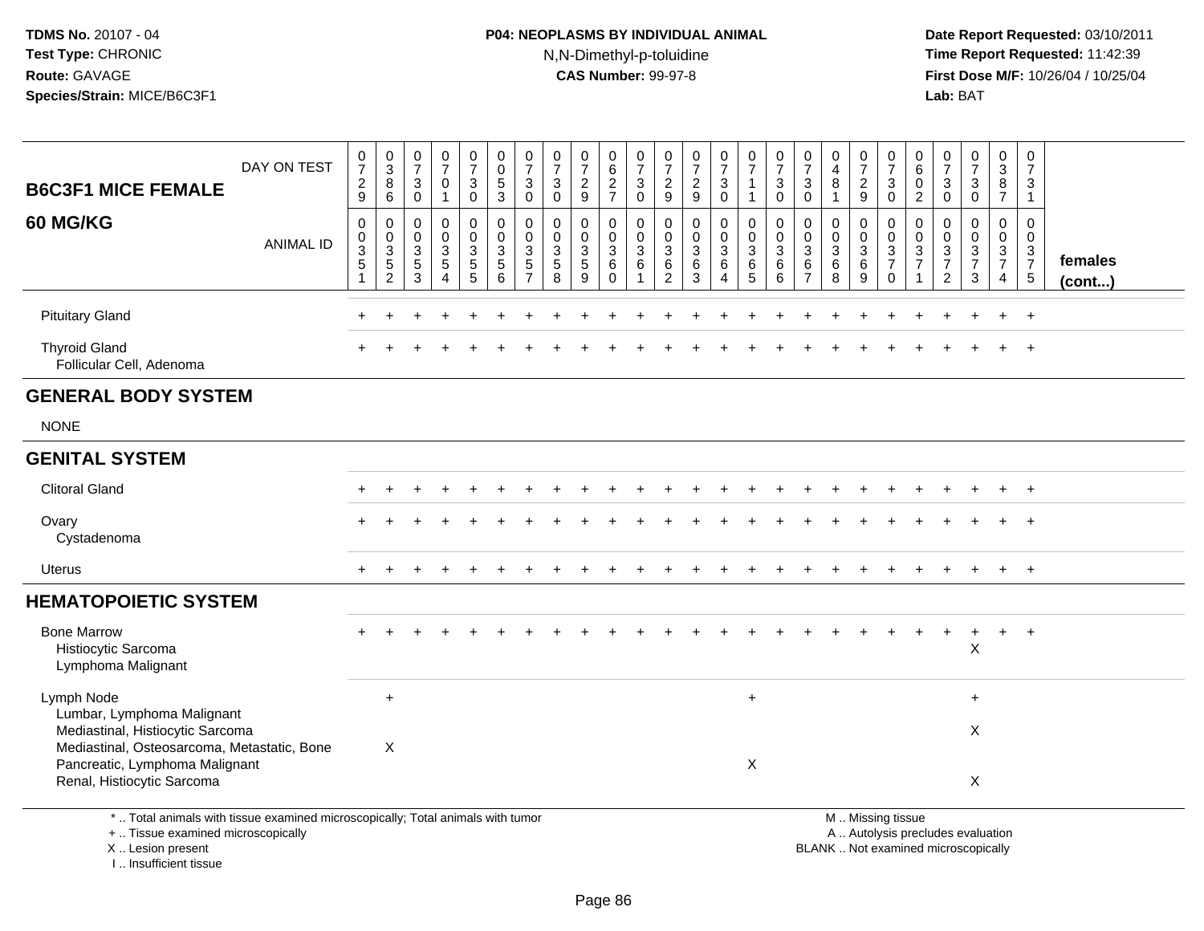TDMS No. 20107 - 04
Test Type: CHRONIC
Route: GAVAGE
Species/Strain: MICE/B6C3F1

**P04: NEOPLASMS BY INDIVIDUAL ANIMAL**
N,N-Dimethyl-p-toluidine
**CAS Number:** 99-97-8

Date Report Requested: 03/10/2011
Time Report Requested: 11:42:39
First Dose M/F: 10/26/04 / 10/25/04
Lab: BAT

## B6C3F1 MICE FEMALE
## 60 MG/KG

| DAY ON TEST | 0729 | 0386 | 0730 | 0701 | 0730 | 0053 | 0730 | 0730 | 0729 | 0627 | 0730 | 0729 | 0729 | 0730 | 0711 | 0730 | 0730 | 0481 | 0729 | 0730 | 0602 | 0730 | 0730 | 0387 | 0731 | |
|---|---|---|---|---|---|---|---|---|---|---|---|---|---|---|---|---|---|---|---|---|---|---|---|---|---|---|
| ANIMAL ID | 00351 | 00352 | 00353 | 00354 | 00355 | 00356 | 00357 | 00358 | 00359 | 00360 | 00361 | 00362 | 00363 | 00364 | 00365 | 00366 | 00367 | 00368 | 00369 | 00370 | 00371 | 00372 | 00373 | 00374 | 00375 | females (cont...) |
| Pituitary Gland | + | + | + | + | + | + | + | + | + | + | + | + | + | + | + | + | + | + | + | + | + | + | + | + | + | |
| Thyroid Gland | + | + | + | + | + | + | + | + | + | + | + | + | + | + | + | + | + | + | + | + | + | + | + | + | + | |
| Follicular Cell, Adenoma | | | | | | | | | | | | | | | | | | | | | | | | | | |
| **GENERAL BODY SYSTEM** | | | | | | | | | | | | | | | | | | | | | | | | | | |
| NONE | | | | | | | | | | | | | | | | | | | | | | | | | | |
| **GENITAL SYSTEM** | | | | | | | | | | | | | | | | | | | | | | | | | | |
| Clitoral Gland | + | + | + | + | + | + | + | + | + | + | + | + | + | + | + | + | + | + | + | + | + | + | + | + | + | |
| Ovary | + | + | + | + | + | + | + | + | + | + | + | + | + | + | + | + | + | + | + | + | + | + | + | + | + | |
| Cystadenoma | | | | | | | | | | | | | | | | | | | | | | | | | | |
| Uterus | + | + | + | + | + | + | + | + | + | + | + | + | + | + | + | + | + | + | + | + | + | + | + | + | + | |
| **HEMATOPOIETIC SYSTEM** | | | | | | | | | | | | | | | | | | | | | | | | | | |
| Bone Marrow | + | + | + | + | + | + | + | + | + | + | + | + | + | + | + | + | + | + | + | + | + | + | + | + | + | |
| Histiocytic Sarcoma | | | | | | | | | | | | | | | | | | | | | | | X | | | |
| Lymphoma Malignant | | | | | | | | | | | | | | | | | | | | | | | | | | |
| Lymph Node | | + | | | | | | | | | | | | | + | | | | | | | | + | | | |
| Lumbar, Lymphoma Malignant | | | | | | | | | | | | | | | | | | | | | | | | | | |
| Mediastinal, Histiocytic Sarcoma | | | | | | | | | | | | | | | | | | | | | | | X | | | |
| Mediastinal, Osteosarcoma, Metastatic, Bone | | X | | | | | | | | | | | | | | | | | | | | | | | | |
| Pancreatic, Lymphoma Malignant | | | | | | | | | | | | | | | X | | | | | | | | | | | |
| Renal, Histiocytic Sarcoma | | | | | | | | | | | | | | | | | | | | | | | X | | | |

\* .. Total animals with tissue examined microscopically; Total animals with tumor
\+ .. Tissue examined microscopically
X .. Lesion present
I .. Insufficient tissue

M .. Missing tissue
A .. Autolysis precludes evaluation
BLANK .. Not examined microscopically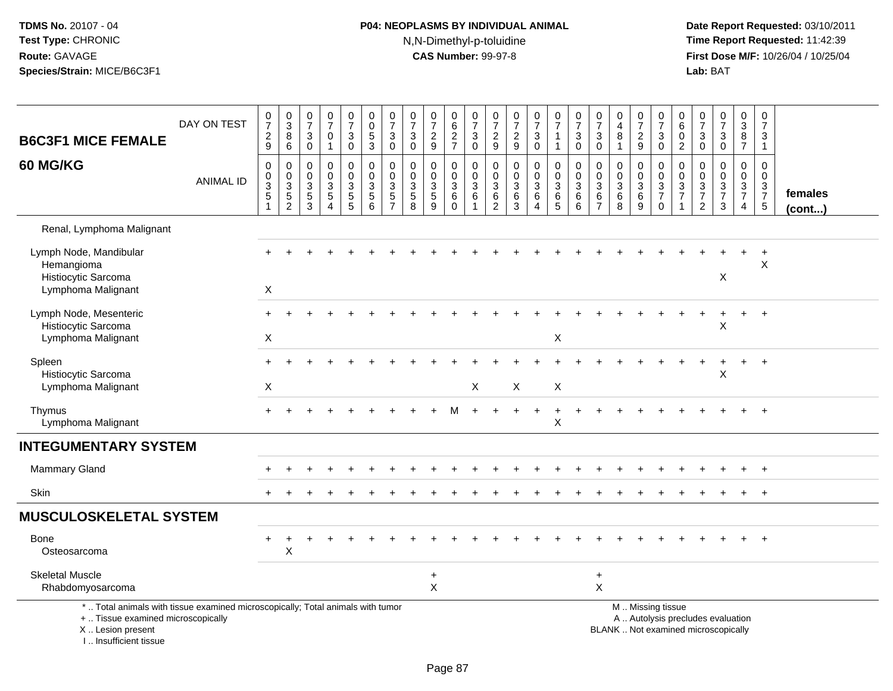## B6C3F1 MICE FEMALE 60 MG/KG

| | 1 | 2 | 3 | 4 | 5 | 6 | 7 | 8 | 9 | 10 | 11 | 12 | 13 | 14 | 15 | 16 | 17 | 18 | 19 | 20 | 21 | 22 | 23 | 24 | 25 | females (cont...) |
|---|---|---|---|---|---|---|---|---|---|---|---|---|---|---|---|---|---|---|---|---|---|---|---|---|---|---|
| DAY ON TEST | 0729 | 0386 | 0730 | 0701 | 0730 | 0053 | 0730 | 0730 | 0729 | 0627 | 0730 | 0729 | 0729 | 0730 | 0711 | 0730 | 0730 | 0481 | 0729 | 0730 | 0602 | 0730 | 0730 | 0387 | 0731 | |
| ANIMAL ID | 0351 | 0352 | 0353 | 0354 | 0355 | 0356 | 0357 | 0358 | 0359 | 0360 | 0361 | 0362 | 0363 | 0364 | 0365 | 0366 | 0367 | 0368 | 0369 | 0370 | 0371 | 0372 | 0373 | 0374 | 0375 | |
| Renal, Lymphoma Malignant | | | | | | | | | | | | | | | | | | | | | | | | | | |
| Lymph Node, Mandibular | + | + | + | + | + | + | + | + | + | + | + | + | + | + | + | + | + | + | + | + | + | + | + | + | + | |
| Hemangioma | | | | | | | | | | | | | | | | | | | | | | | | | X | |
| Histiocytic Sarcoma | | | | | | | | | | | | | | | | | | | | | | | X | | | |
| Lymphoma Malignant | X | | | | | | | | | | | | | | | | | | | | | | | | | |
| Lymph Node, Mesenteric | + | + | + | + | + | + | + | + | + | + | + | + | + | + | + | + | + | + | + | + | + | + | + | + | + | |
| Histiocytic Sarcoma | | | | | | | | | | | | | | | | | | | | | | | X | | | |
| Lymphoma Malignant | X | | | | | | | | | | | | | | X | | | | | | | | | | | |
| Spleen | + | + | + | + | + | + | + | + | + | + | + | + | + | + | + | + | + | + | + | + | + | + | + | + | + | |
| Histiocytic Sarcoma | | | | | | | | | | | | | | | | | | | | | | | X | | | |
| Lymphoma Malignant | X | | | | | | | | | | X | | X | | X | | | | | | | | | | | |
| Thymus | + | + | + | + | + | + | + | + | + | M | + | + | + | + | + | + | + | + | + | + | + | + | + | + | + | |
| Lymphoma Malignant | | | | | | | | | | | | | | | X | | | | | | | | | | | |
| **INTEGUMENTARY SYSTEM** | | | | | | | | | | | | | | | | | | | | | | | | | | |
| Mammary Gland | + | + | + | + | + | + | + | + | + | + | + | + | + | + | + | + | + | + | + | + | + | + | + | + | + | |
| Skin | + | + | + | + | + | + | + | + | + | + | + | + | + | + | + | + | + | + | + | + | + | + | + | + | + | |
| **MUSCULOSKELETAL SYSTEM** | | | | | | | | | | | | | | | | | | | | | | | | | | |
| Bone | + | + | + | + | + | + | + | + | + | + | + | + | + | + | + | + | + | + | + | + | + | + | + | + | + | |
| Osteosarcoma | | X | | | | | | | | | | | | | | | | | | | | | | | | |
| Skeletal Muscle | | | | | | | | | + | | | | | | | | + | | | | | | | | | |
| Rhabdomyosarcoma | | | | | | | | | X | | | | | | | | X | | | | | | | | | |

\* .. Total animals with tissue examined microscopically; Total animals with tumor
+ .. Tissue examined microscopically
X .. Lesion present
I .. Insufficient tissue

M .. Missing tissue
A .. Autolysis precludes evaluation
BLANK .. Not examined microscopically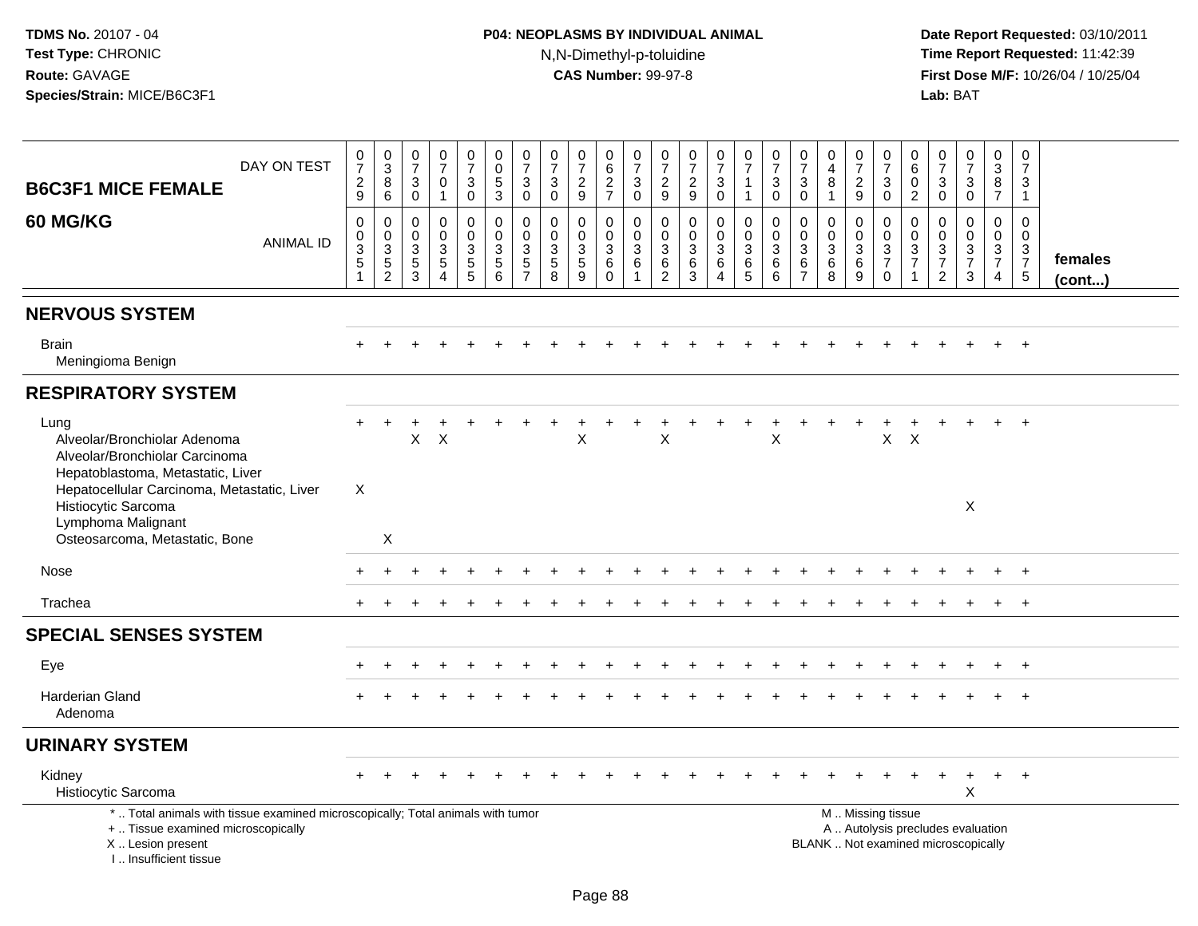**TDMS No.** 20107 - 04
**Test Type:** CHRONIC
**Route:** GAVAGE
**Species/Strain:** MICE/B6C3F1

**P04: NEOPLASMS BY INDIVIDUAL ANIMAL**
N,N-Dimethyl-p-toluidine
**CAS Number:** 99-97-8

**Date Report Requested:** 03/10/2011
**Time Report Requested:** 11:42:39
**First Dose M/F:** 10/26/04 / 10/25/04
**Lab:** BAT

## B6C3F1 MICE FEMALE 60 MG/KG

| DAY ON TEST | 0729 | 0386 | 0730 | 0701 | 0730 | 0053 | 0730 | 0730 | 0729 | 0627 | 0730 | 0729 | 0729 | 0730 | 0711 | 0730 | 0730 | 0481 | 0729 | 0730 | 0602 | 0730 | 0730 | 0387 | 0731 | |
|---|---|---|---|---|---|---|---|---|---|---|---|---|---|---|---|---|---|---|---|---|---|---|---|---|---|---|
| **ANIMAL ID** | 00351 | 00352 | 00353 | 00354 | 00355 | 00356 | 00357 | 00358 | 00359 | 00360 | 00361 | 00362 | 00363 | 00364 | 00365 | 00366 | 00367 | 00368 | 00369 | 00370 | 00371 | 00372 | 00373 | 00374 | 00375 | **females (cont...)** |
| **NERVOUS SYSTEM** | | | | | | | | | | | | | | | | | | | | | | | | | | |
| Brain | + | + | + | + | + | + | + | + | + | + | + | + | + | + | + | + | + | + | + | + | + | + | + | + | + | |
| Meningioma Benign | | | | | | | | | | | | | | | | | | | | | | | | | | |
| **RESPIRATORY SYSTEM** | | | | | | | | | | | | | | | | | | | | | | | | | | |
| Lung | + | + | + | + | + | + | + | + | + | + | + | + | + | + | + | + | + | + | + | + | + | + | + | + | + | |
| Alveolar/Bronchiolar Adenoma | | | X | X | | | | | X | | | X | | | | X | | | | X | X | | | | | |
| Alveolar/Bronchiolar Carcinoma | | | | | | | | | | | | | | | | | | | | | | | | | | |
| Hepatoblastoma, Metastatic, Liver | | | | | | | | | | | | | | | | | | | | | | | | | | |
| Hepatocellular Carcinoma, Metastatic, Liver | X | | | | | | | | | | | | | | | | | | | | | | | | | |
| Histiocytic Sarcoma | | | | | | | | | | | | | | | | | | | | | | | X | | | |
| Lymphoma Malignant | | | | | | | | | | | | | | | | | | | | | | | | | | |
| Osteosarcoma, Metastatic, Bone | | X | | | | | | | | | | | | | | | | | | | | | | | | |
| Nose | + | + | + | + | + | + | + | + | + | + | + | + | + | + | + | + | + | + | + | + | + | + | + | + | + | |
| Trachea | + | + | + | + | + | + | + | + | + | + | + | + | + | + | + | + | + | + | + | + | + | + | + | + | + | |
| **SPECIAL SENSES SYSTEM** | | | | | | | | | | | | | | | | | | | | | | | | | | |
| Eye | + | + | + | + | + | + | + | + | + | + | + | + | + | + | + | + | + | + | + | + | + | + | + | + | + | |
| Harderian Gland | + | + | + | + | + | + | + | + | + | + | + | + | + | + | + | + | + | + | + | + | + | + | + | + | + | |
| Adenoma | | | | | | | | | | | | | | | | | | | | | | | | | | |
| **URINARY SYSTEM** | | | | | | | | | | | | | | | | | | | | | | | | | | |
| Kidney | + | + | + | + | + | + | + | + | + | + | + | + | + | + | + | + | + | + | + | + | + | + | + | + | + | |
| Histiocytic Sarcoma | | | | | | | | | | | | | | | | | | | | | | | X | | | |

\* .. Total animals with tissue examined microscopically; Total animals with tumor
\+ .. Tissue examined microscopically
X .. Lesion present
I .. Insufficient tissue

M .. Missing tissue
A .. Autolysis precludes evaluation
BLANK .. Not examined microscopically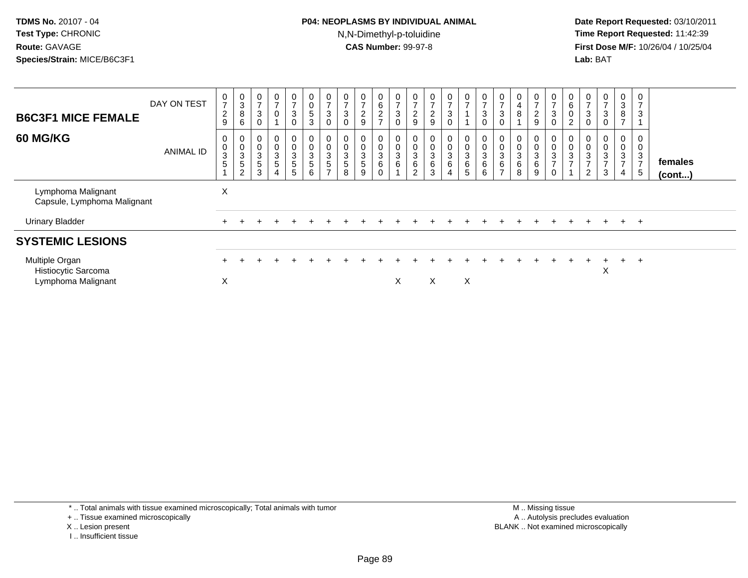TDMS No. 20107 - 04
Test Type: CHRONIC
Route: GAVAGE
Species/Strain: MICE/B6C3F1

**P04: NEOPLASMS BY INDIVIDUAL ANIMAL**
N,N-Dimethyl-p-toluidine
**CAS Number:** 99-97-8

Date Report Requested: 03/10/2011
Time Report Requested: 11:42:39
First Dose M/F: 10/26/04 / 10/25/04
Lab: BAT

| **B6C3F1 MICE FEMALE** DAY ON TEST | 0729 | 0386 | 0730 | 0701 | 0730 | 0053 | 0730 | 0730 | 0729 | 0627 | 0730 | 0729 | 0729 | 0730 | 0711 | 0730 | 0730 | 0481 | 0729 | 0730 | 0602 | 0730 | 0730 | 0387 | 0731 | |
|---|---|---|---|---|---|---|---|---|---|---|---|---|---|---|---|---|---|---|---|---|---|---|---|---|---|---|
| **60 MG/KG** ANIMAL ID | 00351 | 00352 | 00353 | 00354 | 00355 | 00356 | 00357 | 00358 | 00359 | 00360 | 00361 | 00362 | 00363 | 00364 | 00365 | 00366 | 00367 | 00368 | 00369 | 00370 | 00371 | 00372 | 00373 | 00374 | 00375 | **females (cont...)** |
| Lymphoma Malignant<br>Capsule, Lymphoma Malignant | X | | | | | | | | | | | | | | | | | | | | | | | | | |
| Urinary Bladder | + | + | + | + | + | + | + | + | + | + | + | + | + | + | + | + | + | + | + | + | + | + | + | + | + | |
| **SYSTEMIC LESIONS** | | | | | | | | | | | | | | | | | | | | | | | | | | |
| Multiple Organ | + | + | + | + | + | + | + | + | + | + | + | + | + | + | + | + | + | + | + | + | + | + | + | + | + | |
| Histiocytic Sarcoma | | | | | | | | | | | | | | | | | | | | | | | X | | | |
| Lymphoma Malignant | X | | | | | | | | | | X | | X | | X | | | | | | | | | | | |

\* .. Total animals with tissue examined microscopically; Total animals with tumor
\+ .. Tissue examined microscopically
X .. Lesion present
I .. Insufficient tissue

M .. Missing tissue
A .. Autolysis precludes evaluation
BLANK .. Not examined microscopically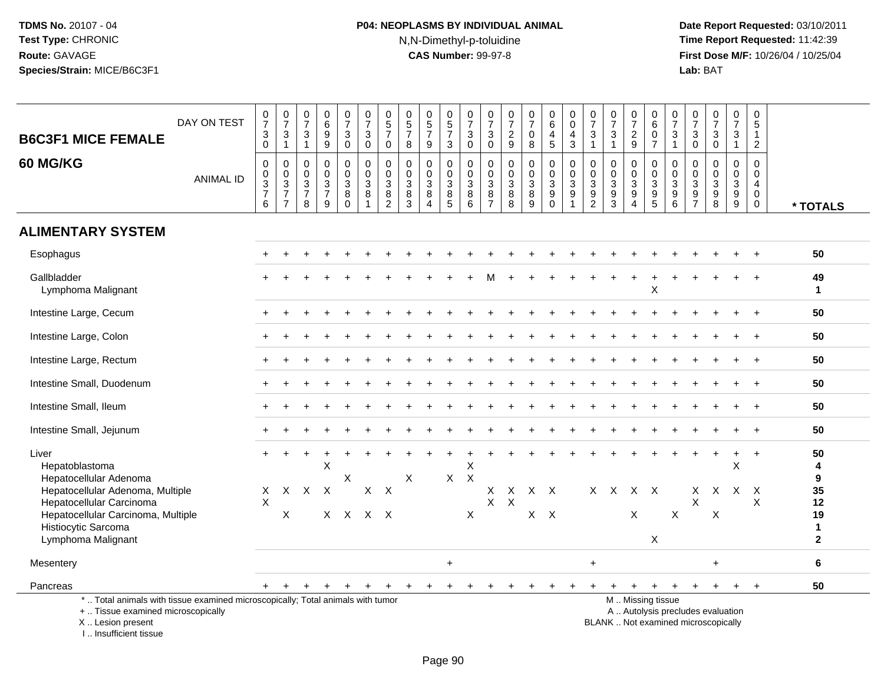**TDMS No.** 20107 - 04
**Test Type:** CHRONIC
**Route:** GAVAGE
**Species/Strain:** MICE/B6C3F1

**P04: NEOPLASMS BY INDIVIDUAL ANIMAL**
N,N-Dimethyl-p-toluidine
**CAS Number:** 99-97-8

**Date Report Requested:** 03/10/2011
**Time Report Requested:** 11:42:39
**First Dose M/F:** 10/26/04 / 10/25/04
**Lab:** BAT

## B6C3F1 MICE FEMALE 60 MG/KG

| DAY ON TEST | 0730 | 0731 | 0731 | 0699 | 0730 | 0730 | 0570 | 0578 | 0579 | 0573 | 0730 | 0730 | 0729 | 0708 | 0645 | 0043 | 0731 | 0731 | 0729 | 0607 | 0731 | 0730 | 0730 | 0731 | 0512 | |
|---|---|---|---|---|---|---|---|---|---|---|---|---|---|---|---|---|---|---|---|---|---|---|---|---|---|---|
| **ANIMAL ID** | 00376 | 00377 | 00378 | 00379 | 00380 | 00381 | 00382 | 00383 | 00384 | 00385 | 00386 | 00387 | 00388 | 00389 | 00390 | 00391 | 00392 | 00393 | 00394 | 00395 | 00396 | 00397 | 00398 | 00399 | 00400 | *** TOTALS** |
| **ALIMENTARY SYSTEM** | | | | | | | | | | | | | | | | | | | | | | | | | | |
| Esophagus | + | + | + | + | + | + | + | + | + | + | + | + | + | + | + | + | + | + | + | + | + | + | + | + | + | **50** |
| Gallbladder | + | + | + | + | + | + | + | + | + | + | + | M | + | + | + | + | + | + | + | + | + | + | + | + | + | **49** |
| Lymphoma Malignant | | | | | | | | | | | | | | | | | | | | X | | | | | | **1** |
| Intestine Large, Cecum | + | + | + | + | + | + | + | + | + | + | + | + | + | + | + | + | + | + | + | + | + | + | + | + | + | **50** |
| Intestine Large, Colon | + | + | + | + | + | + | + | + | + | + | + | + | + | + | + | + | + | + | + | + | + | + | + | + | + | **50** |
| Intestine Large, Rectum | + | + | + | + | + | + | + | + | + | + | + | + | + | + | + | + | + | + | + | + | + | + | + | + | + | **50** |
| Intestine Small, Duodenum | + | + | + | + | + | + | + | + | + | + | + | + | + | + | + | + | + | + | + | + | + | + | + | + | + | **50** |
| Intestine Small, Ileum | + | + | + | + | + | + | + | + | + | + | + | + | + | + | + | + | + | + | + | + | + | + | + | + | + | **50** |
| Intestine Small, Jejunum | + | + | + | + | + | + | + | + | + | + | + | + | + | + | + | + | + | + | + | + | + | + | + | + | + | **50** |
| Liver | + | + | + | + | + | + | + | + | + | + | + | + | + | + | + | + | + | + | + | + | + | + | + | + | + | **50** |
| Hepatoblastoma | | | | X | | | | | | | X | | | | | | | | | | | | | X | | **4** |
| Hepatocellular Adenoma | | | | | X | | | X | | X | X | | | | | | | | | | | | | | | **9** |
| Hepatocellular Adenoma, Multiple | X | X | X | X | | X | X | | | | | X | X | X | X | | X | X | X | X | | X | X | X | X | **35** |
| Hepatocellular Carcinoma | X | | | | | | | | | | | X | X | | | | | | | | | X | | | X | **12** |
| Hepatocellular Carcinoma, Multiple | | X | | X | X | X | X | | | | X | | | X | X | | | | X | | X | | X | | | **19** |
| Histiocytic Sarcoma | | | | | | | | | | | | | | | | | | | | | | | | | | **1** |
| Lymphoma Malignant | | | | | | | | | | | | | | | | | | | | X | | | | | | **2** |
| Mesentery | | | | | | | | | | + | | | | | | | + | | | | | | + | | | **6** |
| Pancreas | + | + | + | + | + | + | + | + | + | + | + | + | + | + | + | + | + | + | + | + | + | + | + | + | + | **50** |

\* .. Total animals with tissue examined microscopically; Total animals with tumor
+ .. Tissue examined microscopically
X .. Lesion present
I .. Insufficient tissue

M .. Missing tissue
A .. Autolysis precludes evaluation
BLANK .. Not examined microscopically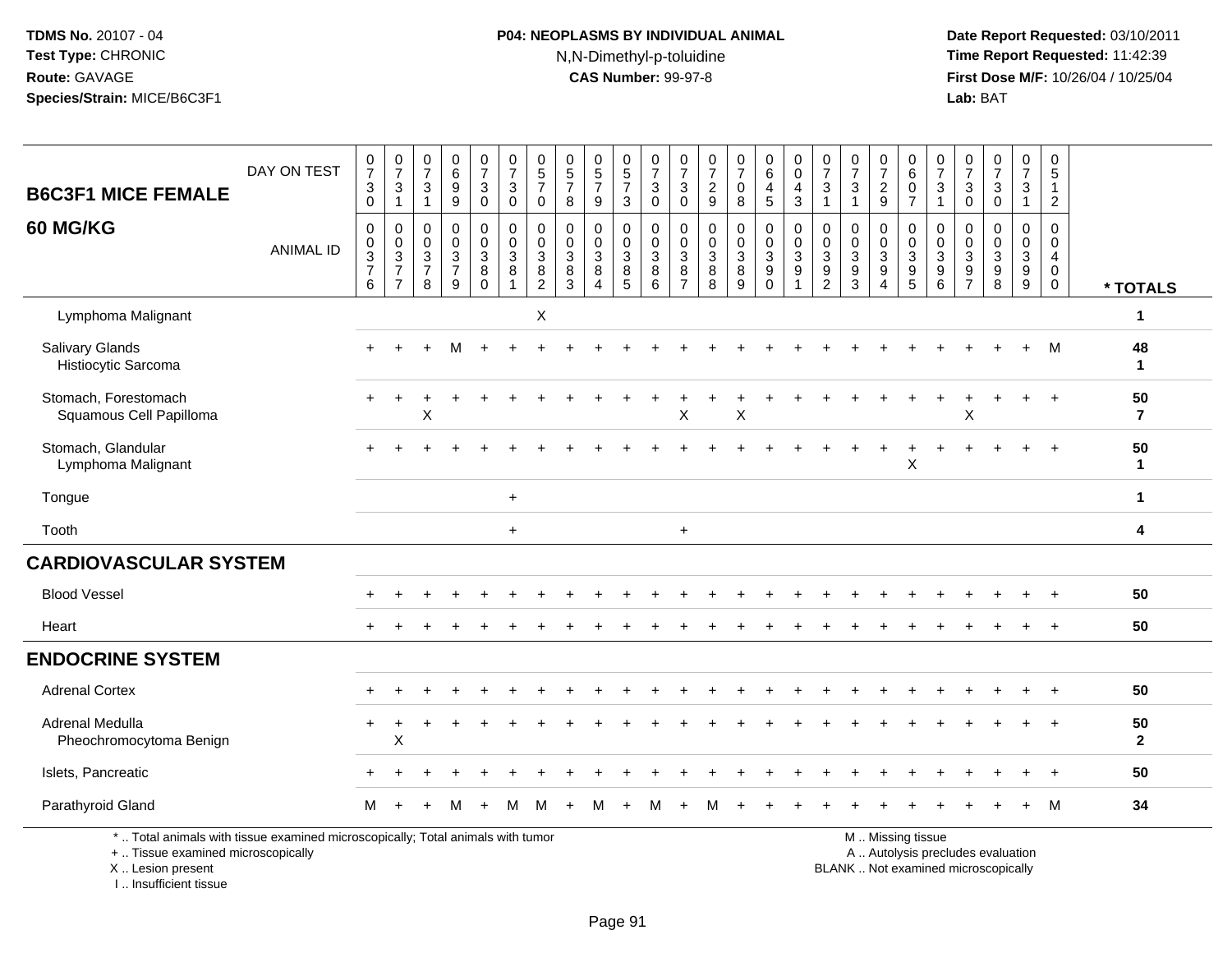TDMS No. 20107 - 04
Test Type: CHRONIC
Route: GAVAGE
Species/Strain: MICE/B6C3F1

**P04: NEOPLASMS BY INDIVIDUAL ANIMAL**
N,N-Dimethyl-p-toluidine
**CAS Number:** 99-97-8

Date Report Requested: 03/10/2011
Time Report Requested: 11:42:39
First Dose M/F: 10/26/04 / 10/25/04
Lab: BAT

| B6C3F1 MICE FEMALE 60 MG/KG | | | | | | | | | | | | | | | | | | | | | | | | | | |
|---|---|---|---|---|---|---|---|---|---|---|---|---|---|---|---|---|---|---|---|---|---|---|---|---|---|---|
| DAY ON TEST | 0730 | 0731 | 0731 | 0699 | 0730 | 0730 | 0570 | 0578 | 0579 | 0573 | 0730 | 0730 | 0729 | 0708 | 0645 | 0043 | 0731 | 0731 | 0729 | 0607 | 0731 | 0730 | 0730 | 0731 | 0512 | |
| ANIMAL ID | 0037 6 | 0037 7 | 0037 8 | 0037 9 | 0038 0 | 0038 1 | 0038 2 | 0038 3 | 0038 4 | 0038 5 | 0038 6 | 0038 7 | 0038 8 | 0038 9 | 0039 0 | 0039 1 | 0039 2 | 0039 3 | 0039 4 | 0039 5 | 0039 6 | 0039 7 | 0039 8 | 0039 9 | 0040 0 | * TOTALS |
| Lymphoma Malignant | | | | | | | X | | | | | | | | | | | | | | | | | | | 1 |
| Salivary Glands | + | + | + | M | + | + | + | + | + | + | + | + | + | + | + | + | + | + | + | + | + | + | + | + | M | 48 |
| Histiocytic Sarcoma | | | | | | | | | | | | | | | | | | | | | | | | | | 1 |
| Stomach, Forestomach | + | + | + | + | + | + | + | + | + | + | + | + | + | + | + | + | + | + | + | + | + | + | + | + | + | 50 |
| Squamous Cell Papilloma | | | X | | | | | | | | | X | | X | | | | | | | | X | | | | 7 |
| Stomach, Glandular | + | + | + | + | + | + | + | + | + | + | + | + | + | + | + | + | + | + | + | + | + | + | + | + | + | 50 |
| Lymphoma Malignant | | | | | | | | | | | | | | | | | | | | X | | | | | | 1 |
| Tongue | | | | | | + | | | | | | | | | | | | | | | | | | | | 1 |
| Tooth | | | | | | + | | | | | | + | | | | | | | | | | | | | | 4 |
| **CARDIOVASCULAR SYSTEM** | | | | | | | | | | | | | | | | | | | | | | | | | | |
| Blood Vessel | + | + | + | + | + | + | + | + | + | + | + | + | + | + | + | + | + | + | + | + | + | + | + | + | + | 50 |
| Heart | + | + | + | + | + | + | + | + | + | + | + | + | + | + | + | + | + | + | + | + | + | + | + | + | + | 50 |
| **ENDOCRINE SYSTEM** | | | | | | | | | | | | | | | | | | | | | | | | | | |
| Adrenal Cortex | + | + | + | + | + | + | + | + | + | + | + | + | + | + | + | + | + | + | + | + | + | + | + | + | + | 50 |
| Adrenal Medulla | + | + | + | + | + | + | + | + | + | + | + | + | + | + | + | + | + | + | + | + | + | + | + | + | + | 50 |
| Pheochromocytoma Benign | | X | | | | | | | | | | | | | | | | | | | | | | | | 2 |
| Islets, Pancreatic | + | + | + | + | + | + | + | + | + | + | + | + | + | + | + | + | + | + | + | + | + | + | + | + | + | 50 |
| Parathyroid Gland | M | + | + | M | + | M | M | + | M | + | M | + | M | + | + | + | + | + | + | + | + | + | + | + | M | 34 |

\* .. Total animals with tissue examined microscopically; Total animals with tumor
\+ .. Tissue examined microscopically
X .. Lesion present
I .. Insufficient tissue

M .. Missing tissue
A .. Autolysis precludes evaluation
BLANK .. Not examined microscopically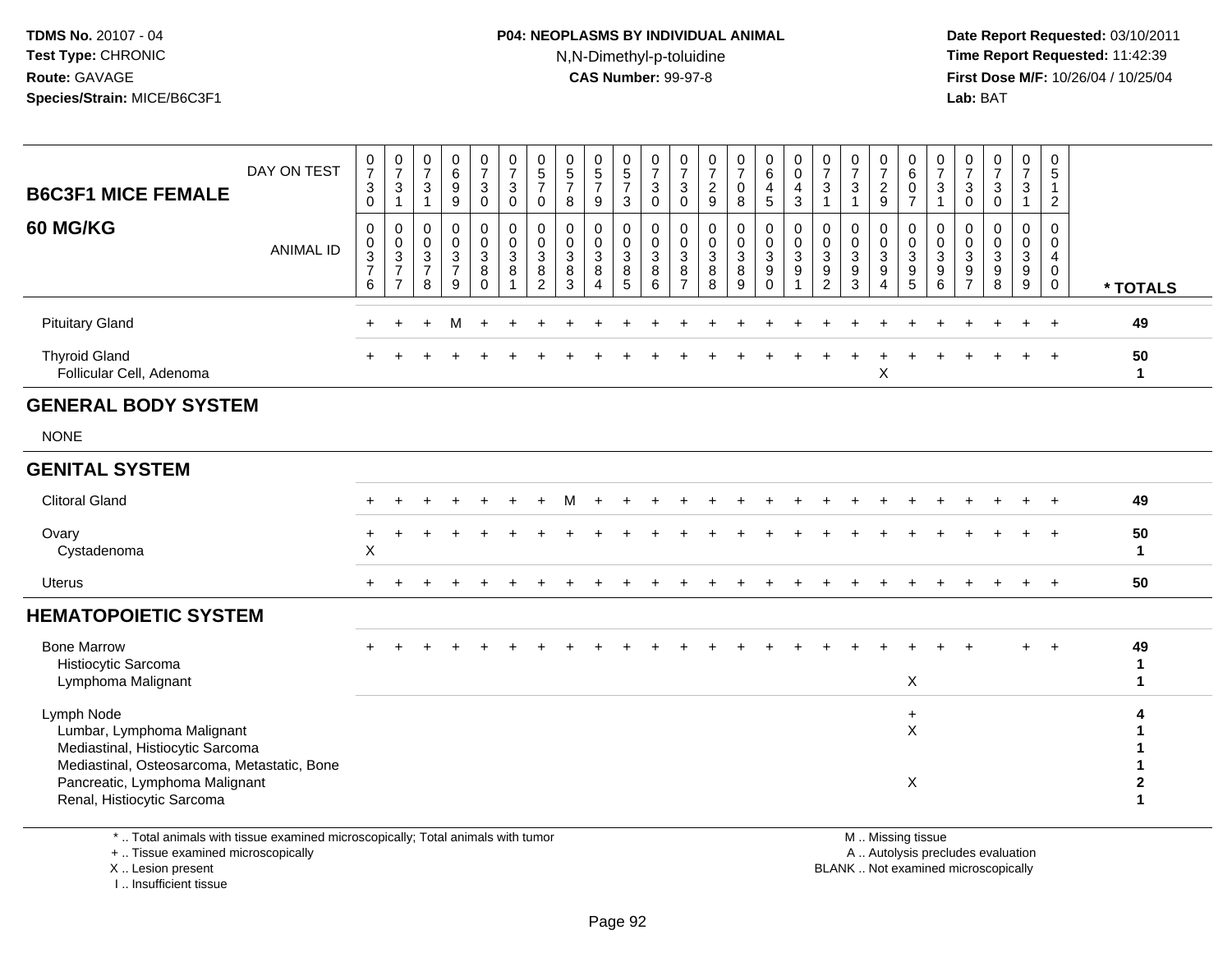**TDMS No.** 20107 - 04
**Test Type:** CHRONIC
**Route:** GAVAGE
**Species/Strain:** MICE/B6C3F1

**P04: NEOPLASMS BY INDIVIDUAL ANIMAL**
N,N-Dimethyl-p-toluidine
**CAS Number:** 99-97-8

**Date Report Requested:** 03/10/2011
**Time Report Requested:** 11:42:39
**First Dose M/F:** 10/26/04 / 10/25/04
**Lab:** BAT

## B6C3F1 MICE FEMALE
## 60 MG/KG

| DAY ON TEST | 0730 | 0731 | 0731 | 0699 | 0730 | 0730 | 0570 | 0578 | 0579 | 0573 | 0730 | 0730 | 0729 | 0708 | 0645 | 0043 | 0731 | 0731 | 0729 | 0607 | 0731 | 0730 | 0730 | 0731 | 0512 | |
|---|---|---|---|---|---|---|---|---|---|---|---|---|---|---|---|---|---|---|---|---|---|---|---|---|---|---|
| **ANIMAL ID** | 0376 | 0377 | 0378 | 0379 | 0380 | 0381 | 0382 | 0383 | 0384 | 0385 | 0386 | 0387 | 0388 | 0389 | 0390 | 0391 | 0392 | 0393 | 0394 | 0395 | 0396 | 0397 | 0398 | 0399 | 0400 | **\* TOTALS** |
| Pituitary Gland | + | + | + | M | + | + | + | + | + | + | + | + | + | + | + | + | + | + | + | + | + | + | + | + | + | **49** |
| Thyroid Gland | + | + | + | + | + | + | + | + | + | + | + | + | + | + | + | + | + | + | + | + | + | + | + | + | + | **50** |
| Follicular Cell, Adenoma | | | | | | | | | | | | | | | | | | | X | | | | | | | **1** |
| **GENERAL BODY SYSTEM** | | | | | | | | | | | | | | | | | | | | | | | | | | |
| NONE | | | | | | | | | | | | | | | | | | | | | | | | | | |
| **GENITAL SYSTEM** | | | | | | | | | | | | | | | | | | | | | | | | | | |
| Clitoral Gland | + | + | + | + | + | + | + | M | + | + | + | + | + | + | + | + | + | + | + | + | + | + | + | + | + | **49** |
| Ovary | + | + | + | + | + | + | + | + | + | + | + | + | + | + | + | + | + | + | + | + | + | + | + | + | + | **50** |
| Cystadenoma | X | | | | | | | | | | | | | | | | | | | | | | | | | **1** |
| Uterus | + | + | + | + | + | + | + | + | + | + | + | + | + | + | + | + | + | + | + | + | + | + | + | + | + | **50** |
| **HEMATOPOIETIC SYSTEM** | | | | | | | | | | | | | | | | | | | | | | | | | | |
| Bone Marrow | + | + | + | + | + | + | + | + | + | + | + | + | + | + | + | + | + | + | + | + | + | + | | + | + | **49** |
| Histiocytic Sarcoma | | | | | | | | | | | | | | | | | | | | | | | | | | **1** |
| Lymphoma Malignant | | | | | | | | | | | | | | | | | | | | X | | | | | | **1** |
| Lymph Node | | | | | | | | | | | | | | | | | | | | + | | | | | | **4** |
| Lumbar, Lymphoma Malignant | | | | | | | | | | | | | | | | | | | | X | | | | | | **1** |
| Mediastinal, Histiocytic Sarcoma | | | | | | | | | | | | | | | | | | | | | | | | | | **1** |
| Mediastinal, Osteosarcoma, Metastatic, Bone | | | | | | | | | | | | | | | | | | | | | | | | | | **1** |
| Pancreatic, Lymphoma Malignant | | | | | | | | | | | | | | | | | | | | X | | | | | | **2** |
| Renal, Histiocytic Sarcoma | | | | | | | | | | | | | | | | | | | | | | | | | | **1** |

\* .. Total animals with tissue examined microscopically; Total animals with tumor
\+ .. Tissue examined microscopically
X .. Lesion present
I .. Insufficient tissue

M .. Missing tissue
A .. Autolysis precludes evaluation
BLANK .. Not examined microscopically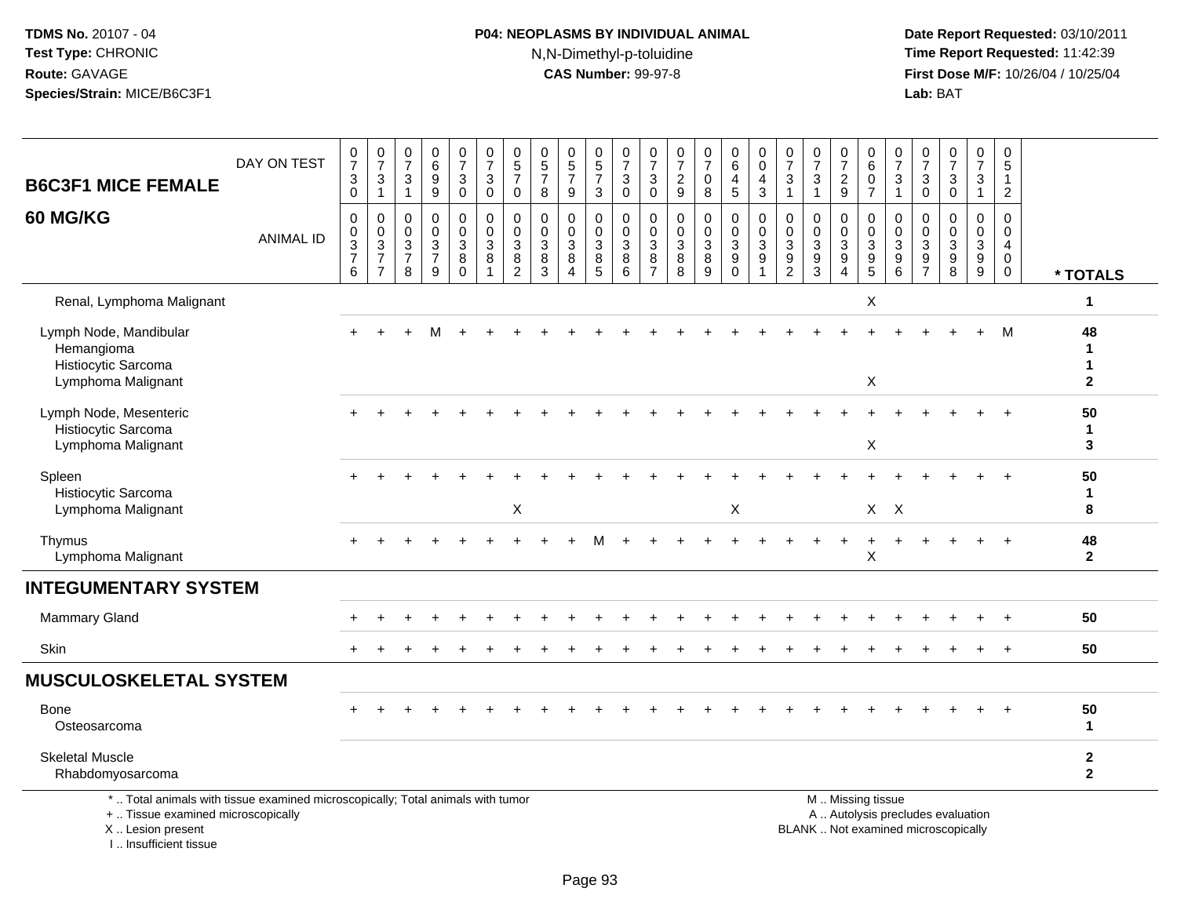**TDMS No.** 20107 - 04
**Test Type:** CHRONIC
**Route:** GAVAGE
**Species/Strain:** MICE/B6C3F1

**P04: NEOPLASMS BY INDIVIDUAL ANIMAL**
N,N-Dimethyl-p-toluidine
**CAS Number:** 99-97-8

**Date Report Requested:** 03/10/2011
**Time Report Requested:** 11:42:39
**First Dose M/F:** 10/26/04 / 10/25/04
**Lab:** BAT

## B6C3F1 MICE FEMALE 60 MG/KG

| DAY ON TEST | 0730 | 0731 | 0731 | 0699 | 0730 | 0730 | 0570 | 0578 | 0579 | 0573 | 0730 | 0730 | 0729 | 0708 | 0645 | 0043 | 0731 | 0731 | 0729 | 0607 | 0731 | 0730 | 0730 | 0731 | 0512 | |
|---|---|---|---|---|---|---|---|---|---|---|---|---|---|---|---|---|---|---|---|---|---|---|---|---|---|---|
| **ANIMAL ID** | 00376 | 00377 | 00378 | 00379 | 00380 | 00381 | 00382 | 00383 | 00384 | 00385 | 00386 | 00387 | 00388 | 00389 | 00390 | 00391 | 00392 | 00393 | 00394 | 00395 | 00396 | 00397 | 00398 | 00399 | 00400 | *** TOTALS** |
| Renal, Lymphoma Malignant | | | | | | | | | | | | | | | | | | | | X | | | | | | 1 |
| Lymph Node, Mandibular | + | + | + | M | + | + | + | + | + | + | + | + | + | + | + | + | + | + | + | + | + | + | + | + | M | 48 |
| Hemangioma | | | | | | | | | | | | | | | | | | | | | | | | | | 1 |
| Histiocytic Sarcoma | | | | | | | | | | | | | | | | | | | | | | | | | | 1 |
| Lymphoma Malignant | | | | | | | | | | | | | | | | | | | | X | | | | | | 2 |
| Lymph Node, Mesenteric | + | + | + | + | + | + | + | + | + | + | + | + | + | + | + | + | + | + | + | + | + | + | + | + | + | 50 |
| Histiocytic Sarcoma | | | | | | | | | | | | | | | | | | | | | | | | | | 1 |
| Lymphoma Malignant | | | | | | | | | | | | | | | | | | | | X | | | | | | 3 |
| Spleen | + | + | + | + | + | + | + | + | + | + | + | + | + | + | + | + | + | + | + | + | + | + | + | + | + | 50 |
| Histiocytic Sarcoma | | | | | | | | | | | | | | | | | | | | | | | | | | 1 |
| Lymphoma Malignant | | | | | | | X | | | | | | | | X | | | | | X | X | | | | | 8 |
| Thymus | + | + | + | + | + | + | + | + | + | M | + | + | + | + | + | + | + | + | + | + | + | + | + | + | + | 48 |
| Lymphoma Malignant | | | | | | | | | | | | | | | | | | | | X | | | | | | 2 |
| **INTEGUMENTARY SYSTEM** | | | | | | | | | | | | | | | | | | | | | | | | | | |
| Mammary Gland | + | + | + | + | + | + | + | + | + | + | + | + | + | + | + | + | + | + | + | + | + | + | + | + | + | 50 |
| Skin | + | + | + | + | + | + | + | + | + | + | + | + | + | + | + | + | + | + | + | + | + | + | + | + | + | 50 |
| **MUSCULOSKELETAL SYSTEM** | | | | | | | | | | | | | | | | | | | | | | | | | | |
| Bone | + | + | + | + | + | + | + | + | + | + | + | + | + | + | + | + | + | + | + | + | + | + | + | + | + | 50 |
| Osteosarcoma | | | | | | | | | | | | | | | | | | | | | | | | | | 1 |
| Skeletal Muscle | | | | | | | | | | | | | | | | | | | | | | | | | | 2 |
| Rhabdomyosarcoma | | | | | | | | | | | | | | | | | | | | | | | | | | 2 |

* .. Total animals with tissue examined microscopically; Total animals with tumor
+ .. Tissue examined microscopically
X .. Lesion present
I .. Insufficient tissue

M .. Missing tissue
A .. Autolysis precludes evaluation
BLANK .. Not examined microscopically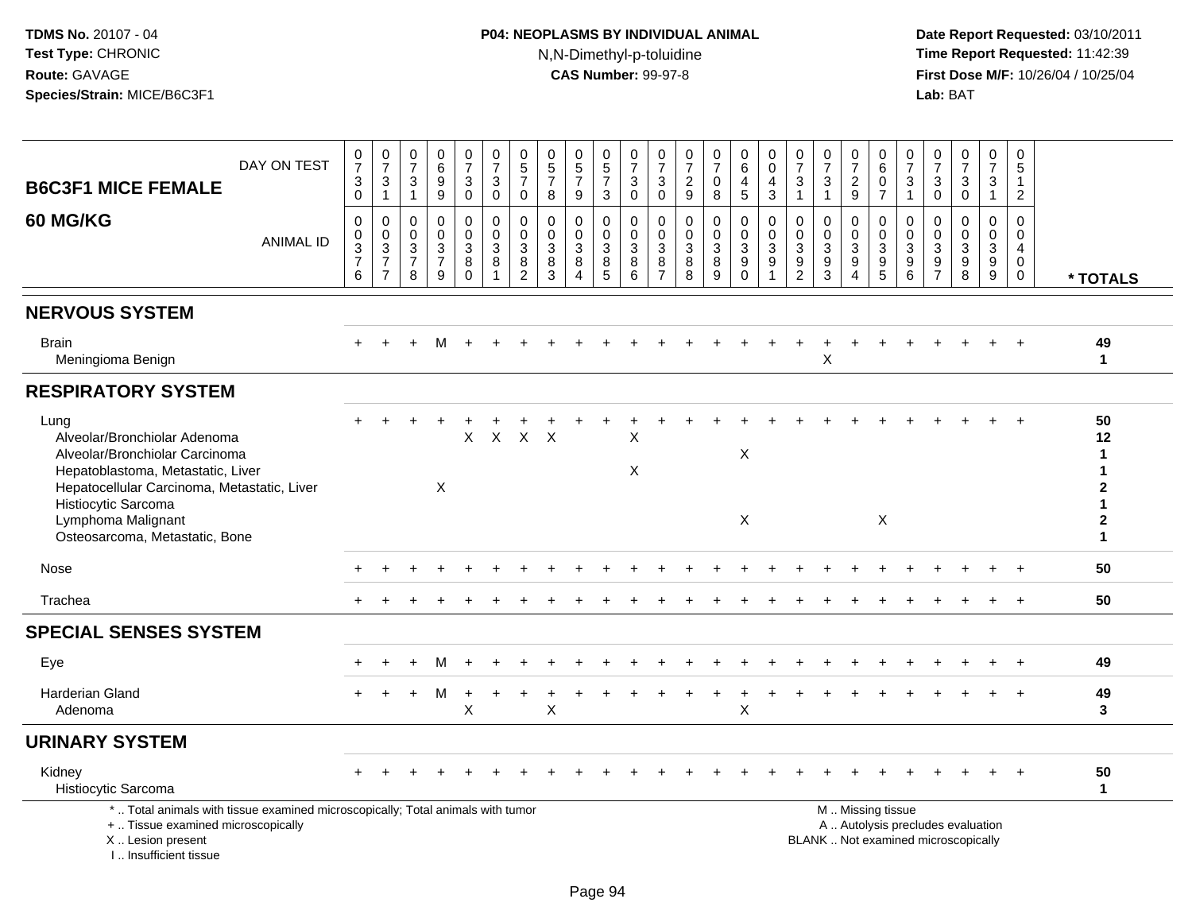# B6C3F1 MICE FEMALE

## 60 MG/KG

| | 0 | 0 | 0 | 0 | 0 | 0 | 0 | 0 | 0 | 0 | 0 | 0 | 0 | 0 | 0 | 0 | 0 | 0 | 0 | 0 | 0 | 0 | 0 | 0 | 0 | |
|---|---|---|---|---|---|---|---|---|---|---|---|---|---|---|---|---|---|---|---|---|---|---|---|---|---|---|
| DAY ON TEST | 730 | 731 | 731 | 699 | 730 | 730 | 570 | 578 | 579 | 573 | 730 | 730 | 729 | 708 | 645 | 043 | 731 | 731 | 729 | 607 | 731 | 730 | 730 | 731 | 512 | |
| ANIMAL ID | 0376 | 0377 | 0378 | 0379 | 0380 | 0381 | 0382 | 0383 | 0384 | 0385 | 0386 | 0387 | 0388 | 0389 | 0390 | 0391 | 0392 | 0393 | 0394 | 0395 | 0396 | 0397 | 0398 | 0399 | 0400 | * TOTALS |
| **NERVOUS SYSTEM** | | | | | | | | | | | | | | | | | | | | | | | | | | |
| Brain | + | + | + | M | + | + | + | + | + | + | + | + | + | + | + | + | + | + | + | + | + | + | + | + | + | 49 |
| Meningioma Benign | | | | | | | | | | | | | | | | | | X | | | | | | | | 1 |
| **RESPIRATORY SYSTEM** | | | | | | | | | | | | | | | | | | | | | | | | | | |
| Lung | + | + | + | + | + | + | + | + | + | + | + | + | + | + | + | + | + | + | + | + | + | + | + | + | + | 50 |
| Alveolar/Bronchiolar Adenoma | | | | | X | X | X | X | | | X | | | | | | | | | | | | | | | 12 |
| Alveolar/Bronchiolar Carcinoma | | | | | | | | | | | | | | | X | | | | | | | | | | | 1 |
| Hepatoblastoma, Metastatic, Liver | | | | | | | | | | | X | | | | | | | | | | | | | | | 1 |
| Hepatocellular Carcinoma, Metastatic, Liver | | | | X | | | | | | | | | | | | | | | | | | | | | | 2 |
| Histiocytic Sarcoma | | | | | | | | | | | | | | | | | | | | | | | | | | 1 |
| Lymphoma Malignant | | | | | | | | | | | | | | | X | | | | | X | | | | | | 2 |
| Osteosarcoma, Metastatic, Bone | | | | | | | | | | | | | | | | | | | | | | | | | | 1 |
| Nose | + | + | + | + | + | + | + | + | + | + | + | + | + | + | + | + | + | + | + | + | + | + | + | + | + | 50 |
| Trachea | + | + | + | + | + | + | + | + | + | + | + | + | + | + | + | + | + | + | + | + | + | + | + | + | + | 50 |
| **SPECIAL SENSES SYSTEM** | | | | | | | | | | | | | | | | | | | | | | | | | | |
| Eye | + | + | + | M | + | + | + | + | + | + | + | + | + | + | + | + | + | + | + | + | + | + | + | + | + | 49 |
| Harderian Gland | + | + | + | M | + | + | + | + | + | + | + | + | + | + | + | + | + | + | + | + | + | + | + | + | + | 49 |
| Adenoma | | | | | X | | | X | | | | | | | X | | | | | | | | | | | 3 |
| **URINARY SYSTEM** | | | | | | | | | | | | | | | | | | | | | | | | | | |
| Kidney | + | + | + | + | + | + | + | + | + | + | + | + | + | + | + | + | + | + | + | + | + | + | + | + | + | 50 |
| Histiocytic Sarcoma | | | | | | | | | | | | | | | | | | | | | | | | | | 1 |

\* .. Total animals with tissue examined microscopically; Total animals with tumor
+ .. Tissue examined microscopically
X .. Lesion present
I .. Insufficient tissue

M .. Missing tissue
A .. Autolysis precludes evaluation
BLANK .. Not examined microscopically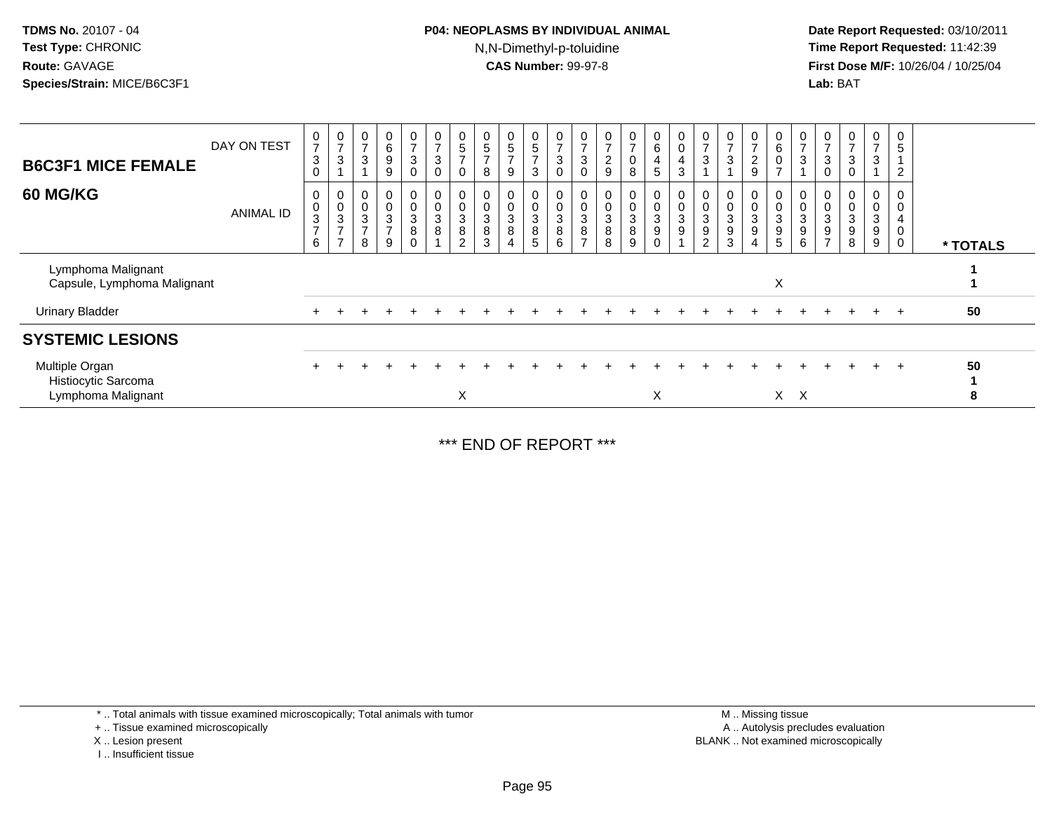TDMS No. 20107 - 04
Test Type: CHRONIC
Route: GAVAGE
Species/Strain: MICE/B6C3F1

**P04: NEOPLASMS BY INDIVIDUAL ANIMAL**
N,N-Dimethyl-p-toluidine
**CAS Number:** 99-97-8

Date Report Requested: 03/10/2011
Time Report Requested: 11:42:39
First Dose M/F: 10/26/04 / 10/25/04
Lab: BAT

| **B6C3F1 MICE FEMALE 60 MG/KG** | | | | | | | | | | | | | | | | | | | | | | | | | | |
|---|---|---|---|---|---|---|---|---|---|---|---|---|---|---|---|---|---|---|---|---|---|---|---|---|---|---|
| DAY ON TEST | 0730 | 0731 | 0731 | 0699 | 0730 | 0730 | 0570 | 0578 | 0579 | 0573 | 0730 | 0730 | 0729 | 0708 | 0645 | 0043 | 0731 | 0731 | 0729 | 0607 | 0731 | 0730 | 0730 | 0731 | 0512 | |
| ANIMAL ID | 00376 | 00377 | 00378 | 00379 | 00380 | 00381 | 00382 | 00383 | 00384 | 00385 | 00386 | 00387 | 00388 | 00389 | 00390 | 00391 | 00392 | 00393 | 00394 | 00395 | 00396 | 00397 | 00398 | 00399 | 00400 | * TOTALS |
| Lymphoma Malignant | | | | | | | | | | | | | | | | | | | | | | | | | | 1 |
| Capsule, Lymphoma Malignant | | | | | | | | | | | | | | | | | | | | X | | | | | | 1 |
| Urinary Bladder | + | + | + | + | + | + | + | + | + | + | + | + | + | + | + | + | + | + | + | + | + | + | + | + | + | 50 |
| **SYSTEMIC LESIONS** | | | | | | | | | | | | | | | | | | | | | | | | | | |
| Multiple Organ | + | + | + | + | + | + | + | + | + | + | + | + | + | + | + | + | + | + | + | + | + | + | + | + | + | 50 |
| Histiocytic Sarcoma | | | | | | | | | | | | | | | | | | | | | | | | | | 1 |
| Lymphoma Malignant | | | | | | | X | | | | | | | | X | | | | | X | X | | | | | 8 |

*** END OF REPORT ***

* .. Total animals with tissue examined microscopically; Total animals with tumor
+ .. Tissue examined microscopically
X .. Lesion present
I .. Insufficient tissue

M .. Missing tissue
A .. Autolysis precludes evaluation
BLANK .. Not examined microscopically